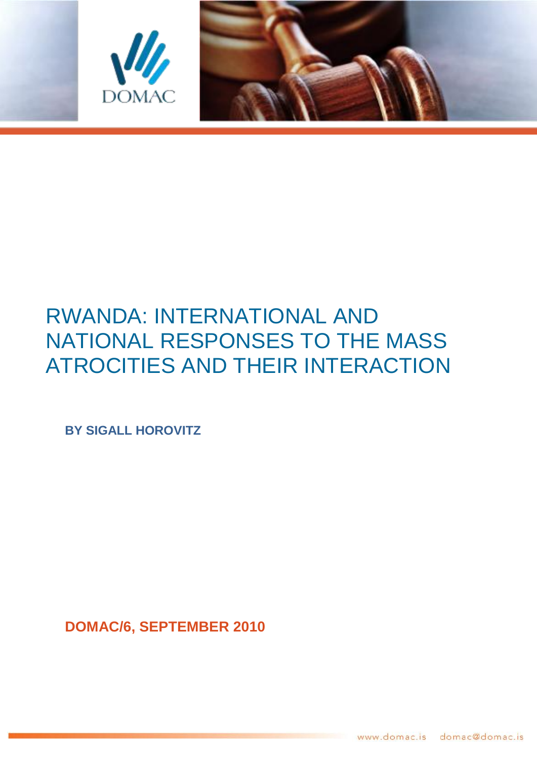DOMAC

# RWANDA: INTERNATIONAL AND NATIONAL RESPONSES TO THE MASS ATROCITIES AND THEIR INTERACTION

**BY SIGALL HOROVITZ**

**DOMAC/6, SEPTEMBER 2010**

www.domac.is domac@domac.is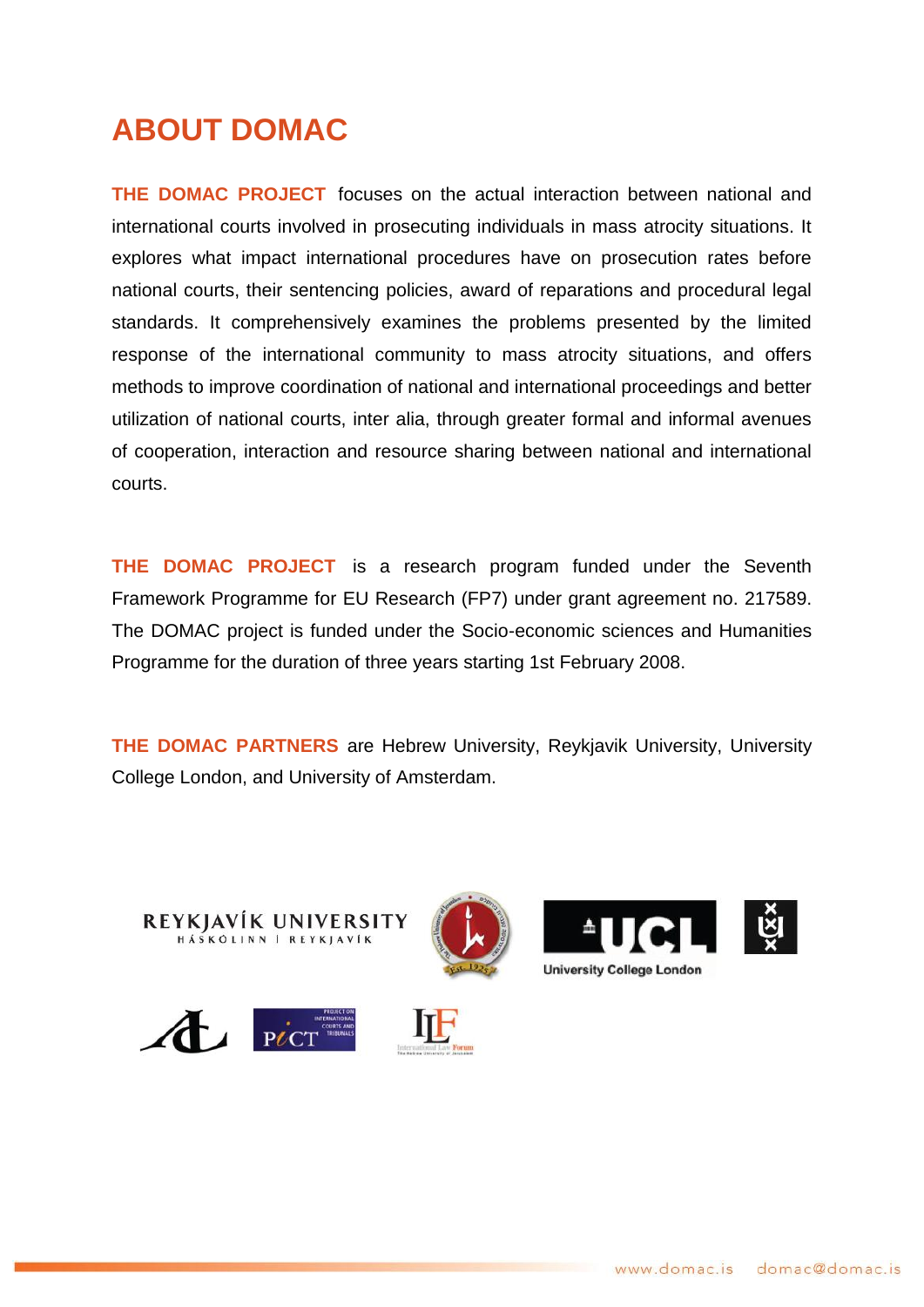# ABOUT DOMAC

**THE DOMAC PROJECT** focuses on the actual interaction between national and international courts involved in prosecuting individuals in mass atrocity situations. It explores what impact international procedures have on prosecution rates before national courts, their sentencing policies, award of reparations and procedural legal standards. It comprehensively examines the problems presented by the limited response of the international community to mass atrocity situations, and offers methods to improve coordination of national and international proceedings and better utilization of national courts, inter alia, through greater formal and informal avenues of cooperation, interaction and resource sharing between national and international courts.

**THE DOMAC PROJECT** is a research program funded under the Seventh Framework Programme for EU Research (FP7) under grant agreement no. 217589. The DOMAC project is funded under the Socio-economic sciences and Humanities Programme for the duration of three years starting 1st February 2008.

**THE DOMAC PARTNERS** are Hebrew University, Reykjavik University, University College London, and University of Amsterdam.

REYKJAVÍK UNIVERSITY
HÁSKÓLINN Í REYKJAVÍK

University College London

www.domac.is domac@domac.is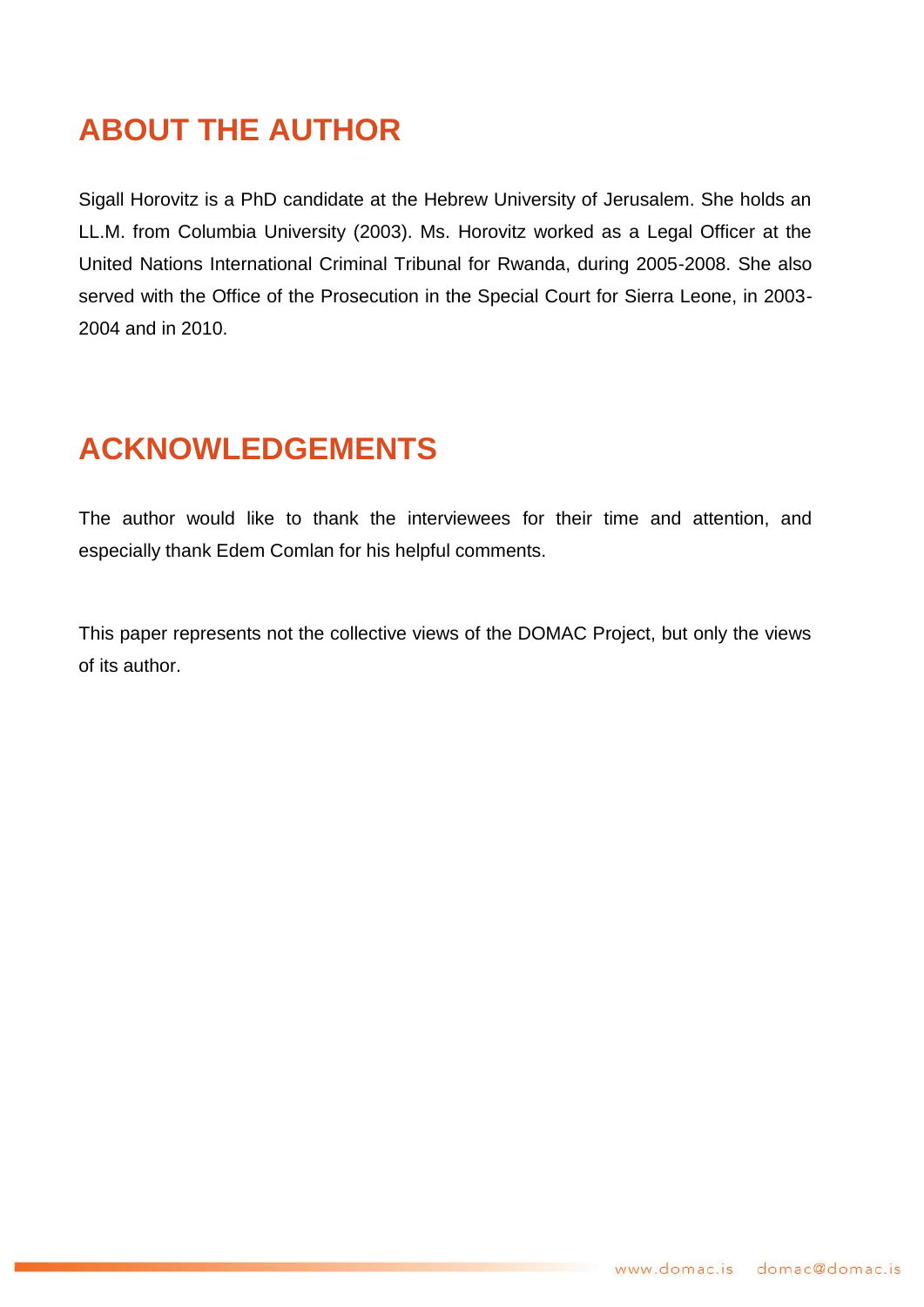## ABOUT THE AUTHOR

Sigall Horovitz is a PhD candidate at the Hebrew University of Jerusalem. She holds an LL.M. from Columbia University (2003). Ms. Horovitz worked as a Legal Officer at the United Nations International Criminal Tribunal for Rwanda, during 2005-2008. She also served with the Office of the Prosecution in the Special Court for Sierra Leone, in 2003-2004 and in 2010.

## ACKNOWLEDGEMENTS

The author would like to thank the interviewees for their time and attention, and especially thank Edem Comlan for his helpful comments.

This paper represents not the collective views of the DOMAC Project, but only the views of its author.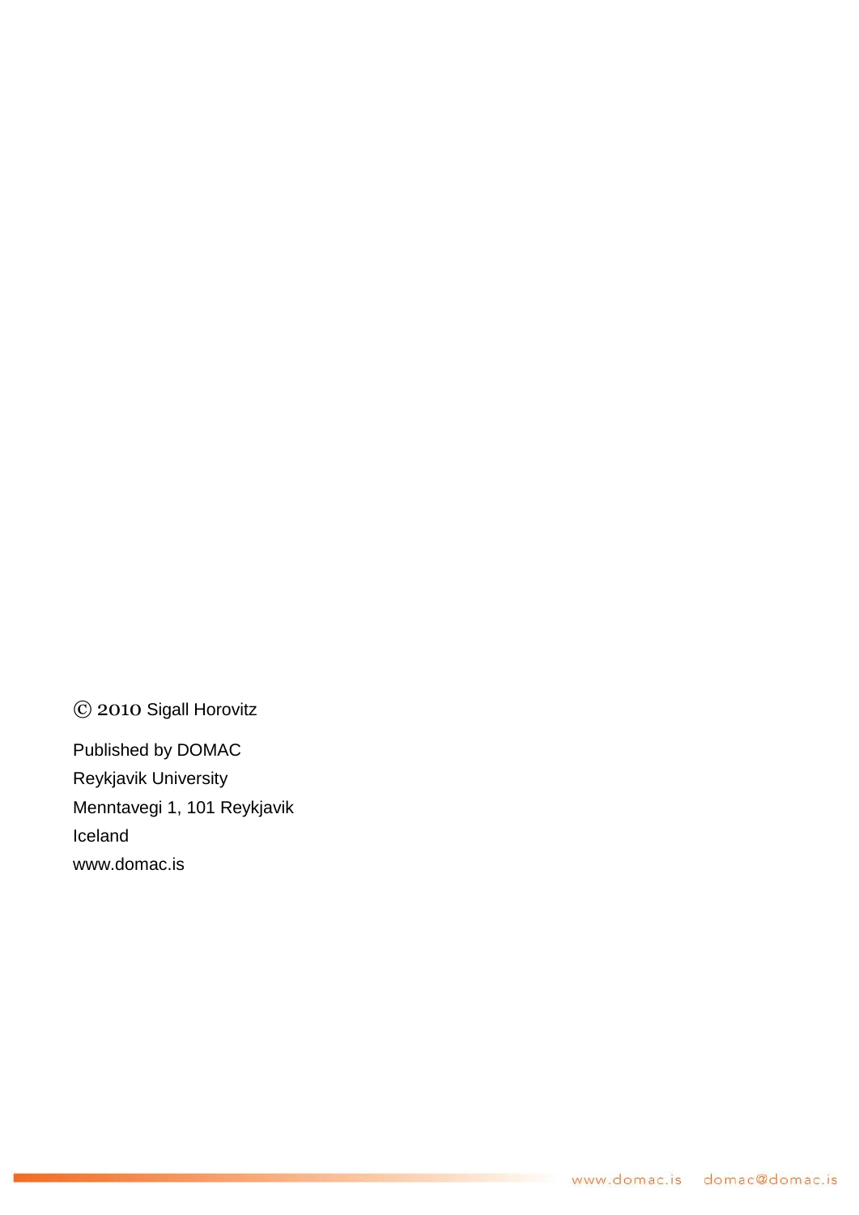© 2010 Sigall Horovitz

Published by DOMAC
Reykjavik University
Menntavegi 1, 101 Reykjavik
Iceland
www.domac.is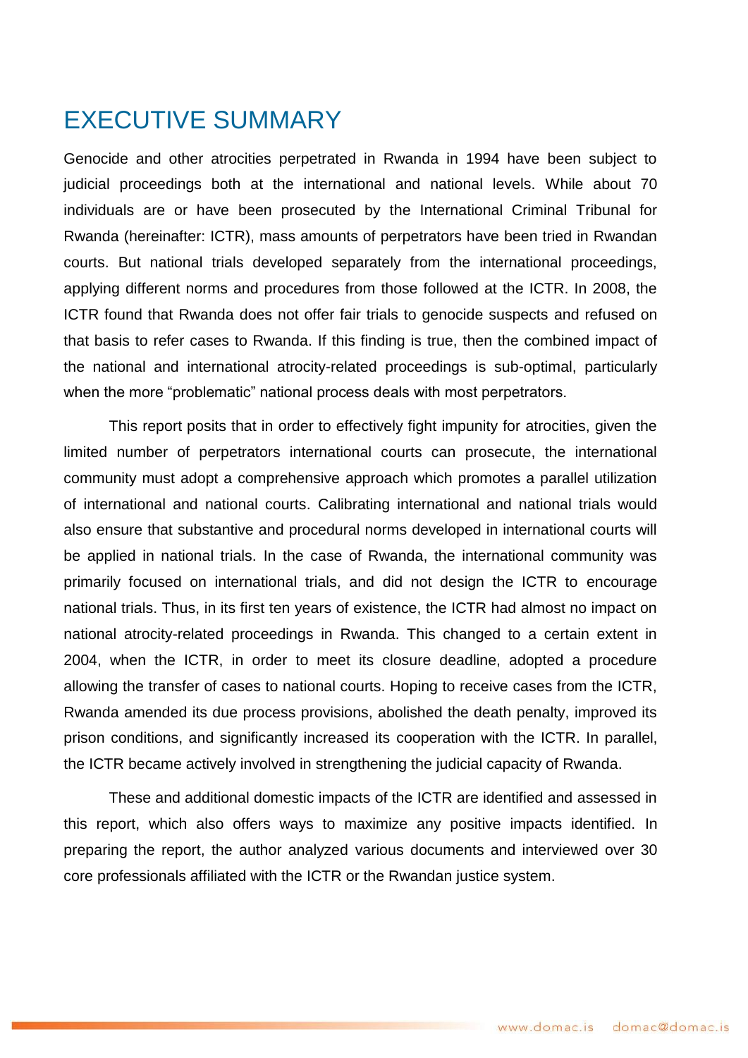# EXECUTIVE SUMMARY

Genocide and other atrocities perpetrated in Rwanda in 1994 have been subject to judicial proceedings both at the international and national levels. While about 70 individuals are or have been prosecuted by the International Criminal Tribunal for Rwanda (hereinafter: ICTR), mass amounts of perpetrators have been tried in Rwandan courts. But national trials developed separately from the international proceedings, applying different norms and procedures from those followed at the ICTR. In 2008, the ICTR found that Rwanda does not offer fair trials to genocide suspects and refused on that basis to refer cases to Rwanda. If this finding is true, then the combined impact of the national and international atrocity-related proceedings is sub-optimal, particularly when the more "problematic" national process deals with most perpetrators.

This report posits that in order to effectively fight impunity for atrocities, given the limited number of perpetrators international courts can prosecute, the international community must adopt a comprehensive approach which promotes a parallel utilization of international and national courts. Calibrating international and national trials would also ensure that substantive and procedural norms developed in international courts will be applied in national trials. In the case of Rwanda, the international community was primarily focused on international trials, and did not design the ICTR to encourage national trials. Thus, in its first ten years of existence, the ICTR had almost no impact on national atrocity-related proceedings in Rwanda. This changed to a certain extent in 2004, when the ICTR, in order to meet its closure deadline, adopted a procedure allowing the transfer of cases to national courts. Hoping to receive cases from the ICTR, Rwanda amended its due process provisions, abolished the death penalty, improved its prison conditions, and significantly increased its cooperation with the ICTR. In parallel, the ICTR became actively involved in strengthening the judicial capacity of Rwanda.

These and additional domestic impacts of the ICTR are identified and assessed in this report, which also offers ways to maximize any positive impacts identified. In preparing the report, the author analyzed various documents and interviewed over 30 core professionals affiliated with the ICTR or the Rwandan justice system.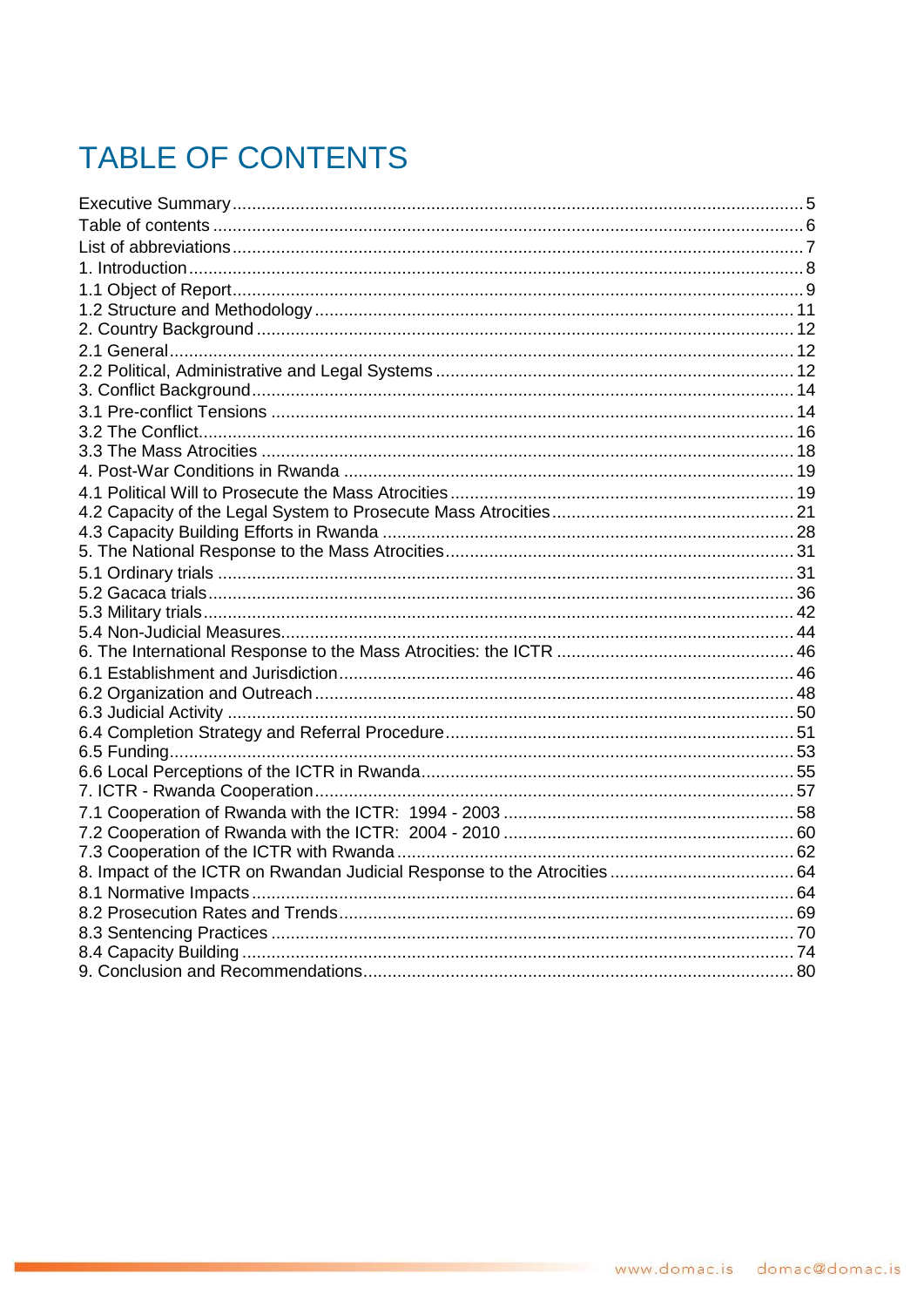# TABLE OF CONTENTS

Executive Summary ..... 5
Table of contents ..... 6
List of abbreviations ..... 7
1. Introduction ..... 8
1.1 Object of Report ..... 9
1.2 Structure and Methodology ..... 11
2. Country Background ..... 12
2.1 General ..... 12
2.2 Political, Administrative and Legal Systems ..... 12
3. Conflict Background ..... 14
3.1 Pre-conflict Tensions ..... 14
3.2 The Conflict ..... 16
3.3 The Mass Atrocities ..... 18
4. Post-War Conditions in Rwanda ..... 19
4.1 Political Will to Prosecute the Mass Atrocities ..... 19
4.2 Capacity of the Legal System to Prosecute Mass Atrocities ..... 21
4.3 Capacity Building Efforts in Rwanda ..... 28
5. The National Response to the Mass Atrocities ..... 31
5.1 Ordinary trials ..... 31
5.2 Gacaca trials ..... 36
5.3 Military trials ..... 42
5.4 Non-Judicial Measures ..... 44
6. The International Response to the Mass Atrocities: the ICTR ..... 46
6.1 Establishment and Jurisdiction ..... 46
6.2 Organization and Outreach ..... 48
6.3 Judicial Activity ..... 50
6.4 Completion Strategy and Referral Procedure ..... 51
6.5 Funding ..... 53
6.6 Local Perceptions of the ICTR in Rwanda ..... 55
7. ICTR - Rwanda Cooperation ..... 57
7.1 Cooperation of Rwanda with the ICTR: 1994 - 2003 ..... 58
7.2 Cooperation of Rwanda with the ICTR: 2004 - 2010 ..... 60
7.3 Cooperation of the ICTR with Rwanda ..... 62
8. Impact of the ICTR on Rwandan Judicial Response to the Atrocities ..... 64
8.1 Normative Impacts ..... 64
8.2 Prosecution Rates and Trends ..... 69
8.3 Sentencing Practices ..... 70
8.4 Capacity Building ..... 74
9. Conclusion and Recommendations ..... 80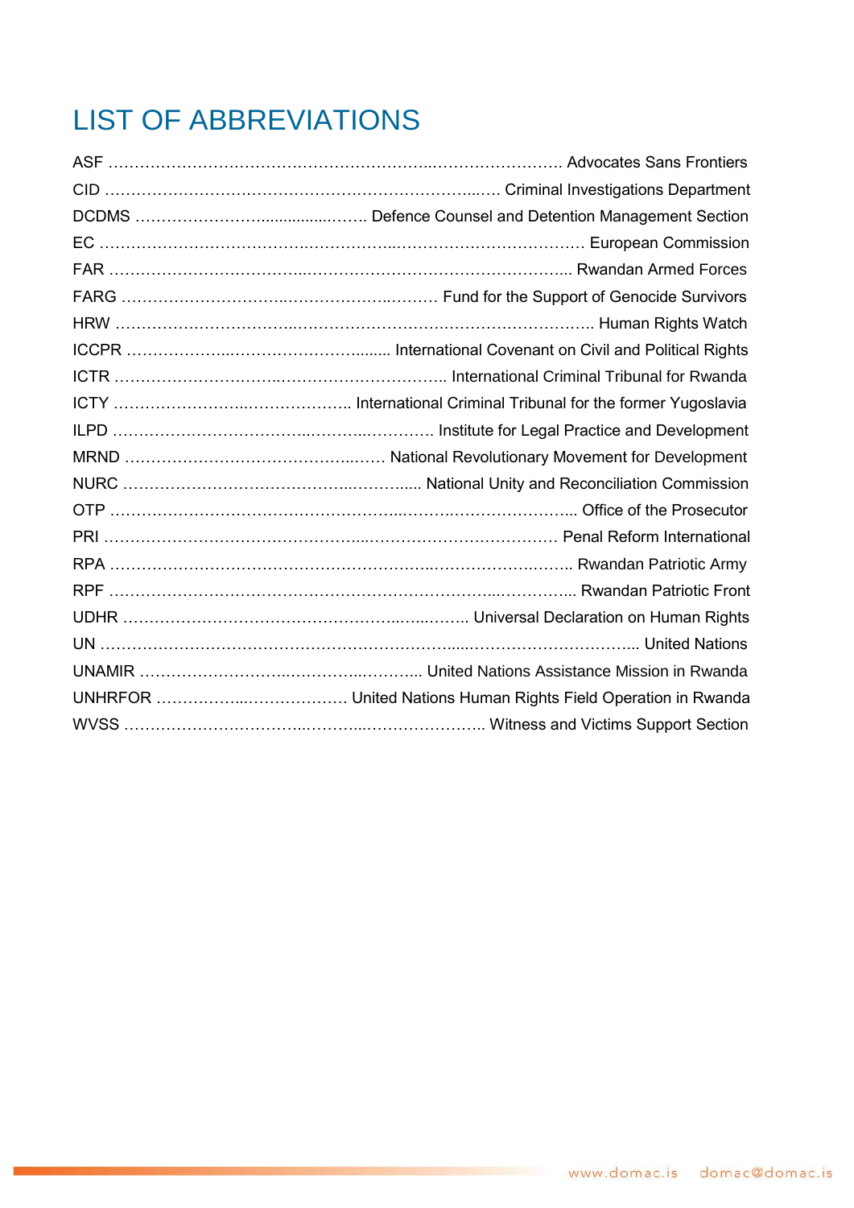# LIST OF ABBREVIATIONS

ASF …………………………………………………………………. Advocates Sans Frontiers
CID ………………………………………………………………… Criminal Investigations Department
DCDMS ……………………………………. Defence Counsel and Detention Management Section
EC ……………………………………………………………………… European Commission
FAR ……………………………………………………………………... Rwandan Armed Forces
FARG ……………………………………………… Fund for the Support of Genocide Survivors
HRW ……………………………………………………………………….. Human Rights Watch
ICCPR ……………………………………........ International Covenant on Civil and Political Rights
ICTR …………………………………………………….. International Criminal Tribunal for Rwanda
ICTY …………………………………….. International Criminal Tribunal for the former Yugoslavia
ILPD …………………………………………………… Institute for Legal Practice and Development
MRND ……………………………………………… National Revolutionary Movement for Development
NURC ……………………………………………..... National Unity and Reconciliation Commission
OTP ………………………………………………………………………... Office of the Prosecutor
PRI ……………………………………………………………………… Penal Reform International
RPA ……………………………………………………………………….. Rwandan Patriotic Army
RPF ………………………………………………………………………... Rwandan Patriotic Front
UDHR ……………………………………………………….. Universal Declaration on Human Rights
UN …………………………………………………………………………….. United Nations
UNAMIR ……………………………………………... United Nations Assistance Mission in Rwanda
UNHRFOR …………………………. United Nations Human Rights Field Operation in Rwanda
WVSS ……………………………………………………….. Witness and Victims Support Section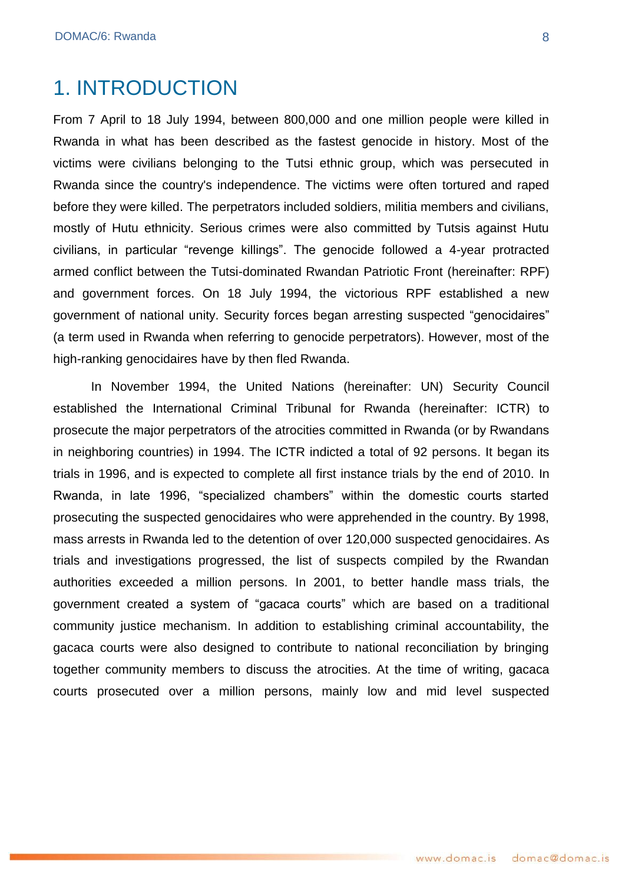# 1. INTRODUCTION

From 7 April to 18 July 1994, between 800,000 and one million people were killed in Rwanda in what has been described as the fastest genocide in history. Most of the victims were civilians belonging to the Tutsi ethnic group, which was persecuted in Rwanda since the country's independence. The victims were often tortured and raped before they were killed. The perpetrators included soldiers, militia members and civilians, mostly of Hutu ethnicity. Serious crimes were also committed by Tutsis against Hutu civilians, in particular "revenge killings". The genocide followed a 4-year protracted armed conflict between the Tutsi-dominated Rwandan Patriotic Front (hereinafter: RPF) and government forces. On 18 July 1994, the victorious RPF established a new government of national unity. Security forces began arresting suspected "genocidaires" (a term used in Rwanda when referring to genocide perpetrators). However, most of the high-ranking genocidaires have by then fled Rwanda.

In November 1994, the United Nations (hereinafter: UN) Security Council established the International Criminal Tribunal for Rwanda (hereinafter: ICTR) to prosecute the major perpetrators of the atrocities committed in Rwanda (or by Rwandans in neighboring countries) in 1994. The ICTR indicted a total of 92 persons. It began its trials in 1996, and is expected to complete all first instance trials by the end of 2010. In Rwanda, in late 1996, "specialized chambers" within the domestic courts started prosecuting the suspected genocidaires who were apprehended in the country. By 1998, mass arrests in Rwanda led to the detention of over 120,000 suspected genocidaires. As trials and investigations progressed, the list of suspects compiled by the Rwandan authorities exceeded a million persons. In 2001, to better handle mass trials, the government created a system of "gacaca courts" which are based on a traditional community justice mechanism. In addition to establishing criminal accountability, the gacaca courts were also designed to contribute to national reconciliation by bringing together community members to discuss the atrocities. At the time of writing, gacaca courts prosecuted over a million persons, mainly low and mid level suspected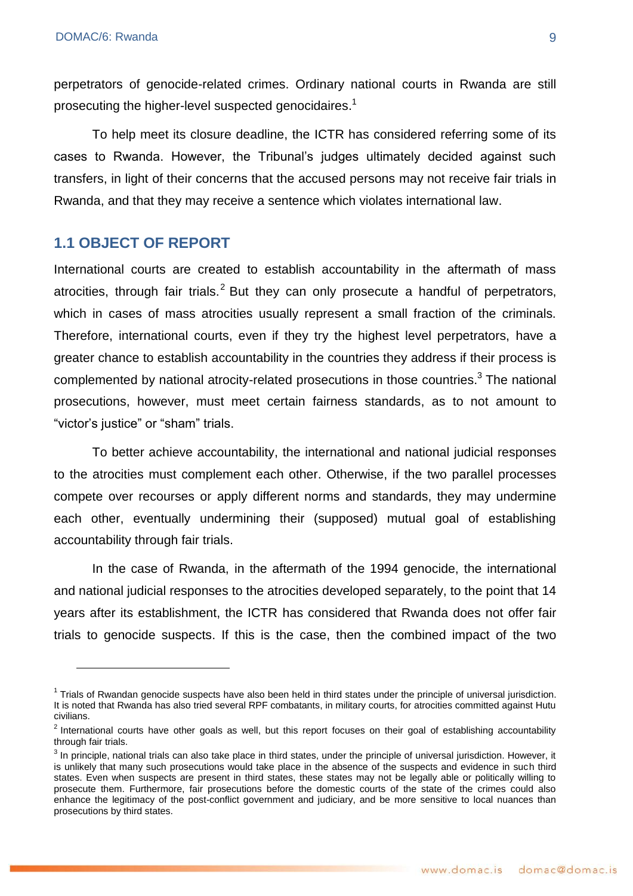perpetrators of genocide-related crimes. Ordinary national courts in Rwanda are still prosecuting the higher-level suspected genocidaires.[1]

To help meet its closure deadline, the ICTR has considered referring some of its cases to Rwanda. However, the Tribunal's judges ultimately decided against such transfers, in light of their concerns that the accused persons may not receive fair trials in Rwanda, and that they may receive a sentence which violates international law.

## 1.1 OBJECT OF REPORT

International courts are created to establish accountability in the aftermath of mass atrocities, through fair trials.[2] But they can only prosecute a handful of perpetrators, which in cases of mass atrocities usually represent a small fraction of the criminals. Therefore, international courts, even if they try the highest level perpetrators, have a greater chance to establish accountability in the countries they address if their process is complemented by national atrocity-related prosecutions in those countries.[3] The national prosecutions, however, must meet certain fairness standards, as to not amount to "victor's justice" or "sham" trials.

To better achieve accountability, the international and national judicial responses to the atrocities must complement each other. Otherwise, if the two parallel processes compete over recourses or apply different norms and standards, they may undermine each other, eventually undermining their (supposed) mutual goal of establishing accountability through fair trials.

In the case of Rwanda, in the aftermath of the 1994 genocide, the international and national judicial responses to the atrocities developed separately, to the point that 14 years after its establishment, the ICTR has considered that Rwanda does not offer fair trials to genocide suspects. If this is the case, then the combined impact of the two

---

[1] Trials of Rwandan genocide suspects have also been held in third states under the principle of universal jurisdiction. It is noted that Rwanda has also tried several RPF combatants, in military courts, for atrocities committed against Hutu civilians.

[2] International courts have other goals as well, but this report focuses on their goal of establishing accountability through fair trials.

[3] In principle, national trials can also take place in third states, under the principle of universal jurisdiction. However, it is unlikely that many such prosecutions would take place in the absence of the suspects and evidence in such third states. Even when suspects are present in third states, these states may not be legally able or politically willing to prosecute them. Furthermore, fair prosecutions before the domestic courts of the state of the crimes could also enhance the legitimacy of the post-conflict government and judiciary, and be more sensitive to local nuances than prosecutions by third states.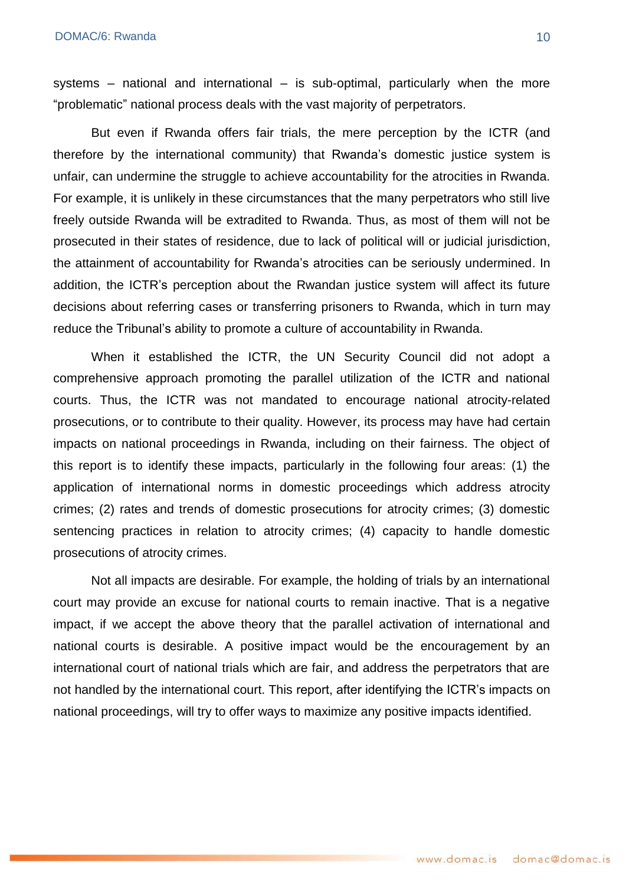systems – national and international – is sub-optimal, particularly when the more "problematic" national process deals with the vast majority of perpetrators.

But even if Rwanda offers fair trials, the mere perception by the ICTR (and therefore by the international community) that Rwanda's domestic justice system is unfair, can undermine the struggle to achieve accountability for the atrocities in Rwanda. For example, it is unlikely in these circumstances that the many perpetrators who still live freely outside Rwanda will be extradited to Rwanda. Thus, as most of them will not be prosecuted in their states of residence, due to lack of political will or judicial jurisdiction, the attainment of accountability for Rwanda's atrocities can be seriously undermined. In addition, the ICTR's perception about the Rwandan justice system will affect its future decisions about referring cases or transferring prisoners to Rwanda, which in turn may reduce the Tribunal's ability to promote a culture of accountability in Rwanda.

When it established the ICTR, the UN Security Council did not adopt a comprehensive approach promoting the parallel utilization of the ICTR and national courts. Thus, the ICTR was not mandated to encourage national atrocity-related prosecutions, or to contribute to their quality. However, its process may have had certain impacts on national proceedings in Rwanda, including on their fairness. The object of this report is to identify these impacts, particularly in the following four areas: (1) the application of international norms in domestic proceedings which address atrocity crimes; (2) rates and trends of domestic prosecutions for atrocity crimes; (3) domestic sentencing practices in relation to atrocity crimes; (4) capacity to handle domestic prosecutions of atrocity crimes.

Not all impacts are desirable. For example, the holding of trials by an international court may provide an excuse for national courts to remain inactive. That is a negative impact, if we accept the above theory that the parallel activation of international and national courts is desirable. A positive impact would be the encouragement by an international court of national trials which are fair, and address the perpetrators that are not handled by the international court. This report, after identifying the ICTR's impacts on national proceedings, will try to offer ways to maximize any positive impacts identified.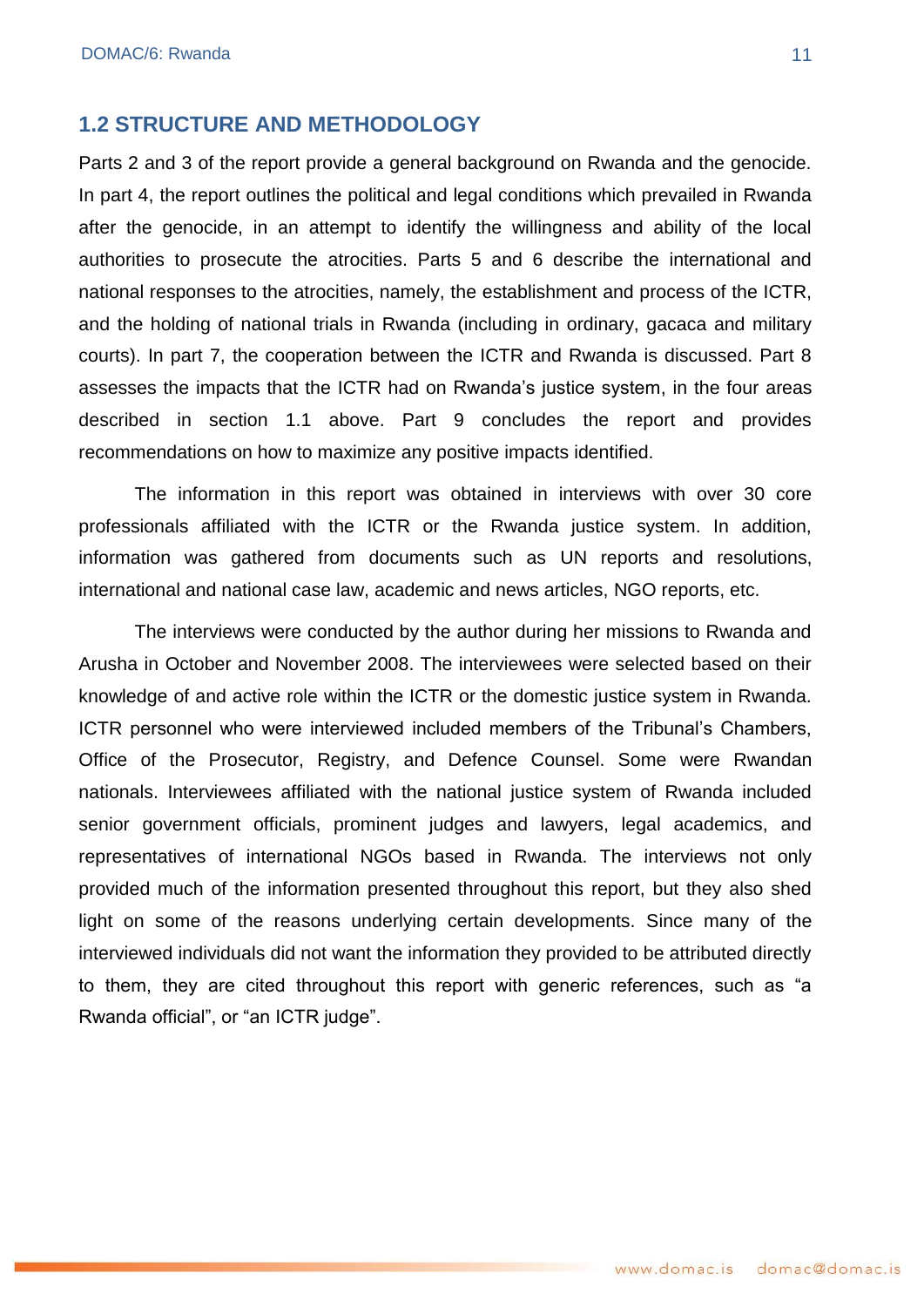## 1.2 STRUCTURE AND METHODOLOGY

Parts 2 and 3 of the report provide a general background on Rwanda and the genocide. In part 4, the report outlines the political and legal conditions which prevailed in Rwanda after the genocide, in an attempt to identify the willingness and ability of the local authorities to prosecute the atrocities. Parts 5 and 6 describe the international and national responses to the atrocities, namely, the establishment and process of the ICTR, and the holding of national trials in Rwanda (including in ordinary, gacaca and military courts). In part 7, the cooperation between the ICTR and Rwanda is discussed. Part 8 assesses the impacts that the ICTR had on Rwanda's justice system, in the four areas described in section 1.1 above. Part 9 concludes the report and provides recommendations on how to maximize any positive impacts identified.

The information in this report was obtained in interviews with over 30 core professionals affiliated with the ICTR or the Rwanda justice system. In addition, information was gathered from documents such as UN reports and resolutions, international and national case law, academic and news articles, NGO reports, etc.

The interviews were conducted by the author during her missions to Rwanda and Arusha in October and November 2008. The interviewees were selected based on their knowledge of and active role within the ICTR or the domestic justice system in Rwanda. ICTR personnel who were interviewed included members of the Tribunal's Chambers, Office of the Prosecutor, Registry, and Defence Counsel. Some were Rwandan nationals. Interviewees affiliated with the national justice system of Rwanda included senior government officials, prominent judges and lawyers, legal academics, and representatives of international NGOs based in Rwanda. The interviews not only provided much of the information presented throughout this report, but they also shed light on some of the reasons underlying certain developments. Since many of the interviewed individuals did not want the information they provided to be attributed directly to them, they are cited throughout this report with generic references, such as "a Rwanda official", or "an ICTR judge".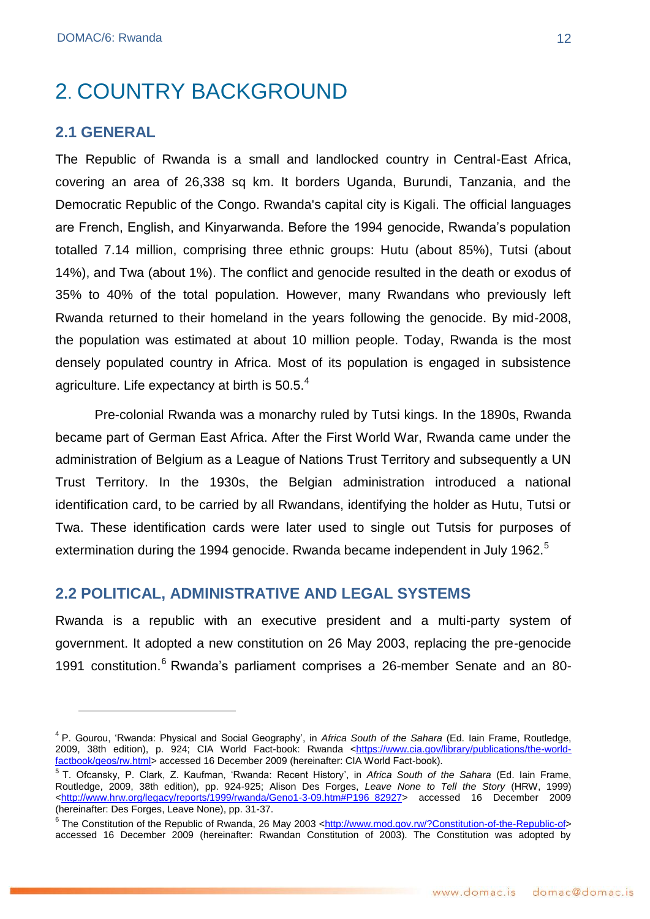# 2. COUNTRY BACKGROUND

## 2.1 GENERAL

The Republic of Rwanda is a small and landlocked country in Central-East Africa, covering an area of 26,338 sq km. It borders Uganda, Burundi, Tanzania, and the Democratic Republic of the Congo. Rwanda's capital city is Kigali. The official languages are French, English, and Kinyarwanda. Before the 1994 genocide, Rwanda's population totalled 7.14 million, comprising three ethnic groups: Hutu (about 85%), Tutsi (about 14%), and Twa (about 1%). The conflict and genocide resulted in the death or exodus of 35% to 40% of the total population. However, many Rwandans who previously left Rwanda returned to their homeland in the years following the genocide. By mid-2008, the population was estimated at about 10 million people. Today, Rwanda is the most densely populated country in Africa. Most of its population is engaged in subsistence agriculture. Life expectancy at birth is 50.5.[4]

Pre-colonial Rwanda was a monarchy ruled by Tutsi kings. In the 1890s, Rwanda became part of German East Africa. After the First World War, Rwanda came under the administration of Belgium as a League of Nations Trust Territory and subsequently a UN Trust Territory. In the 1930s, the Belgian administration introduced a national identification card, to be carried by all Rwandans, identifying the holder as Hutu, Tutsi or Twa. These identification cards were later used to single out Tutsis for purposes of extermination during the 1994 genocide. Rwanda became independent in July 1962.[5]

## 2.2 POLITICAL, ADMINISTRATIVE AND LEGAL SYSTEMS

Rwanda is a republic with an executive president and a multi-party system of government. It adopted a new constitution on 26 May 2003, replacing the pre-genocide 1991 constitution.[6] Rwanda's parliament comprises a 26-member Senate and an 80-

---

[4] P. Gourou, 'Rwanda: Physical and Social Geography', in *Africa South of the Sahara* (Ed. Iain Frame, Routledge, 2009, 38th edition), p. 924; CIA World Fact-book: Rwanda <https://www.cia.gov/library/publications/the-world-factbook/geos/rw.html> accessed 16 December 2009 (hereinafter: CIA World Fact-book).

[5] T. Ofcansky, P. Clark, Z. Kaufman, 'Rwanda: Recent History', in *Africa South of the Sahara* (Ed. Iain Frame, Routledge, 2009, 38th edition), pp. 924-925; Alison Des Forges, *Leave None to Tell the Story* (HRW, 1999) <http://www.hrw.org/legacy/reports/1999/rwanda/Geno1-3-09.htm#P196_82927> accessed 16 December 2009 (hereinafter: Des Forges, Leave None), pp. 31-37.

[6] The Constitution of the Republic of Rwanda, 26 May 2003 <http://www.mod.gov.rw/?Constitution-of-the-Republic-of> accessed 16 December 2009 (hereinafter: Rwandan Constitution of 2003). The Constitution was adopted by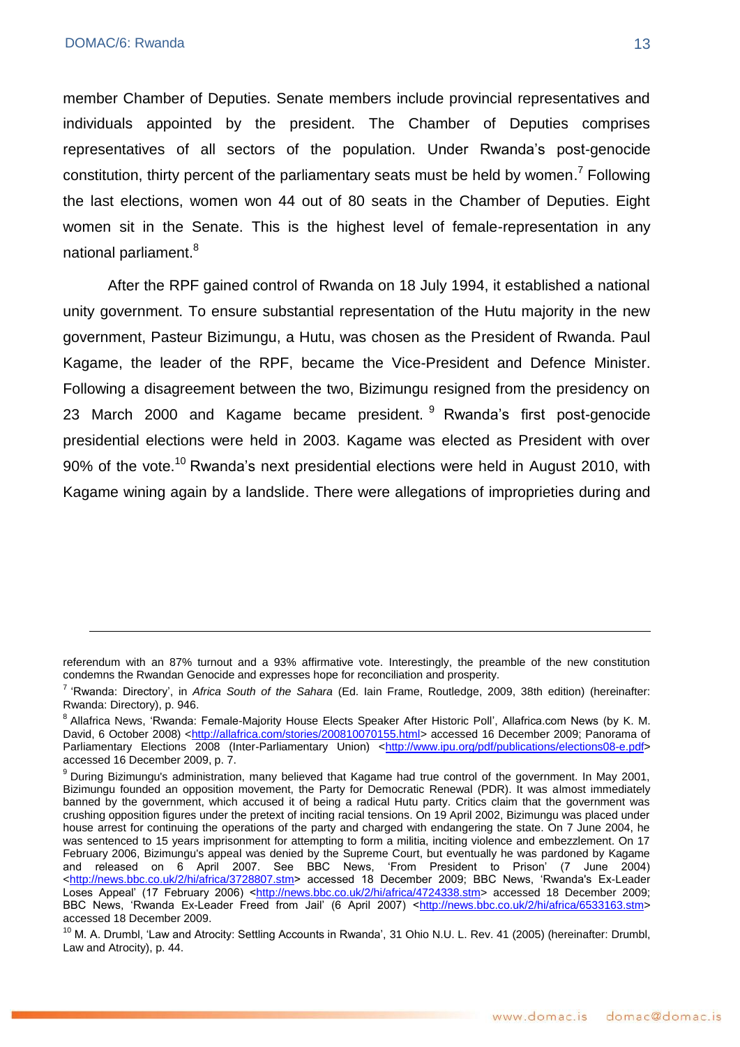member Chamber of Deputies. Senate members include provincial representatives and individuals appointed by the president. The Chamber of Deputies comprises representatives of all sectors of the population. Under Rwanda's post-genocide constitution, thirty percent of the parliamentary seats must be held by women.[7] Following the last elections, women won 44 out of 80 seats in the Chamber of Deputies. Eight women sit in the Senate. This is the highest level of female-representation in any national parliament.[8]

After the RPF gained control of Rwanda on 18 July 1994, it established a national unity government. To ensure substantial representation of the Hutu majority in the new government, Pasteur Bizimungu, a Hutu, was chosen as the President of Rwanda. Paul Kagame, the leader of the RPF, became the Vice-President and Defence Minister. Following a disagreement between the two, Bizimungu resigned from the presidency on 23 March 2000 and Kagame became president.[9] Rwanda's first post-genocide presidential elections were held in 2003. Kagame was elected as President with over 90% of the vote.[10] Rwanda's next presidential elections were held in August 2010, with Kagame wining again by a landslide. There were allegations of improprieties during and

---

referendum with an 87% turnout and a 93% affirmative vote. Interestingly, the preamble of the new constitution condemns the Rwandan Genocide and expresses hope for reconciliation and prosperity.

[7] 'Rwanda: Directory', in *Africa South of the Sahara* (Ed. Iain Frame, Routledge, 2009, 38th edition) (hereinafter: Rwanda: Directory), p. 946.

[8] Allafrica News, 'Rwanda: Female-Majority House Elects Speaker After Historic Poll', Allafrica.com News (by K. M. David, 6 October 2008) <http://allafrica.com/stories/200810070155.html> accessed 16 December 2009; Panorama of Parliamentary Elections 2008 (Inter-Parliamentary Union) <http://www.ipu.org/pdf/publications/elections08-e.pdf> accessed 16 December 2009, p. 7.

[9] During Bizimungu's administration, many believed that Kagame had true control of the government. In May 2001, Bizimungu founded an opposition movement, the Party for Democratic Renewal (PDR). It was almost immediately banned by the government, which accused it of being a radical Hutu party. Critics claim that the government was crushing opposition figures under the pretext of inciting racial tensions. On 19 April 2002, Bizimungu was placed under house arrest for continuing the operations of the party and charged with endangering the state. On 7 June 2004, he was sentenced to 15 years imprisonment for attempting to form a militia, inciting violence and embezzlement. On 17 February 2006, Bizimungu's appeal was denied by the Supreme Court, but eventually he was pardoned by Kagame and released on 6 April 2007. See BBC News, 'From President to Prison' (7 June 2004) <http://news.bbc.co.uk/2/hi/africa/3728807.stm> accessed 18 December 2009; BBC News, 'Rwanda's Ex-Leader Loses Appeal' (17 February 2006) <http://news.bbc.co.uk/2/hi/africa/4724338.stm> accessed 18 December 2009; BBC News, 'Rwanda Ex-Leader Freed from Jail' (6 April 2007) <http://news.bbc.co.uk/2/hi/africa/6533163.stm> accessed 18 December 2009.

[10] M. A. Drumbl, 'Law and Atrocity: Settling Accounts in Rwanda', 31 Ohio N.U. L. Rev. 41 (2005) (hereinafter: Drumbl, Law and Atrocity), p. 44.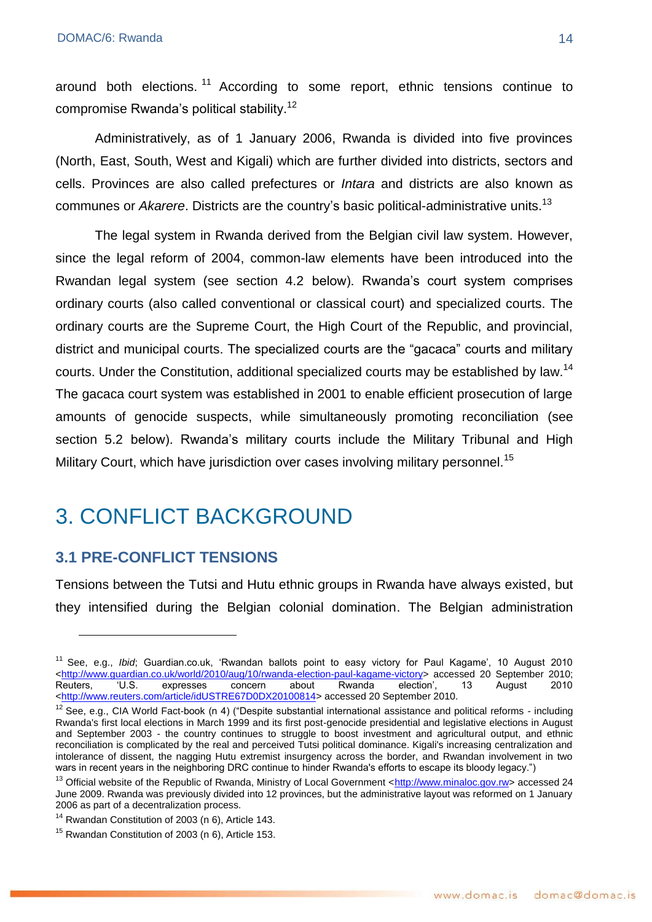around both elections.[11] According to some report, ethnic tensions continue to compromise Rwanda's political stability.[12]

Administratively, as of 1 January 2006, Rwanda is divided into five provinces (North, East, South, West and Kigali) which are further divided into districts, sectors and cells. Provinces are also called prefectures or *Intara* and districts are also known as communes or *Akarere*. Districts are the country's basic political-administrative units.[13]

The legal system in Rwanda derived from the Belgian civil law system. However, since the legal reform of 2004, common-law elements have been introduced into the Rwandan legal system (see section 4.2 below). Rwanda's court system comprises ordinary courts (also called conventional or classical court) and specialized courts. The ordinary courts are the Supreme Court, the High Court of the Republic, and provincial, district and municipal courts. The specialized courts are the "gacaca" courts and military courts. Under the Constitution, additional specialized courts may be established by law.[14] The gacaca court system was established in 2001 to enable efficient prosecution of large amounts of genocide suspects, while simultaneously promoting reconciliation (see section 5.2 below). Rwanda's military courts include the Military Tribunal and High Military Court, which have jurisdiction over cases involving military personnel.[15]

# 3. CONFLICT BACKGROUND

## 3.1 PRE-CONFLICT TENSIONS

Tensions between the Tutsi and Hutu ethnic groups in Rwanda have always existed, but they intensified during the Belgian colonial domination. The Belgian administration

---

[11] See, e.g., *Ibid*; Guardian.co.uk, 'Rwandan ballots point to easy victory for Paul Kagame', 10 August 2010 <http://www.guardian.co.uk/world/2010/aug/10/rwanda-election-paul-kagame-victory> accessed 20 September 2010; Reuters, 'U.S. expresses concern about Rwanda election', 13 August 2010 <http://www.reuters.com/article/idUSTRE67D0DX20100814> accessed 20 September 2010.

[12] See, e.g., CIA World Fact-book (n 4) ("Despite substantial international assistance and political reforms - including Rwanda's first local elections in March 1999 and its first post-genocide presidential and legislative elections in August and September 2003 - the country continues to struggle to boost investment and agricultural output, and ethnic reconciliation is complicated by the real and perceived Tutsi political dominance. Kigali's increasing centralization and intolerance of dissent, the nagging Hutu extremist insurgency across the border, and Rwandan involvement in two wars in recent years in the neighboring DRC continue to hinder Rwanda's efforts to escape its bloody legacy.")

[13] Official website of the Republic of Rwanda, Ministry of Local Government <http://www.minaloc.gov.rw> accessed 24 June 2009. Rwanda was previously divided into 12 provinces, but the administrative layout was reformed on 1 January 2006 as part of a decentralization process.

[14] Rwandan Constitution of 2003 (n 6), Article 143.

[15] Rwandan Constitution of 2003 (n 6), Article 153.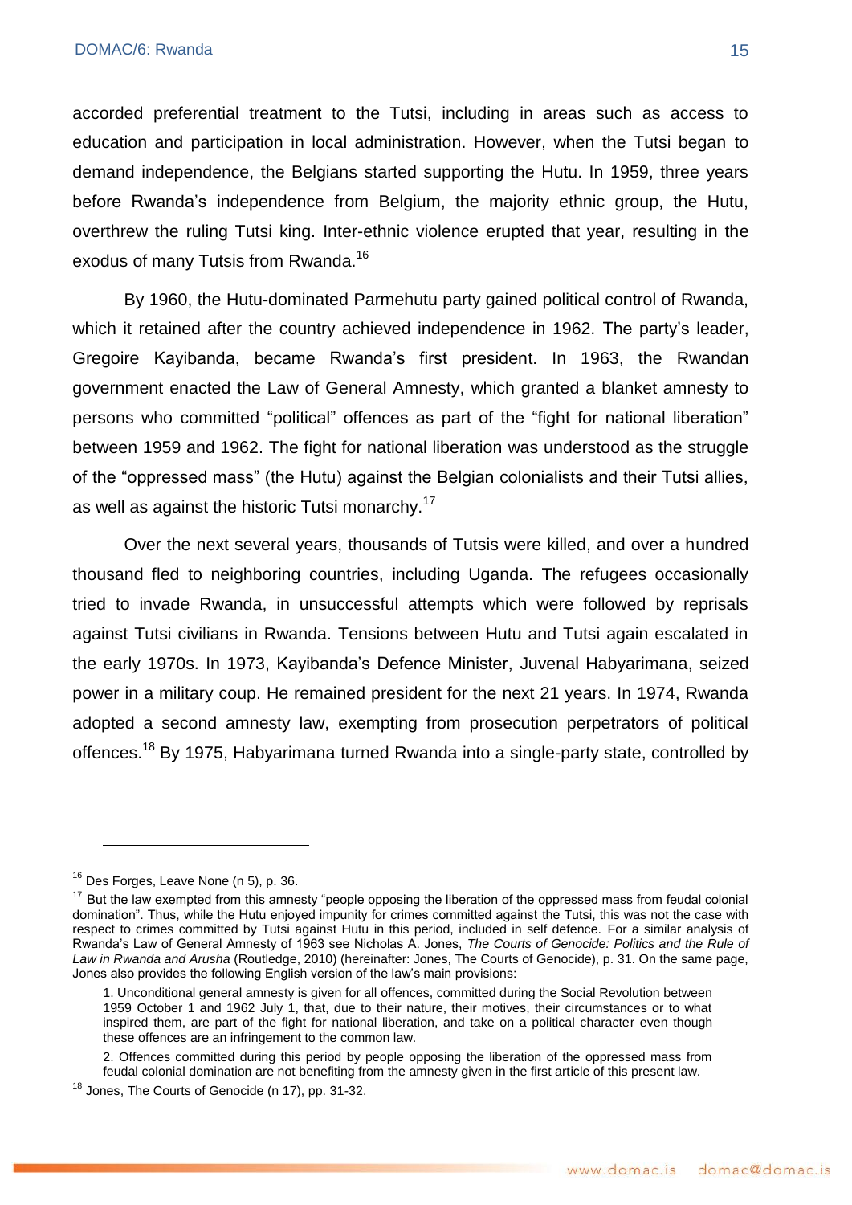accorded preferential treatment to the Tutsi, including in areas such as access to education and participation in local administration. However, when the Tutsi began to demand independence, the Belgians started supporting the Hutu. In 1959, three years before Rwanda's independence from Belgium, the majority ethnic group, the Hutu, overthrew the ruling Tutsi king. Inter-ethnic violence erupted that year, resulting in the exodus of many Tutsis from Rwanda.[16]

By 1960, the Hutu-dominated Parmehutu party gained political control of Rwanda, which it retained after the country achieved independence in 1962. The party's leader, Gregoire Kayibanda, became Rwanda's first president. In 1963, the Rwandan government enacted the Law of General Amnesty, which granted a blanket amnesty to persons who committed "political" offences as part of the "fight for national liberation" between 1959 and 1962. The fight for national liberation was understood as the struggle of the "oppressed mass" (the Hutu) against the Belgian colonialists and their Tutsi allies, as well as against the historic Tutsi monarchy.[17]

Over the next several years, thousands of Tutsis were killed, and over a hundred thousand fled to neighboring countries, including Uganda. The refugees occasionally tried to invade Rwanda, in unsuccessful attempts which were followed by reprisals against Tutsi civilians in Rwanda. Tensions between Hutu and Tutsi again escalated in the early 1970s. In 1973, Kayibanda's Defence Minister, Juvenal Habyarimana, seized power in a military coup. He remained president for the next 21 years. In 1974, Rwanda adopted a second amnesty law, exempting from prosecution perpetrators of political offences.[18] By 1975, Habyarimana turned Rwanda into a single-party state, controlled by

---

[16] Des Forges, Leave None (n 5), p. 36.

[17] But the law exempted from this amnesty "people opposing the liberation of the oppressed mass from feudal colonial domination". Thus, while the Hutu enjoyed impunity for crimes committed against the Tutsi, this was not the case with respect to crimes committed by Tutsi against Hutu in this period, included in self defence. For a similar analysis of Rwanda's Law of General Amnesty of 1963 see Nicholas A. Jones, *The Courts of Genocide: Politics and the Rule of Law in Rwanda and Arusha* (Routledge, 2010) (hereinafter: Jones, The Courts of Genocide), p. 31. On the same page, Jones also provides the following English version of the law's main provisions:

> 1. Unconditional general amnesty is given for all offences, committed during the Social Revolution between 1959 October 1 and 1962 July 1, that, due to their nature, their motives, their circumstances or to what inspired them, are part of the fight for national liberation, and take on a political character even though these offences are an infringement to the common law.
>
> 2. Offences committed during this period by people opposing the liberation of the oppressed mass from feudal colonial domination are not benefiting from the amnesty given in the first article of this present law.

[18] Jones, The Courts of Genocide (n 17), pp. 31-32.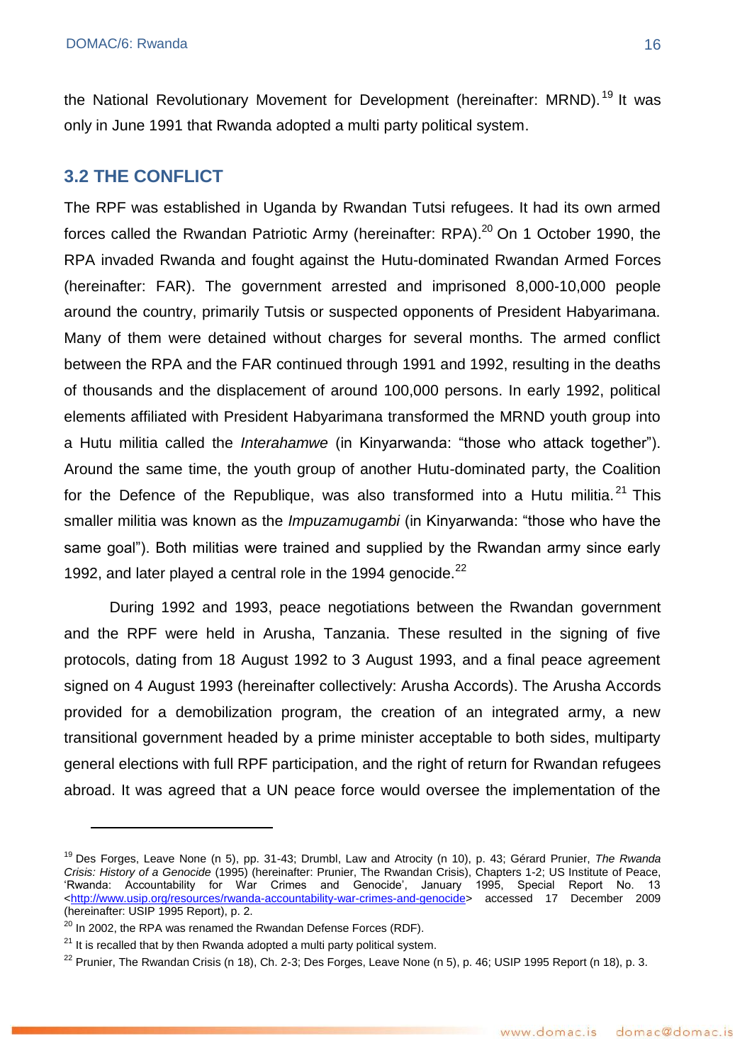the National Revolutionary Movement for Development (hereinafter: MRND).[19] It was only in June 1991 that Rwanda adopted a multi party political system.

## 3.2 THE CONFLICT

The RPF was established in Uganda by Rwandan Tutsi refugees. It had its own armed forces called the Rwandan Patriotic Army (hereinafter: RPA).[20] On 1 October 1990, the RPA invaded Rwanda and fought against the Hutu-dominated Rwandan Armed Forces (hereinafter: FAR). The government arrested and imprisoned 8,000-10,000 people around the country, primarily Tutsis or suspected opponents of President Habyarimana. Many of them were detained without charges for several months. The armed conflict between the RPA and the FAR continued through 1991 and 1992, resulting in the deaths of thousands and the displacement of around 100,000 persons. In early 1992, political elements affiliated with President Habyarimana transformed the MRND youth group into a Hutu militia called the *Interahamwe* (in Kinyarwanda: "those who attack together"). Around the same time, the youth group of another Hutu-dominated party, the Coalition for the Defence of the Republique, was also transformed into a Hutu militia.[21] This smaller militia was known as the *Impuzamugambi* (in Kinyarwanda: "those who have the same goal"). Both militias were trained and supplied by the Rwandan army since early 1992, and later played a central role in the 1994 genocide.[22]

During 1992 and 1993, peace negotiations between the Rwandan government and the RPF were held in Arusha, Tanzania. These resulted in the signing of five protocols, dating from 18 August 1992 to 3 August 1993, and a final peace agreement signed on 4 August 1993 (hereinafter collectively: Arusha Accords). The Arusha Accords provided for a demobilization program, the creation of an integrated army, a new transitional government headed by a prime minister acceptable to both sides, multiparty general elections with full RPF participation, and the right of return for Rwandan refugees abroad. It was agreed that a UN peace force would oversee the implementation of the

---

[19] Des Forges, Leave None (n 5), pp. 31-43; Drumbl, Law and Atrocity (n 10), p. 43; Gérard Prunier, *The Rwanda Crisis: History of a Genocide* (1995) (hereinafter: Prunier, The Rwandan Crisis), Chapters 1-2; US Institute of Peace, 'Rwanda: Accountability for War Crimes and Genocide', January 1995, Special Report No. 13 <http://www.usip.org/resources/rwanda-accountability-war-crimes-and-genocide> accessed 17 December 2009 (hereinafter: USIP 1995 Report), p. 2.

[20] In 2002, the RPA was renamed the Rwandan Defense Forces (RDF).

[21] It is recalled that by then Rwanda adopted a multi party political system.

[22] Prunier, The Rwandan Crisis (n 18), Ch. 2-3; Des Forges, Leave None (n 5), p. 46; USIP 1995 Report (n 18), p. 3.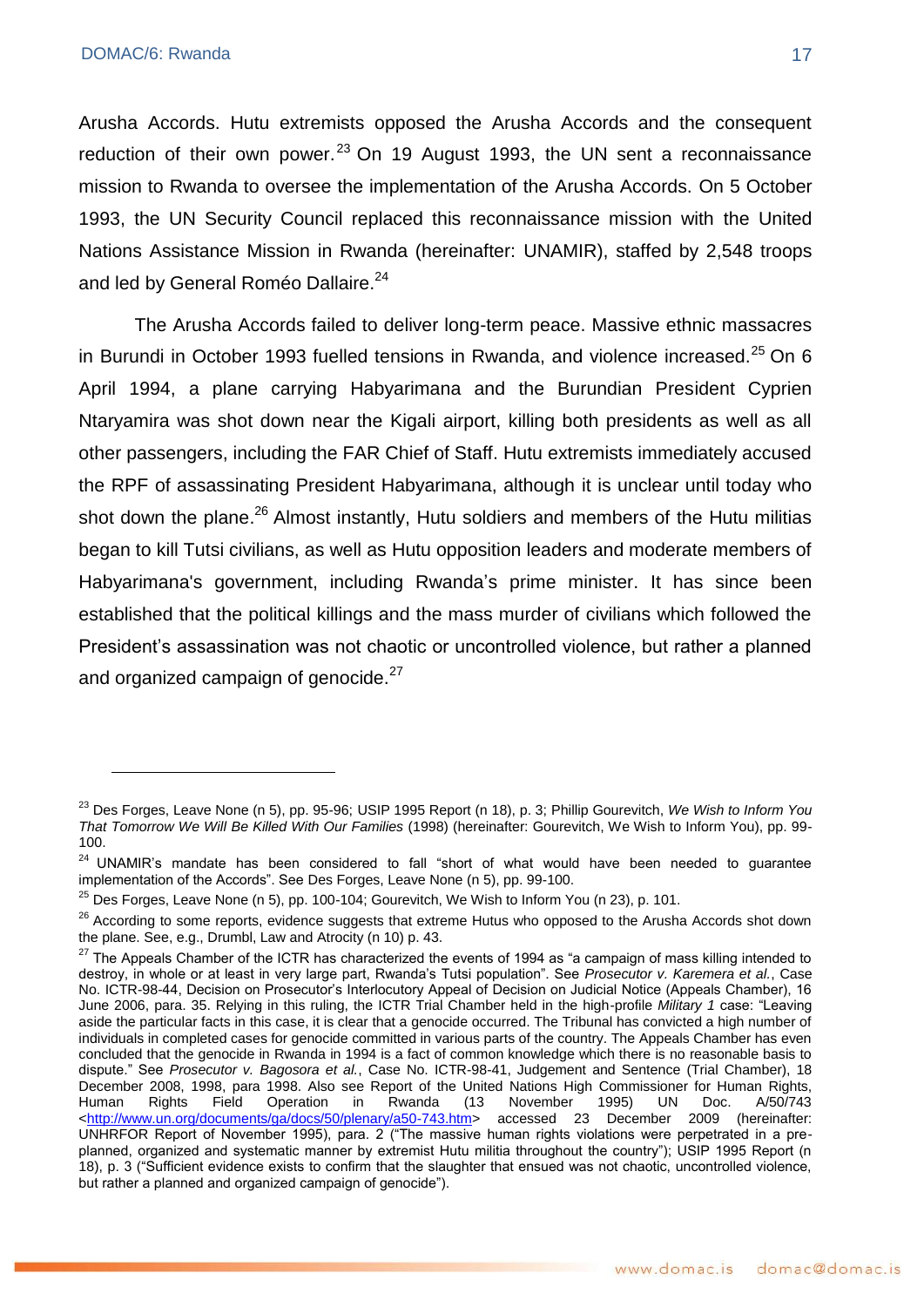Arusha Accords. Hutu extremists opposed the Arusha Accords and the consequent reduction of their own power.[23] On 19 August 1993, the UN sent a reconnaissance mission to Rwanda to oversee the implementation of the Arusha Accords. On 5 October 1993, the UN Security Council replaced this reconnaissance mission with the United Nations Assistance Mission in Rwanda (hereinafter: UNAMIR), staffed by 2,548 troops and led by General Roméo Dallaire.[24]

The Arusha Accords failed to deliver long-term peace. Massive ethnic massacres in Burundi in October 1993 fuelled tensions in Rwanda, and violence increased.[25] On 6 April 1994, a plane carrying Habyarimana and the Burundian President Cyprien Ntaryamira was shot down near the Kigali airport, killing both presidents as well as all other passengers, including the FAR Chief of Staff. Hutu extremists immediately accused the RPF of assassinating President Habyarimana, although it is unclear until today who shot down the plane.[26] Almost instantly, Hutu soldiers and members of the Hutu militias began to kill Tutsi civilians, as well as Hutu opposition leaders and moderate members of Habyarimana's government, including Rwanda's prime minister. It has since been established that the political killings and the mass murder of civilians which followed the President's assassination was not chaotic or uncontrolled violence, but rather a planned and organized campaign of genocide.[27]

---

[23] Des Forges, Leave None (n 5), pp. 95-96; USIP 1995 Report (n 18), p. 3; Phillip Gourevitch, *We Wish to Inform You That Tomorrow We Will Be Killed With Our Families* (1998) (hereinafter: Gourevitch, We Wish to Inform You), pp. 99-100.

[24] UNAMIR's mandate has been considered to fall "short of what would have been needed to guarantee implementation of the Accords". See Des Forges, Leave None (n 5), pp. 99-100.

[25] Des Forges, Leave None (n 5), pp. 100-104; Gourevitch, We Wish to Inform You (n 23), p. 101.

[26] According to some reports, evidence suggests that extreme Hutus who opposed to the Arusha Accords shot down the plane. See, e.g., Drumbl, Law and Atrocity (n 10) p. 43.

[27] The Appeals Chamber of the ICTR has characterized the events of 1994 as "a campaign of mass killing intended to destroy, in whole or at least in very large part, Rwanda's Tutsi population". See *Prosecutor v. Karemera et al.*, Case No. ICTR-98-44, Decision on Prosecutor's Interlocutory Appeal of Decision on Judicial Notice (Appeals Chamber), 16 June 2006, para. 35. Relying in this ruling, the ICTR Trial Chamber held in the high-profile *Military 1* case: "Leaving aside the particular facts in this case, it is clear that a genocide occurred. The Tribunal has convicted a high number of individuals in completed cases for genocide committed in various parts of the country. The Appeals Chamber has even concluded that the genocide in Rwanda in 1994 is a fact of common knowledge which there is no reasonable basis to dispute." See *Prosecutor v. Bagosora et al.*, Case No. ICTR-98-41, Judgement and Sentence (Trial Chamber), 18 December 2008, 1998, para 1998. Also see Report of the United Nations High Commissioner for Human Rights, Human Rights Field Operation in Rwanda (13 November 1995) UN Doc. A/50/743 <http://www.un.org/documents/ga/docs/50/plenary/a50-743.htm> accessed 23 December 2009 (hereinafter: UNHRFOR Report of November 1995), para. 2 ("The massive human rights violations were perpetrated in a pre-planned, organized and systematic manner by extremist Hutu militia throughout the country"); USIP 1995 Report (n 18), p. 3 ("Sufficient evidence exists to confirm that the slaughter that ensued was not chaotic, uncontrolled violence, but rather a planned and organized campaign of genocide").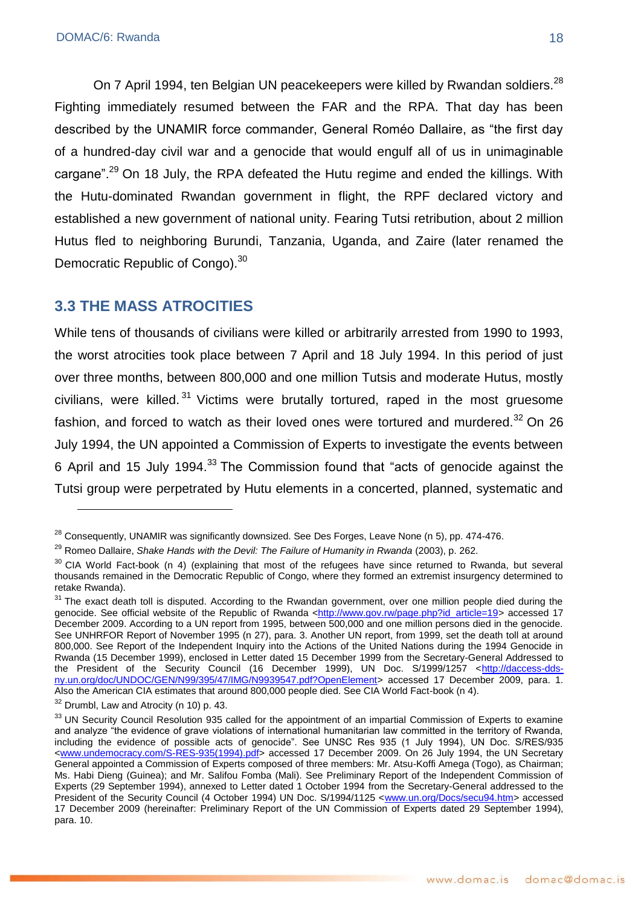On 7 April 1994, ten Belgian UN peacekeepers were killed by Rwandan soldiers.[28] Fighting immediately resumed between the FAR and the RPA. That day has been described by the UNAMIR force commander, General Roméo Dallaire, as "the first day of a hundred-day civil war and a genocide that would engulf all of us in unimaginable cargane".[29] On 18 July, the RPA defeated the Hutu regime and ended the killings. With the Hutu-dominated Rwandan government in flight, the RPF declared victory and established a new government of national unity. Fearing Tutsi retribution, about 2 million Hutus fled to neighboring Burundi, Tanzania, Uganda, and Zaire (later renamed the Democratic Republic of Congo).[30]

## 3.3 THE MASS ATROCITIES

While tens of thousands of civilians were killed or arbitrarily arrested from 1990 to 1993, the worst atrocities took place between 7 April and 18 July 1994. In this period of just over three months, between 800,000 and one million Tutsis and moderate Hutus, mostly civilians, were killed.[31] Victims were brutally tortured, raped in the most gruesome fashion, and forced to watch as their loved ones were tortured and murdered.[32] On 26 July 1994, the UN appointed a Commission of Experts to investigate the events between 6 April and 15 July 1994.[33] The Commission found that "acts of genocide against the Tutsi group were perpetrated by Hutu elements in a concerted, planned, systematic and

---

[28] Consequently, UNAMIR was significantly downsized. See Des Forges, Leave None (n 5), pp. 474-476.

[29] Romeo Dallaire, *Shake Hands with the Devil: The Failure of Humanity in Rwanda* (2003), p. 262.

[30] CIA World Fact-book (n 4) (explaining that most of the refugees have since returned to Rwanda, but several thousands remained in the Democratic Republic of Congo, where they formed an extremist insurgency determined to retake Rwanda).

[31] The exact death toll is disputed. According to the Rwandan government, over one million people died during the genocide. See official website of the Republic of Rwanda <http://www.gov.rw/page.php?id_article=19> accessed 17 December 2009. According to a UN report from 1995, between 500,000 and one million persons died in the genocide. See UNHRFOR Report of November 1995 (n 27), para. 3. Another UN report, from 1999, set the death toll at around 800,000. See Report of the Independent Inquiry into the Actions of the United Nations during the 1994 Genocide in Rwanda (15 December 1999), enclosed in Letter dated 15 December 1999 from the Secretary-General Addressed to the President of the Security Council (16 December 1999), UN Doc. S/1999/1257 <http://daccess-dds-ny.un.org/doc/UNDOC/GEN/N99/395/47/IMG/N9939547.pdf?OpenElement> accessed 17 December 2009, para. 1. Also the American CIA estimates that around 800,000 people died. See CIA World Fact-book (n 4).

[32] Drumbl, Law and Atrocity (n 10) p. 43.

[33] UN Security Council Resolution 935 called for the appointment of an impartial Commission of Experts to examine and analyze "the evidence of grave violations of international humanitarian law committed in the territory of Rwanda, including the evidence of possible acts of genocide". See UNSC Res 935 (1 July 1994), UN Doc. S/RES/935 <www.undemocracy.com/S-RES-935(1994).pdf> accessed 17 December 2009. On 26 July 1994, the UN Secretary General appointed a Commission of Experts composed of three members: Mr. Atsu-Koffi Amega (Togo), as Chairman; Ms. Habi Dieng (Guinea); and Mr. Salifou Fomba (Mali). See Preliminary Report of the Independent Commission of Experts (29 September 1994), annexed to Letter dated 1 October 1994 from the Secretary-General addressed to the President of the Security Council (4 October 1994) UN Doc. S/1994/1125 <www.un.org/Docs/secu94.htm> accessed 17 December 2009 (hereinafter: Preliminary Report of the UN Commission of Experts dated 29 September 1994), para. 10.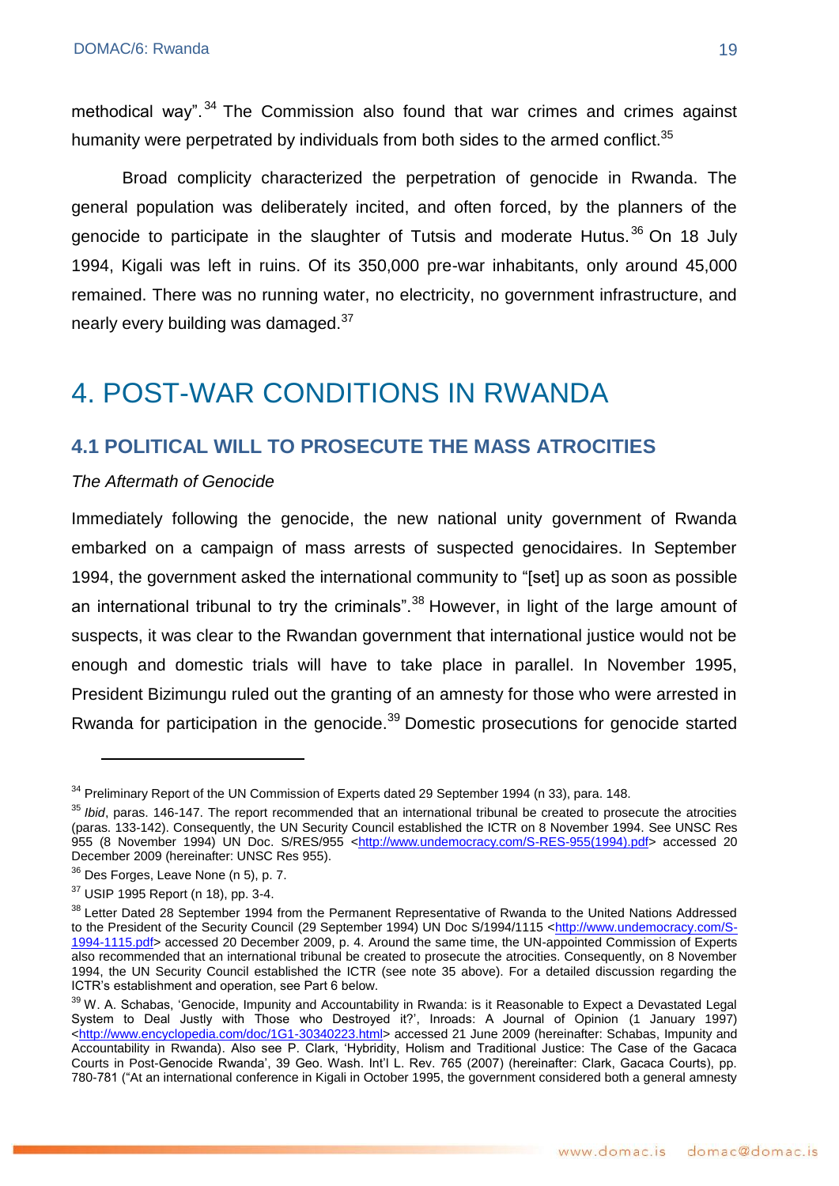methodical way".[34] The Commission also found that war crimes and crimes against humanity were perpetrated by individuals from both sides to the armed conflict.[35]

Broad complicity characterized the perpetration of genocide in Rwanda. The general population was deliberately incited, and often forced, by the planners of the genocide to participate in the slaughter of Tutsis and moderate Hutus.[36] On 18 July 1994, Kigali was left in ruins. Of its 350,000 pre-war inhabitants, only around 45,000 remained. There was no running water, no electricity, no government infrastructure, and nearly every building was damaged.[37]

# 4. POST-WAR CONDITIONS IN RWANDA

## 4.1 POLITICAL WILL TO PROSECUTE THE MASS ATROCITIES

*The Aftermath of Genocide*

Immediately following the genocide, the new national unity government of Rwanda embarked on a campaign of mass arrests of suspected genocidaires. In September 1994, the government asked the international community to "[set] up as soon as possible an international tribunal to try the criminals".[38] However, in light of the large amount of suspects, it was clear to the Rwandan government that international justice would not be enough and domestic trials will have to take place in parallel. In November 1995, President Bizimungu ruled out the granting of an amnesty for those who were arrested in Rwanda for participation in the genocide.[39] Domestic prosecutions for genocide started

---

[34] Preliminary Report of the UN Commission of Experts dated 29 September 1994 (n 33), para. 148.

[35] *Ibid*, paras. 146-147. The report recommended that an international tribunal be created to prosecute the atrocities (paras. 133-142). Consequently, the UN Security Council established the ICTR on 8 November 1994. See UNSC Res 955 (8 November 1994) UN Doc. S/RES/955 <http://www.undemocracy.com/S-RES-955(1994).pdf> accessed 20 December 2009 (hereinafter: UNSC Res 955).

[36] Des Forges, Leave None (n 5), p. 7.

[37] USIP 1995 Report (n 18), pp. 3-4.

[38] Letter Dated 28 September 1994 from the Permanent Representative of Rwanda to the United Nations Addressed to the President of the Security Council (29 September 1994) UN Doc S/1994/1115 <http://www.undemocracy.com/S-1994-1115.pdf> accessed 20 December 2009, p. 4. Around the same time, the UN-appointed Commission of Experts also recommended that an international tribunal be created to prosecute the atrocities. Consequently, on 8 November 1994, the UN Security Council established the ICTR (see note 35 above). For a detailed discussion regarding the ICTR's establishment and operation, see Part 6 below.

[39] W. A. Schabas, 'Genocide, Impunity and Accountability in Rwanda: is it Reasonable to Expect a Devastated Legal System to Deal Justly with Those who Destroyed it?', Inroads: A Journal of Opinion (1 January 1997) <http://www.encyclopedia.com/doc/1G1-30340223.html> accessed 21 June 2009 (hereinafter: Schabas, Impunity and Accountability in Rwanda). Also see P. Clark, 'Hybridity, Holism and Traditional Justice: The Case of the Gacaca Courts in Post-Genocide Rwanda', 39 Geo. Wash. Int'l L. Rev. 765 (2007) (hereinafter: Clark, Gacaca Courts), pp. 780-781 ("At an international conference in Kigali in October 1995, the government considered both a general amnesty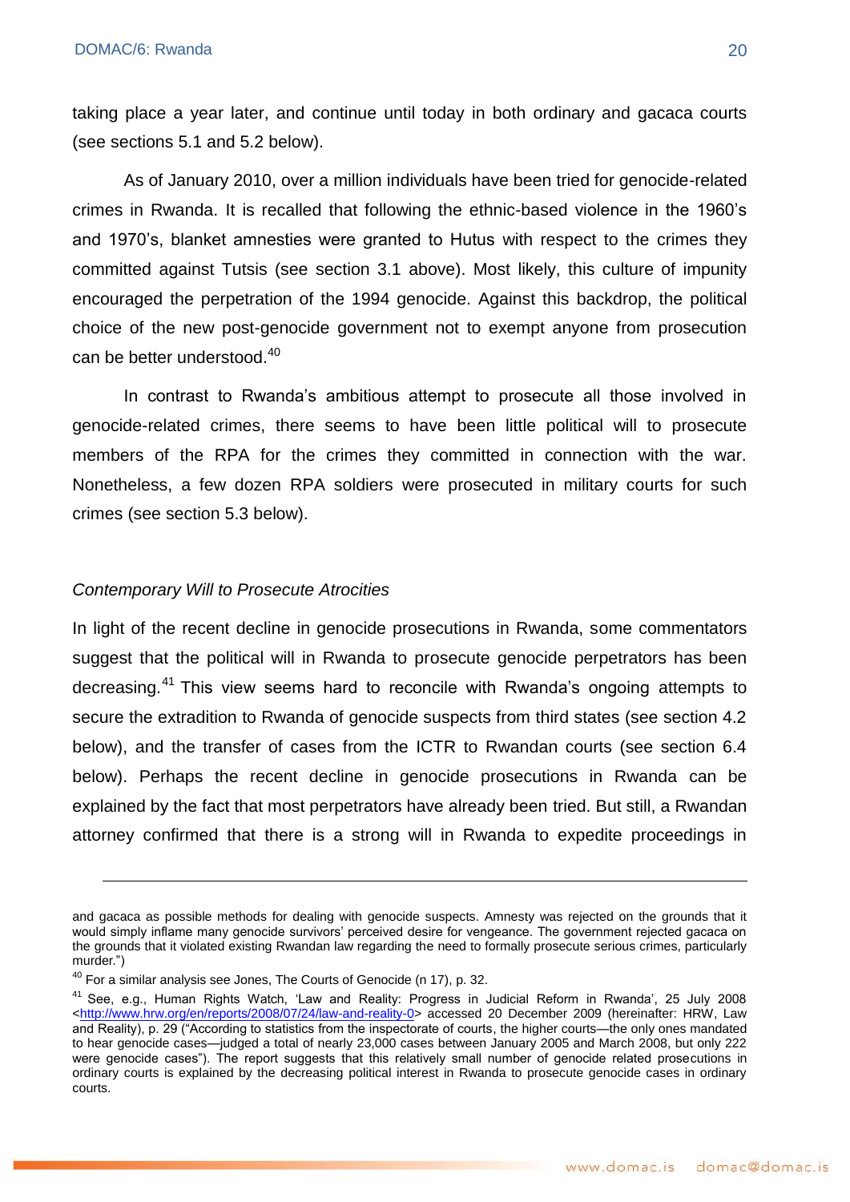taking place a year later, and continue until today in both ordinary and gacaca courts (see sections 5.1 and 5.2 below).

As of January 2010, over a million individuals have been tried for genocide-related crimes in Rwanda. It is recalled that following the ethnic-based violence in the 1960's and 1970's, blanket amnesties were granted to Hutus with respect to the crimes they committed against Tutsis (see section 3.1 above). Most likely, this culture of impunity encouraged the perpetration of the 1994 genocide. Against this backdrop, the political choice of the new post-genocide government not to exempt anyone from prosecution can be better understood.[40]

In contrast to Rwanda's ambitious attempt to prosecute all those involved in genocide-related crimes, there seems to have been little political will to prosecute members of the RPA for the crimes they committed in connection with the war. Nonetheless, a few dozen RPA soldiers were prosecuted in military courts for such crimes (see section 5.3 below).

*Contemporary Will to Prosecute Atrocities*

In light of the recent decline in genocide prosecutions in Rwanda, some commentators suggest that the political will in Rwanda to prosecute genocide perpetrators has been decreasing.[41] This view seems hard to reconcile with Rwanda's ongoing attempts to secure the extradition to Rwanda of genocide suspects from third states (see section 4.2 below), and the transfer of cases from the ICTR to Rwandan courts (see section 6.4 below). Perhaps the recent decline in genocide prosecutions in Rwanda can be explained by the fact that most perpetrators have already been tried. But still, a Rwandan attorney confirmed that there is a strong will in Rwanda to expedite proceedings in

---

and gacaca as possible methods for dealing with genocide suspects. Amnesty was rejected on the grounds that it would simply inflame many genocide survivors' perceived desire for vengeance. The government rejected gacaca on the grounds that it violated existing Rwandan law regarding the need to formally prosecute serious crimes, particularly murder.")

[40] For a similar analysis see Jones, The Courts of Genocide (n 17), p. 32.

[41] See, e.g., Human Rights Watch, 'Law and Reality: Progress in Judicial Reform in Rwanda', 25 July 2008 <http://www.hrw.org/en/reports/2008/07/24/law-and-reality-0> accessed 20 December 2009 (hereinafter: HRW, Law and Reality), p. 29 ("According to statistics from the inspectorate of courts, the higher courts—the only ones mandated to hear genocide cases—judged a total of nearly 23,000 cases between January 2005 and March 2008, but only 222 were genocide cases"). The report suggests that this relatively small number of genocide related prosecutions in ordinary courts is explained by the decreasing political interest in Rwanda to prosecute genocide cases in ordinary courts.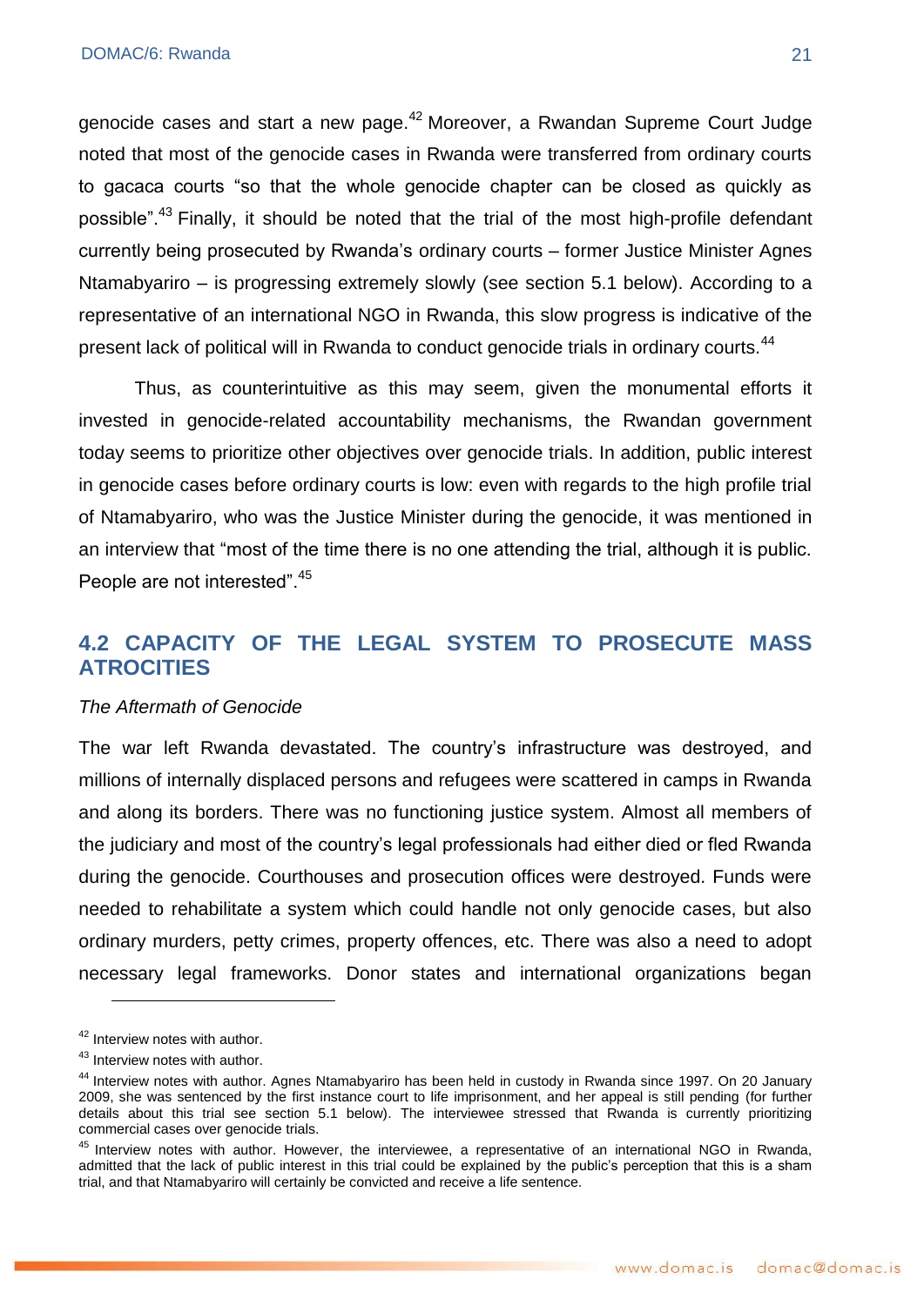genocide cases and start a new page.[42] Moreover, a Rwandan Supreme Court Judge noted that most of the genocide cases in Rwanda were transferred from ordinary courts to gacaca courts "so that the whole genocide chapter can be closed as quickly as possible".[43] Finally, it should be noted that the trial of the most high-profile defendant currently being prosecuted by Rwanda's ordinary courts – former Justice Minister Agnes Ntamabyariro – is progressing extremely slowly (see section 5.1 below). According to a representative of an international NGO in Rwanda, this slow progress is indicative of the present lack of political will in Rwanda to conduct genocide trials in ordinary courts.[44]

Thus, as counterintuitive as this may seem, given the monumental efforts it invested in genocide-related accountability mechanisms, the Rwandan government today seems to prioritize other objectives over genocide trials. In addition, public interest in genocide cases before ordinary courts is low: even with regards to the high profile trial of Ntamabyariro, who was the Justice Minister during the genocide, it was mentioned in an interview that "most of the time there is no one attending the trial, although it is public. People are not interested".[45]

## 4.2 CAPACITY OF THE LEGAL SYSTEM TO PROSECUTE MASS ATROCITIES

*The Aftermath of Genocide*

The war left Rwanda devastated. The country's infrastructure was destroyed, and millions of internally displaced persons and refugees were scattered in camps in Rwanda and along its borders. There was no functioning justice system. Almost all members of the judiciary and most of the country's legal professionals had either died or fled Rwanda during the genocide. Courthouses and prosecution offices were destroyed. Funds were needed to rehabilitate a system which could handle not only genocide cases, but also ordinary murders, petty crimes, property offences, etc. There was also a need to adopt necessary legal frameworks. Donor states and international organizations began

---

[42] Interview notes with author.

[43] Interview notes with author.

[44] Interview notes with author. Agnes Ntamabyariro has been held in custody in Rwanda since 1997. On 20 January 2009, she was sentenced by the first instance court to life imprisonment, and her appeal is still pending (for further details about this trial see section 5.1 below). The interviewee stressed that Rwanda is currently prioritizing commercial cases over genocide trials.

[45] Interview notes with author. However, the interviewee, a representative of an international NGO in Rwanda, admitted that the lack of public interest in this trial could be explained by the public's perception that this is a sham trial, and that Ntamabyariro will certainly be convicted and receive a life sentence.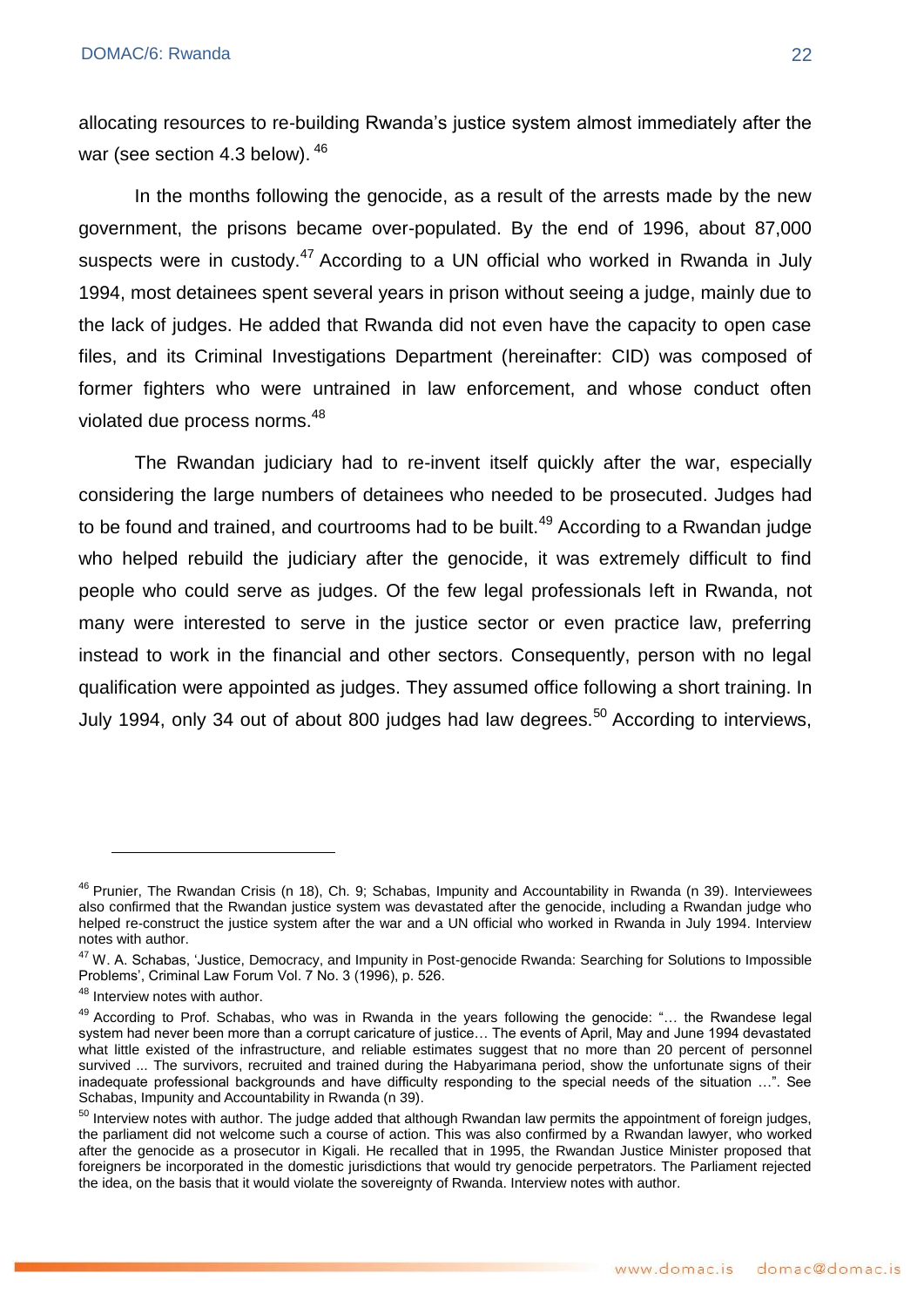allocating resources to re-building Rwanda's justice system almost immediately after the war (see section 4.3 below). [46]

In the months following the genocide, as a result of the arrests made by the new government, the prisons became over-populated. By the end of 1996, about 87,000 suspects were in custody.[47] According to a UN official who worked in Rwanda in July 1994, most detainees spent several years in prison without seeing a judge, mainly due to the lack of judges. He added that Rwanda did not even have the capacity to open case files, and its Criminal Investigations Department (hereinafter: CID) was composed of former fighters who were untrained in law enforcement, and whose conduct often violated due process norms.[48]

The Rwandan judiciary had to re-invent itself quickly after the war, especially considering the large numbers of detainees who needed to be prosecuted. Judges had to be found and trained, and courtrooms had to be built.[49] According to a Rwandan judge who helped rebuild the judiciary after the genocide, it was extremely difficult to find people who could serve as judges. Of the few legal professionals left in Rwanda, not many were interested to serve in the justice sector or even practice law, preferring instead to work in the financial and other sectors. Consequently, person with no legal qualification were appointed as judges. They assumed office following a short training. In July 1994, only 34 out of about 800 judges had law degrees.[50] According to interviews,

---

[46] Prunier, The Rwandan Crisis (n 18), Ch. 9; Schabas, Impunity and Accountability in Rwanda (n 39). Interviewees also confirmed that the Rwandan justice system was devastated after the genocide, including a Rwandan judge who helped re-construct the justice system after the war and a UN official who worked in Rwanda in July 1994. Interview notes with author.

[47] W. A. Schabas, 'Justice, Democracy, and Impunity in Post-genocide Rwanda: Searching for Solutions to Impossible Problems', Criminal Law Forum Vol. 7 No. 3 (1996), p. 526.

[48] Interview notes with author.

[49] According to Prof. Schabas, who was in Rwanda in the years following the genocide: "… the Rwandese legal system had never been more than a corrupt caricature of justice… The events of April, May and June 1994 devastated what little existed of the infrastructure, and reliable estimates suggest that no more than 20 percent of personnel survived ... The survivors, recruited and trained during the Habyarimana period, show the unfortunate signs of their inadequate professional backgrounds and have difficulty responding to the special needs of the situation …". See Schabas, Impunity and Accountability in Rwanda (n 39).

[50] Interview notes with author. The judge added that although Rwandan law permits the appointment of foreign judges, the parliament did not welcome such a course of action. This was also confirmed by a Rwandan lawyer, who worked after the genocide as a prosecutor in Kigali. He recalled that in 1995, the Rwandan Justice Minister proposed that foreigners be incorporated in the domestic jurisdictions that would try genocide perpetrators. The Parliament rejected the idea, on the basis that it would violate the sovereignty of Rwanda. Interview notes with author.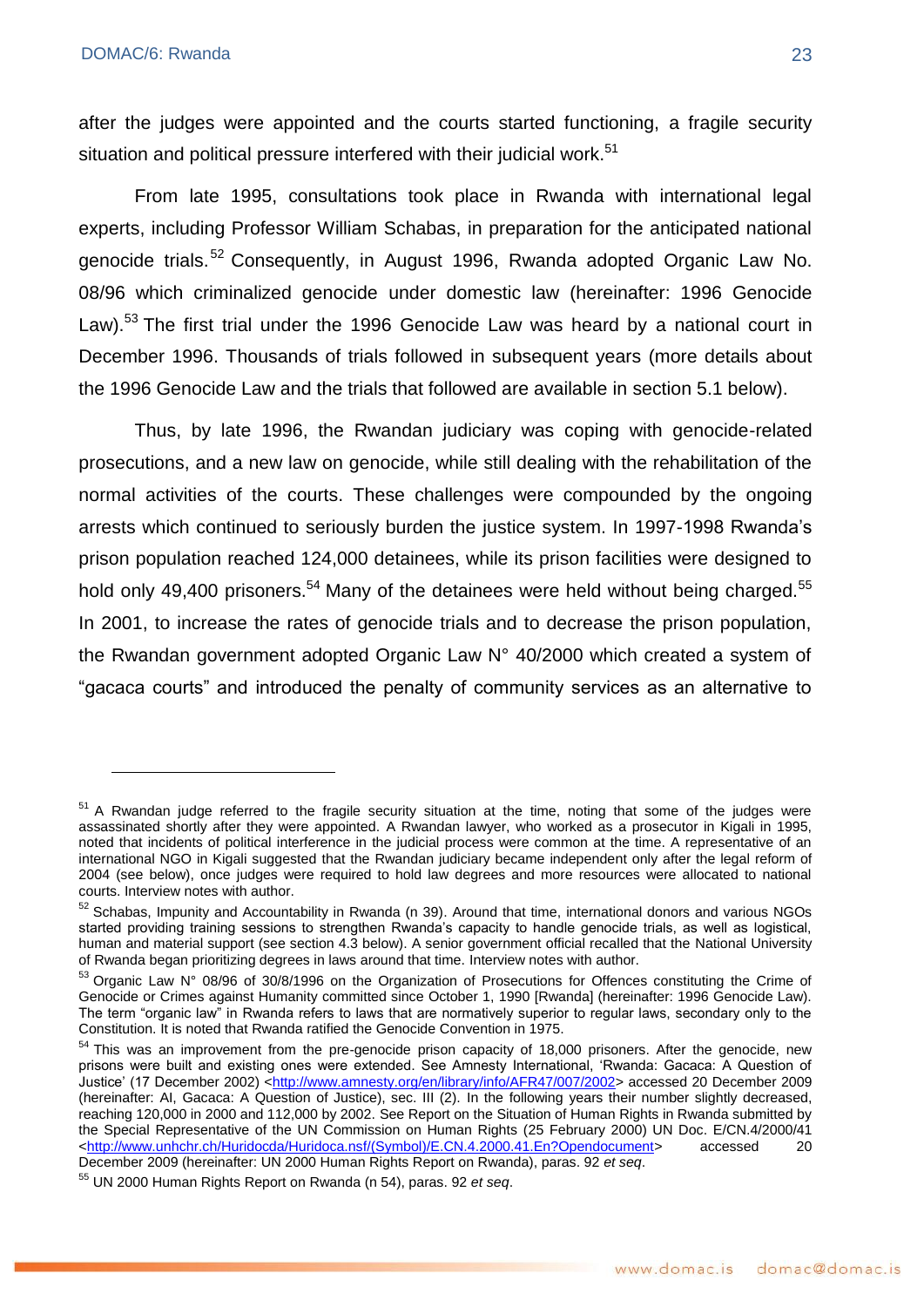after the judges were appointed and the courts started functioning, a fragile security situation and political pressure interfered with their judicial work.[51]

From late 1995, consultations took place in Rwanda with international legal experts, including Professor William Schabas, in preparation for the anticipated national genocide trials.[52] Consequently, in August 1996, Rwanda adopted Organic Law No. 08/96 which criminalized genocide under domestic law (hereinafter: 1996 Genocide Law).[53] The first trial under the 1996 Genocide Law was heard by a national court in December 1996. Thousands of trials followed in subsequent years (more details about the 1996 Genocide Law and the trials that followed are available in section 5.1 below).

Thus, by late 1996, the Rwandan judiciary was coping with genocide-related prosecutions, and a new law on genocide, while still dealing with the rehabilitation of the normal activities of the courts. These challenges were compounded by the ongoing arrests which continued to seriously burden the justice system. In 1997-1998 Rwanda's prison population reached 124,000 detainees, while its prison facilities were designed to hold only 49,400 prisoners.[54] Many of the detainees were held without being charged.[55] In 2001, to increase the rates of genocide trials and to decrease the prison population, the Rwandan government adopted Organic Law N° 40/2000 which created a system of "gacaca courts" and introduced the penalty of community services as an alternative to

---

[51] A Rwandan judge referred to the fragile security situation at the time, noting that some of the judges were assassinated shortly after they were appointed. A Rwandan lawyer, who worked as a prosecutor in Kigali in 1995, noted that incidents of political interference in the judicial process were common at the time. A representative of an international NGO in Kigali suggested that the Rwandan judiciary became independent only after the legal reform of 2004 (see below), once judges were required to hold law degrees and more resources were allocated to national courts. Interview notes with author.

[52] Schabas, Impunity and Accountability in Rwanda (n 39). Around that time, international donors and various NGOs started providing training sessions to strengthen Rwanda's capacity to handle genocide trials, as well as logistical, human and material support (see section 4.3 below). A senior government official recalled that the National University of Rwanda began prioritizing degrees in laws around that time. Interview notes with author.

[53] Organic Law N° 08/96 of 30/8/1996 on the Organization of Prosecutions for Offences constituting the Crime of Genocide or Crimes against Humanity committed since October 1, 1990 [Rwanda] (hereinafter: 1996 Genocide Law). The term "organic law" in Rwanda refers to laws that are normatively superior to regular laws, secondary only to the Constitution. It is noted that Rwanda ratified the Genocide Convention in 1975.

[54] This was an improvement from the pre-genocide prison capacity of 18,000 prisoners. After the genocide, new prisons were built and existing ones were extended. See Amnesty International, 'Rwanda: Gacaca: A Question of Justice' (17 December 2002) <http://www.amnesty.org/en/library/info/AFR47/007/2002> accessed 20 December 2009 (hereinafter: AI, Gacaca: A Question of Justice), sec. III (2). In the following years their number slightly decreased, reaching 120,000 in 2000 and 112,000 by 2002. See Report on the Situation of Human Rights in Rwanda submitted by the Special Representative of the UN Commission on Human Rights (25 February 2000) UN Doc. E/CN.4/2000/41 <http://www.unhchr.ch/Huridocda/Huridoca.nsf/(Symbol)/E.CN.4.2000.41.En?Opendocument> accessed 20 December 2009 (hereinafter: UN 2000 Human Rights Report on Rwanda), paras. 92 *et seq*.

[55] UN 2000 Human Rights Report on Rwanda (n 54), paras. 92 *et seq*.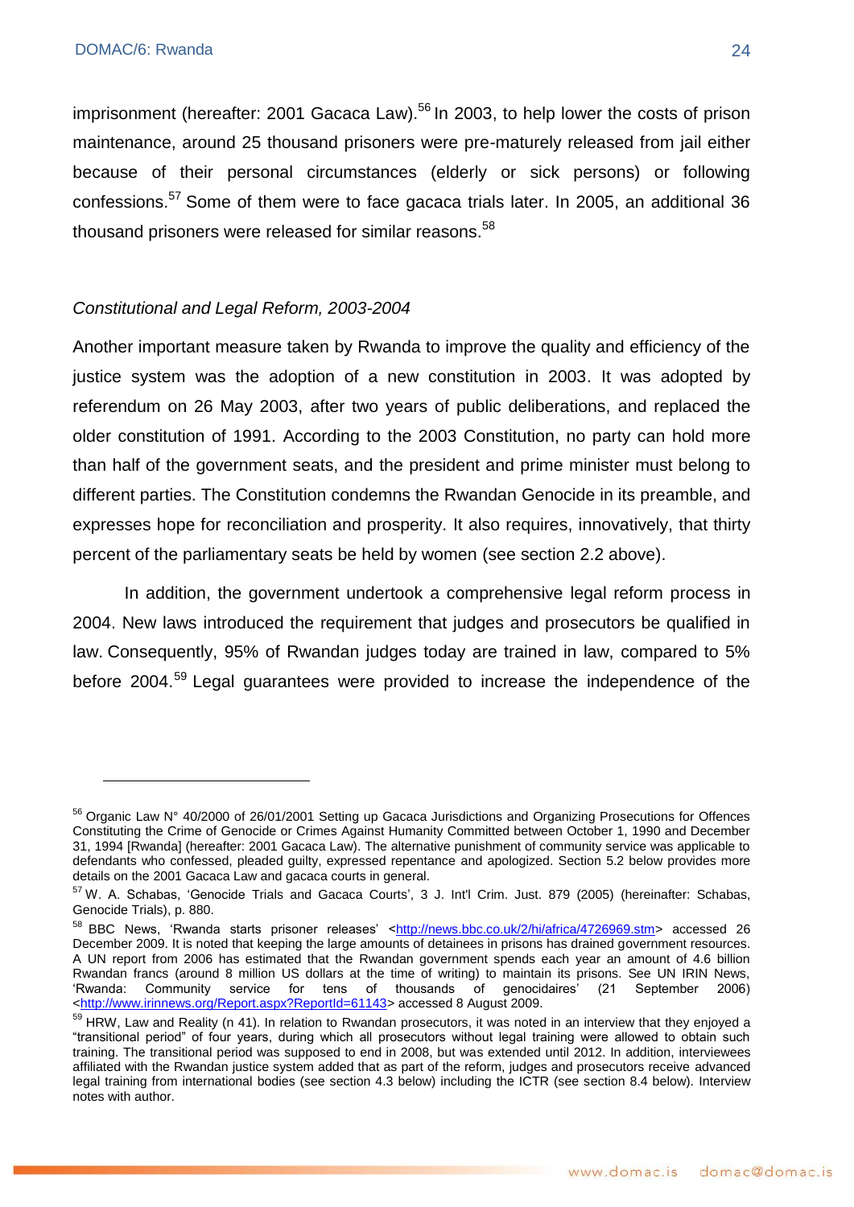imprisonment (hereafter: 2001 Gacaca Law).[56] In 2003, to help lower the costs of prison maintenance, around 25 thousand prisoners were pre-maturely released from jail either because of their personal circumstances (elderly or sick persons) or following confessions.[57] Some of them were to face gacaca trials later. In 2005, an additional 36 thousand prisoners were released for similar reasons.[58]

*Constitutional and Legal Reform, 2003-2004*

Another important measure taken by Rwanda to improve the quality and efficiency of the justice system was the adoption of a new constitution in 2003. It was adopted by referendum on 26 May 2003, after two years of public deliberations, and replaced the older constitution of 1991. According to the 2003 Constitution, no party can hold more than half of the government seats, and the president and prime minister must belong to different parties. The Constitution condemns the Rwandan Genocide in its preamble, and expresses hope for reconciliation and prosperity. It also requires, innovatively, that thirty percent of the parliamentary seats be held by women (see section 2.2 above).

In addition, the government undertook a comprehensive legal reform process in 2004. New laws introduced the requirement that judges and prosecutors be qualified in law. Consequently, 95% of Rwandan judges today are trained in law, compared to 5% before 2004.[59] Legal guarantees were provided to increase the independence of the

---

[56] Organic Law N° 40/2000 of 26/01/2001 Setting up Gacaca Jurisdictions and Organizing Prosecutions for Offences Constituting the Crime of Genocide or Crimes Against Humanity Committed between October 1, 1990 and December 31, 1994 [Rwanda] (hereafter: 2001 Gacaca Law). The alternative punishment of community service was applicable to defendants who confessed, pleaded guilty, expressed repentance and apologized. Section 5.2 below provides more details on the 2001 Gacaca Law and gacaca courts in general.

[57] W. A. Schabas, 'Genocide Trials and Gacaca Courts', 3 J. Int'l Crim. Just. 879 (2005) (hereinafter: Schabas, Genocide Trials), p. 880.

[58] BBC News, 'Rwanda starts prisoner releases' <http://news.bbc.co.uk/2/hi/africa/4726969.stm> accessed 26 December 2009. It is noted that keeping the large amounts of detainees in prisons has drained government resources. A UN report from 2006 has estimated that the Rwandan government spends each year an amount of 4.6 billion Rwandan francs (around 8 million US dollars at the time of writing) to maintain its prisons. See UN IRIN News, 'Rwanda: Community service for tens of thousands of genocidaires' (21 September 2006) <http://www.irinnews.org/Report.aspx?ReportId=61143> accessed 8 August 2009.

[59] HRW, Law and Reality (n 41). In relation to Rwandan prosecutors, it was noted in an interview that they enjoyed a "transitional period" of four years, during which all prosecutors without legal training were allowed to obtain such training. The transitional period was supposed to end in 2008, but was extended until 2012. In addition, interviewees affiliated with the Rwandan justice system added that as part of the reform, judges and prosecutors receive advanced legal training from international bodies (see section 4.3 below) including the ICTR (see section 8.4 below). Interview notes with author.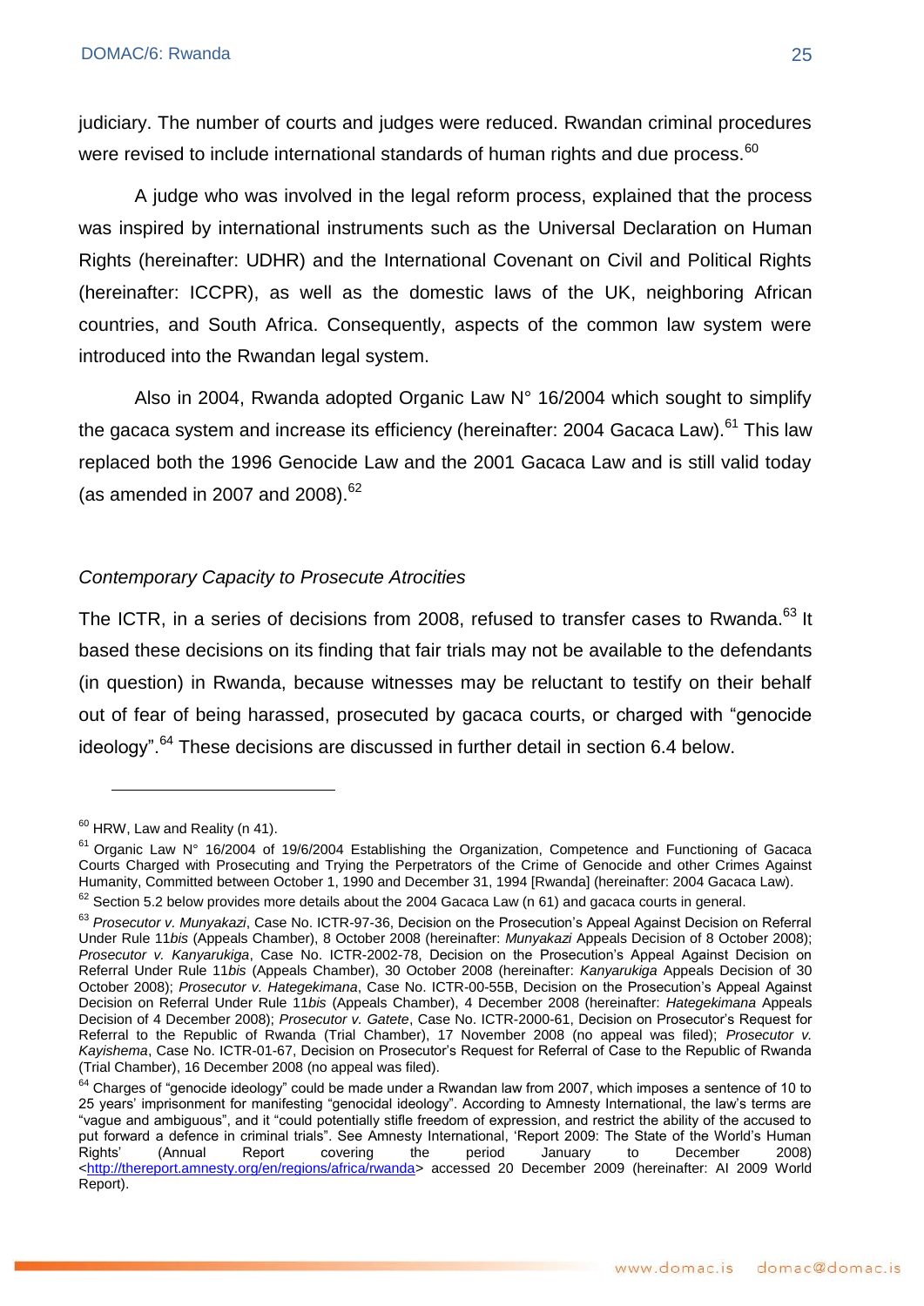judiciary. The number of courts and judges were reduced. Rwandan criminal procedures were revised to include international standards of human rights and due process.[60]

A judge who was involved in the legal reform process, explained that the process was inspired by international instruments such as the Universal Declaration on Human Rights (hereinafter: UDHR) and the International Covenant on Civil and Political Rights (hereinafter: ICCPR), as well as the domestic laws of the UK, neighboring African countries, and South Africa. Consequently, aspects of the common law system were introduced into the Rwandan legal system.

Also in 2004, Rwanda adopted Organic Law N° 16/2004 which sought to simplify the gacaca system and increase its efficiency (hereinafter: 2004 Gacaca Law).[61] This law replaced both the 1996 Genocide Law and the 2001 Gacaca Law and is still valid today (as amended in 2007 and 2008).[62]

### *Contemporary Capacity to Prosecute Atrocities*

The ICTR, in a series of decisions from 2008, refused to transfer cases to Rwanda.[63] It based these decisions on its finding that fair trials may not be available to the defendants (in question) in Rwanda, because witnesses may be reluctant to testify on their behalf out of fear of being harassed, prosecuted by gacaca courts, or charged with "genocide ideology".[64] These decisions are discussed in further detail in section 6.4 below.

---

[60] HRW, Law and Reality (n 41).

[61] Organic Law N° 16/2004 of 19/6/2004 Establishing the Organization, Competence and Functioning of Gacaca Courts Charged with Prosecuting and Trying the Perpetrators of the Crime of Genocide and other Crimes Against Humanity, Committed between October 1, 1990 and December 31, 1994 [Rwanda] (hereinafter: 2004 Gacaca Law).

[62] Section 5.2 below provides more details about the 2004 Gacaca Law (n 61) and gacaca courts in general.

[63] *Prosecutor v. Munyakazi*, Case No. ICTR-97-36, Decision on the Prosecution's Appeal Against Decision on Referral Under Rule 11*bis* (Appeals Chamber), 8 October 2008 (hereinafter: *Munyakazi* Appeals Decision of 8 October 2008); *Prosecutor v. Kanyarukiga*, Case No. ICTR-2002-78, Decision on the Prosecution's Appeal Against Decision on Referral Under Rule 11*bis* (Appeals Chamber), 30 October 2008 (hereinafter: *Kanyarukiga* Appeals Decision of 30 October 2008); *Prosecutor v. Hategekimana*, Case No. ICTR-00-55B, Decision on the Prosecution's Appeal Against Decision on Referral Under Rule 11*bis* (Appeals Chamber), 4 December 2008 (hereinafter: *Hategekimana* Appeals Decision of 4 December 2008); *Prosecutor v. Gatete*, Case No. ICTR-2000-61, Decision on Prosecutor's Request for Referral to the Republic of Rwanda (Trial Chamber), 17 November 2008 (no appeal was filed); *Prosecutor v. Kayishema*, Case No. ICTR-01-67, Decision on Prosecutor's Request for Referral of Case to the Republic of Rwanda (Trial Chamber), 16 December 2008 (no appeal was filed).

[64] Charges of "genocide ideology" could be made under a Rwandan law from 2007, which imposes a sentence of 10 to 25 years' imprisonment for manifesting "genocidal ideology". According to Amnesty International, the law's terms are "vague and ambiguous", and it "could potentially stifle freedom of expression, and restrict the ability of the accused to put forward a defence in criminal trials". See Amnesty International, 'Report 2009: The State of the World's Human Rights' (Annual Report covering the period January to December 2008) <http://thereport.amnesty.org/en/regions/africa/rwanda> accessed 20 December 2009 (hereinafter: AI 2009 World Report).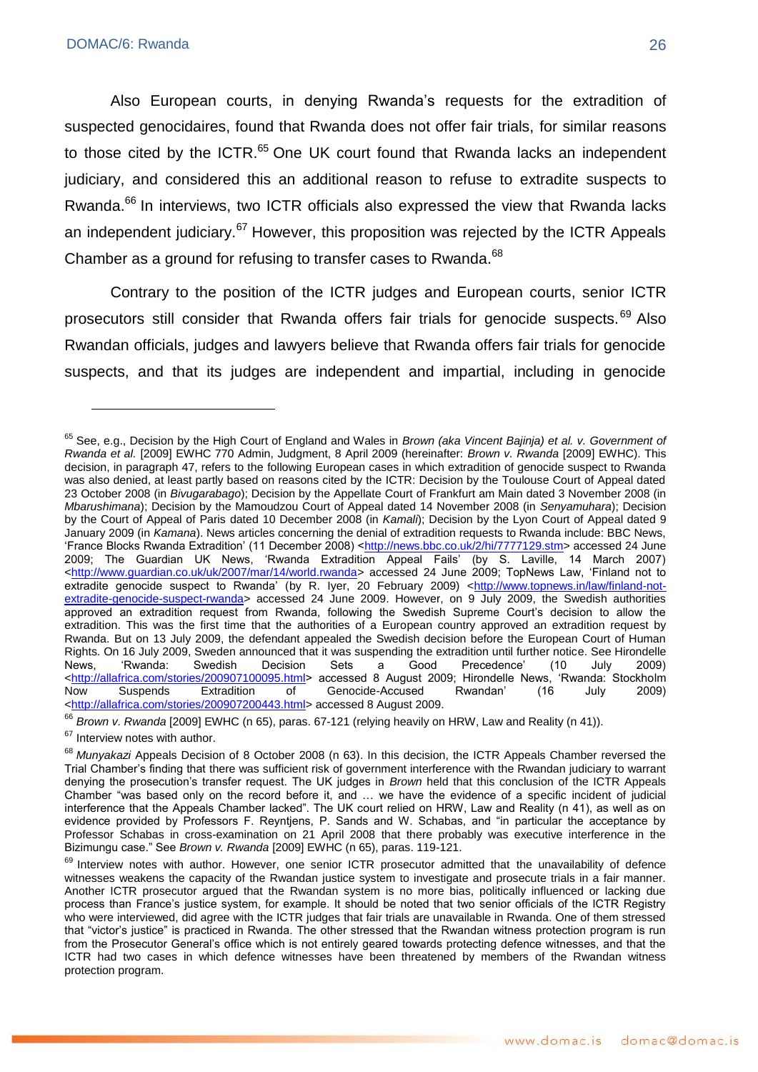Also European courts, in denying Rwanda's requests for the extradition of suspected genocidaires, found that Rwanda does not offer fair trials, for similar reasons to those cited by the ICTR.[65] One UK court found that Rwanda lacks an independent judiciary, and considered this an additional reason to refuse to extradite suspects to Rwanda.[66] In interviews, two ICTR officials also expressed the view that Rwanda lacks an independent judiciary.[67] However, this proposition was rejected by the ICTR Appeals Chamber as a ground for refusing to transfer cases to Rwanda.[68]

Contrary to the position of the ICTR judges and European courts, senior ICTR prosecutors still consider that Rwanda offers fair trials for genocide suspects.[69] Also Rwandan officials, judges and lawyers believe that Rwanda offers fair trials for genocide suspects, and that its judges are independent and impartial, including in genocide

---

[65] See, e.g., Decision by the High Court of England and Wales in *Brown (aka Vincent Bajinja) et al. v. Government of Rwanda et al.* [2009] EWHC 770 Admin, Judgment, 8 April 2009 (hereinafter: *Brown v. Rwanda* [2009] EWHC). This decision, in paragraph 47, refers to the following European cases in which extradition of genocide suspect to Rwanda was also denied, at least partly based on reasons cited by the ICTR: Decision by the Toulouse Court of Appeal dated 23 October 2008 (in *Bivugarabago*); Decision by the Appellate Court of Frankfurt am Main dated 3 November 2008 (in *Mbarushimana*); Decision by the Mamoudzou Court of Appeal dated 14 November 2008 (in *Senyamuhara*); Decision by the Court of Appeal of Paris dated 10 December 2008 (in *Kamali*); Decision by the Lyon Court of Appeal dated 9 January 2009 (in *Kamana*). News articles concerning the denial of extradition requests to Rwanda include: BBC News, 'France Blocks Rwanda Extradition' (11 December 2008) <http://news.bbc.co.uk/2/hi/7777129.stm> accessed 24 June 2009; The Guardian UK News, 'Rwanda Extradition Appeal Fails' (by S. Laville, 14 March 2007) <http://www.guardian.co.uk/uk/2007/mar/14/world.rwanda> accessed 24 June 2009; TopNews Law, 'Finland not to extradite genocide suspect to Rwanda' (by R. Iyer, 20 February 2009) <http://www.topnews.in/law/finland-not-extradite-genocide-suspect-rwanda> accessed 24 June 2009. However, on 9 July 2009, the Swedish authorities approved an extradition request from Rwanda, following the Swedish Supreme Court's decision to allow the extradition. This was the first time that the authorities of a European country approved an extradition request by Rwanda. But on 13 July 2009, the defendant appealed the Swedish decision before the European Court of Human Rights. On 16 July 2009, Sweden announced that it was suspending the extradition until further notice. See Hirondelle News, 'Rwanda: Swedish Decision Sets a Good Precedence' (10 July 2009) <http://allafrica.com/stories/200907100095.html> accessed 8 August 2009; Hirondelle News, 'Rwanda: Stockholm Now Suspends Extradition of Genocide-Accused Rwandan' (16 July 2009) <http://allafrica.com/stories/200907200443.html> accessed 8 August 2009.

[66] *Brown v. Rwanda* [2009] EWHC (n 65), paras. 67-121 (relying heavily on HRW, Law and Reality (n 41)).

[67] Interview notes with author.

[68] *Munyakazi* Appeals Decision of 8 October 2008 (n 63). In this decision, the ICTR Appeals Chamber reversed the Trial Chamber's finding that there was sufficient risk of government interference with the Rwandan judiciary to warrant denying the prosecution's transfer request. The UK judges in *Brown* held that this conclusion of the ICTR Appeals Chamber "was based only on the record before it, and … we have the evidence of a specific incident of judicial interference that the Appeals Chamber lacked". The UK court relied on HRW, Law and Reality (n 41), as well as on evidence provided by Professors F. Reyntjens, P. Sands and W. Schabas, and "in particular the acceptance by Professor Schabas in cross-examination on 21 April 2008 that there probably was executive interference in the Bizimungu case." See *Brown v. Rwanda* [2009] EWHC (n 65), paras. 119-121.

[69] Interview notes with author. However, one senior ICTR prosecutor admitted that the unavailability of defence witnesses weakens the capacity of the Rwandan justice system to investigate and prosecute trials in a fair manner. Another ICTR prosecutor argued that the Rwandan system is no more bias, politically influenced or lacking due process than France's justice system, for example. It should be noted that two senior officials of the ICTR Registry who were interviewed, did agree with the ICTR judges that fair trials are unavailable in Rwanda. One of them stressed that "victor's justice" is practiced in Rwanda. The other stressed that the Rwandan witness protection program is run from the Prosecutor General's office which is not entirely geared towards protecting defence witnesses, and that the ICTR had two cases in which defence witnesses have been threatened by members of the Rwandan witness protection program.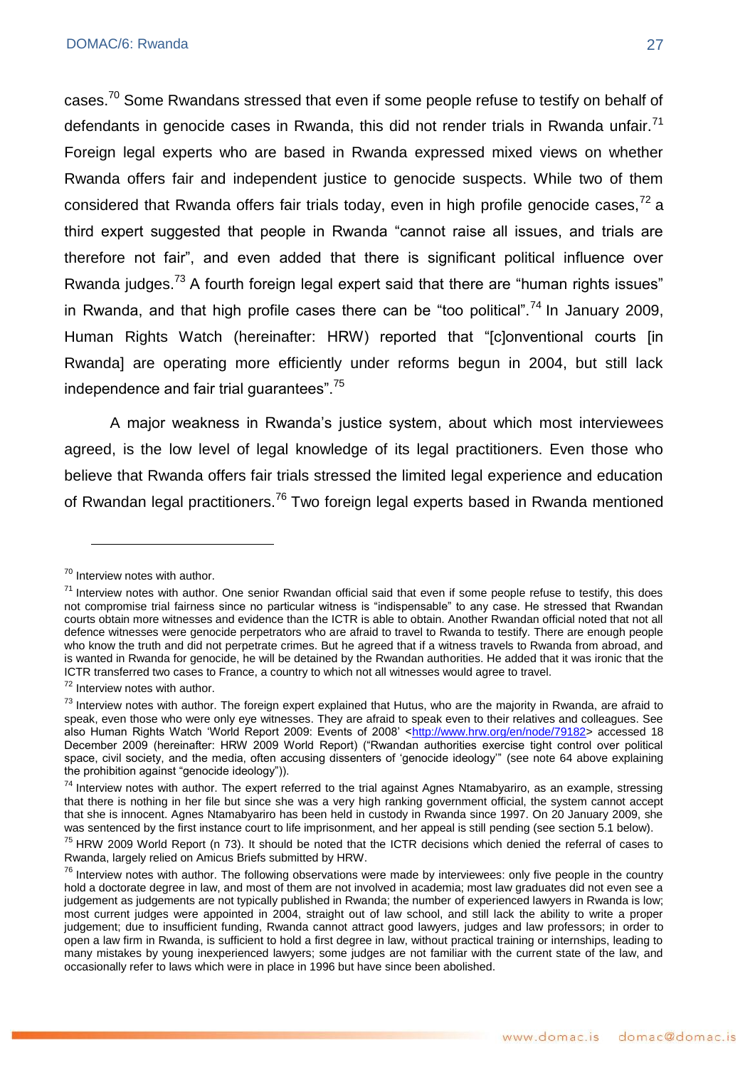cases.[70] Some Rwandans stressed that even if some people refuse to testify on behalf of defendants in genocide cases in Rwanda, this did not render trials in Rwanda unfair.[71] Foreign legal experts who are based in Rwanda expressed mixed views on whether Rwanda offers fair and independent justice to genocide suspects. While two of them considered that Rwanda offers fair trials today, even in high profile genocide cases,[72] a third expert suggested that people in Rwanda "cannot raise all issues, and trials are therefore not fair", and even added that there is significant political influence over Rwanda judges.[73] A fourth foreign legal expert said that there are "human rights issues" in Rwanda, and that high profile cases there can be "too political".[74] In January 2009, Human Rights Watch (hereinafter: HRW) reported that "[c]onventional courts [in Rwanda] are operating more efficiently under reforms begun in 2004, but still lack independence and fair trial guarantees".[75]

A major weakness in Rwanda's justice system, about which most interviewees agreed, is the low level of legal knowledge of its legal practitioners. Even those who believe that Rwanda offers fair trials stressed the limited legal experience and education of Rwandan legal practitioners.[76] Two foreign legal experts based in Rwanda mentioned

---

[70] Interview notes with author.

[71] Interview notes with author. One senior Rwandan official said that even if some people refuse to testify, this does not compromise trial fairness since no particular witness is "indispensable" to any case. He stressed that Rwandan courts obtain more witnesses and evidence than the ICTR is able to obtain. Another Rwandan official noted that not all defence witnesses were genocide perpetrators who are afraid to travel to Rwanda to testify. There are enough people who know the truth and did not perpetrate crimes. But he agreed that if a witness travels to Rwanda from abroad, and is wanted in Rwanda for genocide, he will be detained by the Rwandan authorities. He added that it was ironic that the ICTR transferred two cases to France, a country to which not all witnesses would agree to travel.

[72] Interview notes with author.

[73] Interview notes with author. The foreign expert explained that Hutus, who are the majority in Rwanda, are afraid to speak, even those who were only eye witnesses. They are afraid to speak even to their relatives and colleagues. See also Human Rights Watch 'World Report 2009: Events of 2008' <http://www.hrw.org/en/node/79182> accessed 18 December 2009 (hereinafter: HRW 2009 World Report) ("Rwandan authorities exercise tight control over political space, civil society, and the media, often accusing dissenters of 'genocide ideology'" (see note 64 above explaining the prohibition against "genocide ideology")).

[74] Interview notes with author. The expert referred to the trial against Agnes Ntamabyariro, as an example, stressing that there is nothing in her file but since she was a very high ranking government official, the system cannot accept that she is innocent. Agnes Ntamabyariro has been held in custody in Rwanda since 1997. On 20 January 2009, she was sentenced by the first instance court to life imprisonment, and her appeal is still pending (see section 5.1 below).

[75] HRW 2009 World Report (n 73). It should be noted that the ICTR decisions which denied the referral of cases to Rwanda, largely relied on Amicus Briefs submitted by HRW.

[76] Interview notes with author. The following observations were made by interviewees: only five people in the country hold a doctorate degree in law, and most of them are not involved in academia; most law graduates did not even see a judgement as judgements are not typically published in Rwanda; the number of experienced lawyers in Rwanda is low; most current judges were appointed in 2004, straight out of law school, and still lack the ability to write a proper judgement; due to insufficient funding, Rwanda cannot attract good lawyers, judges and law professors; in order to open a law firm in Rwanda, is sufficient to hold a first degree in law, without practical training or internships, leading to many mistakes by young inexperienced lawyers; some judges are not familiar with the current state of the law, and occasionally refer to laws which were in place in 1996 but have since been abolished.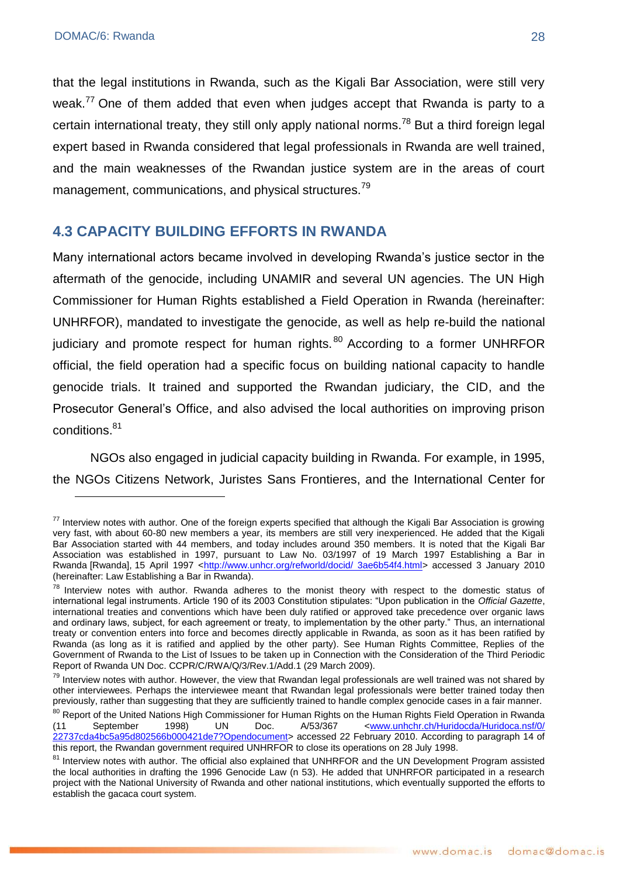that the legal institutions in Rwanda, such as the Kigali Bar Association, were still very weak.[77] One of them added that even when judges accept that Rwanda is party to a certain international treaty, they still only apply national norms.[78] But a third foreign legal expert based in Rwanda considered that legal professionals in Rwanda are well trained, and the main weaknesses of the Rwandan justice system are in the areas of court management, communications, and physical structures.[79]

## 4.3 CAPACITY BUILDING EFFORTS IN RWANDA

Many international actors became involved in developing Rwanda's justice sector in the aftermath of the genocide, including UNAMIR and several UN agencies. The UN High Commissioner for Human Rights established a Field Operation in Rwanda (hereinafter: UNHRFOR), mandated to investigate the genocide, as well as help re-build the national judiciary and promote respect for human rights.[80] According to a former UNHRFOR official, the field operation had a specific focus on building national capacity to handle genocide trials. It trained and supported the Rwandan judiciary, the CID, and the Prosecutor General's Office, and also advised the local authorities on improving prison conditions.[81]

NGOs also engaged in judicial capacity building in Rwanda. For example, in 1995, the NGOs Citizens Network, Juristes Sans Frontieres, and the International Center for

---

[77] Interview notes with author. One of the foreign experts specified that although the Kigali Bar Association is growing very fast, with about 60-80 new members a year, its members are still very inexperienced. He added that the Kigali Bar Association started with 44 members, and today includes around 350 members. It is noted that the Kigali Bar Association was established in 1997, pursuant to Law No. 03/1997 of 19 March 1997 Establishing a Bar in Rwanda [Rwanda], 15 April 1997 <http://www.unhcr.org/refworld/docid/ 3ae6b54f4.html> accessed 3 January 2010 (hereinafter: Law Establishing a Bar in Rwanda).

[78] Interview notes with author. Rwanda adheres to the monist theory with respect to the domestic status of international legal instruments. Article 190 of its 2003 Constitution stipulates: "Upon publication in the *Official Gazette*, international treaties and conventions which have been duly ratified or approved take precedence over organic laws and ordinary laws, subject, for each agreement or treaty, to implementation by the other party." Thus, an international treaty or convention enters into force and becomes directly applicable in Rwanda, as soon as it has been ratified by Rwanda (as long as it is ratified and applied by the other party). See Human Rights Committee, Replies of the Government of Rwanda to the List of Issues to be taken up in Connection with the Consideration of the Third Periodic Report of Rwanda UN Doc. CCPR/C/RWA/Q/3/Rev.1/Add.1 (29 March 2009).

[79] Interview notes with author. However, the view that Rwandan legal professionals are well trained was not shared by other interviewees. Perhaps the interviewee meant that Rwandan legal professionals were better trained today then previously, rather than suggesting that they are sufficiently trained to handle complex genocide cases in a fair manner.

[80] Report of the United Nations High Commissioner for Human Rights on the Human Rights Field Operation in Rwanda (11 September 1998) UN Doc. A/53/367 <www.unhchr.ch/Huridocda/Huridoca.nsf/0/ 22737cda4bc5a95d802566b000421de7?Opendocument> accessed 22 February 2010. According to paragraph 14 of this report, the Rwandan government required UNHRFOR to close its operations on 28 July 1998.

[81] Interview notes with author. The official also explained that UNHRFOR and the UN Development Program assisted the local authorities in drafting the 1996 Genocide Law (n 53). He added that UNHRFOR participated in a research project with the National University of Rwanda and other national institutions, which eventually supported the efforts to establish the gacaca court system.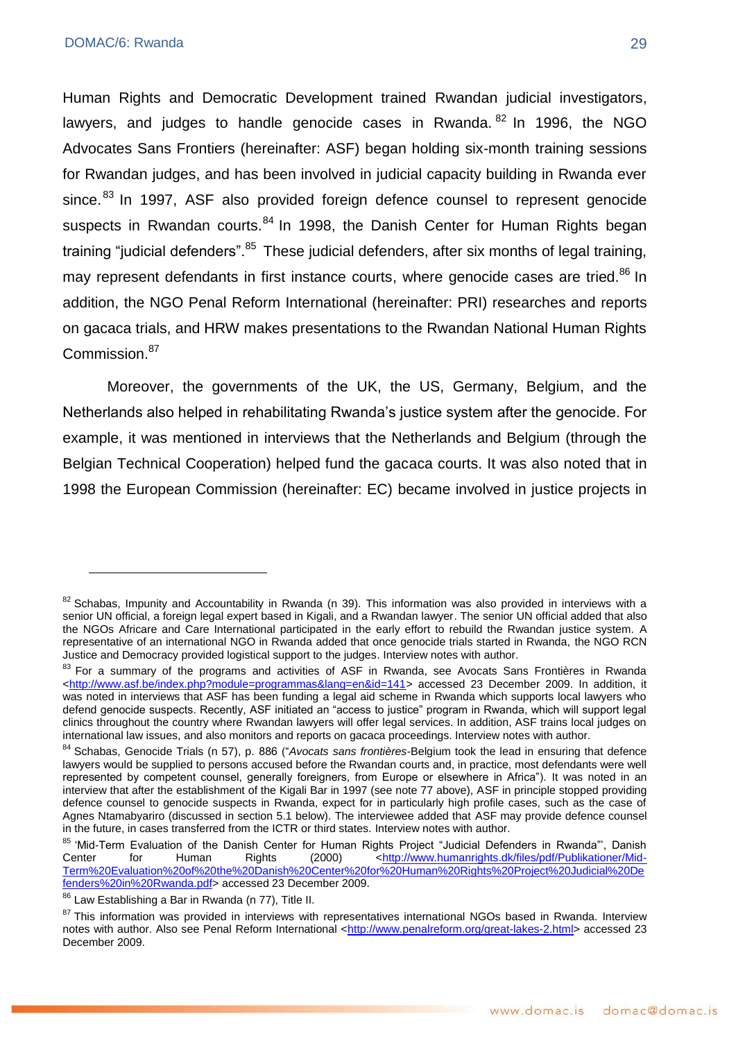Human Rights and Democratic Development trained Rwandan judicial investigators, lawyers, and judges to handle genocide cases in Rwanda.[82] In 1996, the NGO Advocates Sans Frontiers (hereinafter: ASF) began holding six-month training sessions for Rwandan judges, and has been involved in judicial capacity building in Rwanda ever since.[83] In 1997, ASF also provided foreign defence counsel to represent genocide suspects in Rwandan courts.[84] In 1998, the Danish Center for Human Rights began training "judicial defenders".[85] These judicial defenders, after six months of legal training, may represent defendants in first instance courts, where genocide cases are tried.[86] In addition, the NGO Penal Reform International (hereinafter: PRI) researches and reports on gacaca trials, and HRW makes presentations to the Rwandan National Human Rights Commission.[87]

Moreover, the governments of the UK, the US, Germany, Belgium, and the Netherlands also helped in rehabilitating Rwanda's justice system after the genocide. For example, it was mentioned in interviews that the Netherlands and Belgium (through the Belgian Technical Cooperation) helped fund the gacaca courts. It was also noted that in 1998 the European Commission (hereinafter: EC) became involved in justice projects in

---

[82] Schabas, Impunity and Accountability in Rwanda (n 39). This information was also provided in interviews with a senior UN official, a foreign legal expert based in Kigali, and a Rwandan lawyer. The senior UN official added that also the NGOs Africare and Care International participated in the early effort to rebuild the Rwandan justice system. A representative of an international NGO in Rwanda added that once genocide trials started in Rwanda, the NGO RCN Justice and Democracy provided logistical support to the judges. Interview notes with author.

[83] For a summary of the programs and activities of ASF in Rwanda, see Avocats Sans Frontières in Rwanda <http://www.asf.be/index.php?module=programmas&lang=en&id=141> accessed 23 December 2009. In addition, it was noted in interviews that ASF has been funding a legal aid scheme in Rwanda which supports local lawyers who defend genocide suspects. Recently, ASF initiated an "access to justice" program in Rwanda, which will support legal clinics throughout the country where Rwandan lawyers will offer legal services. In addition, ASF trains local judges on international law issues, and also monitors and reports on gacaca proceedings. Interview notes with author.

[84] Schabas, Genocide Trials (n 57), p. 886 ("*Avocats sans frontières*-Belgium took the lead in ensuring that defence lawyers would be supplied to persons accused before the Rwandan courts and, in practice, most defendants were well represented by competent counsel, generally foreigners, from Europe or elsewhere in Africa"). It was noted in an interview that after the establishment of the Kigali Bar in 1997 (see note 77 above), ASF in principle stopped providing defence counsel to genocide suspects in Rwanda, expect for in particularly high profile cases, such as the case of Agnes Ntamabyariro (discussed in section 5.1 below). The interviewee added that ASF may provide defence counsel in the future, in cases transferred from the ICTR or third states. Interview notes with author.

[85] 'Mid-Term Evaluation of the Danish Center for Human Rights Project "Judicial Defenders in Rwanda"', Danish Center for Human Rights (2000) <http://www.humanrights.dk/files/pdf/Publikationer/Mid-Term%20Evaluation%20of%20the%20Danish%20Center%20for%20Human%20Rights%20Project%20Judicial%20Defenders%20in%20Rwanda.pdf> accessed 23 December 2009.

[86] Law Establishing a Bar in Rwanda (n 77), Title II.

[87] This information was provided in interviews with representatives international NGOs based in Rwanda. Interview notes with author. Also see Penal Reform International <http://www.penalreform.org/great-lakes-2.html> accessed 23 December 2009.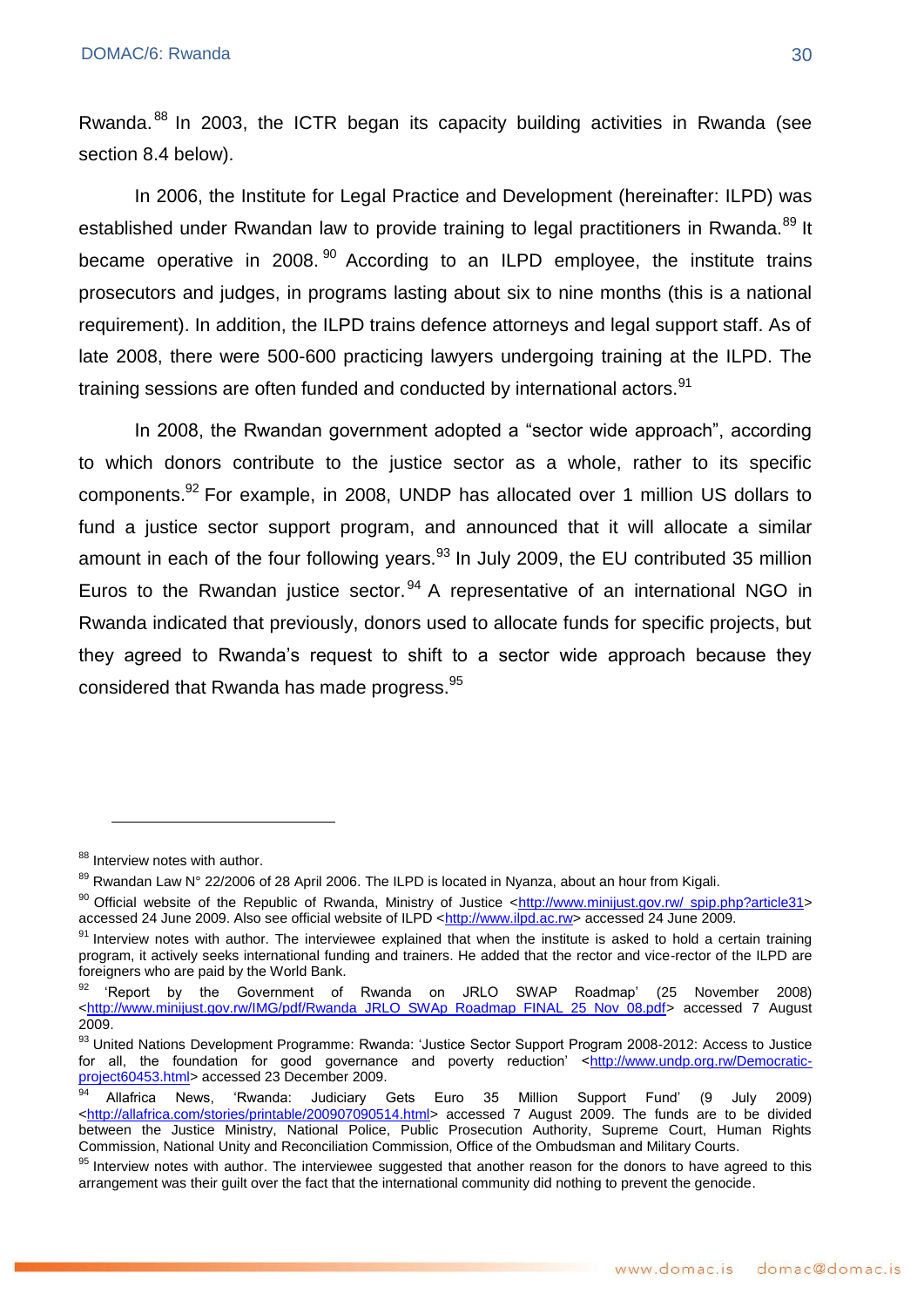Rwanda.[88] In 2003, the ICTR began its capacity building activities in Rwanda (see section 8.4 below).

In 2006, the Institute for Legal Practice and Development (hereinafter: ILPD) was established under Rwandan law to provide training to legal practitioners in Rwanda.[89] It became operative in 2008.[90] According to an ILPD employee, the institute trains prosecutors and judges, in programs lasting about six to nine months (this is a national requirement). In addition, the ILPD trains defence attorneys and legal support staff. As of late 2008, there were 500-600 practicing lawyers undergoing training at the ILPD. The training sessions are often funded and conducted by international actors.[91]

In 2008, the Rwandan government adopted a "sector wide approach", according to which donors contribute to the justice sector as a whole, rather to its specific components.[92] For example, in 2008, UNDP has allocated over 1 million US dollars to fund a justice sector support program, and announced that it will allocate a similar amount in each of the four following years.[93] In July 2009, the EU contributed 35 million Euros to the Rwandan justice sector.[94] A representative of an international NGO in Rwanda indicated that previously, donors used to allocate funds for specific projects, but they agreed to Rwanda's request to shift to a sector wide approach because they considered that Rwanda has made progress.[95]

---

[88] Interview notes with author.

[89] Rwandan Law N° 22/2006 of 28 April 2006. The ILPD is located in Nyanza, about an hour from Kigali.

[90] Official website of the Republic of Rwanda, Ministry of Justice <http://www.minijust.gov.rw/_spip.php?article31> accessed 24 June 2009. Also see official website of ILPD <http://www.ilpd.ac.rw> accessed 24 June 2009.

[91] Interview notes with author. The interviewee explained that when the institute is asked to hold a certain training program, it actively seeks international funding and trainers. He added that the rector and vice-rector of the ILPD are foreigners who are paid by the World Bank.

[92] 'Report by the Government of Rwanda on JRLO SWAP Roadmap' (25 November 2008) <http://www.minijust.gov.rw/IMG/pdf/Rwanda_JRLO_SWAp_Roadmap_FINAL_25_Nov_08.pdf> accessed 7 August 2009.

[93] United Nations Development Programme: Rwanda: 'Justice Sector Support Program 2008-2012: Access to Justice for all, the foundation for good governance and poverty reduction' <http://www.undp.org.rw/Democratic-project60453.html> accessed 23 December 2009.

[94] Allafrica News, 'Rwanda: Judiciary Gets Euro 35 Million Support Fund' (9 July 2009) <http://allafrica.com/stories/printable/200907090514.html> accessed 7 August 2009. The funds are to be divided between the Justice Ministry, National Police, Public Prosecution Authority, Supreme Court, Human Rights Commission, National Unity and Reconciliation Commission, Office of the Ombudsman and Military Courts.

[95] Interview notes with author. The interviewee suggested that another reason for the donors to have agreed to this arrangement was their guilt over the fact that the international community did nothing to prevent the genocide.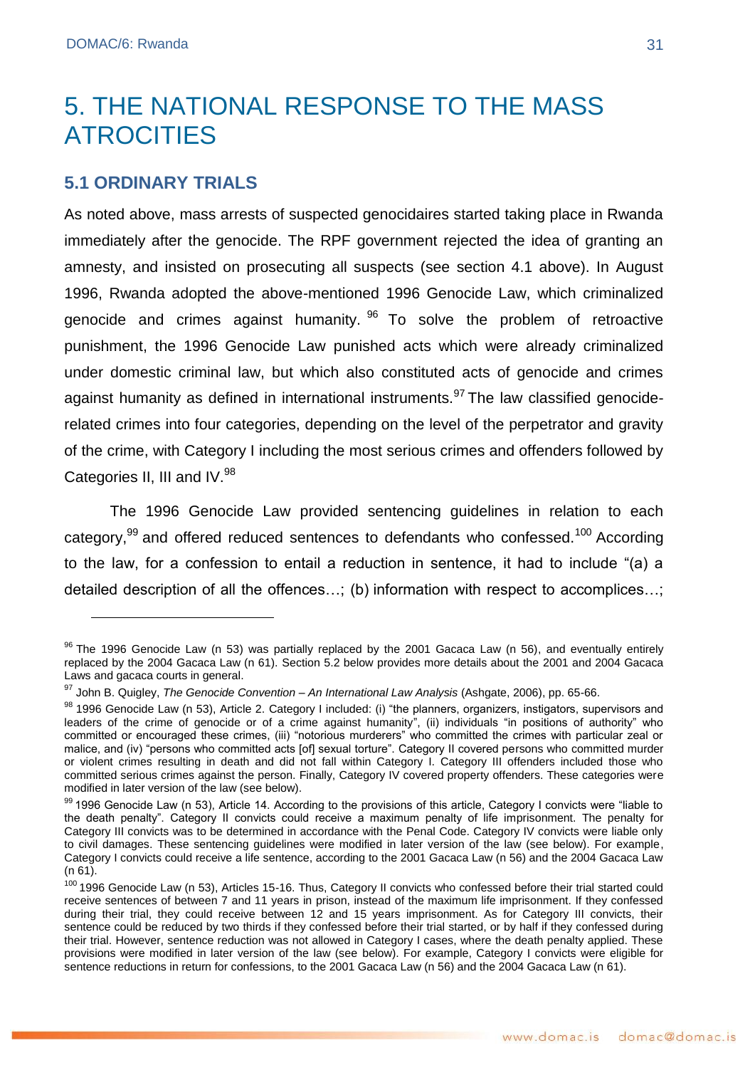# 5. THE NATIONAL RESPONSE TO THE MASS ATROCITIES

## 5.1 ORDINARY TRIALS

As noted above, mass arrests of suspected genocidaires started taking place in Rwanda immediately after the genocide. The RPF government rejected the idea of granting an amnesty, and insisted on prosecuting all suspects (see section 4.1 above). In August 1996, Rwanda adopted the above-mentioned 1996 Genocide Law, which criminalized genocide and crimes against humanity.[96] To solve the problem of retroactive punishment, the 1996 Genocide Law punished acts which were already criminalized under domestic criminal law, but which also constituted acts of genocide and crimes against humanity as defined in international instruments.[97] The law classified genocide-related crimes into four categories, depending on the level of the perpetrator and gravity of the crime, with Category I including the most serious crimes and offenders followed by Categories II, III and IV.[98]

The 1996 Genocide Law provided sentencing guidelines in relation to each category,[99] and offered reduced sentences to defendants who confessed.[100] According to the law, for a confession to entail a reduction in sentence, it had to include "(a) a detailed description of all the offences…; (b) information with respect to accomplices…;

---

[96] The 1996 Genocide Law (n 53) was partially replaced by the 2001 Gacaca Law (n 56), and eventually entirely replaced by the 2004 Gacaca Law (n 61). Section 5.2 below provides more details about the 2001 and 2004 Gacaca Laws and gacaca courts in general.

[97] John B. Quigley, *The Genocide Convention – An International Law Analysis* (Ashgate, 2006), pp. 65-66.

[98] 1996 Genocide Law (n 53), Article 2. Category I included: (i) "the planners, organizers, instigators, supervisors and leaders of the crime of genocide or of a crime against humanity", (ii) individuals "in positions of authority" who committed or encouraged these crimes, (iii) "notorious murderers" who committed the crimes with particular zeal or malice, and (iv) "persons who committed acts [of] sexual torture". Category II covered persons who committed murder or violent crimes resulting in death and did not fall within Category I. Category III offenders included those who committed serious crimes against the person. Finally, Category IV covered property offenders. These categories were modified in later version of the law (see below).

[99] 1996 Genocide Law (n 53), Article 14. According to the provisions of this article, Category I convicts were "liable to the death penalty". Category II convicts could receive a maximum penalty of life imprisonment. The penalty for Category III convicts was to be determined in accordance with the Penal Code. Category IV convicts were liable only to civil damages. These sentencing guidelines were modified in later version of the law (see below). For example, Category I convicts could receive a life sentence, according to the 2001 Gacaca Law (n 56) and the 2004 Gacaca Law (n 61).

[100] 1996 Genocide Law (n 53), Articles 15-16. Thus, Category II convicts who confessed before their trial started could receive sentences of between 7 and 11 years in prison, instead of the maximum life imprisonment. If they confessed during their trial, they could receive between 12 and 15 years imprisonment. As for Category III convicts, their sentence could be reduced by two thirds if they confessed before their trial started, or by half if they confessed during their trial. However, sentence reduction was not allowed in Category I cases, where the death penalty applied. These provisions were modified in later version of the law (see below). For example, Category I convicts were eligible for sentence reductions in return for confessions, to the 2001 Gacaca Law (n 56) and the 2004 Gacaca Law (n 61).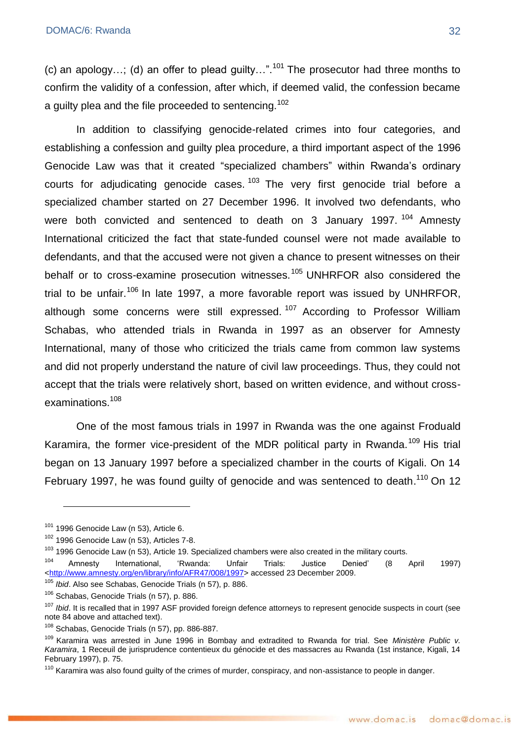(c) an apology…; (d) an offer to plead guilty…".[101] The prosecutor had three months to confirm the validity of a confession, after which, if deemed valid, the confession became a guilty plea and the file proceeded to sentencing.[102]

In addition to classifying genocide-related crimes into four categories, and establishing a confession and guilty plea procedure, a third important aspect of the 1996 Genocide Law was that it created "specialized chambers" within Rwanda's ordinary courts for adjudicating genocide cases.[103] The very first genocide trial before a specialized chamber started on 27 December 1996. It involved two defendants, who were both convicted and sentenced to death on 3 January 1997.[104] Amnesty International criticized the fact that state-funded counsel were not made available to defendants, and that the accused were not given a chance to present witnesses on their behalf or to cross-examine prosecution witnesses.[105] UNHRFOR also considered the trial to be unfair.[106] In late 1997, a more favorable report was issued by UNHRFOR, although some concerns were still expressed.[107] According to Professor William Schabas, who attended trials in Rwanda in 1997 as an observer for Amnesty International, many of those who criticized the trials came from common law systems and did not properly understand the nature of civil law proceedings. Thus, they could not accept that the trials were relatively short, based on written evidence, and without cross-examinations.[108]

One of the most famous trials in 1997 in Rwanda was the one against Froduald Karamira, the former vice-president of the MDR political party in Rwanda.[109] His trial began on 13 January 1997 before a specialized chamber in the courts of Kigali. On 14 February 1997, he was found guilty of genocide and was sentenced to death.[110] On 12

---

[101] 1996 Genocide Law (n 53), Article 6.

[102] 1996 Genocide Law (n 53), Articles 7-8.

[103] 1996 Genocide Law (n 53), Article 19. Specialized chambers were also created in the military courts.

[104] Amnesty International, 'Rwanda: Unfair Trials: Justice Denied' (8 April 1997) <http://www.amnesty.org/en/library/info/AFR47/008/1997> accessed 23 December 2009.

[105] *Ibid*. Also see Schabas, Genocide Trials (n 57), p. 886.

[106] Schabas, Genocide Trials (n 57), p. 886.

[107] *Ibid*. It is recalled that in 1997 ASF provided foreign defence attorneys to represent genocide suspects in court (see note 84 above and attached text).

[108] Schabas, Genocide Trials (n 57), pp. 886-887.

[109] Karamira was arrested in June 1996 in Bombay and extradited to Rwanda for trial. See *Ministère Public v. Karamira*, 1 Receuil de jurisprudence contentieux du génocide et des massacres au Rwanda (1st instance, Kigali, 14 February 1997), p. 75.

[110] Karamira was also found guilty of the crimes of murder, conspiracy, and non-assistance to people in danger.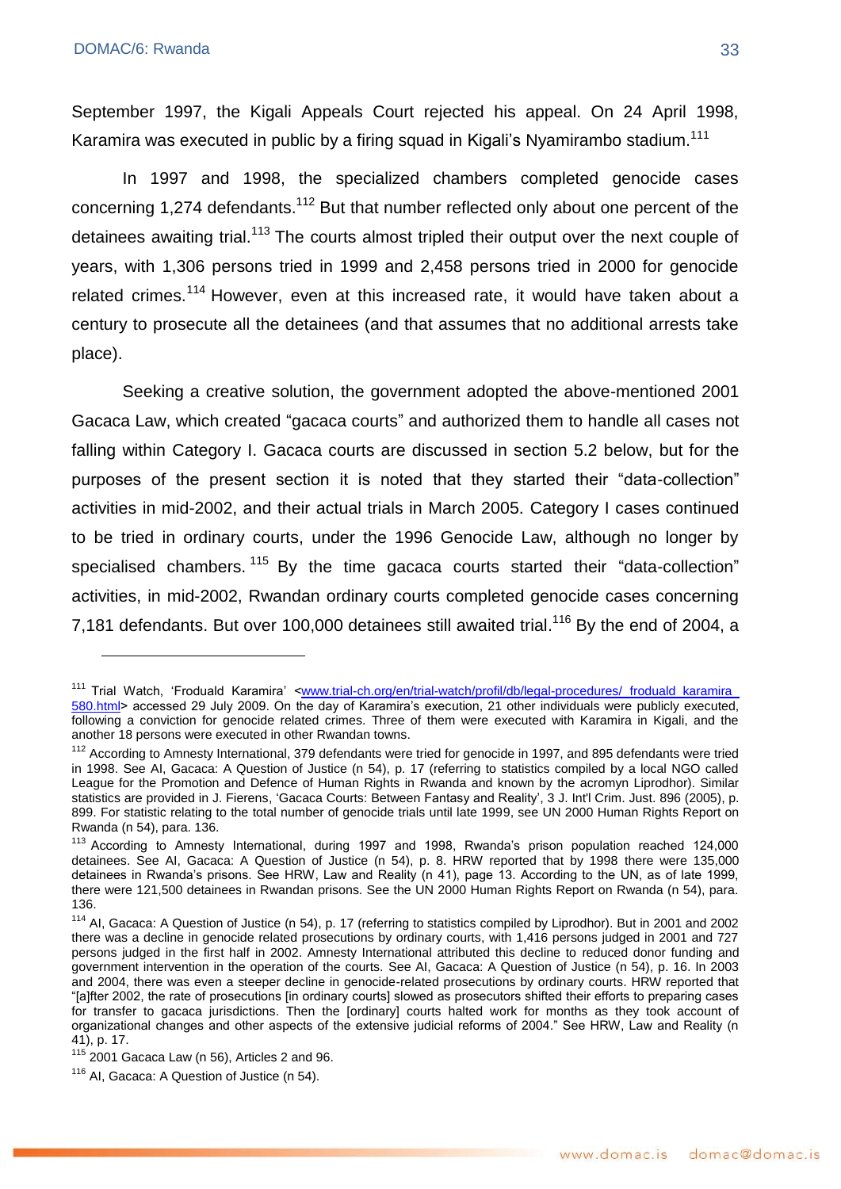September 1997, the Kigali Appeals Court rejected his appeal. On 24 April 1998, Karamira was executed in public by a firing squad in Kigali's Nyamirambo stadium.[111]

In 1997 and 1998, the specialized chambers completed genocide cases concerning 1,274 defendants.[112] But that number reflected only about one percent of the detainees awaiting trial.[113] The courts almost tripled their output over the next couple of years, with 1,306 persons tried in 1999 and 2,458 persons tried in 2000 for genocide related crimes.[114] However, even at this increased rate, it would have taken about a century to prosecute all the detainees (and that assumes that no additional arrests take place).

Seeking a creative solution, the government adopted the above-mentioned 2001 Gacaca Law, which created "gacaca courts" and authorized them to handle all cases not falling within Category I. Gacaca courts are discussed in section 5.2 below, but for the purposes of the present section it is noted that they started their "data-collection" activities in mid-2002, and their actual trials in March 2005. Category I cases continued to be tried in ordinary courts, under the 1996 Genocide Law, although no longer by specialised chambers.[115] By the time gacaca courts started their "data-collection" activities, in mid-2002, Rwandan ordinary courts completed genocide cases concerning 7,181 defendants. But over 100,000 detainees still awaited trial.[116] By the end of 2004, a

---

[111] Trial Watch, 'Froduald Karamira' <www.trial-ch.org/en/trial-watch/profil/db/legal-procedures/_froduald_karamira_580.html> accessed 29 July 2009. On the day of Karamira's execution, 21 other individuals were publicly executed, following a conviction for genocide related crimes. Three of them were executed with Karamira in Kigali, and the another 18 persons were executed in other Rwandan towns.

[112] According to Amnesty International, 379 defendants were tried for genocide in 1997, and 895 defendants were tried in 1998. See AI, Gacaca: A Question of Justice (n 54), p. 17 (referring to statistics compiled by a local NGO called League for the Promotion and Defence of Human Rights in Rwanda and known by the acromyn Liprodhor). Similar statistics are provided in J. Fierens, 'Gacaca Courts: Between Fantasy and Reality', 3 J. Int'l Crim. Just. 896 (2005), p. 899. For statistic relating to the total number of genocide trials until late 1999, see UN 2000 Human Rights Report on Rwanda (n 54), para. 136.

[113] According to Amnesty International, during 1997 and 1998, Rwanda's prison population reached 124,000 detainees. See AI, Gacaca: A Question of Justice (n 54), p. 8. HRW reported that by 1998 there were 135,000 detainees in Rwanda's prisons. See HRW, Law and Reality (n 41), page 13. According to the UN, as of late 1999, there were 121,500 detainees in Rwandan prisons. See the UN 2000 Human Rights Report on Rwanda (n 54), para. 136.

[114] AI, Gacaca: A Question of Justice (n 54), p. 17 (referring to statistics compiled by Liprodhor). But in 2001 and 2002 there was a decline in genocide related prosecutions by ordinary courts, with 1,416 persons judged in 2001 and 727 persons judged in the first half in 2002. Amnesty International attributed this decline to reduced donor funding and government intervention in the operation of the courts. See AI, Gacaca: A Question of Justice (n 54), p. 16. In 2003 and 2004, there was even a steeper decline in genocide-related prosecutions by ordinary courts. HRW reported that "[a]fter 2002, the rate of prosecutions [in ordinary courts] slowed as prosecutors shifted their efforts to preparing cases for transfer to gacaca jurisdictions. Then the [ordinary] courts halted work for months as they took account of organizational changes and other aspects of the extensive judicial reforms of 2004." See HRW, Law and Reality (n 41), p. 17.

[115] 2001 Gacaca Law (n 56), Articles 2 and 96.

[116] AI, Gacaca: A Question of Justice (n 54).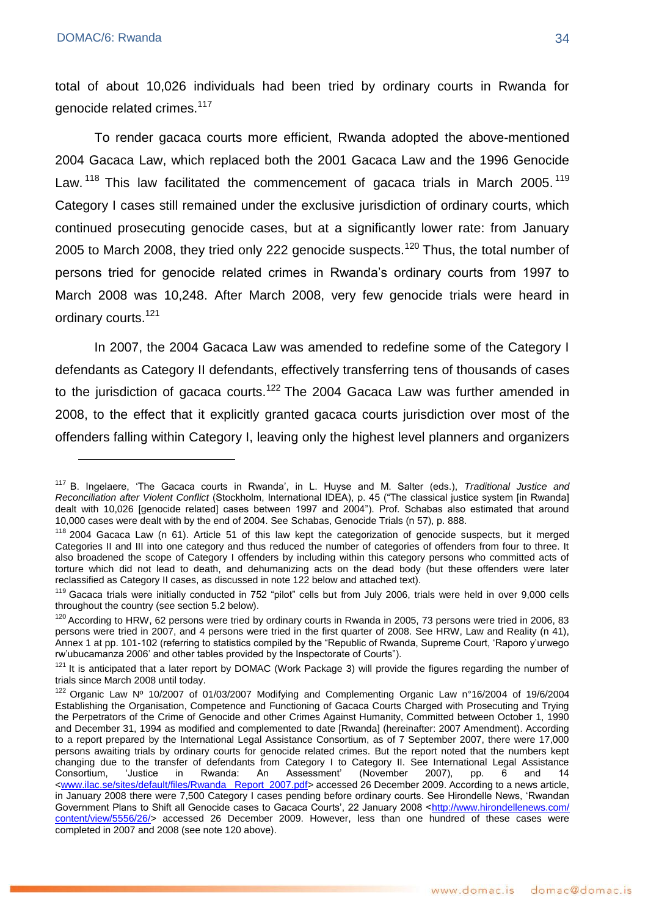total of about 10,026 individuals had been tried by ordinary courts in Rwanda for genocide related crimes.[117]

To render gacaca courts more efficient, Rwanda adopted the above-mentioned 2004 Gacaca Law, which replaced both the 2001 Gacaca Law and the 1996 Genocide Law.[118] This law facilitated the commencement of gacaca trials in March 2005.[119] Category I cases still remained under the exclusive jurisdiction of ordinary courts, which continued prosecuting genocide cases, but at a significantly lower rate: from January 2005 to March 2008, they tried only 222 genocide suspects.[120] Thus, the total number of persons tried for genocide related crimes in Rwanda's ordinary courts from 1997 to March 2008 was 10,248. After March 2008, very few genocide trials were heard in ordinary courts.[121]

In 2007, the 2004 Gacaca Law was amended to redefine some of the Category I defendants as Category II defendants, effectively transferring tens of thousands of cases to the jurisdiction of gacaca courts.[122] The 2004 Gacaca Law was further amended in 2008, to the effect that it explicitly granted gacaca courts jurisdiction over most of the offenders falling within Category I, leaving only the highest level planners and organizers

---

[117] B. Ingelaere, 'The Gacaca courts in Rwanda', in L. Huyse and M. Salter (eds.), *Traditional Justice and Reconciliation after Violent Conflict* (Stockholm, International IDEA), p. 45 ("The classical justice system [in Rwanda] dealt with 10,026 [genocide related] cases between 1997 and 2004"). Prof. Schabas also estimated that around 10,000 cases were dealt with by the end of 2004. See Schabas, Genocide Trials (n 57), p. 888.

[118] 2004 Gacaca Law (n 61). Article 51 of this law kept the categorization of genocide suspects, but it merged Categories II and III into one category and thus reduced the number of categories of offenders from four to three. It also broadened the scope of Category I offenders by including within this category persons who committed acts of torture which did not lead to death, and dehumanizing acts on the dead body (but these offenders were later reclassified as Category II cases, as discussed in note 122 below and attached text).

[119] Gacaca trials were initially conducted in 752 "pilot" cells but from July 2006, trials were held in over 9,000 cells throughout the country (see section 5.2 below).

[120] According to HRW, 62 persons were tried by ordinary courts in Rwanda in 2005, 73 persons were tried in 2006, 83 persons were tried in 2007, and 4 persons were tried in the first quarter of 2008. See HRW, Law and Reality (n 41), Annex 1 at pp. 101-102 (referring to statistics compiled by the "Republic of Rwanda, Supreme Court, 'Raporo y'urwego rw'ubucamanza 2006' and other tables provided by the Inspectorate of Courts").

[121] It is anticipated that a later report by DOMAC (Work Package 3) will provide the figures regarding the number of trials since March 2008 until today.

[122] Organic Law Nº 10/2007 of 01/03/2007 Modifying and Complementing Organic Law n°16/2004 of 19/6/2004 Establishing the Organisation, Competence and Functioning of Gacaca Courts Charged with Prosecuting and Trying the Perpetrators of the Crime of Genocide and other Crimes Against Humanity, Committed between October 1, 1990 and December 31, 1994 as modified and complemented to date [Rwanda] (hereinafter: 2007 Amendment). According to a report prepared by the International Legal Assistance Consortium, as of 7 September 2007, there were 17,000 persons awaiting trials by ordinary courts for genocide related crimes. But the report noted that the numbers kept changing due to the transfer of defendants from Category I to Category II. See International Legal Assistance Consortium, 'Justice in Rwanda: An Assessment' (November 2007), pp. 6 and 14 <www.ilac.se/sites/default/files/Rwanda_Report_2007.pdf> accessed 26 December 2009. According to a news article, in January 2008 there were 7,500 Category I cases pending before ordinary courts. See Hirondelle News, 'Rwandan Government Plans to Shift all Genocide cases to Gacaca Courts', 22 January 2008 <http://www.hirondellenews.com/content/view/5556/26/> accessed 26 December 2009. However, less than one hundred of these cases were completed in 2007 and 2008 (see note 120 above).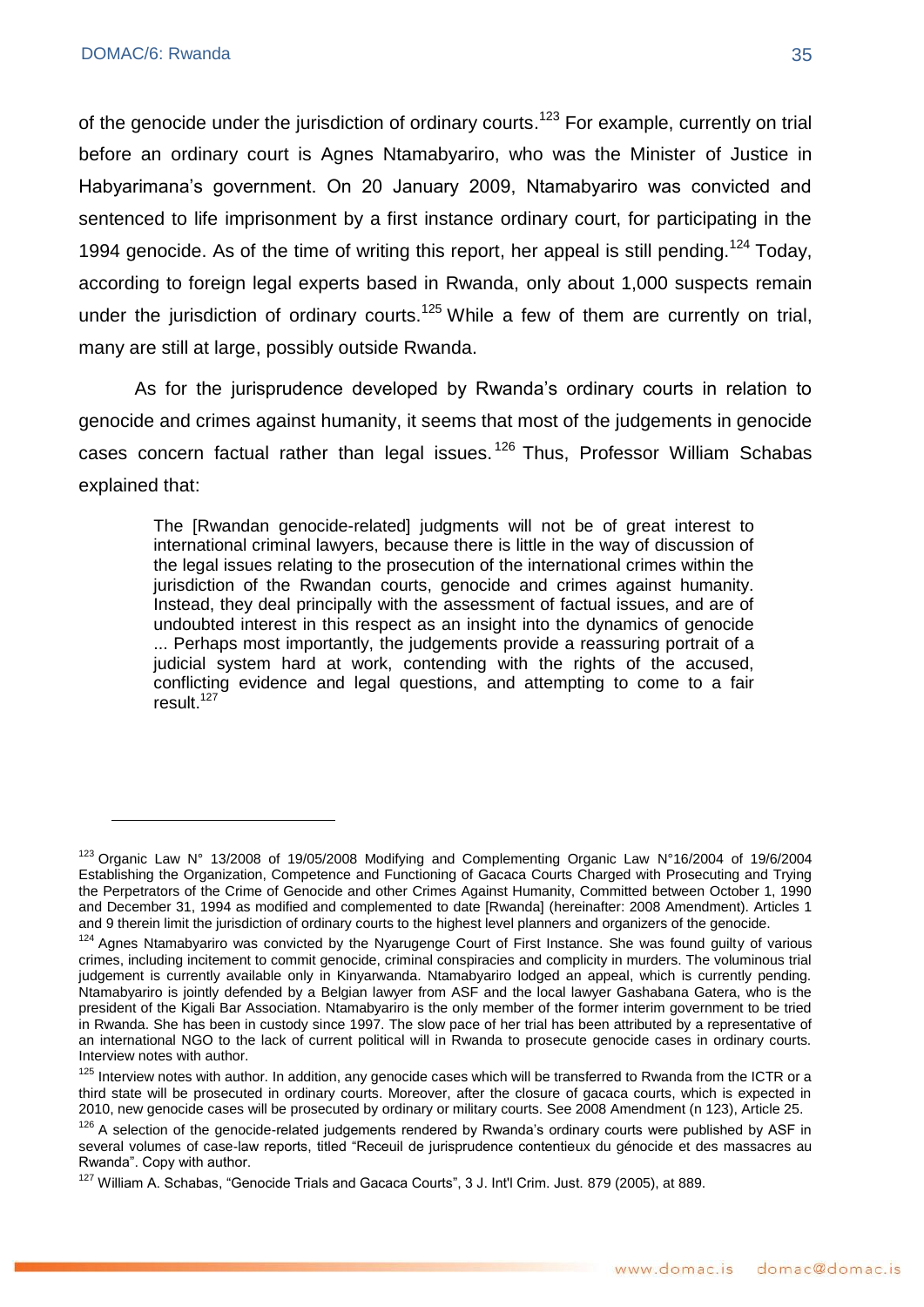of the genocide under the jurisdiction of ordinary courts.[123] For example, currently on trial before an ordinary court is Agnes Ntamabyariro, who was the Minister of Justice in Habyarimana's government. On 20 January 2009, Ntamabyariro was convicted and sentenced to life imprisonment by a first instance ordinary court, for participating in the 1994 genocide. As of the time of writing this report, her appeal is still pending.[124] Today, according to foreign legal experts based in Rwanda, only about 1,000 suspects remain under the jurisdiction of ordinary courts.[125] While a few of them are currently on trial, many are still at large, possibly outside Rwanda.

As for the jurisprudence developed by Rwanda's ordinary courts in relation to genocide and crimes against humanity, it seems that most of the judgements in genocide cases concern factual rather than legal issues.[126] Thus, Professor William Schabas explained that:

> The [Rwandan genocide-related] judgments will not be of great interest to international criminal lawyers, because there is little in the way of discussion of the legal issues relating to the prosecution of the international crimes within the jurisdiction of the Rwandan courts, genocide and crimes against humanity. Instead, they deal principally with the assessment of factual issues, and are of undoubted interest in this respect as an insight into the dynamics of genocide ... Perhaps most importantly, the judgements provide a reassuring portrait of a judicial system hard at work, contending with the rights of the accused, conflicting evidence and legal questions, and attempting to come to a fair result.[127]

---

[123] Organic Law N° 13/2008 of 19/05/2008 Modifying and Complementing Organic Law N°16/2004 of 19/6/2004 Establishing the Organization, Competence and Functioning of Gacaca Courts Charged with Prosecuting and Trying the Perpetrators of the Crime of Genocide and other Crimes Against Humanity, Committed between October 1, 1990 and December 31, 1994 as modified and complemented to date [Rwanda] (hereinafter: 2008 Amendment). Articles 1 and 9 therein limit the jurisdiction of ordinary courts to the highest level planners and organizers of the genocide.

[124] Agnes Ntamabyariro was convicted by the Nyarugenge Court of First Instance. She was found guilty of various crimes, including incitement to commit genocide, criminal conspiracies and complicity in murders. The voluminous trial judgement is currently available only in Kinyarwanda. Ntamabyariro lodged an appeal, which is currently pending. Ntamabyariro is jointly defended by a Belgian lawyer from ASF and the local lawyer Gashabana Gatera, who is the president of the Kigali Bar Association. Ntamabyariro is the only member of the former interim government to be tried in Rwanda. She has been in custody since 1997. The slow pace of her trial has been attributed by a representative of an international NGO to the lack of current political will in Rwanda to prosecute genocide cases in ordinary courts. Interview notes with author.

[125] Interview notes with author. In addition, any genocide cases which will be transferred to Rwanda from the ICTR or a third state will be prosecuted in ordinary courts. Moreover, after the closure of gacaca courts, which is expected in 2010, new genocide cases will be prosecuted by ordinary or military courts. See 2008 Amendment (n 123), Article 25.

[126] A selection of the genocide-related judgements rendered by Rwanda's ordinary courts were published by ASF in several volumes of case-law reports, titled "Receuil de jurisprudence contentieux du génocide et des massacres au Rwanda". Copy with author.

[127] William A. Schabas, "Genocide Trials and Gacaca Courts", 3 J. Int'l Crim. Just. 879 (2005), at 889.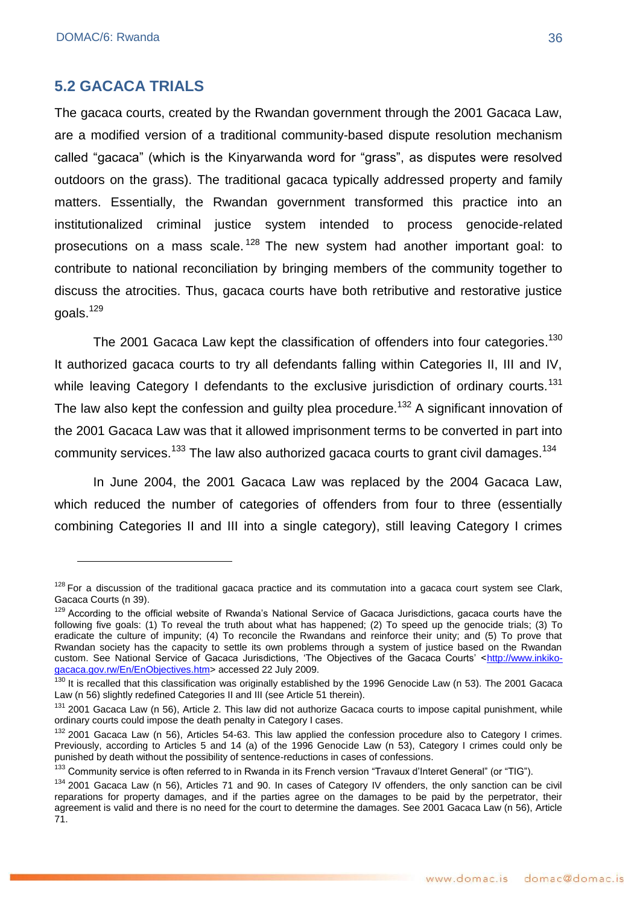## 5.2 GACACA TRIALS

The gacaca courts, created by the Rwandan government through the 2001 Gacaca Law, are a modified version of a traditional community-based dispute resolution mechanism called "gacaca" (which is the Kinyarwanda word for "grass", as disputes were resolved outdoors on the grass). The traditional gacaca typically addressed property and family matters. Essentially, the Rwandan government transformed this practice into an institutionalized criminal justice system intended to process genocide-related prosecutions on a mass scale.[128] The new system had another important goal: to contribute to national reconciliation by bringing members of the community together to discuss the atrocities. Thus, gacaca courts have both retributive and restorative justice goals.[129]

The 2001 Gacaca Law kept the classification of offenders into four categories.[130] It authorized gacaca courts to try all defendants falling within Categories II, III and IV, while leaving Category I defendants to the exclusive jurisdiction of ordinary courts.[131] The law also kept the confession and guilty plea procedure.[132] A significant innovation of the 2001 Gacaca Law was that it allowed imprisonment terms to be converted in part into community services.[133] The law also authorized gacaca courts to grant civil damages.[134]

In June 2004, the 2001 Gacaca Law was replaced by the 2004 Gacaca Law, which reduced the number of categories of offenders from four to three (essentially combining Categories II and III into a single category), still leaving Category I crimes

---

[128] For a discussion of the traditional gacaca practice and its commutation into a gacaca court system see Clark, Gacaca Courts (n 39).

[129] According to the official website of Rwanda's National Service of Gacaca Jurisdictions, gacaca courts have the following five goals: (1) To reveal the truth about what has happened; (2) To speed up the genocide trials; (3) To eradicate the culture of impunity; (4) To reconcile the Rwandans and reinforce their unity; and (5) To prove that Rwandan society has the capacity to settle its own problems through a system of justice based on the Rwandan custom. See National Service of Gacaca Jurisdictions, 'The Objectives of the Gacaca Courts' <http://www.inkiko-gacaca.gov.rw/En/EnObjectives.htm> accessed 22 July 2009.

[130] It is recalled that this classification was originally established by the 1996 Genocide Law (n 53). The 2001 Gacaca Law (n 56) slightly redefined Categories II and III (see Article 51 therein).

[131] 2001 Gacaca Law (n 56), Article 2. This law did not authorize Gacaca courts to impose capital punishment, while ordinary courts could impose the death penalty in Category I cases.

[132] 2001 Gacaca Law (n 56), Articles 54-63. This law applied the confession procedure also to Category I crimes. Previously, according to Articles 5 and 14 (a) of the 1996 Genocide Law (n 53), Category I crimes could only be punished by death without the possibility of sentence-reductions in cases of confessions.

[133] Community service is often referred to in Rwanda in its French version "Travaux d'Interet General" (or "TIG").

[134] 2001 Gacaca Law (n 56), Articles 71 and 90. In cases of Category IV offenders, the only sanction can be civil reparations for property damages, and if the parties agree on the damages to be paid by the perpetrator, their agreement is valid and there is no need for the court to determine the damages. See 2001 Gacaca Law (n 56), Article 71.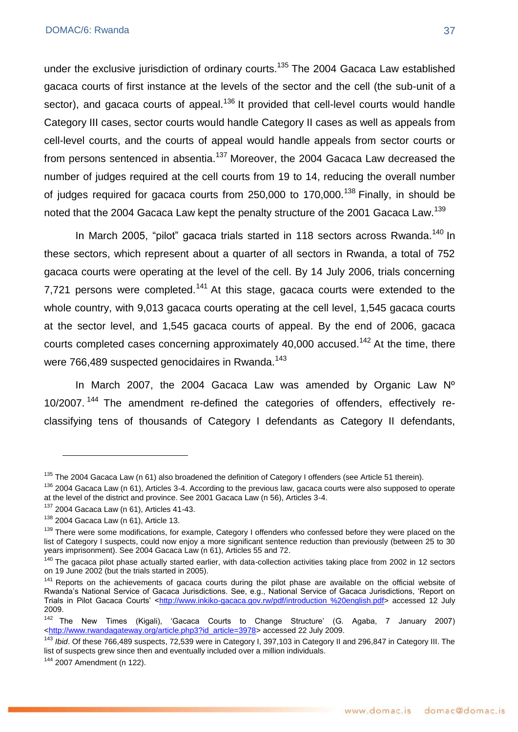under the exclusive jurisdiction of ordinary courts.[135] The 2004 Gacaca Law established gacaca courts of first instance at the levels of the sector and the cell (the sub-unit of a sector), and gacaca courts of appeal.[136] It provided that cell-level courts would handle Category III cases, sector courts would handle Category II cases as well as appeals from cell-level courts, and the courts of appeal would handle appeals from sector courts or from persons sentenced in absentia.[137] Moreover, the 2004 Gacaca Law decreased the number of judges required at the cell courts from 19 to 14, reducing the overall number of judges required for gacaca courts from 250,000 to 170,000.[138] Finally, in should be noted that the 2004 Gacaca Law kept the penalty structure of the 2001 Gacaca Law.[139]

In March 2005, "pilot" gacaca trials started in 118 sectors across Rwanda.[140] In these sectors, which represent about a quarter of all sectors in Rwanda, a total of 752 gacaca courts were operating at the level of the cell. By 14 July 2006, trials concerning 7,721 persons were completed.[141] At this stage, gacaca courts were extended to the whole country, with 9,013 gacaca courts operating at the cell level, 1,545 gacaca courts at the sector level, and 1,545 gacaca courts of appeal. By the end of 2006, gacaca courts completed cases concerning approximately 40,000 accused.[142] At the time, there were 766,489 suspected genocidaires in Rwanda.[143]

In March 2007, the 2004 Gacaca Law was amended by Organic Law Nº 10/2007.[144] The amendment re-defined the categories of offenders, effectively re-classifying tens of thousands of Category I defendants as Category II defendants,

---

[135] The 2004 Gacaca Law (n 61) also broadened the definition of Category I offenders (see Article 51 therein).

[136] 2004 Gacaca Law (n 61), Articles 3-4. According to the previous law, gacaca courts were also supposed to operate at the level of the district and province. See 2001 Gacaca Law (n 56), Articles 3-4.

[137] 2004 Gacaca Law (n 61), Articles 41-43.

[138] 2004 Gacaca Law (n 61), Article 13.

[139] There were some modifications, for example, Category I offenders who confessed before they were placed on the list of Category I suspects, could now enjoy a more significant sentence reduction than previously (between 25 to 30 years imprisonment). See 2004 Gacaca Law (n 61), Articles 55 and 72.

[140] The gacaca pilot phase actually started earlier, with data-collection activities taking place from 2002 in 12 sectors on 19 June 2002 (but the trials started in 2005).

[141] Reports on the achievements of gacaca courts during the pilot phase are available on the official website of Rwanda's National Service of Gacaca Jurisdictions. See, e.g., National Service of Gacaca Jurisdictions, 'Report on Trials in Pilot Gacaca Courts' <http://www.inkiko-gacaca.gov.rw/pdf/introduction %20english.pdf> accessed 12 July 2009.

[142] The New Times (Kigali), 'Gacaca Courts to Change Structure' (G. Agaba, 7 January 2007) <http://www.rwandagateway.org/article.php3?id_article=3978> accessed 22 July 2009.

[143] *Ibid*. Of these 766,489 suspects, 72,539 were in Category I, 397,103 in Category II and 296,847 in Category III. The list of suspects grew since then and eventually included over a million individuals.

[144] 2007 Amendment (n 122).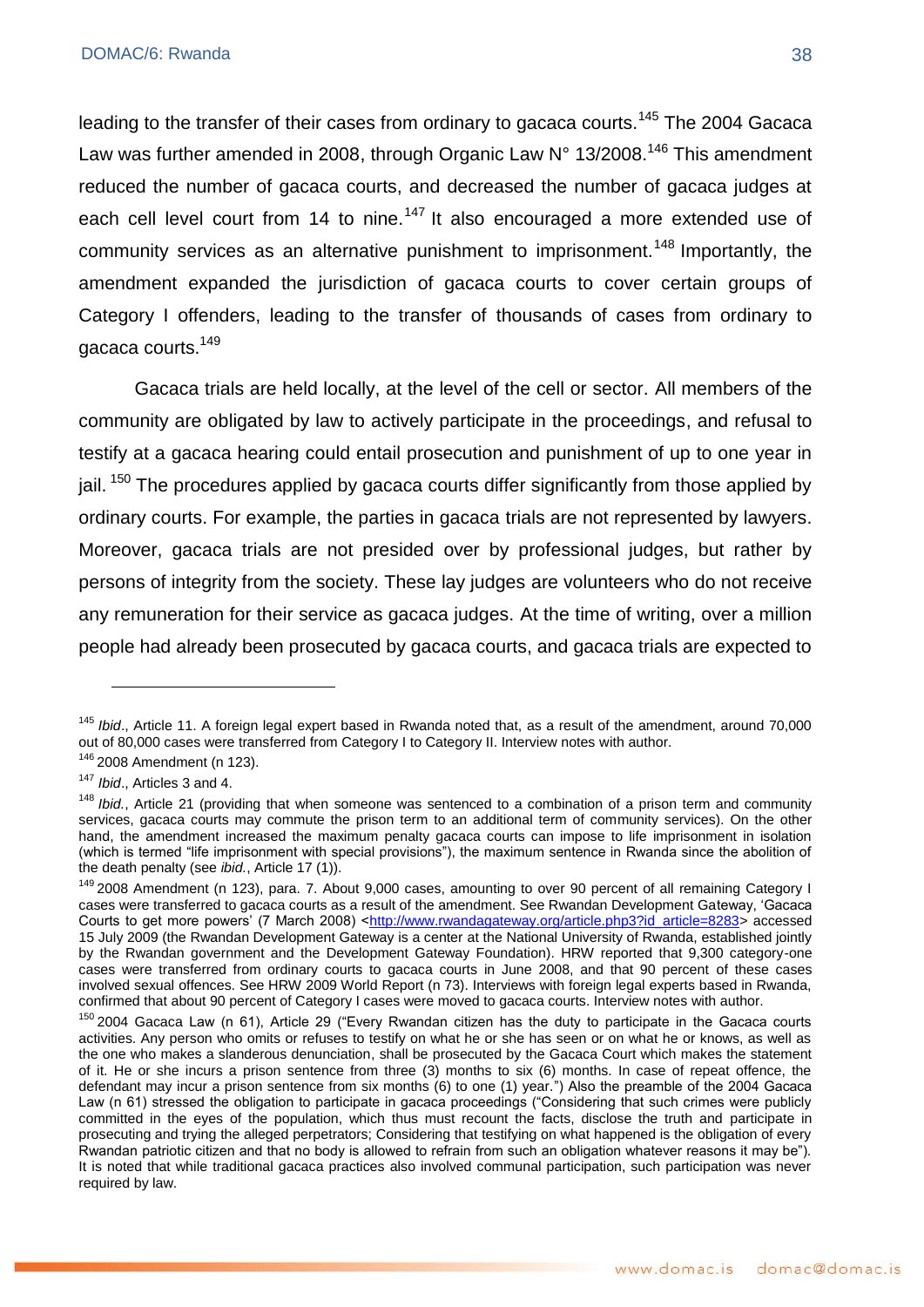leading to the transfer of their cases from ordinary to gacaca courts.[145] The 2004 Gacaca Law was further amended in 2008, through Organic Law N° 13/2008.[146] This amendment reduced the number of gacaca courts, and decreased the number of gacaca judges at each cell level court from 14 to nine.[147] It also encouraged a more extended use of community services as an alternative punishment to imprisonment.[148] Importantly, the amendment expanded the jurisdiction of gacaca courts to cover certain groups of Category I offenders, leading to the transfer of thousands of cases from ordinary to gacaca courts.[149]

Gacaca trials are held locally, at the level of the cell or sector. All members of the community are obligated by law to actively participate in the proceedings, and refusal to testify at a gacaca hearing could entail prosecution and punishment of up to one year in jail. [150] The procedures applied by gacaca courts differ significantly from those applied by ordinary courts. For example, the parties in gacaca trials are not represented by lawyers. Moreover, gacaca trials are not presided over by professional judges, but rather by persons of integrity from the society. These lay judges are volunteers who do not receive any remuneration for their service as gacaca judges. At the time of writing, over a million people had already been prosecuted by gacaca courts, and gacaca trials are expected to

---

[145] *Ibid*., Article 11. A foreign legal expert based in Rwanda noted that, as a result of the amendment, around 70,000 out of 80,000 cases were transferred from Category I to Category II. Interview notes with author.

[146] 2008 Amendment (n 123).

[147] *Ibid*., Articles 3 and 4.

[148] *Ibid.*, Article 21 (providing that when someone was sentenced to a combination of a prison term and community services, gacaca courts may commute the prison term to an additional term of community services). On the other hand, the amendment increased the maximum penalty gacaca courts can impose to life imprisonment in isolation (which is termed "life imprisonment with special provisions"), the maximum sentence in Rwanda since the abolition of the death penalty (see *ibid.*, Article 17 (1)).

[149] 2008 Amendment (n 123), para. 7. About 9,000 cases, amounting to over 90 percent of all remaining Category I cases were transferred to gacaca courts as a result of the amendment. See Rwandan Development Gateway, 'Gacaca Courts to get more powers' (7 March 2008) <http://www.rwandagateway.org/article.php3?id_article=8283> accessed 15 July 2009 (the Rwandan Development Gateway is a center at the National University of Rwanda, established jointly by the Rwandan government and the Development Gateway Foundation). HRW reported that 9,300 category-one cases were transferred from ordinary courts to gacaca courts in June 2008, and that 90 percent of these cases involved sexual offences. See HRW 2009 World Report (n 73). Interviews with foreign legal experts based in Rwanda, confirmed that about 90 percent of Category I cases were moved to gacaca courts. Interview notes with author.

[150] 2004 Gacaca Law (n 61), Article 29 ("Every Rwandan citizen has the duty to participate in the Gacaca courts activities. Any person who omits or refuses to testify on what he or she has seen or on what he or knows, as well as the one who makes a slanderous denunciation, shall be prosecuted by the Gacaca Court which makes the statement of it. He or she incurs a prison sentence from three (3) months to six (6) months. In case of repeat offence, the defendant may incur a prison sentence from six months (6) to one (1) year.") Also the preamble of the 2004 Gacaca Law (n 61) stressed the obligation to participate in gacaca proceedings ("Considering that such crimes were publicly committed in the eyes of the population, which thus must recount the facts, disclose the truth and participate in prosecuting and trying the alleged perpetrators; Considering that testifying on what happened is the obligation of every Rwandan patriotic citizen and that no body is allowed to refrain from such an obligation whatever reasons it may be"). It is noted that while traditional gacaca practices also involved communal participation, such participation was never required by law.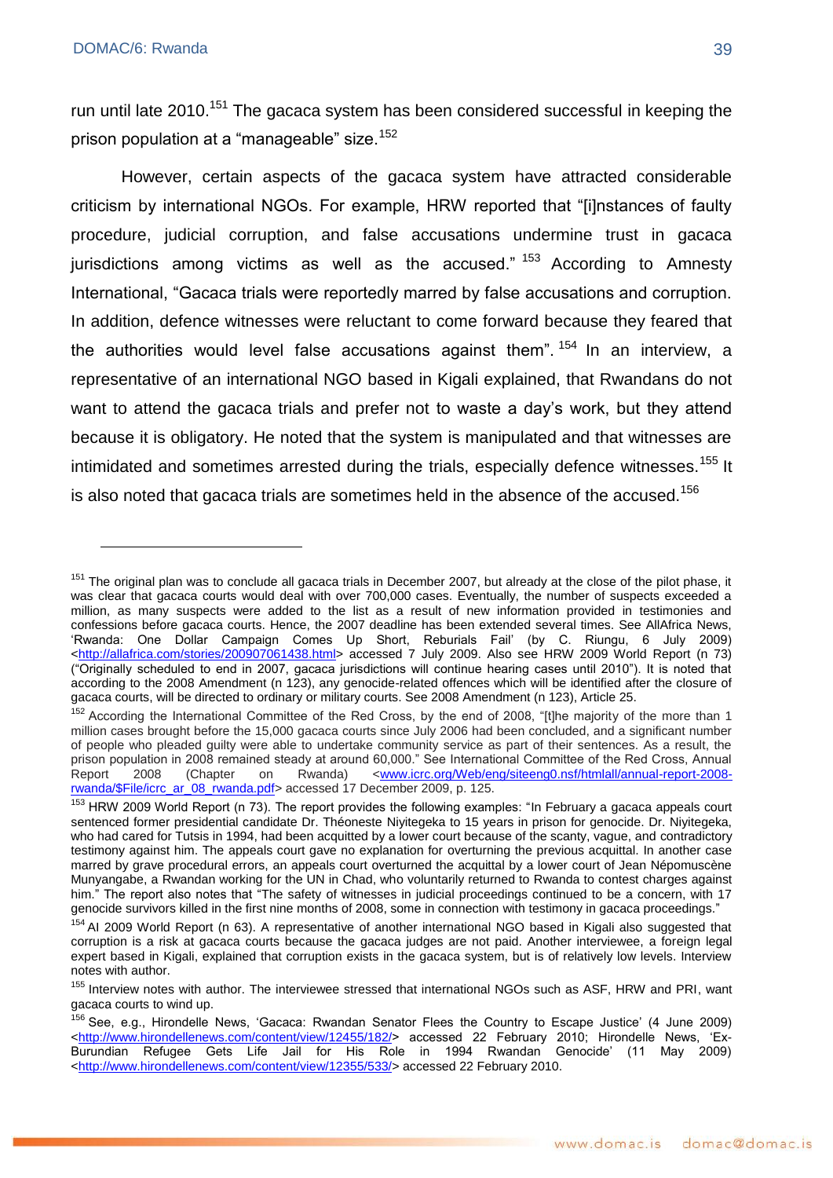run until late 2010.[151] The gacaca system has been considered successful in keeping the prison population at a "manageable" size.[152]

However, certain aspects of the gacaca system have attracted considerable criticism by international NGOs. For example, HRW reported that "[i]nstances of faulty procedure, judicial corruption, and false accusations undermine trust in gacaca jurisdictions among victims as well as the accused." [153] According to Amnesty International, "Gacaca trials were reportedly marred by false accusations and corruption. In addition, defence witnesses were reluctant to come forward because they feared that the authorities would level false accusations against them". [154] In an interview, a representative of an international NGO based in Kigali explained, that Rwandans do not want to attend the gacaca trials and prefer not to waste a day's work, but they attend because it is obligatory. He noted that the system is manipulated and that witnesses are intimidated and sometimes arrested during the trials, especially defence witnesses.[155] It is also noted that gacaca trials are sometimes held in the absence of the accused.[156]

---

[151] The original plan was to conclude all gacaca trials in December 2007, but already at the close of the pilot phase, it was clear that gacaca courts would deal with over 700,000 cases. Eventually, the number of suspects exceeded a million, as many suspects were added to the list as a result of new information provided in testimonies and confessions before gacaca courts. Hence, the 2007 deadline has been extended several times. See AllAfrica News, 'Rwanda: One Dollar Campaign Comes Up Short, Reburials Fail' (by C. Riungu, 6 July 2009) <http://allafrica.com/stories/200907061438.html> accessed 7 July 2009. Also see HRW 2009 World Report (n 73) ("Originally scheduled to end in 2007, gacaca jurisdictions will continue hearing cases until 2010"). It is noted that according to the 2008 Amendment (n 123), any genocide-related offences which will be identified after the closure of gacaca courts, will be directed to ordinary or military courts. See 2008 Amendment (n 123), Article 25.

[152] According the International Committee of the Red Cross, by the end of 2008, "[t]he majority of the more than 1 million cases brought before the 15,000 gacaca courts since July 2006 had been concluded, and a significant number of people who pleaded guilty were able to undertake community service as part of their sentences. As a result, the prison population in 2008 remained steady at around 60,000." See International Committee of the Red Cross, Annual Report 2008 (Chapter on Rwanda) <www.icrc.org/Web/eng/siteeng0.nsf/htmlall/annual-report-2008-rwanda/$File/icrc_ar_08_rwanda.pdf> accessed 17 December 2009, p. 125.

[153] HRW 2009 World Report (n 73). The report provides the following examples: "In February a gacaca appeals court sentenced former presidential candidate Dr. Théoneste Niyitegeka to 15 years in prison for genocide. Dr. Niyitegeka, who had cared for Tutsis in 1994, had been acquitted by a lower court because of the scanty, vague, and contradictory testimony against him. The appeals court gave no explanation for overturning the previous acquittal. In another case marred by grave procedural errors, an appeals court overturned the acquittal by a lower court of Jean Népomuscène Munyangabe, a Rwandan working for the UN in Chad, who voluntarily returned to Rwanda to contest charges against him." The report also notes that "The safety of witnesses in judicial proceedings continued to be a concern, with 17 genocide survivors killed in the first nine months of 2008, some in connection with testimony in gacaca proceedings."

[154] AI 2009 World Report (n 63). A representative of another international NGO based in Kigali also suggested that corruption is a risk at gacaca courts because the gacaca judges are not paid. Another interviewee, a foreign legal expert based in Kigali, explained that corruption exists in the gacaca system, but is of relatively low levels. Interview notes with author.

[155] Interview notes with author. The interviewee stressed that international NGOs such as ASF, HRW and PRI, want gacaca courts to wind up.

[156] See, e.g., Hirondelle News, 'Gacaca: Rwandan Senator Flees the Country to Escape Justice' (4 June 2009) <http://www.hirondellenews.com/content/view/12455/182/> accessed 22 February 2010; Hirondelle News, 'Ex-Burundian Refugee Gets Life Jail for His Role in 1994 Rwandan Genocide' (11 May 2009) <http://www.hirondellenews.com/content/view/12355/533/> accessed 22 February 2010.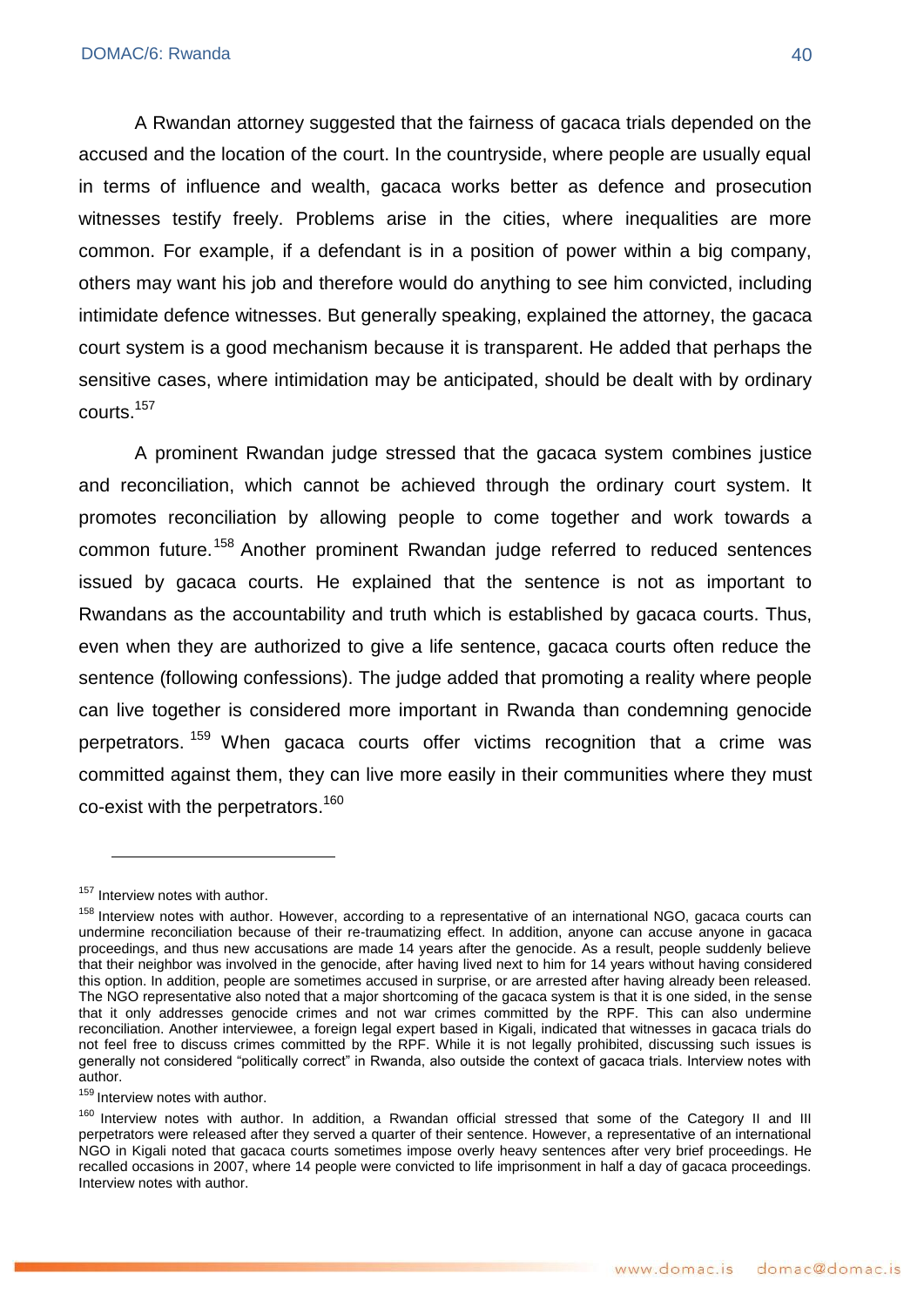A Rwandan attorney suggested that the fairness of gacaca trials depended on the accused and the location of the court. In the countryside, where people are usually equal in terms of influence and wealth, gacaca works better as defence and prosecution witnesses testify freely. Problems arise in the cities, where inequalities are more common. For example, if a defendant is in a position of power within a big company, others may want his job and therefore would do anything to see him convicted, including intimidate defence witnesses. But generally speaking, explained the attorney, the gacaca court system is a good mechanism because it is transparent. He added that perhaps the sensitive cases, where intimidation may be anticipated, should be dealt with by ordinary courts.[157]

A prominent Rwandan judge stressed that the gacaca system combines justice and reconciliation, which cannot be achieved through the ordinary court system. It promotes reconciliation by allowing people to come together and work towards a common future.[158] Another prominent Rwandan judge referred to reduced sentences issued by gacaca courts. He explained that the sentence is not as important to Rwandans as the accountability and truth which is established by gacaca courts. Thus, even when they are authorized to give a life sentence, gacaca courts often reduce the sentence (following confessions). The judge added that promoting a reality where people can live together is considered more important in Rwanda than condemning genocide perpetrators.[159] When gacaca courts offer victims recognition that a crime was committed against them, they can live more easily in their communities where they must co-exist with the perpetrators.[160]

---

[157] Interview notes with author.

[158] Interview notes with author. However, according to a representative of an international NGO, gacaca courts can undermine reconciliation because of their re-traumatizing effect. In addition, anyone can accuse anyone in gacaca proceedings, and thus new accusations are made 14 years after the genocide. As a result, people suddenly believe that their neighbor was involved in the genocide, after having lived next to him for 14 years without having considered this option. In addition, people are sometimes accused in surprise, or are arrested after having already been released. The NGO representative also noted that a major shortcoming of the gacaca system is that it is one sided, in the sense that it only addresses genocide crimes and not war crimes committed by the RPF. This can also undermine reconciliation. Another interviewee, a foreign legal expert based in Kigali, indicated that witnesses in gacaca trials do not feel free to discuss crimes committed by the RPF. While it is not legally prohibited, discussing such issues is generally not considered "politically correct" in Rwanda, also outside the context of gacaca trials. Interview notes with author.

[159] Interview notes with author.

[160] Interview notes with author. In addition, a Rwandan official stressed that some of the Category II and III perpetrators were released after they served a quarter of their sentence. However, a representative of an international NGO in Kigali noted that gacaca courts sometimes impose overly heavy sentences after very brief proceedings. He recalled occasions in 2007, where 14 people were convicted to life imprisonment in half a day of gacaca proceedings. Interview notes with author.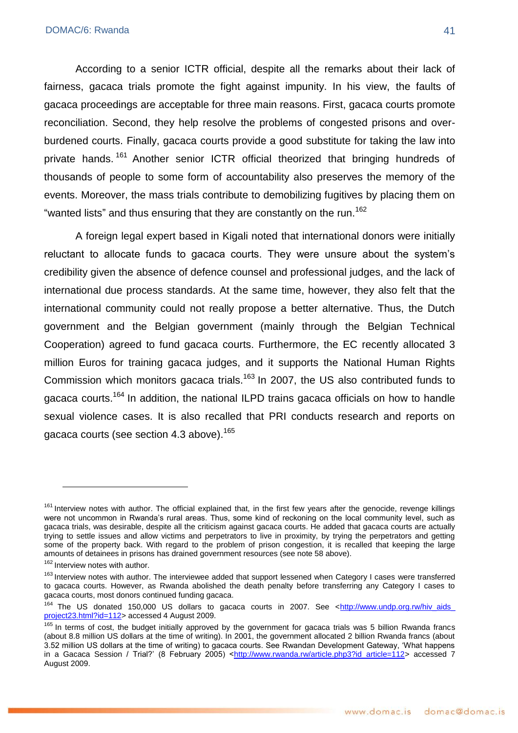According to a senior ICTR official, despite all the remarks about their lack of fairness, gacaca trials promote the fight against impunity. In his view, the faults of gacaca proceedings are acceptable for three main reasons. First, gacaca courts promote reconciliation. Second, they help resolve the problems of congested prisons and over-burdened courts. Finally, gacaca courts provide a good substitute for taking the law into private hands.[161] Another senior ICTR official theorized that bringing hundreds of thousands of people to some form of accountability also preserves the memory of the events. Moreover, the mass trials contribute to demobilizing fugitives by placing them on "wanted lists" and thus ensuring that they are constantly on the run.[162]

A foreign legal expert based in Kigali noted that international donors were initially reluctant to allocate funds to gacaca courts. They were unsure about the system's credibility given the absence of defence counsel and professional judges, and the lack of international due process standards. At the same time, however, they also felt that the international community could not really propose a better alternative. Thus, the Dutch government and the Belgian government (mainly through the Belgian Technical Cooperation) agreed to fund gacaca courts. Furthermore, the EC recently allocated 3 million Euros for training gacaca judges, and it supports the National Human Rights Commission which monitors gacaca trials.[163] In 2007, the US also contributed funds to gacaca courts.[164] In addition, the national ILPD trains gacaca officials on how to handle sexual violence cases. It is also recalled that PRI conducts research and reports on gacaca courts (see section 4.3 above).[165]

---

[161] Interview notes with author. The official explained that, in the first few years after the genocide, revenge killings were not uncommon in Rwanda's rural areas. Thus, some kind of reckoning on the local community level, such as gacaca trials, was desirable, despite all the criticism against gacaca courts. He added that gacaca courts are actually trying to settle issues and allow victims and perpetrators to live in proximity, by trying the perpetrators and getting some of the property back. With regard to the problem of prison congestion, it is recalled that keeping the large amounts of detainees in prisons has drained government resources (see note 58 above).

[162] Interview notes with author.

[163] Interview notes with author. The interviewee added that support lessened when Category I cases were transferred to gacaca courts. However, as Rwanda abolished the death penalty before transferring any Category I cases to gacaca courts, most donors continued funding gacaca.

[164] The US donated 150,000 US dollars to gacaca courts in 2007. See <http://www.undp.org.rw/hiv_aids_project23.html?id=112> accessed 4 August 2009.

[165] In terms of cost, the budget initially approved by the government for gacaca trials was 5 billion Rwanda francs (about 8.8 million US dollars at the time of writing). In 2001, the government allocated 2 billion Rwanda francs (about 3.52 million US dollars at the time of writing) to gacaca courts. See Rwandan Development Gateway, 'What happens in a Gacaca Session / Trial?' (8 February 2005) <http://www.rwanda.rw/article.php3?id_article=112> accessed 7 August 2009.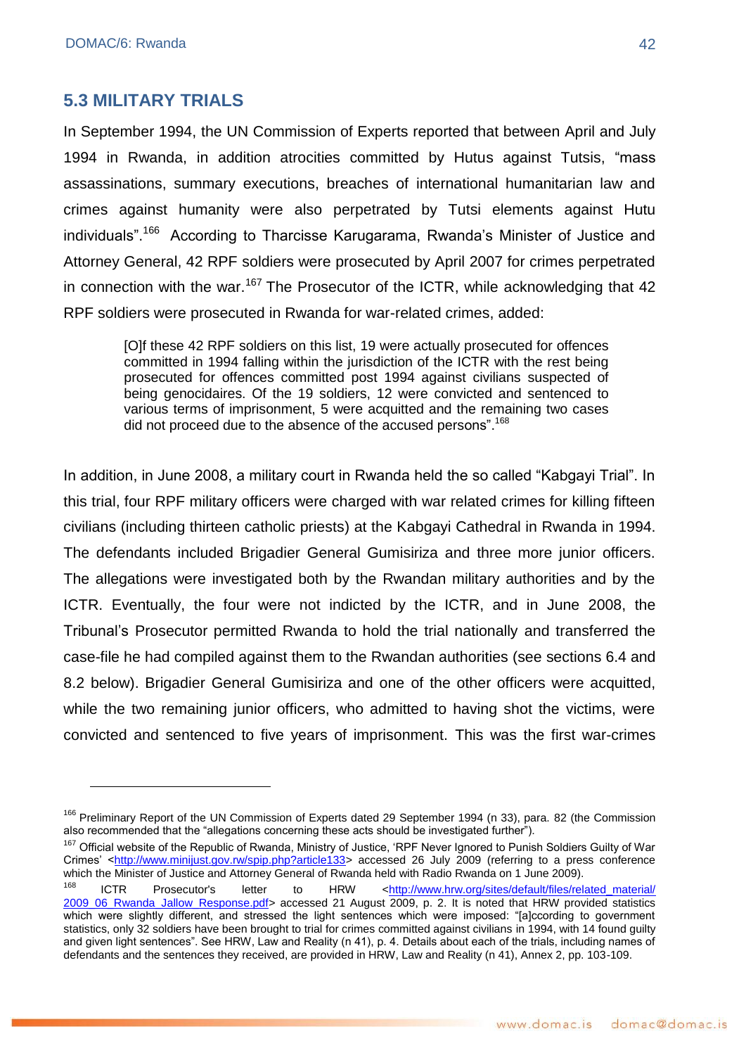## 5.3 MILITARY TRIALS

In September 1994, the UN Commission of Experts reported that between April and July 1994 in Rwanda, in addition atrocities committed by Hutus against Tutsis, "mass assassinations, summary executions, breaches of international humanitarian law and crimes against humanity were also perpetrated by Tutsi elements against Hutu individuals".[166] According to Tharcisse Karugarama, Rwanda's Minister of Justice and Attorney General, 42 RPF soldiers were prosecuted by April 2007 for crimes perpetrated in connection with the war.[167] The Prosecutor of the ICTR, while acknowledging that 42 RPF soldiers were prosecuted in Rwanda for war-related crimes, added:

> [O]f these 42 RPF soldiers on this list, 19 were actually prosecuted for offences committed in 1994 falling within the jurisdiction of the ICTR with the rest being prosecuted for offences committed post 1994 against civilians suspected of being genocidaires. Of the 19 soldiers, 12 were convicted and sentenced to various terms of imprisonment, 5 were acquitted and the remaining two cases did not proceed due to the absence of the accused persons".[168]

In addition, in June 2008, a military court in Rwanda held the so called "Kabgayi Trial". In this trial, four RPF military officers were charged with war related crimes for killing fifteen civilians (including thirteen catholic priests) at the Kabgayi Cathedral in Rwanda in 1994. The defendants included Brigadier General Gumisiriza and three more junior officers. The allegations were investigated both by the Rwandan military authorities and by the ICTR. Eventually, the four were not indicted by the ICTR, and in June 2008, the Tribunal's Prosecutor permitted Rwanda to hold the trial nationally and transferred the case-file he had compiled against them to the Rwandan authorities (see sections 6.4 and 8.2 below). Brigadier General Gumisiriza and one of the other officers were acquitted, while the two remaining junior officers, who admitted to having shot the victims, were convicted and sentenced to five years of imprisonment. This was the first war-crimes

---

[166] Preliminary Report of the UN Commission of Experts dated 29 September 1994 (n 33), para. 82 (the Commission also recommended that the "allegations concerning these acts should be investigated further").

[167] Official website of the Republic of Rwanda, Ministry of Justice, 'RPF Never Ignored to Punish Soldiers Guilty of War Crimes' <http://www.minijust.gov.rw/spip.php?article133> accessed 26 July 2009 (referring to a press conference which the Minister of Justice and Attorney General of Rwanda held with Radio Rwanda on 1 June 2009).

[168] ICTR Prosecutor's letter to HRW <http://www.hrw.org/sites/default/files/related_material/2009_06_Rwanda_Jallow_Response.pdf> accessed 21 August 2009, p. 2. It is noted that HRW provided statistics which were slightly different, and stressed the light sentences which were imposed: "[a]ccording to government statistics, only 32 soldiers have been brought to trial for crimes committed against civilians in 1994, with 14 found guilty and given light sentences". See HRW, Law and Reality (n 41), p. 4. Details about each of the trials, including names of defendants and the sentences they received, are provided in HRW, Law and Reality (n 41), Annex 2, pp. 103-109.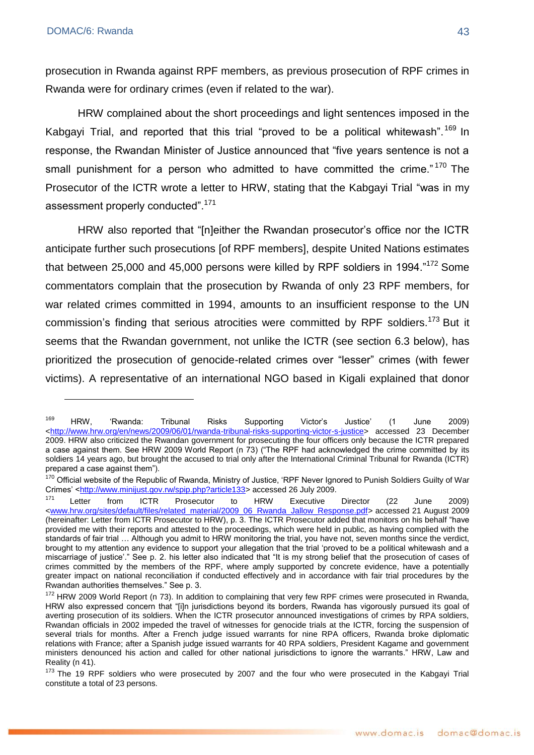prosecution in Rwanda against RPF members, as previous prosecution of RPF crimes in Rwanda were for ordinary crimes (even if related to the war).

HRW complained about the short proceedings and light sentences imposed in the Kabgayi Trial, and reported that this trial "proved to be a political whitewash".[169] In response, the Rwandan Minister of Justice announced that "five years sentence is not a small punishment for a person who admitted to have committed the crime."[170] The Prosecutor of the ICTR wrote a letter to HRW, stating that the Kabgayi Trial "was in my assessment properly conducted".[171]

HRW also reported that "[n]either the Rwandan prosecutor's office nor the ICTR anticipate further such prosecutions [of RPF members], despite United Nations estimates that between 25,000 and 45,000 persons were killed by RPF soldiers in 1994."[172] Some commentators complain that the prosecution by Rwanda of only 23 RPF members, for war related crimes committed in 1994, amounts to an insufficient response to the UN commission's finding that serious atrocities were committed by RPF soldiers.[173] But it seems that the Rwandan government, not unlike the ICTR (see section 6.3 below), has prioritized the prosecution of genocide-related crimes over "lesser" crimes (with fewer victims). A representative of an international NGO based in Kigali explained that donor

---

[169] HRW, 'Rwanda: Tribunal Risks Supporting Victor's Justice' (1 June 2009) <http://www.hrw.org/en/news/2009/06/01/rwanda-tribunal-risks-supporting-victor-s-justice> accessed 23 December 2009. HRW also criticized the Rwandan government for prosecuting the four officers only because the ICTR prepared a case against them. See HRW 2009 World Report (n 73) ("The RPF had acknowledged the crime committed by its soldiers 14 years ago, but brought the accused to trial only after the International Criminal Tribunal for Rwanda (ICTR) prepared a case against them").

[170] Official website of the Republic of Rwanda, Ministry of Justice, 'RPF Never Ignored to Punish Soldiers Guilty of War Crimes' <http://www.minijust.gov.rw/spip.php?article133> accessed 26 July 2009.

[171] Letter from ICTR Prosecutor to HRW Executive Director (22 June 2009) <www.hrw.org/sites/default/files/related_material/2009_06_Rwanda_Jallow_Response.pdf> accessed 21 August 2009 (hereinafter: Letter from ICTR Prosecutor to HRW), p. 3. The ICTR Prosecutor added that monitors on his behalf "have provided me with their reports and attested to the proceedings, which were held in public, as having complied with the standards of fair trial … Although you admit to HRW monitoring the trial, you have not, seven months since the verdict, brought to my attention any evidence to support your allegation that the trial 'proved to be a political whitewash and a miscarriage of justice'." See p. 2. his letter also indicated that "It is my strong belief that the prosecution of cases of crimes committed by the members of the RPF, where amply supported by concrete evidence, have a potentially greater impact on national reconciliation if conducted effectively and in accordance with fair trial procedures by the Rwandan authorities themselves." See p. 3.

[172] HRW 2009 World Report (n 73). In addition to complaining that very few RPF crimes were prosecuted in Rwanda, HRW also expressed concern that "[i]n jurisdictions beyond its borders, Rwanda has vigorously pursued its goal of averting prosecution of its soldiers. When the ICTR prosecutor announced investigations of crimes by RPA soldiers, Rwandan officials in 2002 impeded the travel of witnesses for genocide trials at the ICTR, forcing the suspension of several trials for months. After a French judge issued warrants for nine RPA officers, Rwanda broke diplomatic relations with France; after a Spanish judge issued warrants for 40 RPA soldiers, President Kagame and government ministers denounced his action and called for other national jurisdictions to ignore the warrants." HRW, Law and Reality (n 41).

[173] The 19 RPF soldiers who were prosecuted by 2007 and the four who were prosecuted in the Kabgayi Trial constitute a total of 23 persons.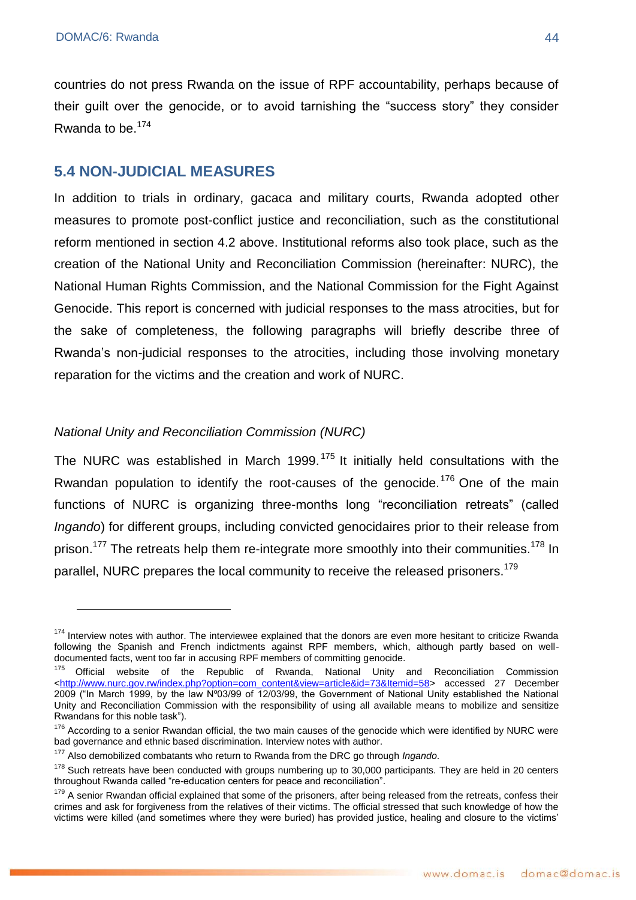countries do not press Rwanda on the issue of RPF accountability, perhaps because of their guilt over the genocide, or to avoid tarnishing the "success story" they consider Rwanda to be.[174]

## 5.4 NON-JUDICIAL MEASURES

In addition to trials in ordinary, gacaca and military courts, Rwanda adopted other measures to promote post-conflict justice and reconciliation, such as the constitutional reform mentioned in section 4.2 above. Institutional reforms also took place, such as the creation of the National Unity and Reconciliation Commission (hereinafter: NURC), the National Human Rights Commission, and the National Commission for the Fight Against Genocide. This report is concerned with judicial responses to the mass atrocities, but for the sake of completeness, the following paragraphs will briefly describe three of Rwanda's non-judicial responses to the atrocities, including those involving monetary reparation for the victims and the creation and work of NURC.

### *National Unity and Reconciliation Commission (NURC)*

The NURC was established in March 1999.[175] It initially held consultations with the Rwandan population to identify the root-causes of the genocide.[176] One of the main functions of NURC is organizing three-months long "reconciliation retreats" (called *Ingando*) for different groups, including convicted genocidaires prior to their release from prison.[177] The retreats help them re-integrate more smoothly into their communities.[178] In parallel, NURC prepares the local community to receive the released prisoners.[179]

---

[174] Interview notes with author. The interviewee explained that the donors are even more hesitant to criticize Rwanda following the Spanish and French indictments against RPF members, which, although partly based on well-documented facts, went too far in accusing RPF members of committing genocide.

[175] Official website of the Republic of Rwanda, National Unity and Reconciliation Commission <http://www.nurc.gov.rw/index.php?option=com_content&view=article&id=73&Itemid=58> accessed 27 December 2009 ("In March 1999, by the law Nº03/99 of 12/03/99, the Government of National Unity established the National Unity and Reconciliation Commission with the responsibility of using all available means to mobilize and sensitize Rwandans for this noble task").

[176] According to a senior Rwandan official, the two main causes of the genocide which were identified by NURC were bad governance and ethnic based discrimination. Interview notes with author.

[177] Also demobilized combatants who return to Rwanda from the DRC go through *Ingando*.

[178] Such retreats have been conducted with groups numbering up to 30,000 participants. They are held in 20 centers throughout Rwanda called "re-education centers for peace and reconciliation".

[179] A senior Rwandan official explained that some of the prisoners, after being released from the retreats, confess their crimes and ask for forgiveness from the relatives of their victims. The official stressed that such knowledge of how the victims were killed (and sometimes where they were buried) has provided justice, healing and closure to the victims'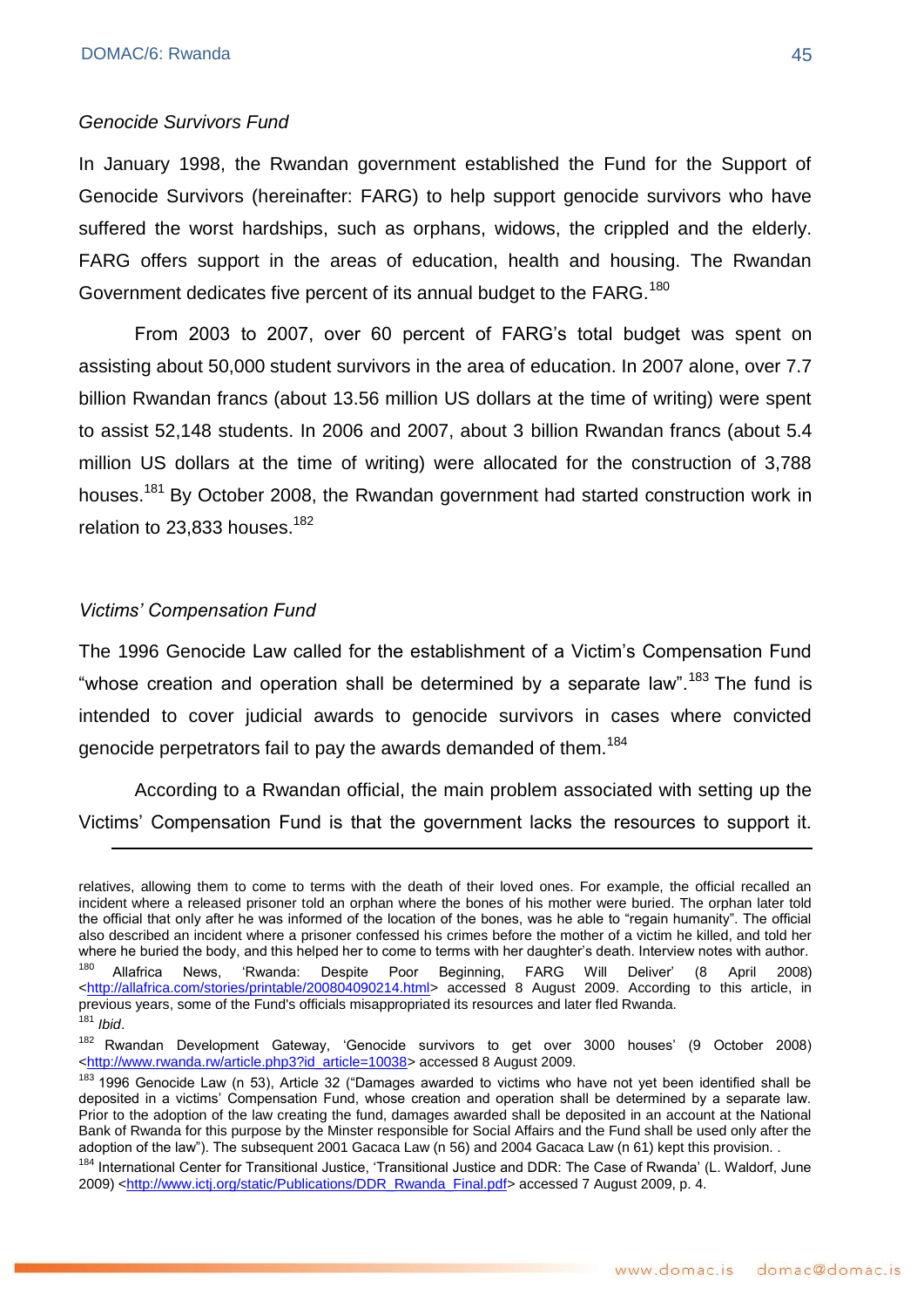*Genocide Survivors Fund*

In January 1998, the Rwandan government established the Fund for the Support of Genocide Survivors (hereinafter: FARG) to help support genocide survivors who have suffered the worst hardships, such as orphans, widows, the crippled and the elderly. FARG offers support in the areas of education, health and housing. The Rwandan Government dedicates five percent of its annual budget to the FARG.[180]

From 2003 to 2007, over 60 percent of FARG's total budget was spent on assisting about 50,000 student survivors in the area of education. In 2007 alone, over 7.7 billion Rwandan francs (about 13.56 million US dollars at the time of writing) were spent to assist 52,148 students. In 2006 and 2007, about 3 billion Rwandan francs (about 5.4 million US dollars at the time of writing) were allocated for the construction of 3,788 houses.[181] By October 2008, the Rwandan government had started construction work in relation to 23,833 houses.[182]

*Victims' Compensation Fund*

The 1996 Genocide Law called for the establishment of a Victim's Compensation Fund "whose creation and operation shall be determined by a separate law".[183] The fund is intended to cover judicial awards to genocide survivors in cases where convicted genocide perpetrators fail to pay the awards demanded of them.[184]

According to a Rwandan official, the main problem associated with setting up the Victims' Compensation Fund is that the government lacks the resources to support it.

---

relatives, allowing them to come to terms with the death of their loved ones. For example, the official recalled an incident where a released prisoner told an orphan where the bones of his mother were buried. The orphan later told the official that only after he was informed of the location of the bones, was he able to "regain humanity". The official also described an incident where a prisoner confessed his crimes before the mother of a victim he killed, and told her where he buried the body, and this helped her to come to terms with her daughter's death. Interview notes with author.

[180] Allafrica News, 'Rwanda: Despite Poor Beginning, FARG Will Deliver' (8 April 2008) <http://allafrica.com/stories/printable/200804090214.html> accessed 8 August 2009. According to this article, in previous years, some of the Fund's officials misappropriated its resources and later fled Rwanda.

[181] *Ibid*.

[182] Rwandan Development Gateway, 'Genocide survivors to get over 3000 houses' (9 October 2008) <http://www.rwanda.rw/article.php3?id_article=10038> accessed 8 August 2009.

[183] 1996 Genocide Law (n 53), Article 32 ("Damages awarded to victims who have not yet been identified shall be deposited in a victims' Compensation Fund, whose creation and operation shall be determined by a separate law. Prior to the adoption of the law creating the fund, damages awarded shall be deposited in an account at the National Bank of Rwanda for this purpose by the Minster responsible for Social Affairs and the Fund shall be used only after the adoption of the law"). The subsequent 2001 Gacaca Law (n 56) and 2004 Gacaca Law (n 61) kept this provision. .

[184] International Center for Transitional Justice, 'Transitional Justice and DDR: The Case of Rwanda' (L. Waldorf, June 2009) <http://www.ictj.org/static/Publications/DDR_Rwanda_Final.pdf> accessed 7 August 2009, p. 4.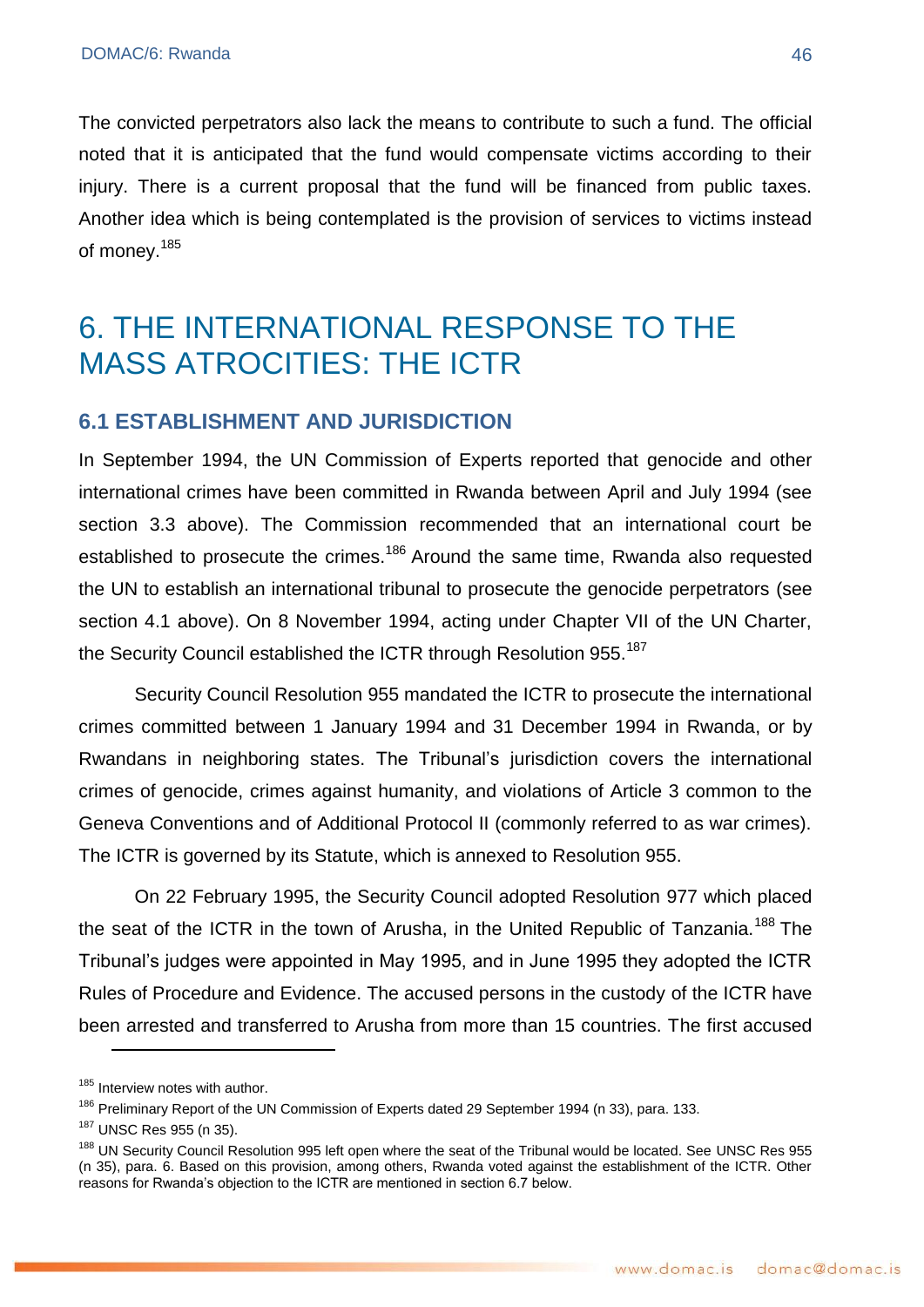The convicted perpetrators also lack the means to contribute to such a fund. The official noted that it is anticipated that the fund would compensate victims according to their injury. There is a current proposal that the fund will be financed from public taxes. Another idea which is being contemplated is the provision of services to victims instead of money.[185]

# 6. THE INTERNATIONAL RESPONSE TO THE MASS ATROCITIES: THE ICTR

## 6.1 ESTABLISHMENT AND JURISDICTION

In September 1994, the UN Commission of Experts reported that genocide and other international crimes have been committed in Rwanda between April and July 1994 (see section 3.3 above). The Commission recommended that an international court be established to prosecute the crimes.[186] Around the same time, Rwanda also requested the UN to establish an international tribunal to prosecute the genocide perpetrators (see section 4.1 above). On 8 November 1994, acting under Chapter VII of the UN Charter, the Security Council established the ICTR through Resolution 955.[187]

Security Council Resolution 955 mandated the ICTR to prosecute the international crimes committed between 1 January 1994 and 31 December 1994 in Rwanda, or by Rwandans in neighboring states. The Tribunal's jurisdiction covers the international crimes of genocide, crimes against humanity, and violations of Article 3 common to the Geneva Conventions and of Additional Protocol II (commonly referred to as war crimes). The ICTR is governed by its Statute, which is annexed to Resolution 955.

On 22 February 1995, the Security Council adopted Resolution 977 which placed the seat of the ICTR in the town of Arusha, in the United Republic of Tanzania.[188] The Tribunal's judges were appointed in May 1995, and in June 1995 they adopted the ICTR Rules of Procedure and Evidence. The accused persons in the custody of the ICTR have been arrested and transferred to Arusha from more than 15 countries. The first accused

---

[185] Interview notes with author.

[186] Preliminary Report of the UN Commission of Experts dated 29 September 1994 (n 33), para. 133.

[187] UNSC Res 955 (n 35).

[188] UN Security Council Resolution 995 left open where the seat of the Tribunal would be located. See UNSC Res 955 (n 35), para. 6. Based on this provision, among others, Rwanda voted against the establishment of the ICTR. Other reasons for Rwanda's objection to the ICTR are mentioned in section 6.7 below.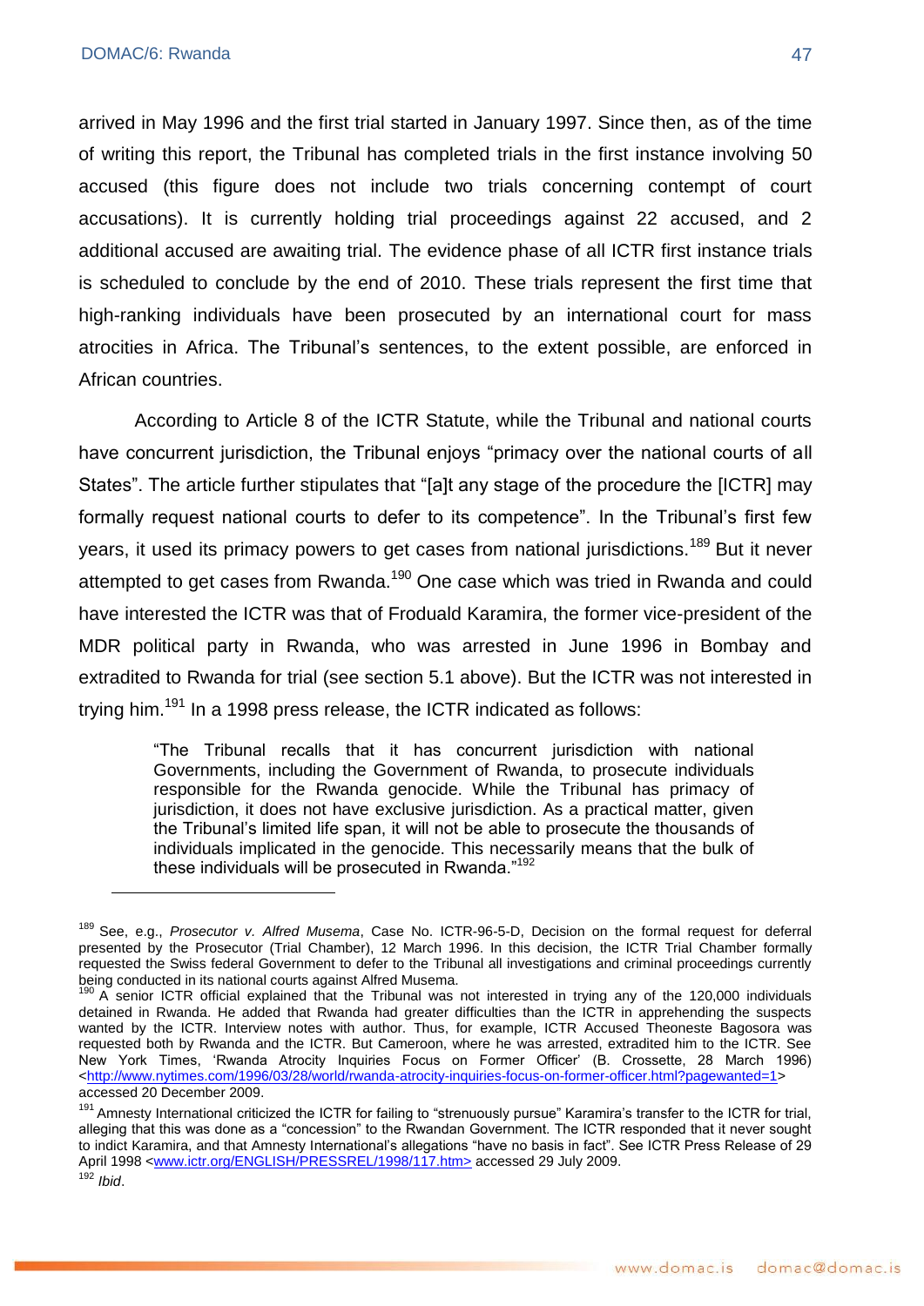arrived in May 1996 and the first trial started in January 1997. Since then, as of the time of writing this report, the Tribunal has completed trials in the first instance involving 50 accused (this figure does not include two trials concerning contempt of court accusations). It is currently holding trial proceedings against 22 accused, and 2 additional accused are awaiting trial. The evidence phase of all ICTR first instance trials is scheduled to conclude by the end of 2010. These trials represent the first time that high-ranking individuals have been prosecuted by an international court for mass atrocities in Africa. The Tribunal's sentences, to the extent possible, are enforced in African countries.

According to Article 8 of the ICTR Statute, while the Tribunal and national courts have concurrent jurisdiction, the Tribunal enjoys "primacy over the national courts of all States". The article further stipulates that "[a]t any stage of the procedure the [ICTR] may formally request national courts to defer to its competence". In the Tribunal's first few years, it used its primacy powers to get cases from national jurisdictions.[189] But it never attempted to get cases from Rwanda.[190] One case which was tried in Rwanda and could have interested the ICTR was that of Froduald Karamira, the former vice-president of the MDR political party in Rwanda, who was arrested in June 1996 in Bombay and extradited to Rwanda for trial (see section 5.1 above). But the ICTR was not interested in trying him.[191] In a 1998 press release, the ICTR indicated as follows:

> "The Tribunal recalls that it has concurrent jurisdiction with national Governments, including the Government of Rwanda, to prosecute individuals responsible for the Rwanda genocide. While the Tribunal has primacy of jurisdiction, it does not have exclusive jurisdiction. As a practical matter, given the Tribunal's limited life span, it will not be able to prosecute the thousands of individuals implicated in the genocide. This necessarily means that the bulk of these individuals will be prosecuted in Rwanda."[192]

---

[189] See, e.g., *Prosecutor v. Alfred Musema*, Case No. ICTR-96-5-D, Decision on the formal request for deferral presented by the Prosecutor (Trial Chamber), 12 March 1996. In this decision, the ICTR Trial Chamber formally requested the Swiss federal Government to defer to the Tribunal all investigations and criminal proceedings currently being conducted in its national courts against Alfred Musema.

[190] A senior ICTR official explained that the Tribunal was not interested in trying any of the 120,000 individuals detained in Rwanda. He added that Rwanda had greater difficulties than the ICTR in apprehending the suspects wanted by the ICTR. Interview notes with author. Thus, for example, ICTR Accused Theoneste Bagosora was requested both by Rwanda and the ICTR. But Cameroon, where he was arrested, extradited him to the ICTR. See New York Times, 'Rwanda Atrocity Inquiries Focus on Former Officer' (B. Crossette, 28 March 1996) <http://www.nytimes.com/1996/03/28/world/rwanda-atrocity-inquiries-focus-on-former-officer.html?pagewanted=1> accessed 20 December 2009.

[191] Amnesty International criticized the ICTR for failing to "strenuously pursue" Karamira's transfer to the ICTR for trial, alleging that this was done as a "concession" to the Rwandan Government. The ICTR responded that it never sought to indict Karamira, and that Amnesty International's allegations "have no basis in fact". See ICTR Press Release of 29 April 1998 <www.ictr.org/ENGLISH/PRESSREL/1998/117.htm> accessed 29 July 2009.

[192] *Ibid*.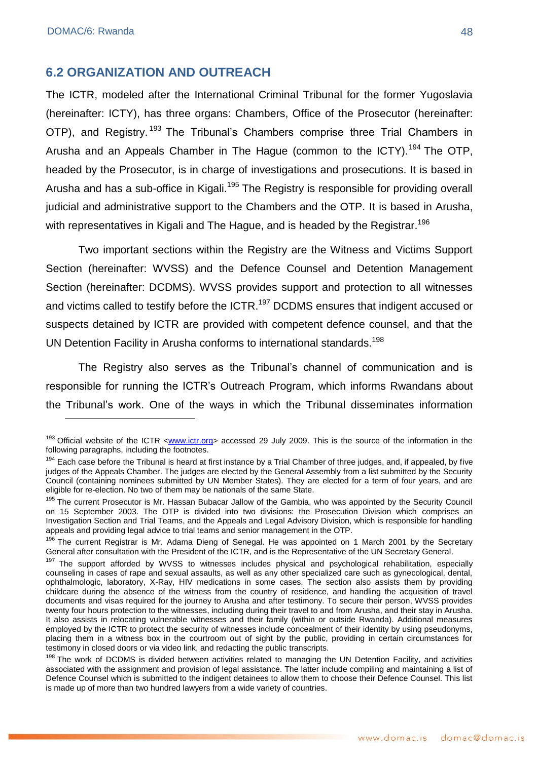## 6.2 ORGANIZATION AND OUTREACH

The ICTR, modeled after the International Criminal Tribunal for the former Yugoslavia (hereinafter: ICTY), has three organs: Chambers, Office of the Prosecutor (hereinafter: OTP), and Registry.[193] The Tribunal's Chambers comprise three Trial Chambers in Arusha and an Appeals Chamber in The Hague (common to the ICTY).[194] The OTP, headed by the Prosecutor, is in charge of investigations and prosecutions. It is based in Arusha and has a sub-office in Kigali.[195] The Registry is responsible for providing overall judicial and administrative support to the Chambers and the OTP. It is based in Arusha, with representatives in Kigali and The Hague, and is headed by the Registrar.[196]

Two important sections within the Registry are the Witness and Victims Support Section (hereinafter: WVSS) and the Defence Counsel and Detention Management Section (hereinafter: DCDMS). WVSS provides support and protection to all witnesses and victims called to testify before the ICTR.[197] DCDMS ensures that indigent accused or suspects detained by ICTR are provided with competent defence counsel, and that the UN Detention Facility in Arusha conforms to international standards.[198]

The Registry also serves as the Tribunal's channel of communication and is responsible for running the ICTR's Outreach Program, which informs Rwandans about the Tribunal's work. One of the ways in which the Tribunal disseminates information

---

[193] Official website of the ICTR <www.ictr.org> accessed 29 July 2009. This is the source of the information in the following paragraphs, including the footnotes.

[194] Each case before the Tribunal is heard at first instance by a Trial Chamber of three judges, and, if appealed, by five judges of the Appeals Chamber. The judges are elected by the General Assembly from a list submitted by the Security Council (containing nominees submitted by UN Member States). They are elected for a term of four years, and are eligible for re-election. No two of them may be nationals of the same State.

[195] The current Prosecutor is Mr. Hassan Bubacar Jallow of the Gambia, who was appointed by the Security Council on 15 September 2003. The OTP is divided into two divisions: the Prosecution Division which comprises an Investigation Section and Trial Teams, and the Appeals and Legal Advisory Division, which is responsible for handling appeals and providing legal advice to trial teams and senior management in the OTP.

[196] The current Registrar is Mr. Adama Dieng of Senegal. He was appointed on 1 March 2001 by the Secretary General after consultation with the President of the ICTR, and is the Representative of the UN Secretary General.

[197] The support afforded by WVSS to witnesses includes physical and psychological rehabilitation, especially counseling in cases of rape and sexual assaults, as well as any other specialized care such as gynecological, dental, ophthalmologic, laboratory, X-Ray, HIV medications in some cases. The section also assists them by providing childcare during the absence of the witness from the country of residence, and handling the acquisition of travel documents and visas required for the journey to Arusha and after testimony. To secure their person, WVSS provides twenty four hours protection to the witnesses, including during their travel to and from Arusha, and their stay in Arusha. It also assists in relocating vulnerable witnesses and their family (within or outside Rwanda). Additional measures employed by the ICTR to protect the security of witnesses include concealment of their identity by using pseudonyms, placing them in a witness box in the courtroom out of sight by the public, providing in certain circumstances for testimony in closed doors or via video link, and redacting the public transcripts.

[198] The work of DCDMS is divided between activities related to managing the UN Detention Facility, and activities associated with the assignment and provision of legal assistance. The latter include compiling and maintaining a list of Defence Counsel which is submitted to the indigent detainees to allow them to choose their Defence Counsel. This list is made up of more than two hundred lawyers from a wide variety of countries.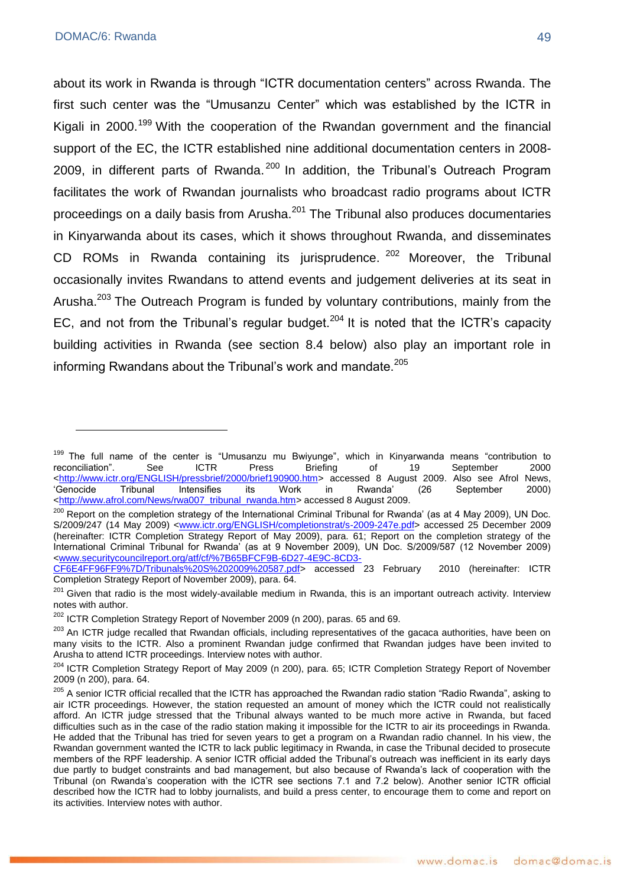about its work in Rwanda is through "ICTR documentation centers" across Rwanda. The first such center was the "Umusanzu Center" which was established by the ICTR in Kigali in 2000.[199] With the cooperation of the Rwandan government and the financial support of the EC, the ICTR established nine additional documentation centers in 2008-2009, in different parts of Rwanda.[200] In addition, the Tribunal's Outreach Program facilitates the work of Rwandan journalists who broadcast radio programs about ICTR proceedings on a daily basis from Arusha.[201] The Tribunal also produces documentaries in Kinyarwanda about its cases, which it shows throughout Rwanda, and disseminates CD ROMs in Rwanda containing its jurisprudence.[202] Moreover, the Tribunal occasionally invites Rwandans to attend events and judgement deliveries at its seat in Arusha.[203] The Outreach Program is funded by voluntary contributions, mainly from the EC, and not from the Tribunal's regular budget.[204] It is noted that the ICTR's capacity building activities in Rwanda (see section 8.4 below) also play an important role in informing Rwandans about the Tribunal's work and mandate.[205]

---

[199] The full name of the center is "Umusanzu mu Bwiyunge", which in Kinyarwanda means "contribution to reconciliation". See ICTR Press Briefing of 19 September 2000 <http://www.ictr.org/ENGLISH/pressbrief/2000/brief190900.htm> accessed 8 August 2009. Also see Afrol News, 'Genocide Tribunal Intensifies its Work in Rwanda' (26 September 2000) <http://www.afrol.com/News/rwa007_tribunal_rwanda.htm> accessed 8 August 2009.

[200] Report on the completion strategy of the International Criminal Tribunal for Rwanda' (as at 4 May 2009), UN Doc. S/2009/247 (14 May 2009) <www.ictr.org/ENGLISH/completionstrat/s-2009-247e.pdf> accessed 25 December 2009 (hereinafter: ICTR Completion Strategy Report of May 2009), para. 61; Report on the completion strategy of the International Criminal Tribunal for Rwanda' (as at 9 November 2009), UN Doc. S/2009/587 (12 November 2009) <www.securitycouncilreport.org/atf/cf/%7B65BFCF9B-6D27-4E9C-8CD3-CF6E4FF96FF9%7D/Tribunals%20S%202009%20587.pdf> accessed 23 February 2010 (hereinafter: ICTR Completion Strategy Report of November 2009), para. 64.

[201] Given that radio is the most widely-available medium in Rwanda, this is an important outreach activity. Interview notes with author.

[202] ICTR Completion Strategy Report of November 2009 (n 200), paras. 65 and 69.

[203] An ICTR judge recalled that Rwandan officials, including representatives of the gacaca authorities, have been on many visits to the ICTR. Also a prominent Rwandan judge confirmed that Rwandan judges have been invited to Arusha to attend ICTR proceedings. Interview notes with author.

[204] ICTR Completion Strategy Report of May 2009 (n 200), para. 65; ICTR Completion Strategy Report of November 2009 (n 200), para. 64.

[205] A senior ICTR official recalled that the ICTR has approached the Rwandan radio station "Radio Rwanda", asking to air ICTR proceedings. However, the station requested an amount of money which the ICTR could not realistically afford. An ICTR judge stressed that the Tribunal always wanted to be much more active in Rwanda, but faced difficulties such as in the case of the radio station making it impossible for the ICTR to air its proceedings in Rwanda. He added that the Tribunal has tried for seven years to get a program on a Rwandan radio channel. In his view, the Rwandan government wanted the ICTR to lack public legitimacy in Rwanda, in case the Tribunal decided to prosecute members of the RPF leadership. A senior ICTR official added the Tribunal's outreach was inefficient in its early days due partly to budget constraints and bad management, but also because of Rwanda's lack of cooperation with the Tribunal (on Rwanda's cooperation with the ICTR see sections 7.1 and 7.2 below). Another senior ICTR official described how the ICTR had to lobby journalists, and build a press center, to encourage them to come and report on its activities. Interview notes with author.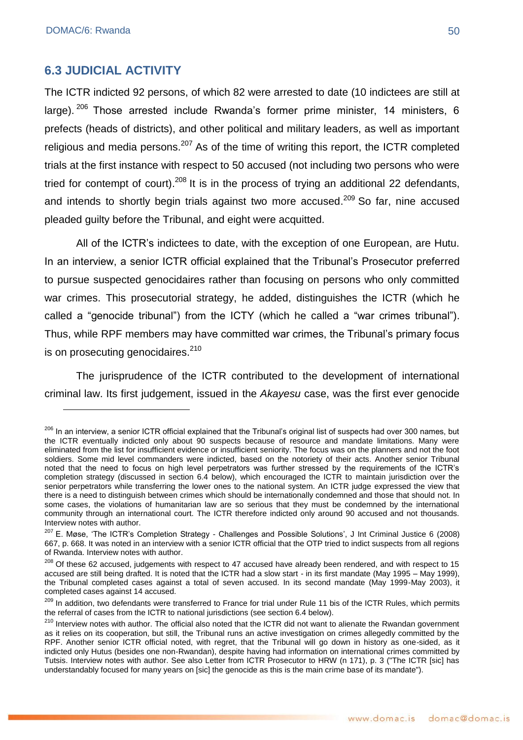## 6.3 JUDICIAL ACTIVITY

The ICTR indicted 92 persons, of which 82 were arrested to date (10 indictees are still at large).[206] Those arrested include Rwanda's former prime minister, 14 ministers, 6 prefects (heads of districts), and other political and military leaders, as well as important religious and media persons.[207] As of the time of writing this report, the ICTR completed trials at the first instance with respect to 50 accused (not including two persons who were tried for contempt of court).[208] It is in the process of trying an additional 22 defendants, and intends to shortly begin trials against two more accused.[209] So far, nine accused pleaded guilty before the Tribunal, and eight were acquitted.

All of the ICTR's indictees to date, with the exception of one European, are Hutu. In an interview, a senior ICTR official explained that the Tribunal's Prosecutor preferred to pursue suspected genocidaires rather than focusing on persons who only committed war crimes. This prosecutorial strategy, he added, distinguishes the ICTR (which he called a "genocide tribunal") from the ICTY (which he called a "war crimes tribunal"). Thus, while RPF members may have committed war crimes, the Tribunal's primary focus is on prosecuting genocidaires.[210]

The jurisprudence of the ICTR contributed to the development of international criminal law. Its first judgement, issued in the *Akayesu* case, was the first ever genocide

---

[206] In an interview, a senior ICTR official explained that the Tribunal's original list of suspects had over 300 names, but the ICTR eventually indicted only about 90 suspects because of resource and mandate limitations. Many were eliminated from the list for insufficient evidence or insufficient seniority. The focus was on the planners and not the foot soldiers. Some mid level commanders were indicted, based on the notoriety of their acts. Another senior Tribunal noted that the need to focus on high level perpetrators was further stressed by the requirements of the ICTR's completion strategy (discussed in section 6.4 below), which encouraged the ICTR to maintain jurisdiction over the senior perpetrators while transferring the lower ones to the national system. An ICTR judge expressed the view that there is a need to distinguish between crimes which should be internationally condemned and those that should not. In some cases, the violations of humanitarian law are so serious that they must be condemned by the international community through an international court. The ICTR therefore indicted only around 90 accused and not thousands. Interview notes with author.

[207] E. Møse, 'The ICTR's Completion Strategy - Challenges and Possible Solutions', J Int Criminal Justice 6 (2008) 667, p. 668. It was noted in an interview with a senior ICTR official that the OTP tried to indict suspects from all regions of Rwanda. Interview notes with author.

[208] Of these 62 accused, judgements with respect to 47 accused have already been rendered, and with respect to 15 accused are still being drafted. It is noted that the ICTR had a slow start - in its first mandate (May 1995 – May 1999), the Tribunal completed cases against a total of seven accused. In its second mandate (May 1999-May 2003), it completed cases against 14 accused.

[209] In addition, two defendants were transferred to France for trial under Rule 11 bis of the ICTR Rules, which permits the referral of cases from the ICTR to national jurisdictions (see section 6.4 below).

[210] Interview notes with author. The official also noted that the ICTR did not want to alienate the Rwandan government as it relies on its cooperation, but still, the Tribunal runs an active investigation on crimes allegedly committed by the RPF. Another senior ICTR official noted, with regret, that the Tribunal will go down in history as one-sided, as it indicted only Hutus (besides one non-Rwandan), despite having had information on international crimes committed by Tutsis. Interview notes with author. See also Letter from ICTR Prosecutor to HRW (n 171), p. 3 ("The ICTR [sic] has understandably focused for many years on [sic] the genocide as this is the main crime base of its mandate").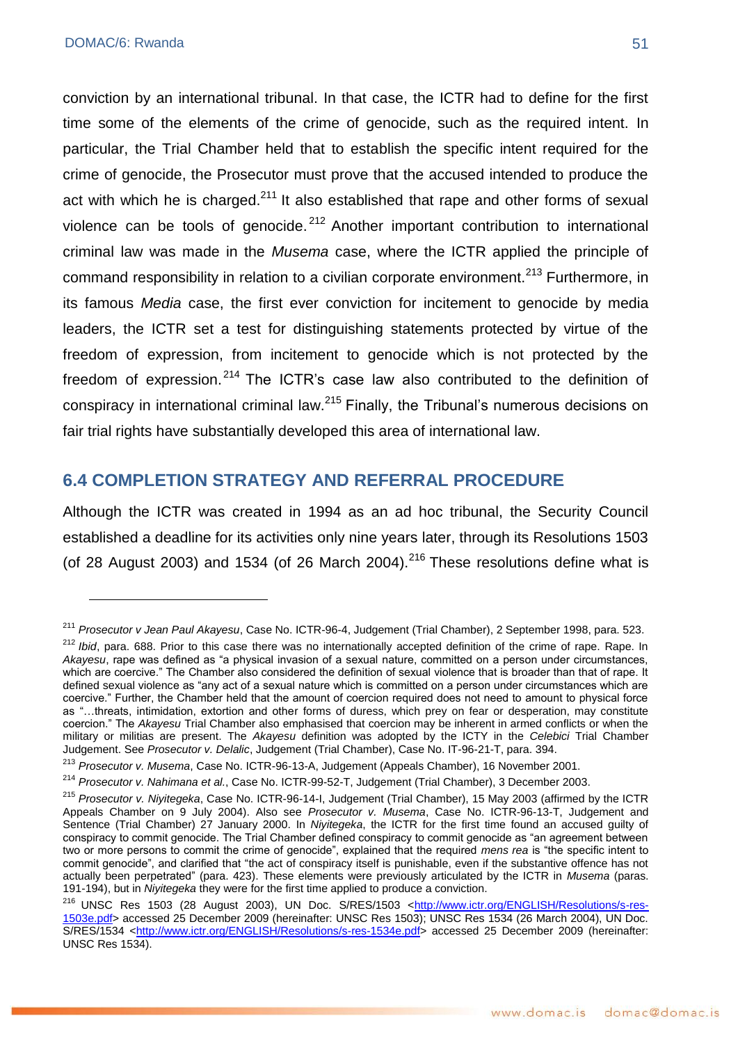conviction by an international tribunal. In that case, the ICTR had to define for the first time some of the elements of the crime of genocide, such as the required intent. In particular, the Trial Chamber held that to establish the specific intent required for the crime of genocide, the Prosecutor must prove that the accused intended to produce the act with which he is charged.[211] It also established that rape and other forms of sexual violence can be tools of genocide.[212] Another important contribution to international criminal law was made in the *Musema* case, where the ICTR applied the principle of command responsibility in relation to a civilian corporate environment.[213] Furthermore, in its famous *Media* case, the first ever conviction for incitement to genocide by media leaders, the ICTR set a test for distinguishing statements protected by virtue of the freedom of expression, from incitement to genocide which is not protected by the freedom of expression.[214] The ICTR's case law also contributed to the definition of conspiracy in international criminal law.[215] Finally, the Tribunal's numerous decisions on fair trial rights have substantially developed this area of international law.

## 6.4 COMPLETION STRATEGY AND REFERRAL PROCEDURE

Although the ICTR was created in 1994 as an ad hoc tribunal, the Security Council established a deadline for its activities only nine years later, through its Resolutions 1503 (of 28 August 2003) and 1534 (of 26 March 2004).[216] These resolutions define what is

---

[211] *Prosecutor v Jean Paul Akayesu*, Case No. ICTR-96-4, Judgement (Trial Chamber), 2 September 1998, para. 523.

[212] *Ibid*, para. 688. Prior to this case there was no internationally accepted definition of the crime of rape. In *Akayesu*, rape was defined as "a physical invasion of a sexual nature, committed on a person under circumstances, which are coercive." The Chamber also considered the definition of sexual violence that is broader than that of rape. It defined sexual violence as "any act of a sexual nature which is committed on a person under circumstances which are coercive." Further, the Chamber held that the amount of coercion required does not need to amount to physical force as "…threats, intimidation, extortion and other forms of duress, which prey on fear or desperation, may constitute coercion." The *Akayesu* Trial Chamber also emphasised that coercion may be inherent in armed conflicts or when the military or militias are present. The *Akayesu* definition was adopted by the ICTY in the *Celebici* Trial Chamber Judgement. See *Prosecutor v. Delalic*, Judgement (Trial Chamber), Case No. IT-96-21-T, para. 394.

[213] *Prosecutor v. Musema*, Case No. ICTR-96-13-A, Judgement (Appeals Chamber), 16 November 2001.

[214] *Prosecutor v. Nahimana et al.*, Case No. ICTR-99-52-T, Judgement (Trial Chamber), 3 December 2003.

[215] *Prosecutor v. Niyitegeka*, Case No. ICTR-96-14-I, Judgement (Trial Chamber), 15 May 2003 (affirmed by the ICTR Appeals Chamber on 9 July 2004). Also see *Prosecutor v. Musema*, Case No. ICTR-96-13-T, Judgement and Sentence (Trial Chamber) 27 January 2000. In *Niyitegeka*, the ICTR for the first time found an accused guilty of conspiracy to commit genocide. The Trial Chamber defined conspiracy to commit genocide as "an agreement between two or more persons to commit the crime of genocide", explained that the required *mens rea* is "the specific intent to commit genocide", and clarified that "the act of conspiracy itself is punishable, even if the substantive offence has not actually been perpetrated" (para. 423). These elements were previously articulated by the ICTR in *Musema* (paras. 191-194), but in *Niyitegeka* they were for the first time applied to produce a conviction.

[216] UNSC Res 1503 (28 August 2003), UN Doc. S/RES/1503 <http://www.ictr.org/ENGLISH/Resolutions/s-res-1503e.pdf> accessed 25 December 2009 (hereinafter: UNSC Res 1503); UNSC Res 1534 (26 March 2004), UN Doc. S/RES/1534 <http://www.ictr.org/ENGLISH/Resolutions/s-res-1534e.pdf> accessed 25 December 2009 (hereinafter: UNSC Res 1534).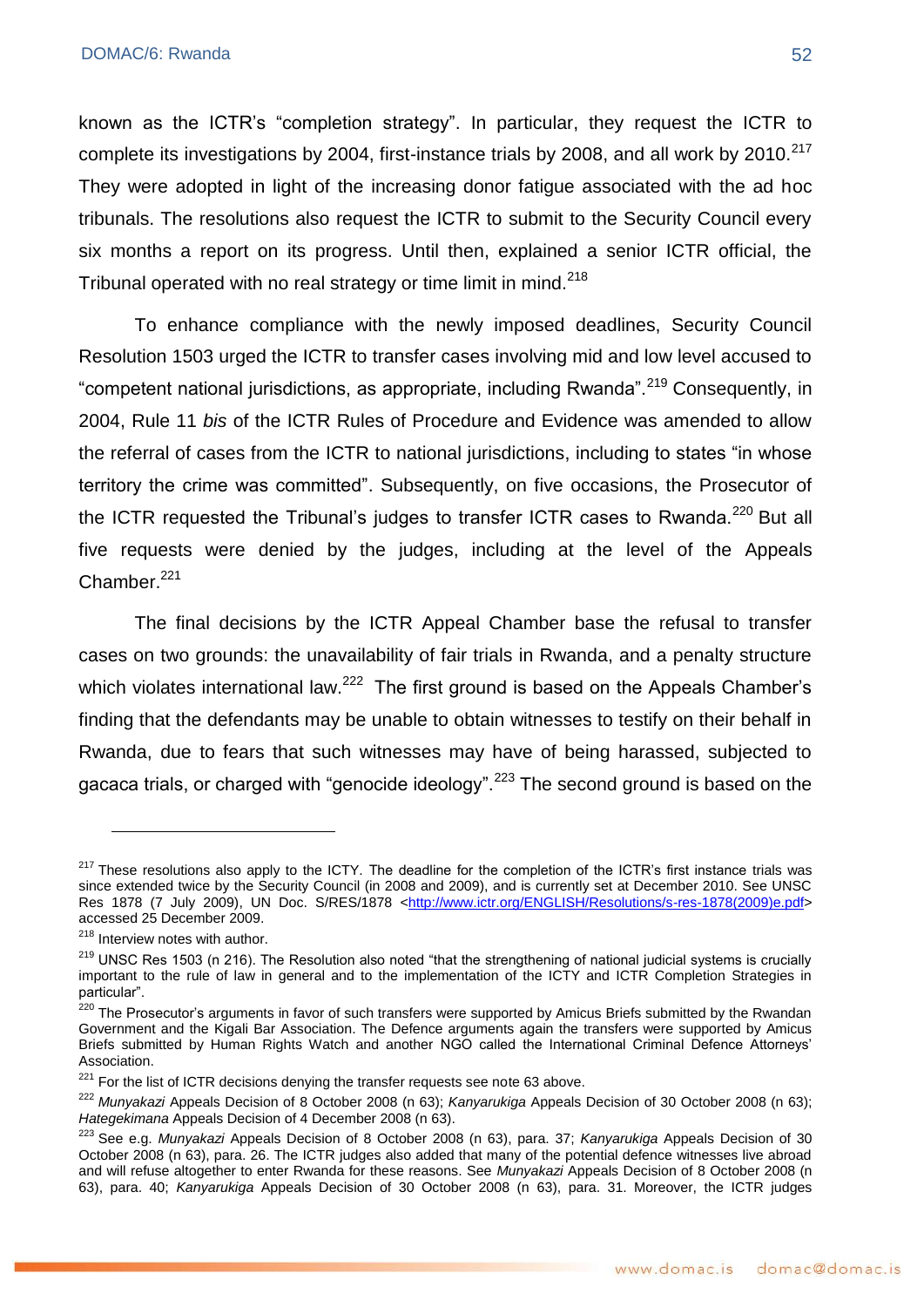known as the ICTR's "completion strategy". In particular, they request the ICTR to complete its investigations by 2004, first-instance trials by 2008, and all work by 2010.[217] They were adopted in light of the increasing donor fatigue associated with the ad hoc tribunals. The resolutions also request the ICTR to submit to the Security Council every six months a report on its progress. Until then, explained a senior ICTR official, the Tribunal operated with no real strategy or time limit in mind.[218]

To enhance compliance with the newly imposed deadlines, Security Council Resolution 1503 urged the ICTR to transfer cases involving mid and low level accused to "competent national jurisdictions, as appropriate, including Rwanda".[219] Consequently, in 2004, Rule 11 *bis* of the ICTR Rules of Procedure and Evidence was amended to allow the referral of cases from the ICTR to national jurisdictions, including to states "in whose territory the crime was committed". Subsequently, on five occasions, the Prosecutor of the ICTR requested the Tribunal's judges to transfer ICTR cases to Rwanda.[220] But all five requests were denied by the judges, including at the level of the Appeals Chamber.[221]

The final decisions by the ICTR Appeal Chamber base the refusal to transfer cases on two grounds: the unavailability of fair trials in Rwanda, and a penalty structure which violates international law.[222] The first ground is based on the Appeals Chamber's finding that the defendants may be unable to obtain witnesses to testify on their behalf in Rwanda, due to fears that such witnesses may have of being harassed, subjected to gacaca trials, or charged with "genocide ideology".[223] The second ground is based on the

---

[217] These resolutions also apply to the ICTY. The deadline for the completion of the ICTR's first instance trials was since extended twice by the Security Council (in 2008 and 2009), and is currently set at December 2010. See UNSC Res 1878 (7 July 2009), UN Doc. S/RES/1878 <http://www.ictr.org/ENGLISH/Resolutions/s-res-1878(2009)e.pdf> accessed 25 December 2009.

[218] Interview notes with author.

[219] UNSC Res 1503 (n 216). The Resolution also noted "that the strengthening of national judicial systems is crucially important to the rule of law in general and to the implementation of the ICTY and ICTR Completion Strategies in particular".

[220] The Prosecutor's arguments in favor of such transfers were supported by Amicus Briefs submitted by the Rwandan Government and the Kigali Bar Association. The Defence arguments again the transfers were supported by Amicus Briefs submitted by Human Rights Watch and another NGO called the International Criminal Defence Attorneys' Association.

[221] For the list of ICTR decisions denying the transfer requests see note 63 above.

[222] *Munyakazi* Appeals Decision of 8 October 2008 (n 63); *Kanyarukiga* Appeals Decision of 30 October 2008 (n 63); *Hategekimana* Appeals Decision of 4 December 2008 (n 63).

[223] See e.g. *Munyakazi* Appeals Decision of 8 October 2008 (n 63), para. 37; *Kanyarukiga* Appeals Decision of 30 October 2008 (n 63), para. 26. The ICTR judges also added that many of the potential defence witnesses live abroad and will refuse altogether to enter Rwanda for these reasons. See *Munyakazi* Appeals Decision of 8 October 2008 (n 63), para. 40; *Kanyarukiga* Appeals Decision of 30 October 2008 (n 63), para. 31. Moreover, the ICTR judges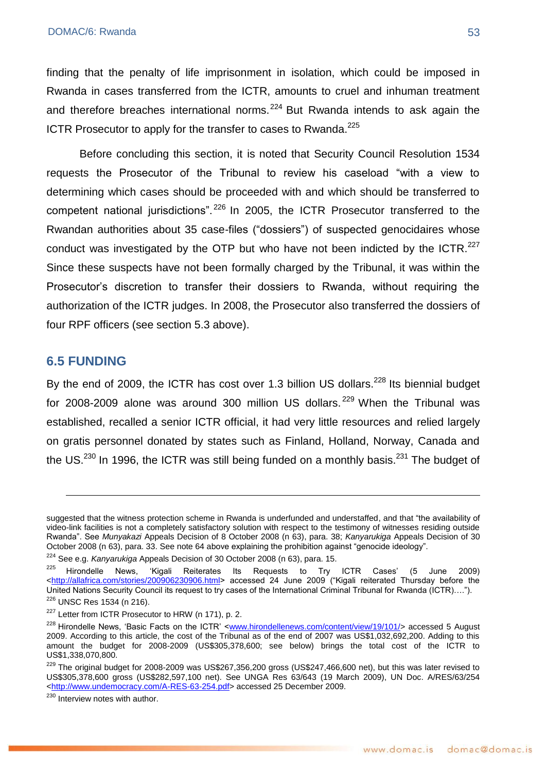finding that the penalty of life imprisonment in isolation, which could be imposed in Rwanda in cases transferred from the ICTR, amounts to cruel and inhuman treatment and therefore breaches international norms.[224] But Rwanda intends to ask again the ICTR Prosecutor to apply for the transfer to cases to Rwanda.[225]

Before concluding this section, it is noted that Security Council Resolution 1534 requests the Prosecutor of the Tribunal to review his caseload "with a view to determining which cases should be proceeded with and which should be transferred to competent national jurisdictions".[226] In 2005, the ICTR Prosecutor transferred to the Rwandan authorities about 35 case-files ("dossiers") of suspected genocidaires whose conduct was investigated by the OTP but who have not been indicted by the ICTR.[227] Since these suspects have not been formally charged by the Tribunal, it was within the Prosecutor's discretion to transfer their dossiers to Rwanda, without requiring the authorization of the ICTR judges. In 2008, the Prosecutor also transferred the dossiers of four RPF officers (see section 5.3 above).

## 6.5 FUNDING

By the end of 2009, the ICTR has cost over 1.3 billion US dollars.[228] Its biennial budget for 2008-2009 alone was around 300 million US dollars.[229] When the Tribunal was established, recalled a senior ICTR official, it had very little resources and relied largely on gratis personnel donated by states such as Finland, Holland, Norway, Canada and the US.[230] In 1996, the ICTR was still being funded on a monthly basis.[231] The budget of

---

suggested that the witness protection scheme in Rwanda is underfunded and understaffed, and that "the availability of video-link facilities is not a completely satisfactory solution with respect to the testimony of witnesses residing outside Rwanda". See *Munyakazi* Appeals Decision of 8 October 2008 (n 63), para. 38; *Kanyarukiga* Appeals Decision of 30 October 2008 (n 63), para. 33. See note 64 above explaining the prohibition against "genocide ideology".

[224] See e.g. *Kanyarukiga* Appeals Decision of 30 October 2008 (n 63), para. 15.

[225] Hirondelle News, 'Kigali Reiterates Its Requests to Try ICTR Cases' (5 June 2009) <http://allafrica.com/stories/200906230906.html> accessed 24 June 2009 ("Kigali reiterated Thursday before the United Nations Security Council its request to try cases of the International Criminal Tribunal for Rwanda (ICTR)….").

[226] UNSC Res 1534 (n 216).

[227] Letter from ICTR Prosecutor to HRW (n 171), p. 2.

[228] Hirondelle News, 'Basic Facts on the ICTR' <www.hirondellenews.com/content/view/19/101/> accessed 5 August 2009. According to this article, the cost of the Tribunal as of the end of 2007 was US$1,032,692,200. Adding to this amount the budget for 2008-2009 (US$305,378,600; see below) brings the total cost of the ICTR to US$1,338,070,800.

[229] The original budget for 2008-2009 was US$267,356,200 gross (US$247,466,600 net), but this was later revised to US$305,378,600 gross (US$282,597,100 net). See UNGA Res 63/643 (19 March 2009), UN Doc. A/RES/63/254 <http://www.undemocracy.com/A-RES-63-254.pdf> accessed 25 December 2009.

[230] Interview notes with author.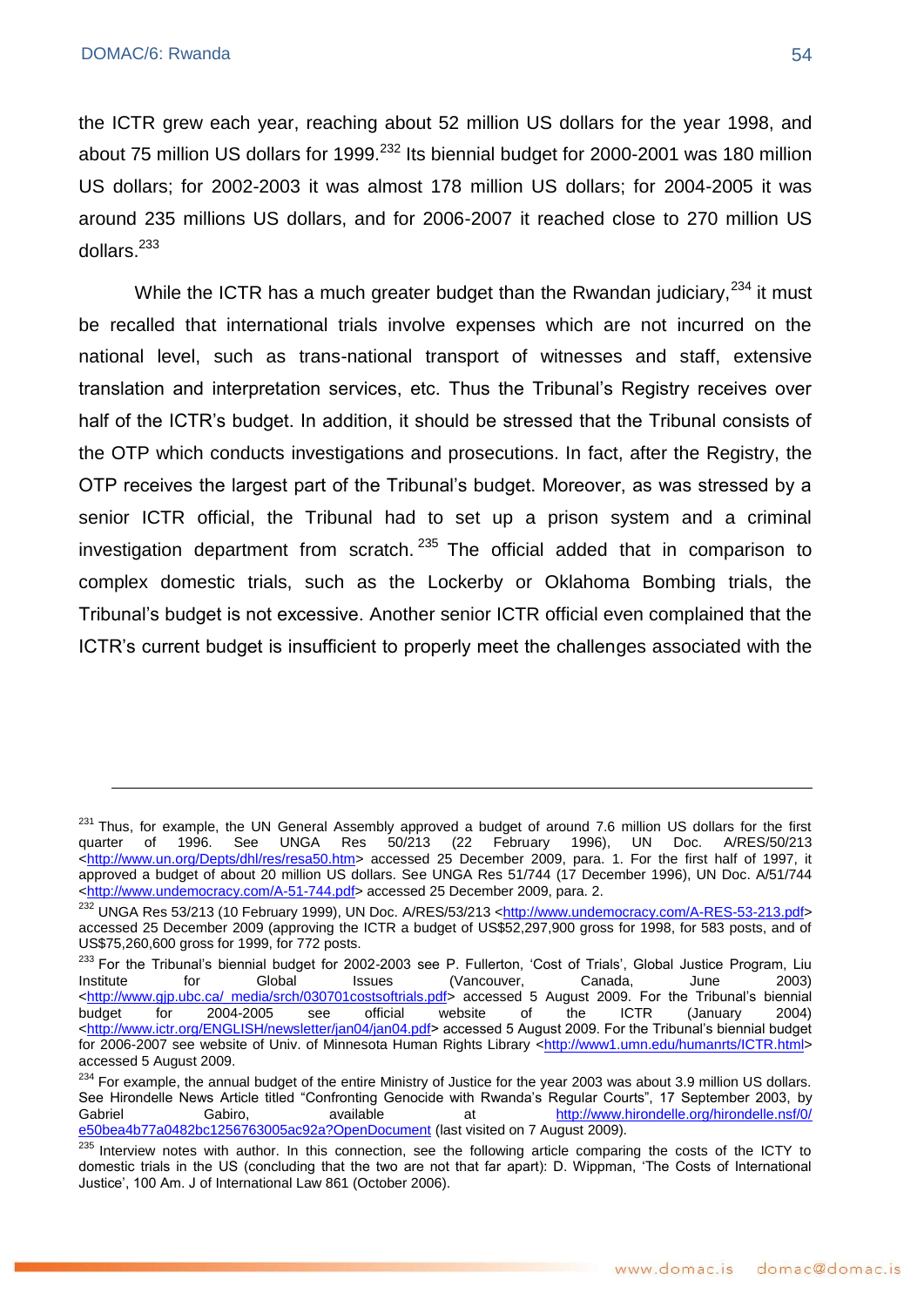the ICTR grew each year, reaching about 52 million US dollars for the year 1998, and about 75 million US dollars for 1999.[232] Its biennial budget for 2000-2001 was 180 million US dollars; for 2002-2003 it was almost 178 million US dollars; for 2004-2005 it was around 235 millions US dollars, and for 2006-2007 it reached close to 270 million US dollars.[233]

While the ICTR has a much greater budget than the Rwandan judiciary,[234] it must be recalled that international trials involve expenses which are not incurred on the national level, such as trans-national transport of witnesses and staff, extensive translation and interpretation services, etc. Thus the Tribunal's Registry receives over half of the ICTR's budget. In addition, it should be stressed that the Tribunal consists of the OTP which conducts investigations and prosecutions. In fact, after the Registry, the OTP receives the largest part of the Tribunal's budget. Moreover, as was stressed by a senior ICTR official, the Tribunal had to set up a prison system and a criminal investigation department from scratch.[235] The official added that in comparison to complex domestic trials, such as the Lockerby or Oklahoma Bombing trials, the Tribunal's budget is not excessive. Another senior ICTR official even complained that the ICTR's current budget is insufficient to properly meet the challenges associated with the

---

[231] Thus, for example, the UN General Assembly approved a budget of around 7.6 million US dollars for the first quarter of 1996. See UNGA Res 50/213 (22 February 1996), UN Doc. A/RES/50/213 <http://www.un.org/Depts/dhl/res/resa50.htm> accessed 25 December 2009, para. 1. For the first half of 1997, it approved a budget of about 20 million US dollars. See UNGA Res 51/744 (17 December 1996), UN Doc. A/51/744 <http://www.undemocracy.com/A-51-744.pdf> accessed 25 December 2009, para. 2.

[232] UNGA Res 53/213 (10 February 1999), UN Doc. A/RES/53/213 <http://www.undemocracy.com/A-RES-53-213.pdf> accessed 25 December 2009 (approving the ICTR a budget of US$52,297,900 gross for 1998, for 583 posts, and of US$75,260,600 gross for 1999, for 772 posts.

[233] For the Tribunal's biennial budget for 2002-2003 see P. Fullerton, 'Cost of Trials', Global Justice Program, Liu Institute for Global Issues (Vancouver, Canada, June 2003) <http://www.gjp.ubc.ca/_media/srch/030701costsoftrials.pdf> accessed 5 August 2009. For the Tribunal's biennial budget for 2004-2005 see official website of the ICTR (January 2004) <http://www.ictr.org/ENGLISH/newsletter/jan04/jan04.pdf> accessed 5 August 2009. For the Tribunal's biennial budget for 2006-2007 see website of Univ. of Minnesota Human Rights Library <http://www1.umn.edu/humanrts/ICTR.html> accessed 5 August 2009.

[234] For example, the annual budget of the entire Ministry of Justice for the year 2003 was about 3.9 million US dollars. See Hirondelle News Article titled "Confronting Genocide with Rwanda's Regular Courts", 17 September 2003, by Gabriel Gabiro, available at http://www.hirondelle.org/hirondelle.nsf/0/e50bea4b77a0482bc1256763005ac92a?OpenDocument (last visited on 7 August 2009).

[235] Interview notes with author. In this connection, see the following article comparing the costs of the ICTY to domestic trials in the US (concluding that the two are not that far apart): D. Wippman, 'The Costs of International Justice', 100 Am. J of International Law 861 (October 2006).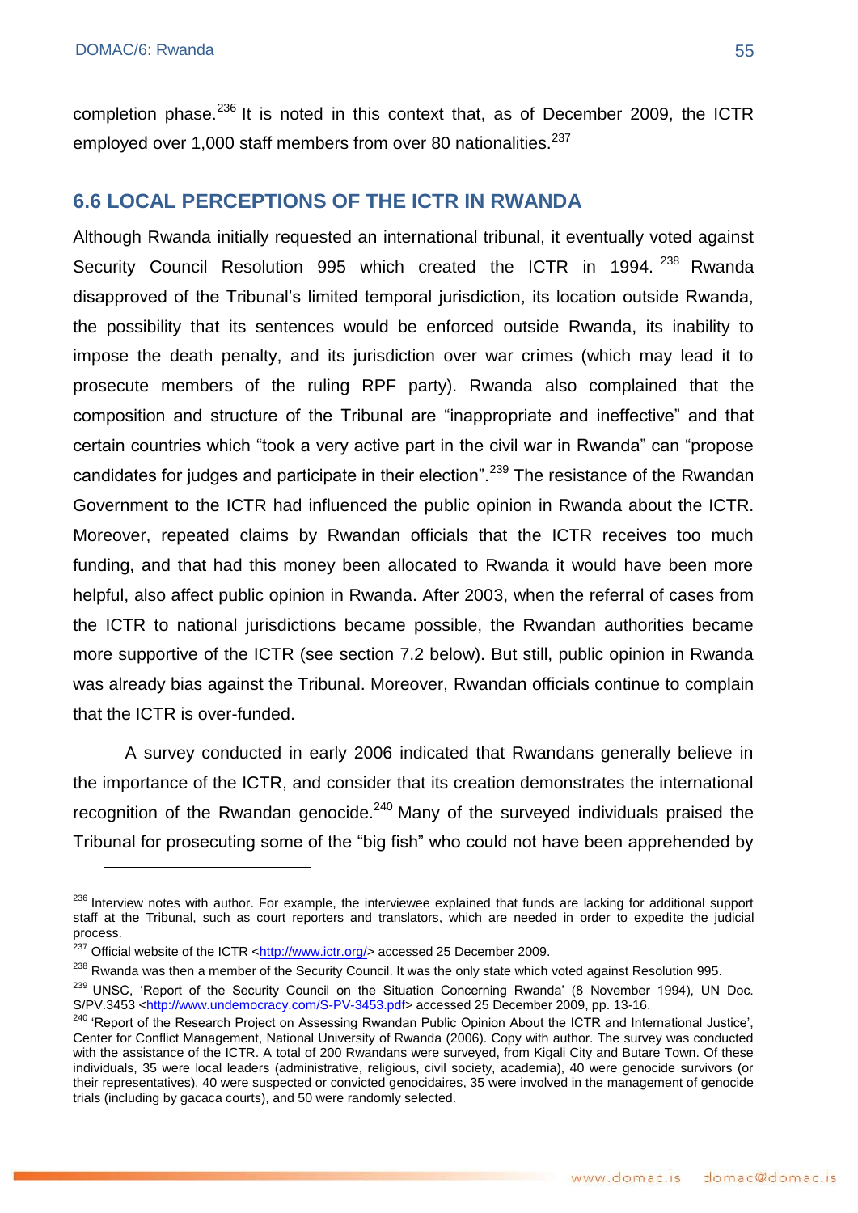completion phase.[236] It is noted in this context that, as of December 2009, the ICTR employed over 1,000 staff members from over 80 nationalities.[237]

## 6.6 LOCAL PERCEPTIONS OF THE ICTR IN RWANDA

Although Rwanda initially requested an international tribunal, it eventually voted against Security Council Resolution 995 which created the ICTR in 1994. [238] Rwanda disapproved of the Tribunal's limited temporal jurisdiction, its location outside Rwanda, the possibility that its sentences would be enforced outside Rwanda, its inability to impose the death penalty, and its jurisdiction over war crimes (which may lead it to prosecute members of the ruling RPF party). Rwanda also complained that the composition and structure of the Tribunal are "inappropriate and ineffective" and that certain countries which "took a very active part in the civil war in Rwanda" can "propose candidates for judges and participate in their election".[239] The resistance of the Rwandan Government to the ICTR had influenced the public opinion in Rwanda about the ICTR. Moreover, repeated claims by Rwandan officials that the ICTR receives too much funding, and that had this money been allocated to Rwanda it would have been more helpful, also affect public opinion in Rwanda. After 2003, when the referral of cases from the ICTR to national jurisdictions became possible, the Rwandan authorities became more supportive of the ICTR (see section 7.2 below). But still, public opinion in Rwanda was already bias against the Tribunal. Moreover, Rwandan officials continue to complain that the ICTR is over-funded.

A survey conducted in early 2006 indicated that Rwandans generally believe in the importance of the ICTR, and consider that its creation demonstrates the international recognition of the Rwandan genocide.[240] Many of the surveyed individuals praised the Tribunal for prosecuting some of the "big fish" who could not have been apprehended by

---

[236] Interview notes with author. For example, the interviewee explained that funds are lacking for additional support staff at the Tribunal, such as court reporters and translators, which are needed in order to expedite the judicial process.

[237] Official website of the ICTR <http://www.ictr.org/> accessed 25 December 2009.

[238] Rwanda was then a member of the Security Council. It was the only state which voted against Resolution 995.

[239] UNSC, 'Report of the Security Council on the Situation Concerning Rwanda' (8 November 1994), UN Doc. S/PV.3453 <http://www.undemocracy.com/S-PV-3453.pdf> accessed 25 December 2009, pp. 13-16.

[240] 'Report of the Research Project on Assessing Rwandan Public Opinion About the ICTR and International Justice', Center for Conflict Management, National University of Rwanda (2006). Copy with author. The survey was conducted with the assistance of the ICTR. A total of 200 Rwandans were surveyed, from Kigali City and Butare Town. Of these individuals, 35 were local leaders (administrative, religious, civil society, academia), 40 were genocide survivors (or their representatives), 40 were suspected or convicted genocidaires, 35 were involved in the management of genocide trials (including by gacaca courts), and 50 were randomly selected.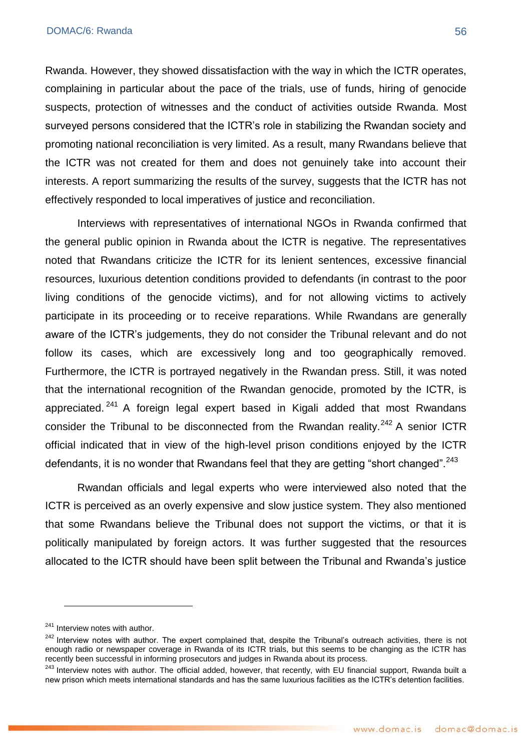Rwanda. However, they showed dissatisfaction with the way in which the ICTR operates, complaining in particular about the pace of the trials, use of funds, hiring of genocide suspects, protection of witnesses and the conduct of activities outside Rwanda. Most surveyed persons considered that the ICTR's role in stabilizing the Rwandan society and promoting national reconciliation is very limited. As a result, many Rwandans believe that the ICTR was not created for them and does not genuinely take into account their interests. A report summarizing the results of the survey, suggests that the ICTR has not effectively responded to local imperatives of justice and reconciliation.

Interviews with representatives of international NGOs in Rwanda confirmed that the general public opinion in Rwanda about the ICTR is negative. The representatives noted that Rwandans criticize the ICTR for its lenient sentences, excessive financial resources, luxurious detention conditions provided to defendants (in contrast to the poor living conditions of the genocide victims), and for not allowing victims to actively participate in its proceeding or to receive reparations. While Rwandans are generally aware of the ICTR's judgements, they do not consider the Tribunal relevant and do not follow its cases, which are excessively long and too geographically removed. Furthermore, the ICTR is portrayed negatively in the Rwandan press. Still, it was noted that the international recognition of the Rwandan genocide, promoted by the ICTR, is appreciated.[241] A foreign legal expert based in Kigali added that most Rwandans consider the Tribunal to be disconnected from the Rwandan reality.[242] A senior ICTR official indicated that in view of the high-level prison conditions enjoyed by the ICTR defendants, it is no wonder that Rwandans feel that they are getting "short changed".[243]

Rwandan officials and legal experts who were interviewed also noted that the ICTR is perceived as an overly expensive and slow justice system. They also mentioned that some Rwandans believe the Tribunal does not support the victims, or that it is politically manipulated by foreign actors. It was further suggested that the resources allocated to the ICTR should have been split between the Tribunal and Rwanda's justice

---

[241] Interview notes with author.

[242] Interview notes with author. The expert complained that, despite the Tribunal's outreach activities, there is not enough radio or newspaper coverage in Rwanda of its ICTR trials, but this seems to be changing as the ICTR has recently been successful in informing prosecutors and judges in Rwanda about its process.

[243] Interview notes with author. The official added, however, that recently, with EU financial support, Rwanda built a new prison which meets international standards and has the same luxurious facilities as the ICTR's detention facilities.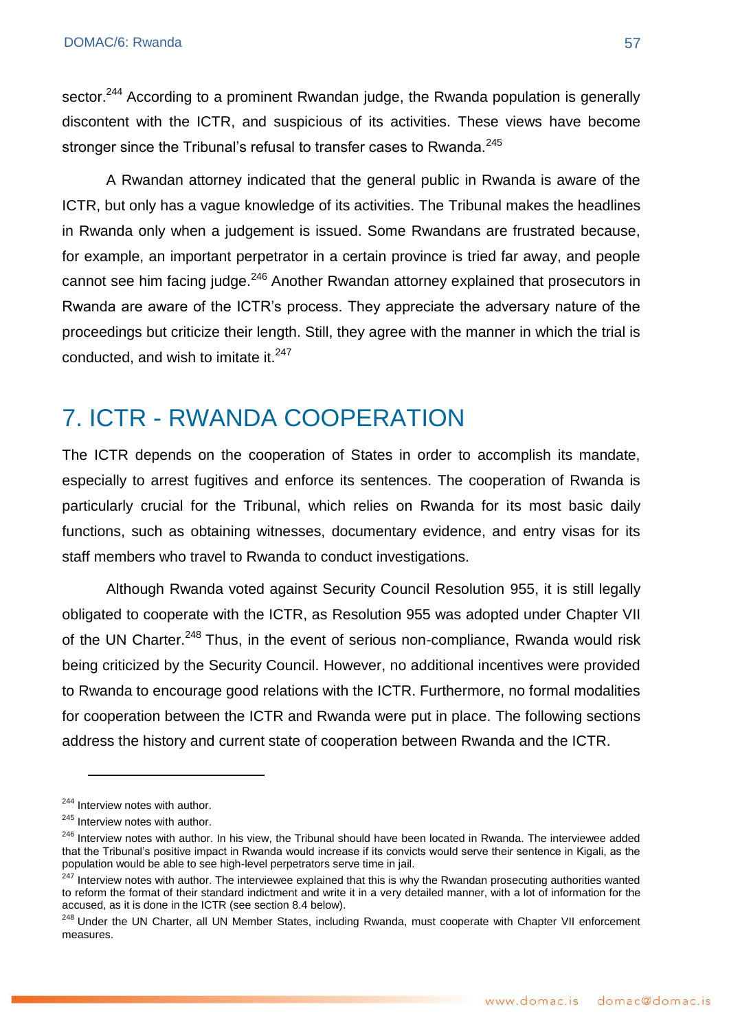sector.[244] According to a prominent Rwandan judge, the Rwanda population is generally discontent with the ICTR, and suspicious of its activities. These views have become stronger since the Tribunal's refusal to transfer cases to Rwanda.[245]

A Rwandan attorney indicated that the general public in Rwanda is aware of the ICTR, but only has a vague knowledge of its activities. The Tribunal makes the headlines in Rwanda only when a judgement is issued. Some Rwandans are frustrated because, for example, an important perpetrator in a certain province is tried far away, and people cannot see him facing judge.[246] Another Rwandan attorney explained that prosecutors in Rwanda are aware of the ICTR's process. They appreciate the adversary nature of the proceedings but criticize their length. Still, they agree with the manner in which the trial is conducted, and wish to imitate it.[247]

# 7. ICTR - RWANDA COOPERATION

The ICTR depends on the cooperation of States in order to accomplish its mandate, especially to arrest fugitives and enforce its sentences. The cooperation of Rwanda is particularly crucial for the Tribunal, which relies on Rwanda for its most basic daily functions, such as obtaining witnesses, documentary evidence, and entry visas for its staff members who travel to Rwanda to conduct investigations.

Although Rwanda voted against Security Council Resolution 955, it is still legally obligated to cooperate with the ICTR, as Resolution 955 was adopted under Chapter VII of the UN Charter.[248] Thus, in the event of serious non-compliance, Rwanda would risk being criticized by the Security Council. However, no additional incentives were provided to Rwanda to encourage good relations with the ICTR. Furthermore, no formal modalities for cooperation between the ICTR and Rwanda were put in place. The following sections address the history and current state of cooperation between Rwanda and the ICTR.

---

[244] Interview notes with author.

[245] Interview notes with author.

[246] Interview notes with author. In his view, the Tribunal should have been located in Rwanda. The interviewee added that the Tribunal's positive impact in Rwanda would increase if its convicts would serve their sentence in Kigali, as the population would be able to see high-level perpetrators serve time in jail.

[247] Interview notes with author. The interviewee explained that this is why the Rwandan prosecuting authorities wanted to reform the format of their standard indictment and write it in a very detailed manner, with a lot of information for the accused, as it is done in the ICTR (see section 8.4 below).

[248] Under the UN Charter, all UN Member States, including Rwanda, must cooperate with Chapter VII enforcement measures.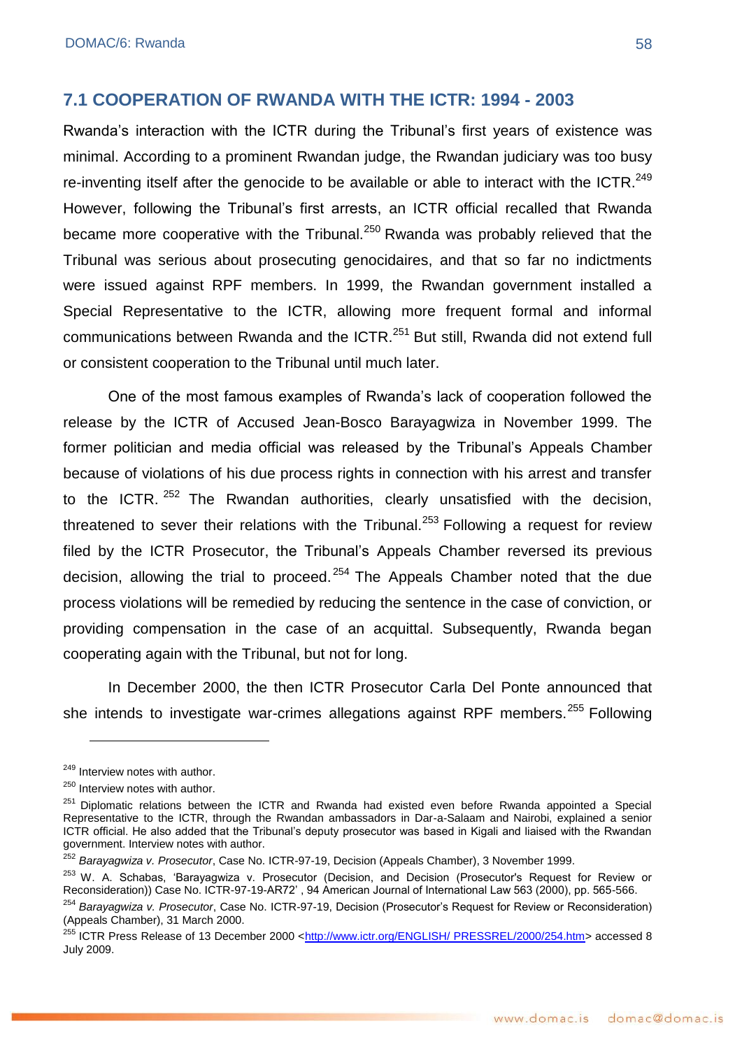## 7.1 COOPERATION OF RWANDA WITH THE ICTR: 1994 - 2003

Rwanda's interaction with the ICTR during the Tribunal's first years of existence was minimal. According to a prominent Rwandan judge, the Rwandan judiciary was too busy re-inventing itself after the genocide to be available or able to interact with the ICTR.[249] However, following the Tribunal's first arrests, an ICTR official recalled that Rwanda became more cooperative with the Tribunal.[250] Rwanda was probably relieved that the Tribunal was serious about prosecuting genocidaires, and that so far no indictments were issued against RPF members. In 1999, the Rwandan government installed a Special Representative to the ICTR, allowing more frequent formal and informal communications between Rwanda and the ICTR.[251] But still, Rwanda did not extend full or consistent cooperation to the Tribunal until much later.

One of the most famous examples of Rwanda's lack of cooperation followed the release by the ICTR of Accused Jean-Bosco Barayagwiza in November 1999. The former politician and media official was released by the Tribunal's Appeals Chamber because of violations of his due process rights in connection with his arrest and transfer to the ICTR.[252] The Rwandan authorities, clearly unsatisfied with the decision, threatened to sever their relations with the Tribunal.[253] Following a request for review filed by the ICTR Prosecutor, the Tribunal's Appeals Chamber reversed its previous decision, allowing the trial to proceed.[254] The Appeals Chamber noted that the due process violations will be remedied by reducing the sentence in the case of conviction, or providing compensation in the case of an acquittal. Subsequently, Rwanda began cooperating again with the Tribunal, but not for long.

In December 2000, the then ICTR Prosecutor Carla Del Ponte announced that she intends to investigate war-crimes allegations against RPF members.[255] Following

---

[249] Interview notes with author.

[250] Interview notes with author.

[251] Diplomatic relations between the ICTR and Rwanda had existed even before Rwanda appointed a Special Representative to the ICTR, through the Rwandan ambassadors in Dar-a-Salaam and Nairobi, explained a senior ICTR official. He also added that the Tribunal's deputy prosecutor was based in Kigali and liaised with the Rwandan government. Interview notes with author.

[252] *Barayagwiza v. Prosecutor*, Case No. ICTR-97-19, Decision (Appeals Chamber), 3 November 1999.

[253] W. A. Schabas, 'Barayagwiza v. Prosecutor (Decision, and Decision (Prosecutor's Request for Review or Reconsideration)) Case No. ICTR-97-19-AR72' , 94 American Journal of International Law 563 (2000), pp. 565-566.

[254] *Barayagwiza v. Prosecutor*, Case No. ICTR-97-19, Decision (Prosecutor's Request for Review or Reconsideration) (Appeals Chamber), 31 March 2000.

[255] ICTR Press Release of 13 December 2000 <http://www.ictr.org/ENGLISH/ PRESSREL/2000/254.htm> accessed 8 July 2009.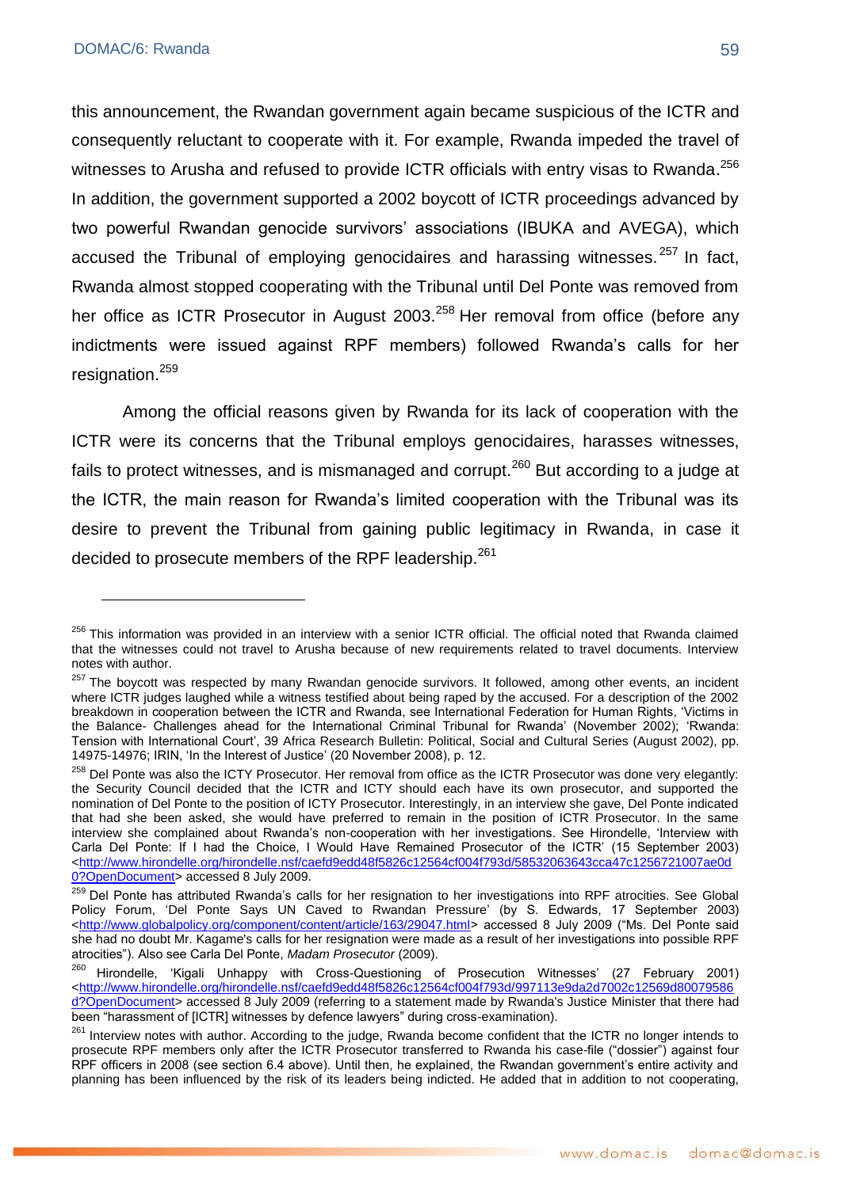this announcement, the Rwandan government again became suspicious of the ICTR and consequently reluctant to cooperate with it. For example, Rwanda impeded the travel of witnesses to Arusha and refused to provide ICTR officials with entry visas to Rwanda.[256] In addition, the government supported a 2002 boycott of ICTR proceedings advanced by two powerful Rwandan genocide survivors' associations (IBUKA and AVEGA), which accused the Tribunal of employing genocidaires and harassing witnesses.[257] In fact, Rwanda almost stopped cooperating with the Tribunal until Del Ponte was removed from her office as ICTR Prosecutor in August 2003.[258] Her removal from office (before any indictments were issued against RPF members) followed Rwanda's calls for her resignation.[259]

Among the official reasons given by Rwanda for its lack of cooperation with the ICTR were its concerns that the Tribunal employs genocidaires, harasses witnesses, fails to protect witnesses, and is mismanaged and corrupt.[260] But according to a judge at the ICTR, the main reason for Rwanda's limited cooperation with the Tribunal was its desire to prevent the Tribunal from gaining public legitimacy in Rwanda, in case it decided to prosecute members of the RPF leadership.[261]

---

[256] This information was provided in an interview with a senior ICTR official. The official noted that Rwanda claimed that the witnesses could not travel to Arusha because of new requirements related to travel documents. Interview notes with author.

[257] The boycott was respected by many Rwandan genocide survivors. It followed, among other events, an incident where ICTR judges laughed while a witness testified about being raped by the accused. For a description of the 2002 breakdown in cooperation between the ICTR and Rwanda, see International Federation for Human Rights, 'Victims in the Balance- Challenges ahead for the International Criminal Tribunal for Rwanda' (November 2002); 'Rwanda: Tension with International Court', 39 Africa Research Bulletin: Political, Social and Cultural Series (August 2002), pp. 14975-14976; IRIN, 'In the Interest of Justice' (20 November 2008), p. 12.

[258] Del Ponte was also the ICTY Prosecutor. Her removal from office as the ICTR Prosecutor was done very elegantly: the Security Council decided that the ICTR and ICTY should each have its own prosecutor, and supported the nomination of Del Ponte to the position of ICTY Prosecutor. Interestingly, in an interview she gave, Del Ponte indicated that had she been asked, she would have preferred to remain in the position of ICTR Prosecutor. In the same interview she complained about Rwanda's non-cooperation with her investigations. See Hirondelle, 'Interview with Carla Del Ponte: If I had the Choice, I Would Have Remained Prosecutor of the ICTR' (15 September 2003) <http://www.hirondelle.org/hirondelle.nsf/caefd9edd48f5826c12564cf004f793d/58532063643cca47c1256721007ae0d0?OpenDocument> accessed 8 July 2009.

[259] Del Ponte has attributed Rwanda's calls for her resignation to her investigations into RPF atrocities. See Global Policy Forum, 'Del Ponte Says UN Caved to Rwandan Pressure' (by S. Edwards, 17 September 2003) <http://www.globalpolicy.org/component/content/article/163/29047.html> accessed 8 July 2009 ("Ms. Del Ponte said she had no doubt Mr. Kagame's calls for her resignation were made as a result of her investigations into possible RPF atrocities"). Also see Carla Del Ponte, *Madam Prosecutor* (2009).

[260] Hirondelle, 'Kigali Unhappy with Cross-Questioning of Prosecution Witnesses' (27 February 2001) <http://www.hirondelle.org/hirondelle.nsf/caefd9edd48f5826c12564cf004f793d/997113e9da2d7002c12569d80079586d?OpenDocument> accessed 8 July 2009 (referring to a statement made by Rwanda's Justice Minister that there had been "harassment of [ICTR] witnesses by defence lawyers" during cross-examination).

[261] Interview notes with author. According to the judge, Rwanda become confident that the ICTR no longer intends to prosecute RPF members only after the ICTR Prosecutor transferred to Rwanda his case-file ("dossier") against four RPF officers in 2008 (see section 6.4 above). Until then, he explained, the Rwandan government's entire activity and planning has been influenced by the risk of its leaders being indicted. He added that in addition to not cooperating,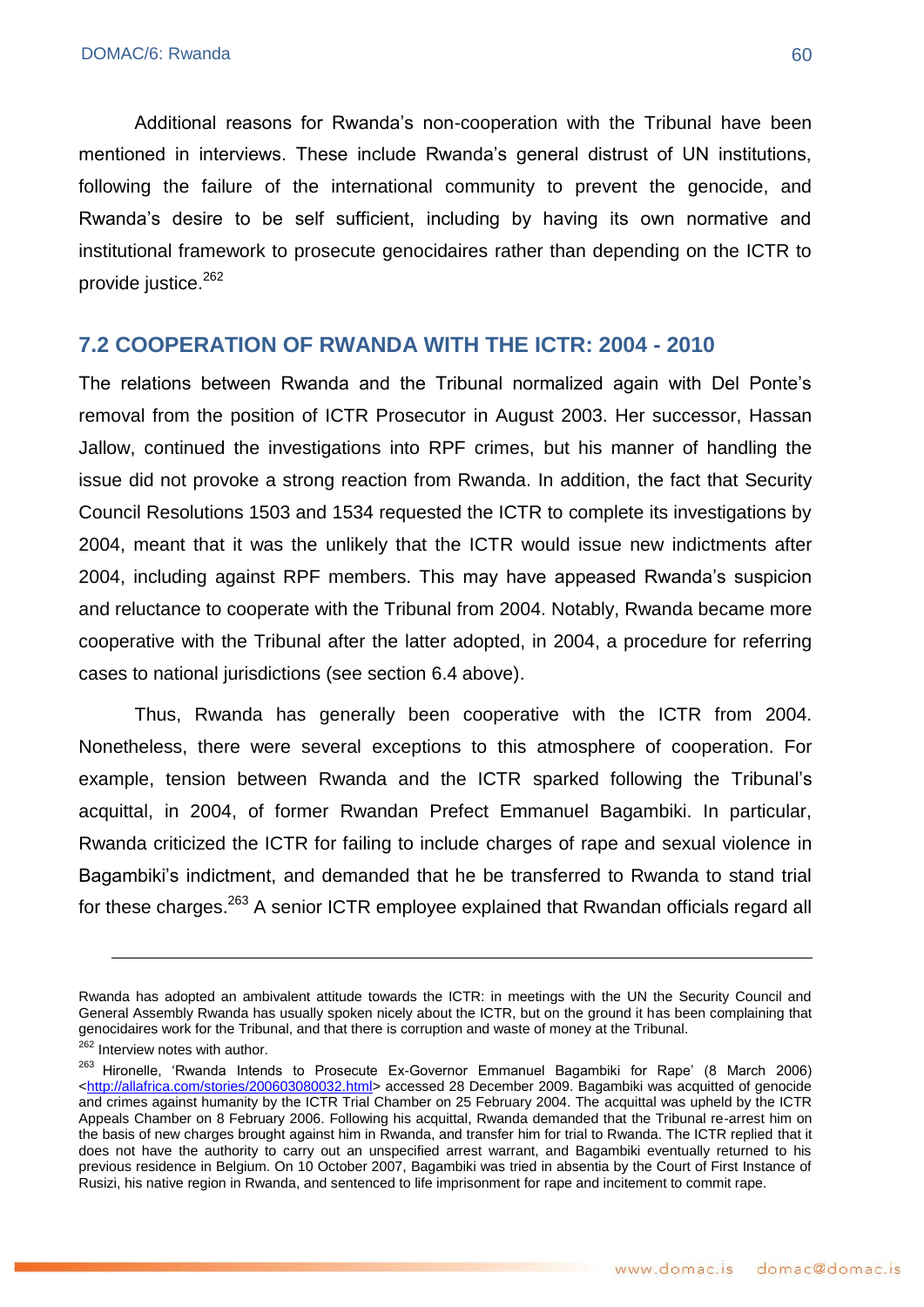Additional reasons for Rwanda's non-cooperation with the Tribunal have been mentioned in interviews. These include Rwanda's general distrust of UN institutions, following the failure of the international community to prevent the genocide, and Rwanda's desire to be self sufficient, including by having its own normative and institutional framework to prosecute genocidaires rather than depending on the ICTR to provide justice.[262]

## 7.2 COOPERATION OF RWANDA WITH THE ICTR: 2004 - 2010

The relations between Rwanda and the Tribunal normalized again with Del Ponte's removal from the position of ICTR Prosecutor in August 2003. Her successor, Hassan Jallow, continued the investigations into RPF crimes, but his manner of handling the issue did not provoke a strong reaction from Rwanda. In addition, the fact that Security Council Resolutions 1503 and 1534 requested the ICTR to complete its investigations by 2004, meant that it was the unlikely that the ICTR would issue new indictments after 2004, including against RPF members. This may have appeased Rwanda's suspicion and reluctance to cooperate with the Tribunal from 2004. Notably, Rwanda became more cooperative with the Tribunal after the latter adopted, in 2004, a procedure for referring cases to national jurisdictions (see section 6.4 above).

Thus, Rwanda has generally been cooperative with the ICTR from 2004. Nonetheless, there were several exceptions to this atmosphere of cooperation. For example, tension between Rwanda and the ICTR sparked following the Tribunal's acquittal, in 2004, of former Rwandan Prefect Emmanuel Bagambiki. In particular, Rwanda criticized the ICTR for failing to include charges of rape and sexual violence in Bagambiki's indictment, and demanded that he be transferred to Rwanda to stand trial for these charges.[263] A senior ICTR employee explained that Rwandan officials regard all

---

Rwanda has adopted an ambivalent attitude towards the ICTR: in meetings with the UN the Security Council and General Assembly Rwanda has usually spoken nicely about the ICTR, but on the ground it has been complaining that genocidaires work for the Tribunal, and that there is corruption and waste of money at the Tribunal.

[262] Interview notes with author.

[263] Hironelle, 'Rwanda Intends to Prosecute Ex-Governor Emmanuel Bagambiki for Rape' (8 March 2006) <http://allafrica.com/stories/200603080032.html> accessed 28 December 2009. Bagambiki was acquitted of genocide and crimes against humanity by the ICTR Trial Chamber on 25 February 2004. The acquittal was upheld by the ICTR Appeals Chamber on 8 February 2006. Following his acquittal, Rwanda demanded that the Tribunal re-arrest him on the basis of new charges brought against him in Rwanda, and transfer him for trial to Rwanda. The ICTR replied that it does not have the authority to carry out an unspecified arrest warrant, and Bagambiki eventually returned to his previous residence in Belgium. On 10 October 2007, Bagambiki was tried in absentia by the Court of First Instance of Rusizi, his native region in Rwanda, and sentenced to life imprisonment for rape and incitement to commit rape.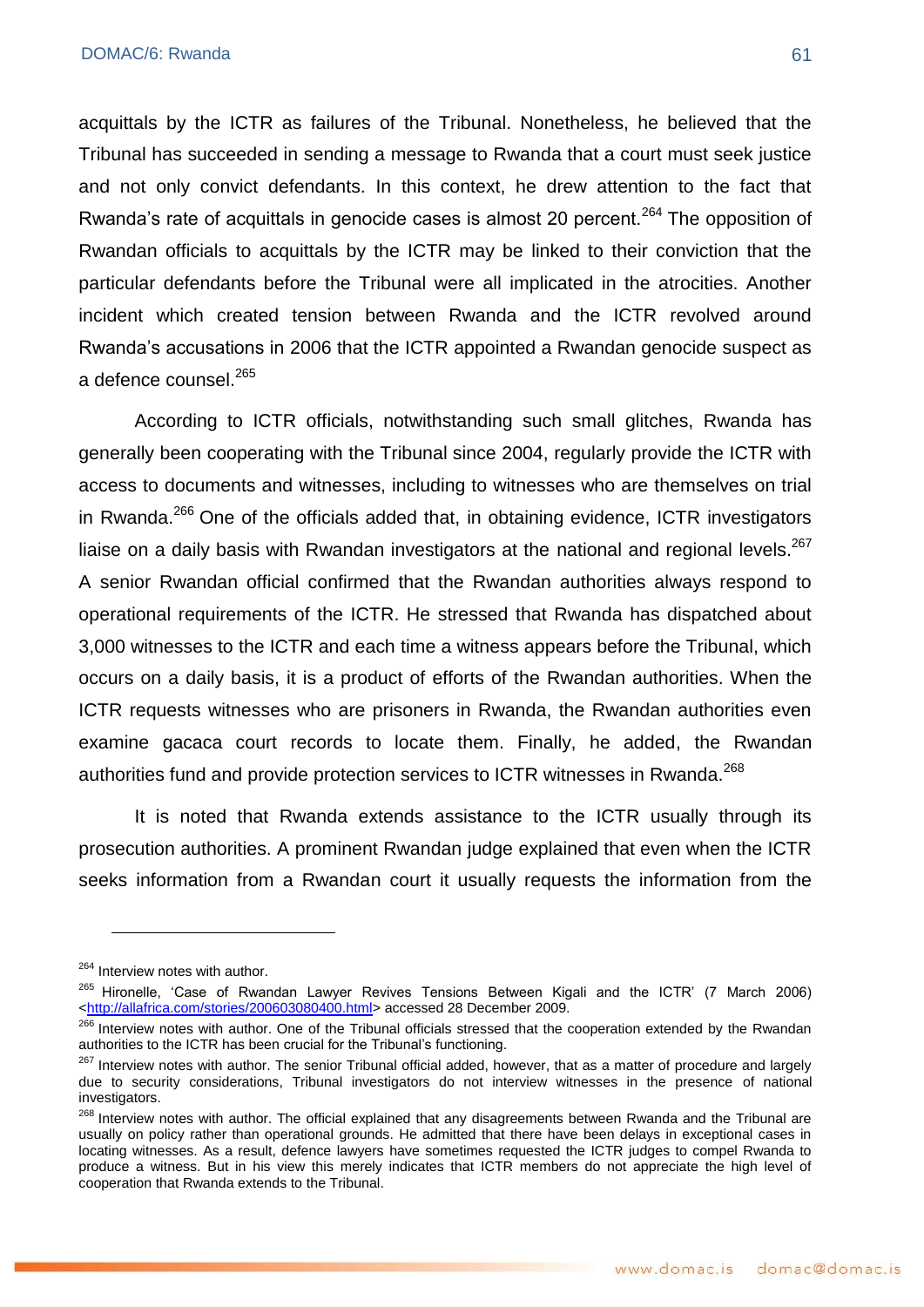acquittals by the ICTR as failures of the Tribunal. Nonetheless, he believed that the Tribunal has succeeded in sending a message to Rwanda that a court must seek justice and not only convict defendants. In this context, he drew attention to the fact that Rwanda's rate of acquittals in genocide cases is almost 20 percent.[264] The opposition of Rwandan officials to acquittals by the ICTR may be linked to their conviction that the particular defendants before the Tribunal were all implicated in the atrocities. Another incident which created tension between Rwanda and the ICTR revolved around Rwanda's accusations in 2006 that the ICTR appointed a Rwandan genocide suspect as a defence counsel.[265]

According to ICTR officials, notwithstanding such small glitches, Rwanda has generally been cooperating with the Tribunal since 2004, regularly provide the ICTR with access to documents and witnesses, including to witnesses who are themselves on trial in Rwanda.[266] One of the officials added that, in obtaining evidence, ICTR investigators liaise on a daily basis with Rwandan investigators at the national and regional levels.[267] A senior Rwandan official confirmed that the Rwandan authorities always respond to operational requirements of the ICTR. He stressed that Rwanda has dispatched about 3,000 witnesses to the ICTR and each time a witness appears before the Tribunal, which occurs on a daily basis, it is a product of efforts of the Rwandan authorities. When the ICTR requests witnesses who are prisoners in Rwanda, the Rwandan authorities even examine gacaca court records to locate them. Finally, he added, the Rwandan authorities fund and provide protection services to ICTR witnesses in Rwanda.[268]

It is noted that Rwanda extends assistance to the ICTR usually through its prosecution authorities. A prominent Rwandan judge explained that even when the ICTR seeks information from a Rwandan court it usually requests the information from the

---

[264] Interview notes with author.

[265] Hironelle, 'Case of Rwandan Lawyer Revives Tensions Between Kigali and the ICTR' (7 March 2006) <http://allafrica.com/stories/200603080400.html> accessed 28 December 2009.

[266] Interview notes with author. One of the Tribunal officials stressed that the cooperation extended by the Rwandan authorities to the ICTR has been crucial for the Tribunal's functioning.

[267] Interview notes with author. The senior Tribunal official added, however, that as a matter of procedure and largely due to security considerations, Tribunal investigators do not interview witnesses in the presence of national investigators.

[268] Interview notes with author. The official explained that any disagreements between Rwanda and the Tribunal are usually on policy rather than operational grounds. He admitted that there have been delays in exceptional cases in locating witnesses. As a result, defence lawyers have sometimes requested the ICTR judges to compel Rwanda to produce a witness. But in his view this merely indicates that ICTR members do not appreciate the high level of cooperation that Rwanda extends to the Tribunal.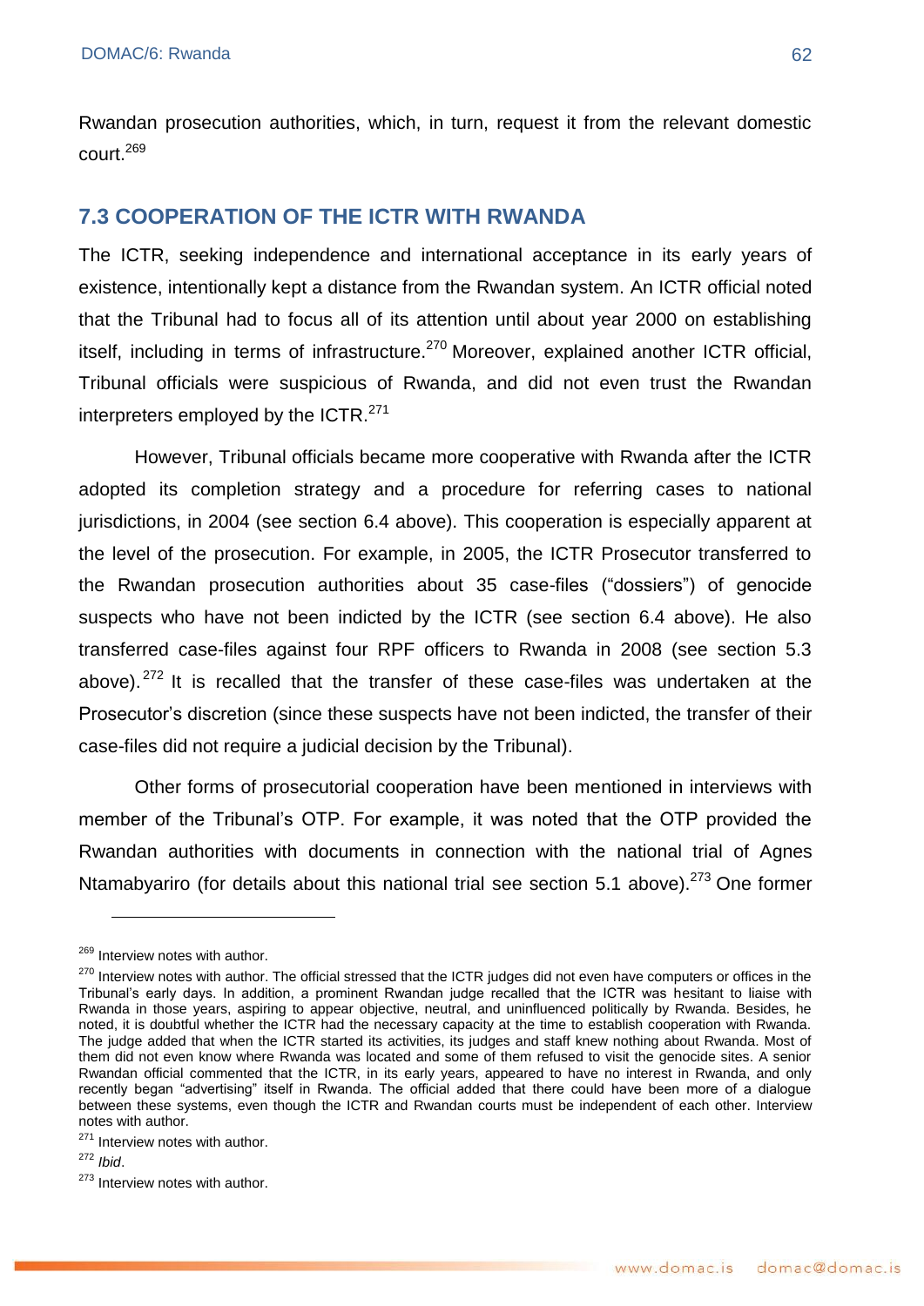Rwandan prosecution authorities, which, in turn, request it from the relevant domestic court.[269]

## 7.3 COOPERATION OF THE ICTR WITH RWANDA

The ICTR, seeking independence and international acceptance in its early years of existence, intentionally kept a distance from the Rwandan system. An ICTR official noted that the Tribunal had to focus all of its attention until about year 2000 on establishing itself, including in terms of infrastructure.[270] Moreover, explained another ICTR official, Tribunal officials were suspicious of Rwanda, and did not even trust the Rwandan interpreters employed by the ICTR.[271]

However, Tribunal officials became more cooperative with Rwanda after the ICTR adopted its completion strategy and a procedure for referring cases to national jurisdictions, in 2004 (see section 6.4 above). This cooperation is especially apparent at the level of the prosecution. For example, in 2005, the ICTR Prosecutor transferred to the Rwandan prosecution authorities about 35 case-files ("dossiers") of genocide suspects who have not been indicted by the ICTR (see section 6.4 above). He also transferred case-files against four RPF officers to Rwanda in 2008 (see section 5.3 above).[272] It is recalled that the transfer of these case-files was undertaken at the Prosecutor's discretion (since these suspects have not been indicted, the transfer of their case-files did not require a judicial decision by the Tribunal).

Other forms of prosecutorial cooperation have been mentioned in interviews with member of the Tribunal's OTP. For example, it was noted that the OTP provided the Rwandan authorities with documents in connection with the national trial of Agnes Ntamabyariro (for details about this national trial see section 5.1 above).[273] One former

---

[269] Interview notes with author.

[270] Interview notes with author. The official stressed that the ICTR judges did not even have computers or offices in the Tribunal's early days. In addition, a prominent Rwandan judge recalled that the ICTR was hesitant to liaise with Rwanda in those years, aspiring to appear objective, neutral, and uninfluenced politically by Rwanda. Besides, he noted, it is doubtful whether the ICTR had the necessary capacity at the time to establish cooperation with Rwanda. The judge added that when the ICTR started its activities, its judges and staff knew nothing about Rwanda. Most of them did not even know where Rwanda was located and some of them refused to visit the genocide sites. A senior Rwandan official commented that the ICTR, in its early years, appeared to have no interest in Rwanda, and only recently began "advertising" itself in Rwanda. The official added that there could have been more of a dialogue between these systems, even though the ICTR and Rwandan courts must be independent of each other. Interview notes with author.

[271] Interview notes with author.

[272] *Ibid*.

[273] Interview notes with author.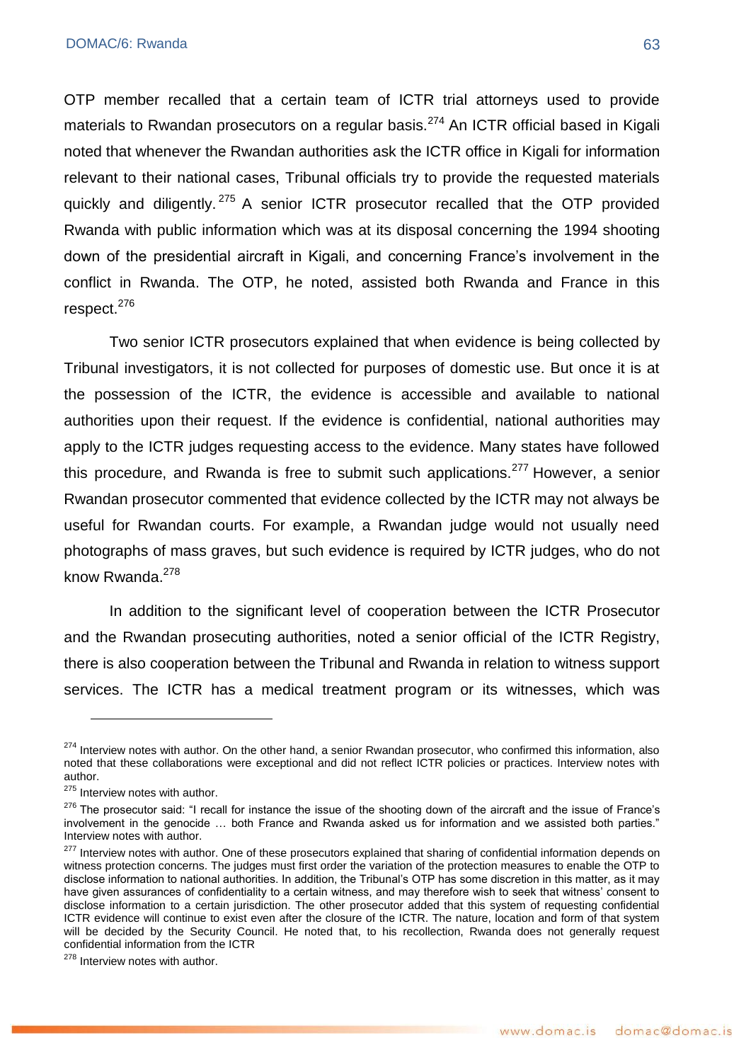OTP member recalled that a certain team of ICTR trial attorneys used to provide materials to Rwandan prosecutors on a regular basis.[274] An ICTR official based in Kigali noted that whenever the Rwandan authorities ask the ICTR office in Kigali for information relevant to their national cases, Tribunal officials try to provide the requested materials quickly and diligently.[275] A senior ICTR prosecutor recalled that the OTP provided Rwanda with public information which was at its disposal concerning the 1994 shooting down of the presidential aircraft in Kigali, and concerning France's involvement in the conflict in Rwanda. The OTP, he noted, assisted both Rwanda and France in this respect.[276]

Two senior ICTR prosecutors explained that when evidence is being collected by Tribunal investigators, it is not collected for purposes of domestic use. But once it is at the possession of the ICTR, the evidence is accessible and available to national authorities upon their request. If the evidence is confidential, national authorities may apply to the ICTR judges requesting access to the evidence. Many states have followed this procedure, and Rwanda is free to submit such applications.[277] However, a senior Rwandan prosecutor commented that evidence collected by the ICTR may not always be useful for Rwandan courts. For example, a Rwandan judge would not usually need photographs of mass graves, but such evidence is required by ICTR judges, who do not know Rwanda.[278]

In addition to the significant level of cooperation between the ICTR Prosecutor and the Rwandan prosecuting authorities, noted a senior official of the ICTR Registry, there is also cooperation between the Tribunal and Rwanda in relation to witness support services. The ICTR has a medical treatment program or its witnesses, which was

---

[274] Interview notes with author. On the other hand, a senior Rwandan prosecutor, who confirmed this information, also noted that these collaborations were exceptional and did not reflect ICTR policies or practices. Interview notes with author.

[275] Interview notes with author.

[276] The prosecutor said: "I recall for instance the issue of the shooting down of the aircraft and the issue of France's involvement in the genocide … both France and Rwanda asked us for information and we assisted both parties." Interview notes with author.

[277] Interview notes with author. One of these prosecutors explained that sharing of confidential information depends on witness protection concerns. The judges must first order the variation of the protection measures to enable the OTP to disclose information to national authorities. In addition, the Tribunal's OTP has some discretion in this matter, as it may have given assurances of confidentiality to a certain witness, and may therefore wish to seek that witness' consent to disclose information to a certain jurisdiction. The other prosecutor added that this system of requesting confidential ICTR evidence will continue to exist even after the closure of the ICTR. The nature, location and form of that system will be decided by the Security Council. He noted that, to his recollection, Rwanda does not generally request confidential information from the ICTR

[278] Interview notes with author.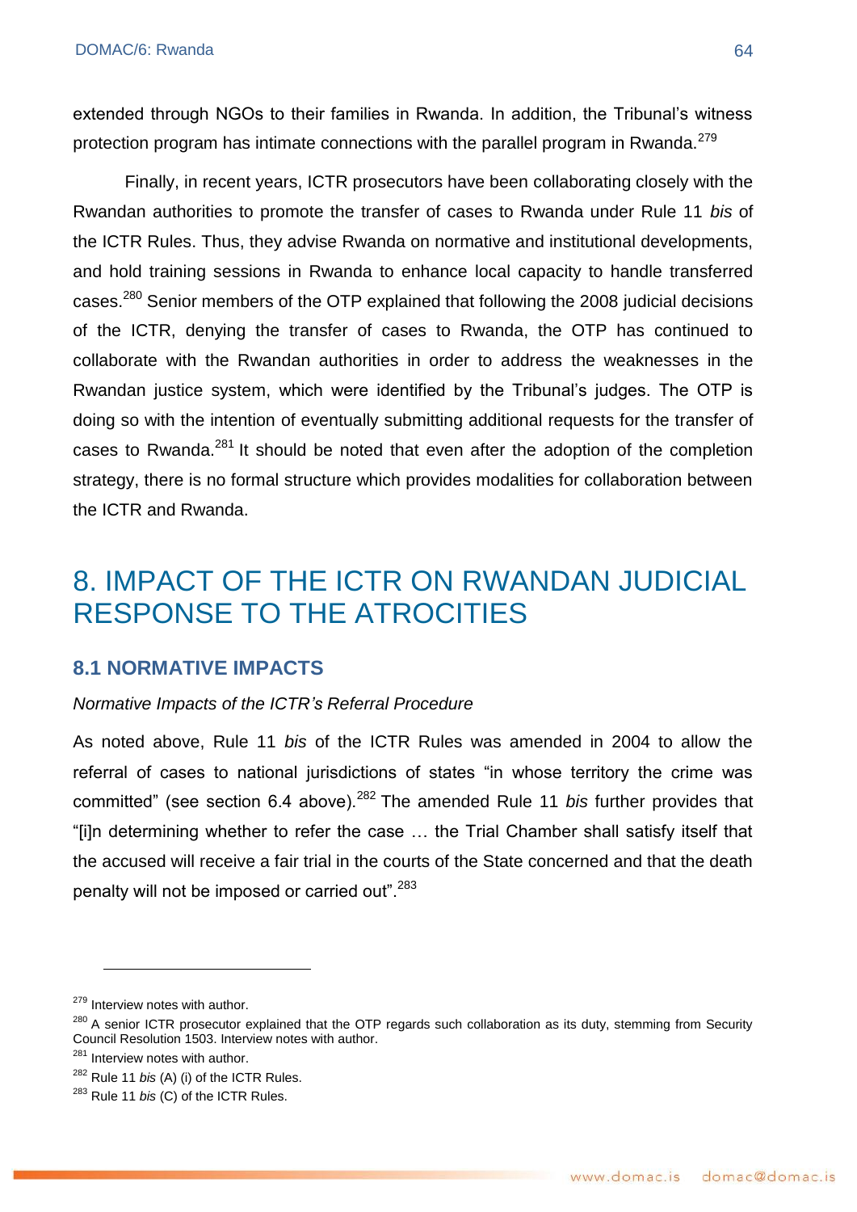extended through NGOs to their families in Rwanda. In addition, the Tribunal's witness protection program has intimate connections with the parallel program in Rwanda.[279]

Finally, in recent years, ICTR prosecutors have been collaborating closely with the Rwandan authorities to promote the transfer of cases to Rwanda under Rule 11 *bis* of the ICTR Rules. Thus, they advise Rwanda on normative and institutional developments, and hold training sessions in Rwanda to enhance local capacity to handle transferred cases.[280] Senior members of the OTP explained that following the 2008 judicial decisions of the ICTR, denying the transfer of cases to Rwanda, the OTP has continued to collaborate with the Rwandan authorities in order to address the weaknesses in the Rwandan justice system, which were identified by the Tribunal's judges. The OTP is doing so with the intention of eventually submitting additional requests for the transfer of cases to Rwanda.[281] It should be noted that even after the adoption of the completion strategy, there is no formal structure which provides modalities for collaboration between the ICTR and Rwanda.

# 8. IMPACT OF THE ICTR ON RWANDAN JUDICIAL RESPONSE TO THE ATROCITIES

## 8.1 NORMATIVE IMPACTS

*Normative Impacts of the ICTR's Referral Procedure*

As noted above, Rule 11 *bis* of the ICTR Rules was amended in 2004 to allow the referral of cases to national jurisdictions of states "in whose territory the crime was committed" (see section 6.4 above).[282] The amended Rule 11 *bis* further provides that "[i]n determining whether to refer the case … the Trial Chamber shall satisfy itself that the accused will receive a fair trial in the courts of the State concerned and that the death penalty will not be imposed or carried out".[283]

---

[279] Interview notes with author.

[280] A senior ICTR prosecutor explained that the OTP regards such collaboration as its duty, stemming from Security Council Resolution 1503. Interview notes with author.

[281] Interview notes with author.

[282] Rule 11 *bis* (A) (i) of the ICTR Rules.

[283] Rule 11 *bis* (C) of the ICTR Rules.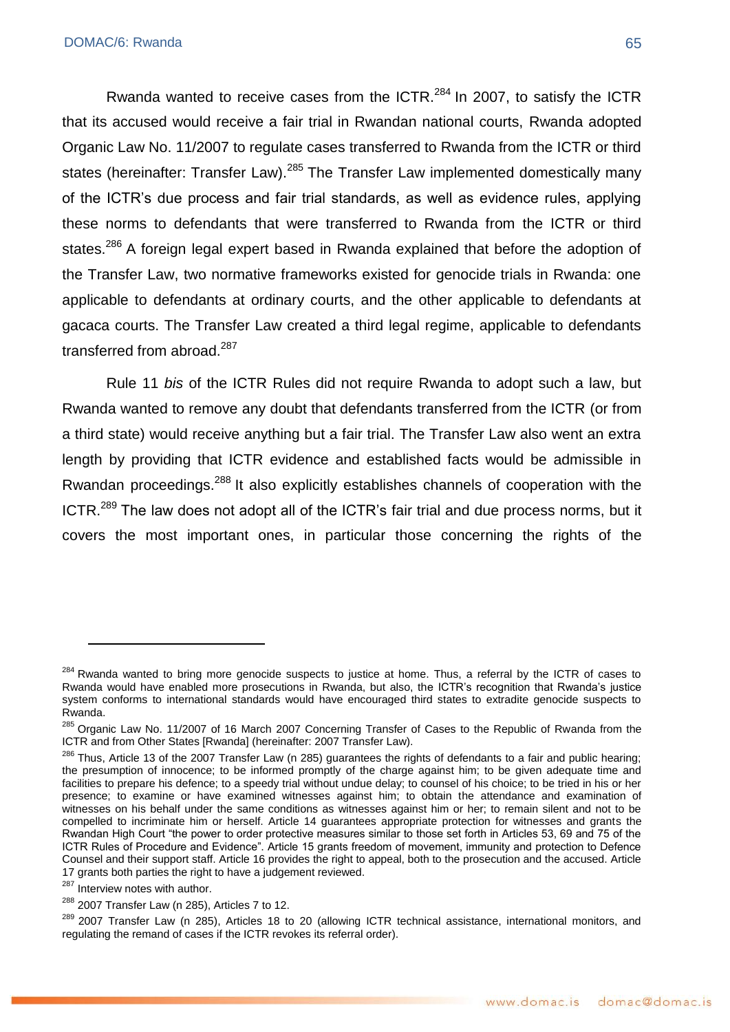Rwanda wanted to receive cases from the ICTR.[284] In 2007, to satisfy the ICTR that its accused would receive a fair trial in Rwandan national courts, Rwanda adopted Organic Law No. 11/2007 to regulate cases transferred to Rwanda from the ICTR or third states (hereinafter: Transfer Law).[285] The Transfer Law implemented domestically many of the ICTR's due process and fair trial standards, as well as evidence rules, applying these norms to defendants that were transferred to Rwanda from the ICTR or third states.[286] A foreign legal expert based in Rwanda explained that before the adoption of the Transfer Law, two normative frameworks existed for genocide trials in Rwanda: one applicable to defendants at ordinary courts, and the other applicable to defendants at gacaca courts. The Transfer Law created a third legal regime, applicable to defendants transferred from abroad.[287]

Rule 11 *bis* of the ICTR Rules did not require Rwanda to adopt such a law, but Rwanda wanted to remove any doubt that defendants transferred from the ICTR (or from a third state) would receive anything but a fair trial. The Transfer Law also went an extra length by providing that ICTR evidence and established facts would be admissible in Rwandan proceedings.[288] It also explicitly establishes channels of cooperation with the ICTR.[289] The law does not adopt all of the ICTR's fair trial and due process norms, but it covers the most important ones, in particular those concerning the rights of the

---

[284] Rwanda wanted to bring more genocide suspects to justice at home. Thus, a referral by the ICTR of cases to Rwanda would have enabled more prosecutions in Rwanda, but also, the ICTR's recognition that Rwanda's justice system conforms to international standards would have encouraged third states to extradite genocide suspects to Rwanda.

[285] Organic Law No. 11/2007 of 16 March 2007 Concerning Transfer of Cases to the Republic of Rwanda from the ICTR and from Other States [Rwanda] (hereinafter: 2007 Transfer Law).

[286] Thus, Article 13 of the 2007 Transfer Law (n 285) guarantees the rights of defendants to a fair and public hearing; the presumption of innocence; to be informed promptly of the charge against him; to be given adequate time and facilities to prepare his defence; to a speedy trial without undue delay; to counsel of his choice; to be tried in his or her presence; to examine or have examined witnesses against him; to obtain the attendance and examination of witnesses on his behalf under the same conditions as witnesses against him or her; to remain silent and not to be compelled to incriminate him or herself. Article 14 guarantees appropriate protection for witnesses and grants the Rwandan High Court "the power to order protective measures similar to those set forth in Articles 53, 69 and 75 of the ICTR Rules of Procedure and Evidence". Article 15 grants freedom of movement, immunity and protection to Defence Counsel and their support staff. Article 16 provides the right to appeal, both to the prosecution and the accused. Article 17 grants both parties the right to have a judgement reviewed.

[287] Interview notes with author.

[288] 2007 Transfer Law (n 285), Articles 7 to 12.

[289] 2007 Transfer Law (n 285), Articles 18 to 20 (allowing ICTR technical assistance, international monitors, and regulating the remand of cases if the ICTR revokes its referral order).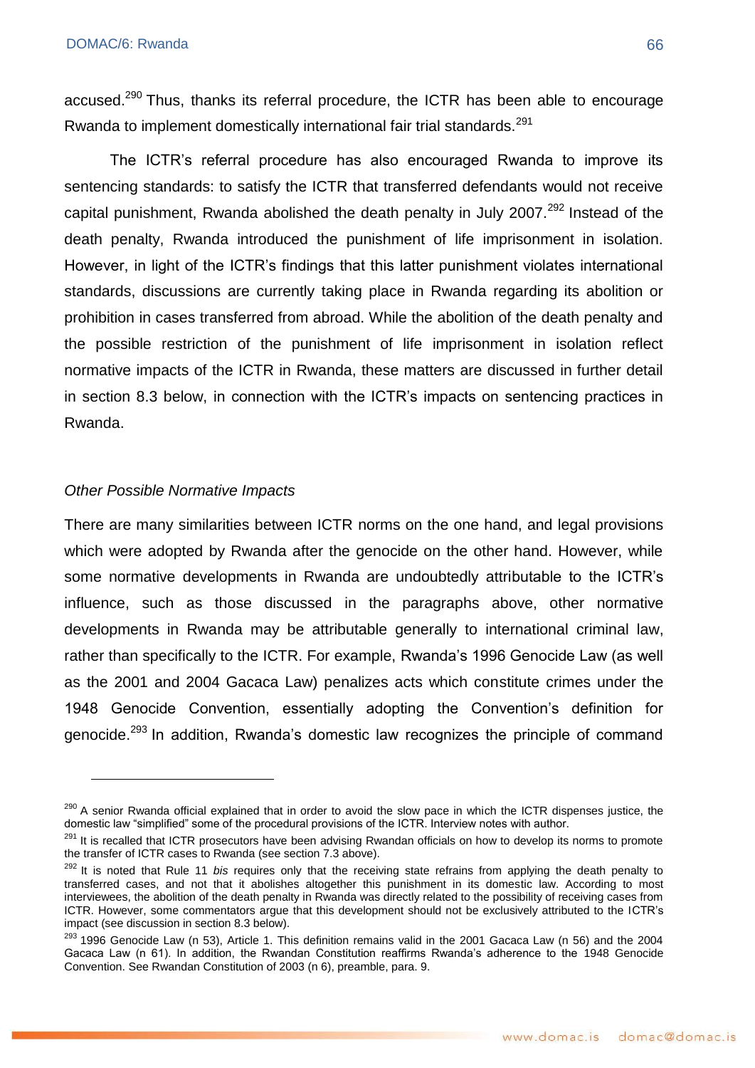accused.[290] Thus, thanks its referral procedure, the ICTR has been able to encourage Rwanda to implement domestically international fair trial standards.[291]

The ICTR's referral procedure has also encouraged Rwanda to improve its sentencing standards: to satisfy the ICTR that transferred defendants would not receive capital punishment, Rwanda abolished the death penalty in July 2007.[292] Instead of the death penalty, Rwanda introduced the punishment of life imprisonment in isolation. However, in light of the ICTR's findings that this latter punishment violates international standards, discussions are currently taking place in Rwanda regarding its abolition or prohibition in cases transferred from abroad. While the abolition of the death penalty and the possible restriction of the punishment of life imprisonment in isolation reflect normative impacts of the ICTR in Rwanda, these matters are discussed in further detail in section 8.3 below, in connection with the ICTR's impacts on sentencing practices in Rwanda.

*Other Possible Normative Impacts*

There are many similarities between ICTR norms on the one hand, and legal provisions which were adopted by Rwanda after the genocide on the other hand. However, while some normative developments in Rwanda are undoubtedly attributable to the ICTR's influence, such as those discussed in the paragraphs above, other normative developments in Rwanda may be attributable generally to international criminal law, rather than specifically to the ICTR. For example, Rwanda's 1996 Genocide Law (as well as the 2001 and 2004 Gacaca Law) penalizes acts which constitute crimes under the 1948 Genocide Convention, essentially adopting the Convention's definition for genocide.[293] In addition, Rwanda's domestic law recognizes the principle of command

---

[290] A senior Rwanda official explained that in order to avoid the slow pace in which the ICTR dispenses justice, the domestic law "simplified" some of the procedural provisions of the ICTR. Interview notes with author.

[291] It is recalled that ICTR prosecutors have been advising Rwandan officials on how to develop its norms to promote the transfer of ICTR cases to Rwanda (see section 7.3 above).

[292] It is noted that Rule 11 *bis* requires only that the receiving state refrains from applying the death penalty to transferred cases, and not that it abolishes altogether this punishment in its domestic law. According to most interviewees, the abolition of the death penalty in Rwanda was directly related to the possibility of receiving cases from ICTR. However, some commentators argue that this development should not be exclusively attributed to the ICTR's impact (see discussion in section 8.3 below).

[293] 1996 Genocide Law (n 53), Article 1. This definition remains valid in the 2001 Gacaca Law (n 56) and the 2004 Gacaca Law (n 61). In addition, the Rwandan Constitution reaffirms Rwanda's adherence to the 1948 Genocide Convention. See Rwandan Constitution of 2003 (n 6), preamble, para. 9.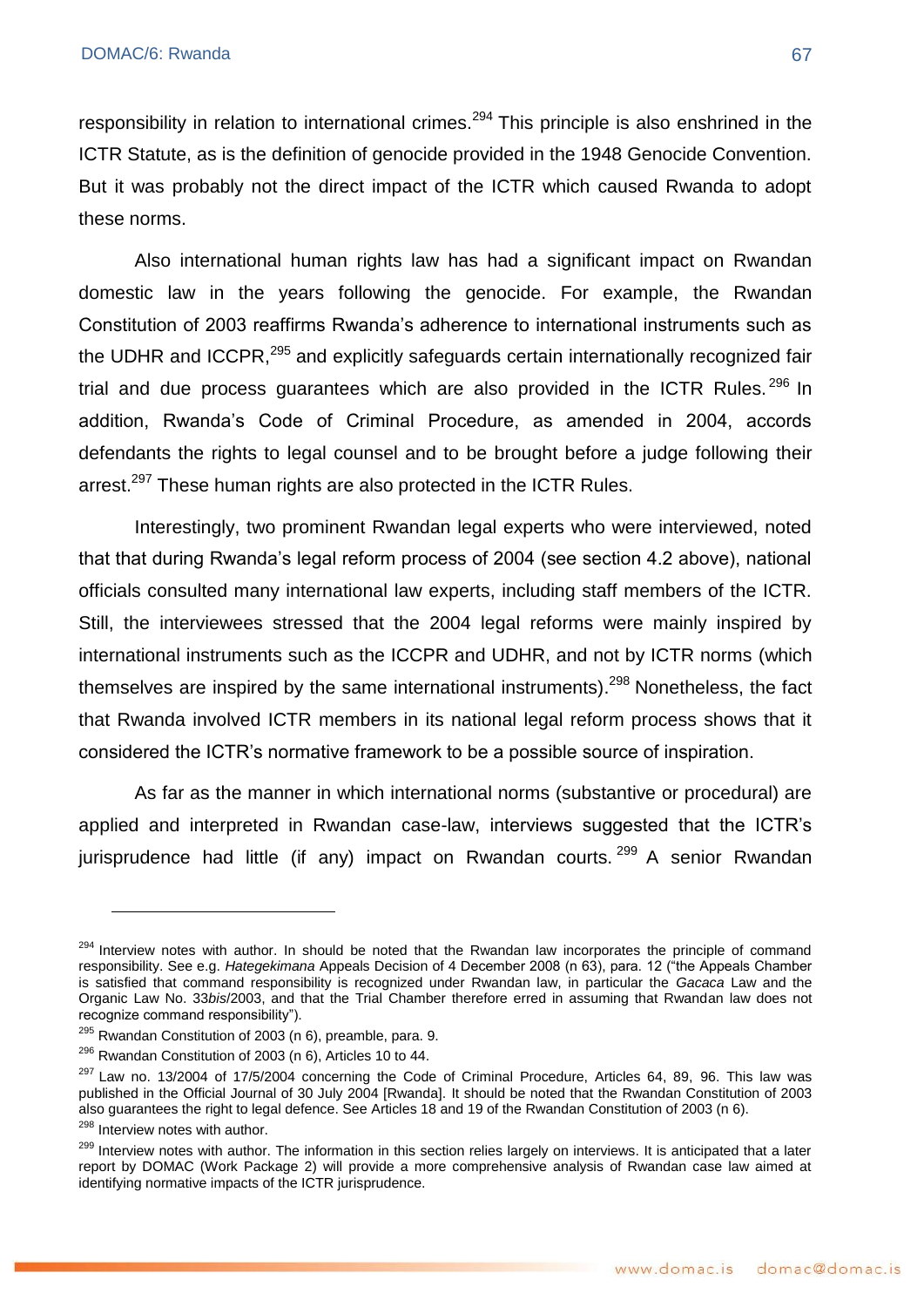responsibility in relation to international crimes.[294] This principle is also enshrined in the ICTR Statute, as is the definition of genocide provided in the 1948 Genocide Convention. But it was probably not the direct impact of the ICTR which caused Rwanda to adopt these norms.

Also international human rights law has had a significant impact on Rwandan domestic law in the years following the genocide. For example, the Rwandan Constitution of 2003 reaffirms Rwanda's adherence to international instruments such as the UDHR and ICCPR,[295] and explicitly safeguards certain internationally recognized fair trial and due process guarantees which are also provided in the ICTR Rules.[296] In addition, Rwanda's Code of Criminal Procedure, as amended in 2004, accords defendants the rights to legal counsel and to be brought before a judge following their arrest.[297] These human rights are also protected in the ICTR Rules.

Interestingly, two prominent Rwandan legal experts who were interviewed, noted that that during Rwanda's legal reform process of 2004 (see section 4.2 above), national officials consulted many international law experts, including staff members of the ICTR. Still, the interviewees stressed that the 2004 legal reforms were mainly inspired by international instruments such as the ICCPR and UDHR, and not by ICTR norms (which themselves are inspired by the same international instruments).[298] Nonetheless, the fact that Rwanda involved ICTR members in its national legal reform process shows that it considered the ICTR's normative framework to be a possible source of inspiration.

As far as the manner in which international norms (substantive or procedural) are applied and interpreted in Rwandan case-law, interviews suggested that the ICTR's jurisprudence had little (if any) impact on Rwandan courts.[299] A senior Rwandan

---

[294] Interview notes with author. In should be noted that the Rwandan law incorporates the principle of command responsibility. See e.g. *Hategekimana* Appeals Decision of 4 December 2008 (n 63), para. 12 ("the Appeals Chamber is satisfied that command responsibility is recognized under Rwandan law, in particular the *Gacaca* Law and the Organic Law No. 33*bis*/2003, and that the Trial Chamber therefore erred in assuming that Rwandan law does not recognize command responsibility").

[295] Rwandan Constitution of 2003 (n 6), preamble, para. 9.

[296] Rwandan Constitution of 2003 (n 6), Articles 10 to 44.

[297] Law no. 13/2004 of 17/5/2004 concerning the Code of Criminal Procedure, Articles 64, 89, 96. This law was published in the Official Journal of 30 July 2004 [Rwanda]. It should be noted that the Rwandan Constitution of 2003 also guarantees the right to legal defence. See Articles 18 and 19 of the Rwandan Constitution of 2003 (n 6).

[298] Interview notes with author.

[299] Interview notes with author. The information in this section relies largely on interviews. It is anticipated that a later report by DOMAC (Work Package 2) will provide a more comprehensive analysis of Rwandan case law aimed at identifying normative impacts of the ICTR jurisprudence.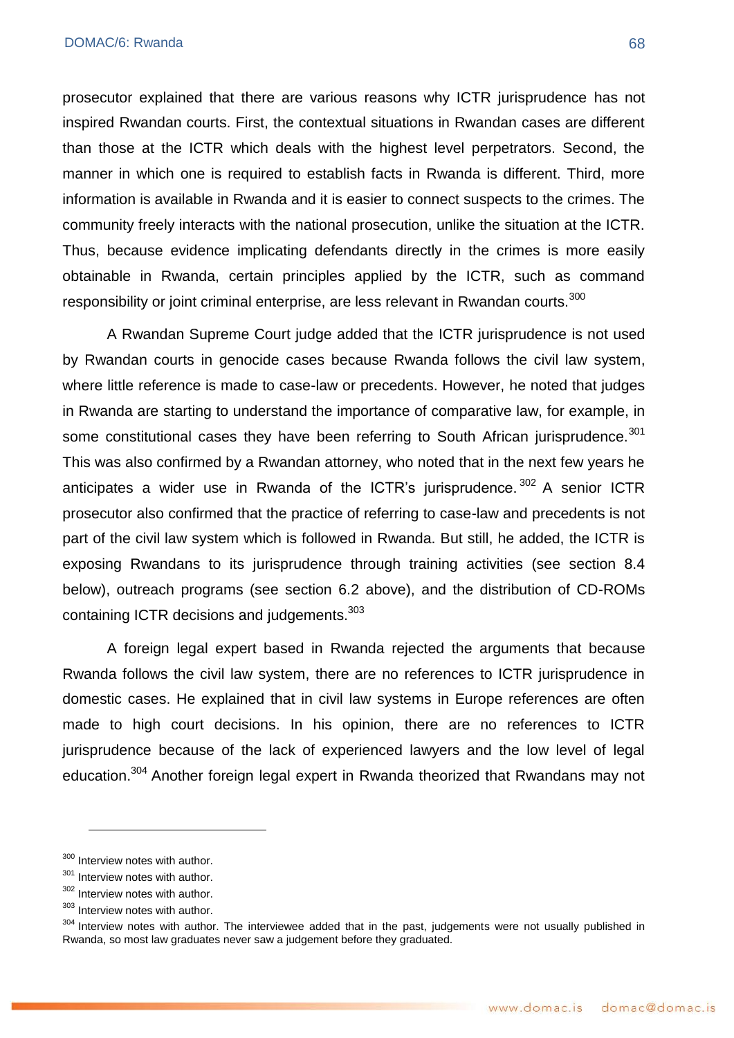prosecutor explained that there are various reasons why ICTR jurisprudence has not inspired Rwandan courts. First, the contextual situations in Rwandan cases are different than those at the ICTR which deals with the highest level perpetrators. Second, the manner in which one is required to establish facts in Rwanda is different. Third, more information is available in Rwanda and it is easier to connect suspects to the crimes. The community freely interacts with the national prosecution, unlike the situation at the ICTR. Thus, because evidence implicating defendants directly in the crimes is more easily obtainable in Rwanda, certain principles applied by the ICTR, such as command responsibility or joint criminal enterprise, are less relevant in Rwandan courts.[300]

A Rwandan Supreme Court judge added that the ICTR jurisprudence is not used by Rwandan courts in genocide cases because Rwanda follows the civil law system, where little reference is made to case-law or precedents. However, he noted that judges in Rwanda are starting to understand the importance of comparative law, for example, in some constitutional cases they have been referring to South African jurisprudence.[301] This was also confirmed by a Rwandan attorney, who noted that in the next few years he anticipates a wider use in Rwanda of the ICTR's jurisprudence.[302] A senior ICTR prosecutor also confirmed that the practice of referring to case-law and precedents is not part of the civil law system which is followed in Rwanda. But still, he added, the ICTR is exposing Rwandans to its jurisprudence through training activities (see section 8.4 below), outreach programs (see section 6.2 above), and the distribution of CD-ROMs containing ICTR decisions and judgements.[303]

A foreign legal expert based in Rwanda rejected the arguments that because Rwanda follows the civil law system, there are no references to ICTR jurisprudence in domestic cases. He explained that in civil law systems in Europe references are often made to high court decisions. In his opinion, there are no references to ICTR jurisprudence because of the lack of experienced lawyers and the low level of legal education.[304] Another foreign legal expert in Rwanda theorized that Rwandans may not

---

[300] Interview notes with author.

[301] Interview notes with author.

[302] Interview notes with author.

[303] Interview notes with author.

[304] Interview notes with author. The interviewee added that in the past, judgements were not usually published in Rwanda, so most law graduates never saw a judgement before they graduated.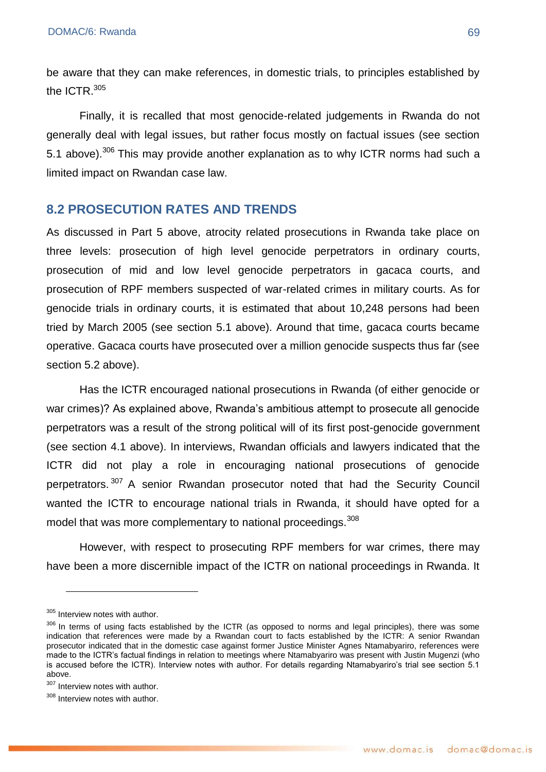be aware that they can make references, in domestic trials, to principles established by the ICTR.[305]

Finally, it is recalled that most genocide-related judgements in Rwanda do not generally deal with legal issues, but rather focus mostly on factual issues (see section 5.1 above).[306] This may provide another explanation as to why ICTR norms had such a limited impact on Rwandan case law.

## 8.2 PROSECUTION RATES AND TRENDS

As discussed in Part 5 above, atrocity related prosecutions in Rwanda take place on three levels: prosecution of high level genocide perpetrators in ordinary courts, prosecution of mid and low level genocide perpetrators in gacaca courts, and prosecution of RPF members suspected of war-related crimes in military courts. As for genocide trials in ordinary courts, it is estimated that about 10,248 persons had been tried by March 2005 (see section 5.1 above). Around that time, gacaca courts became operative. Gacaca courts have prosecuted over a million genocide suspects thus far (see section 5.2 above).

Has the ICTR encouraged national prosecutions in Rwanda (of either genocide or war crimes)? As explained above, Rwanda's ambitious attempt to prosecute all genocide perpetrators was a result of the strong political will of its first post-genocide government (see section 4.1 above). In interviews, Rwandan officials and lawyers indicated that the ICTR did not play a role in encouraging national prosecutions of genocide perpetrators.[307] A senior Rwandan prosecutor noted that had the Security Council wanted the ICTR to encourage national trials in Rwanda, it should have opted for a model that was more complementary to national proceedings.[308]

However, with respect to prosecuting RPF members for war crimes, there may have been a more discernible impact of the ICTR on national proceedings in Rwanda. It

---

[305] Interview notes with author.

[306] In terms of using facts established by the ICTR (as opposed to norms and legal principles), there was some indication that references were made by a Rwandan court to facts established by the ICTR: A senior Rwandan prosecutor indicated that in the domestic case against former Justice Minister Agnes Ntamabyariro, references were made to the ICTR's factual findings in relation to meetings where Ntamabyariro was present with Justin Mugenzi (who is accused before the ICTR). Interview notes with author. For details regarding Ntamabyariro's trial see section 5.1 above.

[307] Interview notes with author.

[308] Interview notes with author.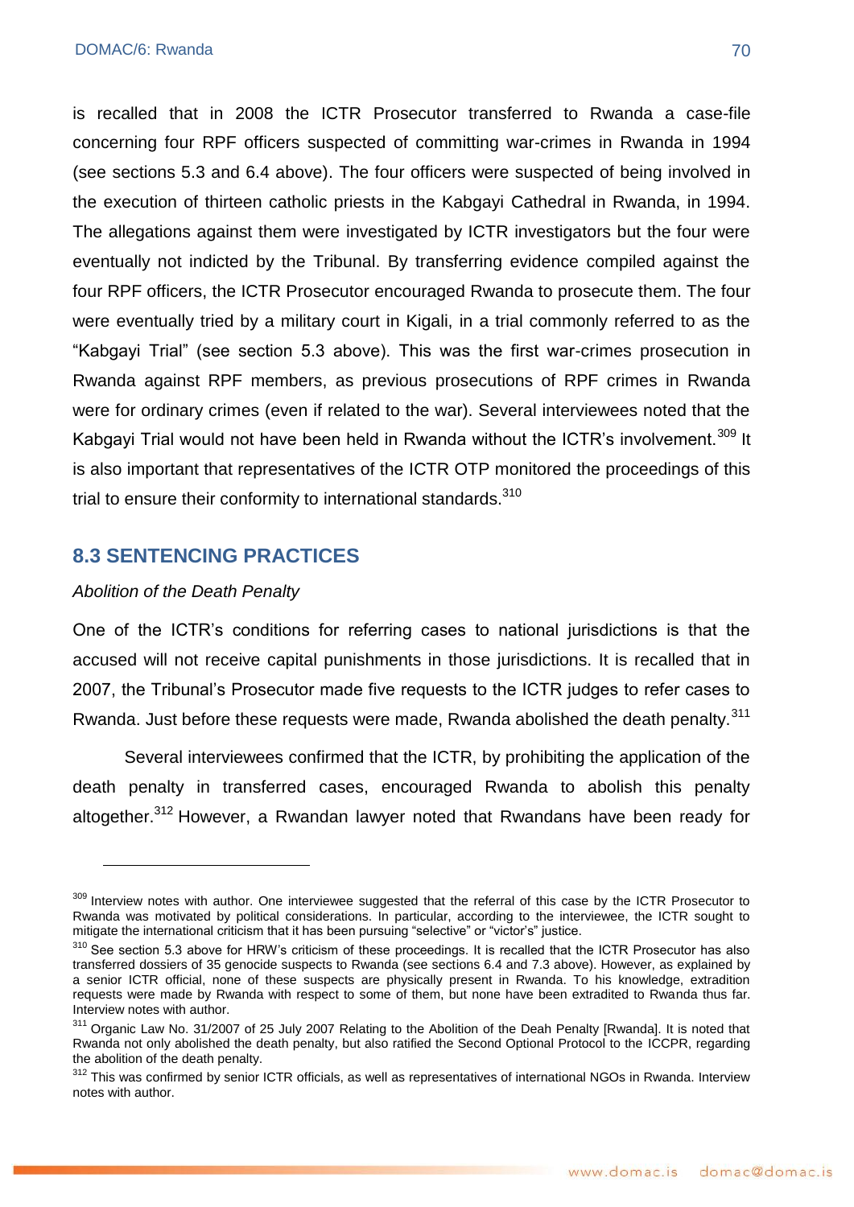is recalled that in 2008 the ICTR Prosecutor transferred to Rwanda a case-file concerning four RPF officers suspected of committing war-crimes in Rwanda in 1994 (see sections 5.3 and 6.4 above). The four officers were suspected of being involved in the execution of thirteen catholic priests in the Kabgayi Cathedral in Rwanda, in 1994. The allegations against them were investigated by ICTR investigators but the four were eventually not indicted by the Tribunal. By transferring evidence compiled against the four RPF officers, the ICTR Prosecutor encouraged Rwanda to prosecute them. The four were eventually tried by a military court in Kigali, in a trial commonly referred to as the "Kabgayi Trial" (see section 5.3 above). This was the first war-crimes prosecution in Rwanda against RPF members, as previous prosecutions of RPF crimes in Rwanda were for ordinary crimes (even if related to the war). Several interviewees noted that the Kabgayi Trial would not have been held in Rwanda without the ICTR's involvement.[309] It is also important that representatives of the ICTR OTP monitored the proceedings of this trial to ensure their conformity to international standards.[310]

## 8.3 SENTENCING PRACTICES

*Abolition of the Death Penalty*

One of the ICTR's conditions for referring cases to national jurisdictions is that the accused will not receive capital punishments in those jurisdictions. It is recalled that in 2007, the Tribunal's Prosecutor made five requests to the ICTR judges to refer cases to Rwanda. Just before these requests were made, Rwanda abolished the death penalty.[311]

Several interviewees confirmed that the ICTR, by prohibiting the application of the death penalty in transferred cases, encouraged Rwanda to abolish this penalty altogether.[312] However, a Rwandan lawyer noted that Rwandans have been ready for

---

[309] Interview notes with author. One interviewee suggested that the referral of this case by the ICTR Prosecutor to Rwanda was motivated by political considerations. In particular, according to the interviewee, the ICTR sought to mitigate the international criticism that it has been pursuing "selective" or "victor's" justice.

[310] See section 5.3 above for HRW's criticism of these proceedings. It is recalled that the ICTR Prosecutor has also transferred dossiers of 35 genocide suspects to Rwanda (see sections 6.4 and 7.3 above). However, as explained by a senior ICTR official, none of these suspects are physically present in Rwanda. To his knowledge, extradition requests were made by Rwanda with respect to some of them, but none have been extradited to Rwanda thus far. Interview notes with author.

[311] Organic Law No. 31/2007 of 25 July 2007 Relating to the Abolition of the Deah Penalty [Rwanda]. It is noted that Rwanda not only abolished the death penalty, but also ratified the Second Optional Protocol to the ICCPR, regarding the abolition of the death penalty.

[312] This was confirmed by senior ICTR officials, as well as representatives of international NGOs in Rwanda. Interview notes with author.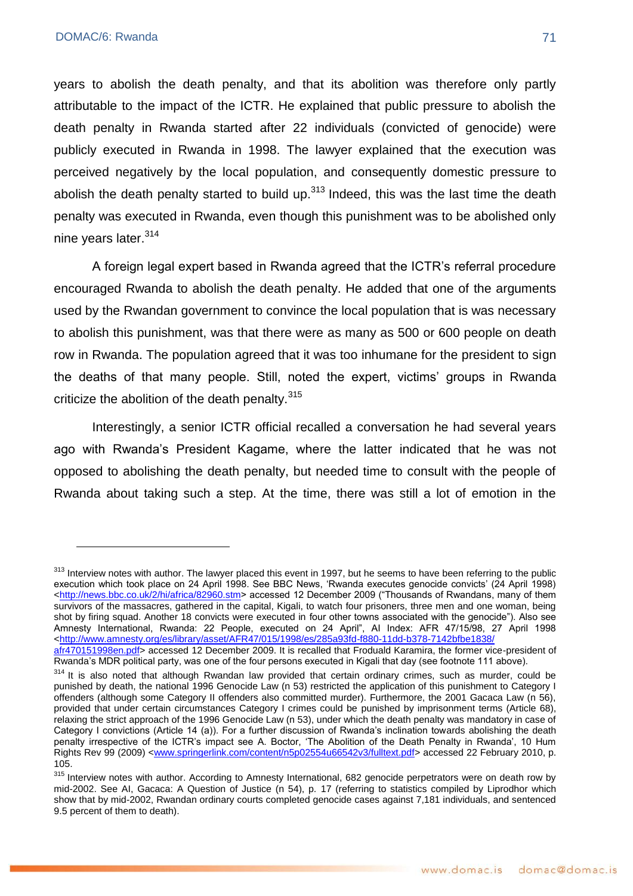years to abolish the death penalty, and that its abolition was therefore only partly attributable to the impact of the ICTR. He explained that public pressure to abolish the death penalty in Rwanda started after 22 individuals (convicted of genocide) were publicly executed in Rwanda in 1998. The lawyer explained that the execution was perceived negatively by the local population, and consequently domestic pressure to abolish the death penalty started to build up.[313] Indeed, this was the last time the death penalty was executed in Rwanda, even though this punishment was to be abolished only nine years later.[314]

A foreign legal expert based in Rwanda agreed that the ICTR's referral procedure encouraged Rwanda to abolish the death penalty. He added that one of the arguments used by the Rwandan government to convince the local population that is was necessary to abolish this punishment, was that there were as many as 500 or 600 people on death row in Rwanda. The population agreed that it was too inhumane for the president to sign the deaths of that many people. Still, noted the expert, victims' groups in Rwanda criticize the abolition of the death penalty.[315]

Interestingly, a senior ICTR official recalled a conversation he had several years ago with Rwanda's President Kagame, where the latter indicated that he was not opposed to abolishing the death penalty, but needed time to consult with the people of Rwanda about taking such a step. At the time, there was still a lot of emotion in the

---

[313] Interview notes with author. The lawyer placed this event in 1997, but he seems to have been referring to the public execution which took place on 24 April 1998. See BBC News, 'Rwanda executes genocide convicts' (24 April 1998) <http://news.bbc.co.uk/2/hi/africa/82960.stm> accessed 12 December 2009 ("Thousands of Rwandans, many of them survivors of the massacres, gathered in the capital, Kigali, to watch four prisoners, three men and one woman, being shot by firing squad. Another 18 convicts were executed in four other towns associated with the genocide"). Also see Amnesty International, Rwanda: 22 People, executed on 24 April", AI Index: AFR 47/15/98, 27 April 1998 <http://www.amnesty.org/es/library/asset/AFR47/015/1998/es/285a93fd-f880-11dd-b378-7142bfbe1838/afr470151998en.pdf> accessed 12 December 2009. It is recalled that Froduald Karamira, the former vice-president of Rwanda's MDR political party, was one of the four persons executed in Kigali that day (see footnote 111 above).

[314] It is also noted that although Rwandan law provided that certain ordinary crimes, such as murder, could be punished by death, the national 1996 Genocide Law (n 53) restricted the application of this punishment to Category I offenders (although some Category II offenders also committed murder). Furthermore, the 2001 Gacaca Law (n 56), provided that under certain circumstances Category I crimes could be punished by imprisonment terms (Article 68), relaxing the strict approach of the 1996 Genocide Law (n 53), under which the death penalty was mandatory in case of Category I convictions (Article 14 (a)). For a further discussion of Rwanda's inclination towards abolishing the death penalty irrespective of the ICTR's impact see A. Boctor, 'The Abolition of the Death Penalty in Rwanda', 10 Hum Rights Rev 99 (2009) <www.springerlink.com/content/n5p02554u66542v3/fulltext.pdf> accessed 22 February 2010, p. 105.

[315] Interview notes with author. According to Amnesty International, 682 genocide perpetrators were on death row by mid-2002. See AI, Gacaca: A Question of Justice (n 54), p. 17 (referring to statistics compiled by Liprodhor which show that by mid-2002, Rwandan ordinary courts completed genocide cases against 7,181 individuals, and sentenced 9.5 percent of them to death).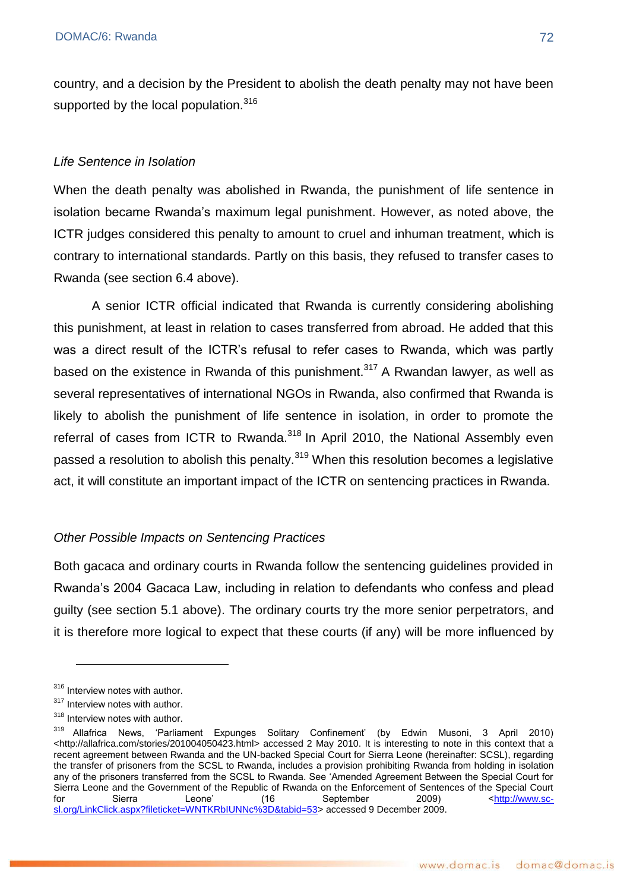country, and a decision by the President to abolish the death penalty may not have been supported by the local population.[316]

*Life Sentence in Isolation*

When the death penalty was abolished in Rwanda, the punishment of life sentence in isolation became Rwanda's maximum legal punishment. However, as noted above, the ICTR judges considered this penalty to amount to cruel and inhuman treatment, which is contrary to international standards. Partly on this basis, they refused to transfer cases to Rwanda (see section 6.4 above).

A senior ICTR official indicated that Rwanda is currently considering abolishing this punishment, at least in relation to cases transferred from abroad. He added that this was a direct result of the ICTR's refusal to refer cases to Rwanda, which was partly based on the existence in Rwanda of this punishment.[317] A Rwandan lawyer, as well as several representatives of international NGOs in Rwanda, also confirmed that Rwanda is likely to abolish the punishment of life sentence in isolation, in order to promote the referral of cases from ICTR to Rwanda.[318] In April 2010, the National Assembly even passed a resolution to abolish this penalty.[319] When this resolution becomes a legislative act, it will constitute an important impact of the ICTR on sentencing practices in Rwanda.

*Other Possible Impacts on Sentencing Practices*

Both gacaca and ordinary courts in Rwanda follow the sentencing guidelines provided in Rwanda's 2004 Gacaca Law, including in relation to defendants who confess and plead guilty (see section 5.1 above). The ordinary courts try the more senior perpetrators, and it is therefore more logical to expect that these courts (if any) will be more influenced by

---

[316] Interview notes with author.

[317] Interview notes with author.

[318] Interview notes with author.

[319] Allafrica News, 'Parliament Expunges Solitary Confinement' (by Edwin Musoni, 3 April 2010) <http://allafrica.com/stories/201004050423.html> accessed 2 May 2010. It is interesting to note in this context that a recent agreement between Rwanda and the UN-backed Special Court for Sierra Leone (hereinafter: SCSL), regarding the transfer of prisoners from the SCSL to Rwanda, includes a provision prohibiting Rwanda from holding in isolation any of the prisoners transferred from the SCSL to Rwanda. See 'Amended Agreement Between the Special Court for Sierra Leone and the Government of the Republic of Rwanda on the Enforcement of Sentences of the Special Court for Sierra Leone' (16 September 2009) <http://www.sc-sl.org/LinkClick.aspx?fileticket=WNTKRbIUNNc%3D&tabid=53> accessed 9 December 2009.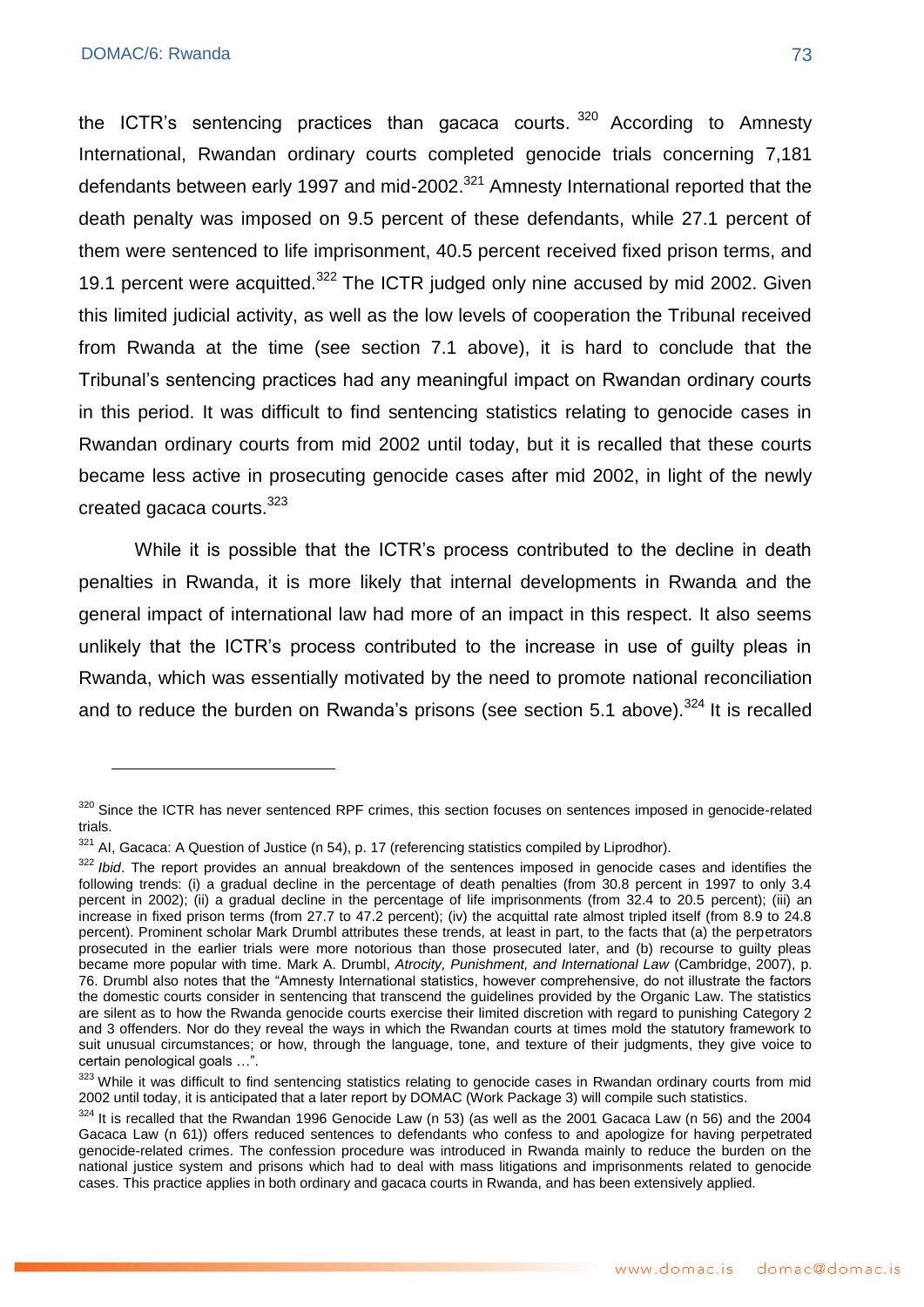the ICTR's sentencing practices than gacaca courts.[320] According to Amnesty International, Rwandan ordinary courts completed genocide trials concerning 7,181 defendants between early 1997 and mid-2002.[321] Amnesty International reported that the death penalty was imposed on 9.5 percent of these defendants, while 27.1 percent of them were sentenced to life imprisonment, 40.5 percent received fixed prison terms, and 19.1 percent were acquitted.[322] The ICTR judged only nine accused by mid 2002. Given this limited judicial activity, as well as the low levels of cooperation the Tribunal received from Rwanda at the time (see section 7.1 above), it is hard to conclude that the Tribunal's sentencing practices had any meaningful impact on Rwandan ordinary courts in this period. It was difficult to find sentencing statistics relating to genocide cases in Rwandan ordinary courts from mid 2002 until today, but it is recalled that these courts became less active in prosecuting genocide cases after mid 2002, in light of the newly created gacaca courts.[323]

While it is possible that the ICTR's process contributed to the decline in death penalties in Rwanda, it is more likely that internal developments in Rwanda and the general impact of international law had more of an impact in this respect. It also seems unlikely that the ICTR's process contributed to the increase in use of guilty pleas in Rwanda, which was essentially motivated by the need to promote national reconciliation and to reduce the burden on Rwanda's prisons (see section 5.1 above).[324] It is recalled

---

[320] Since the ICTR has never sentenced RPF crimes, this section focuses on sentences imposed in genocide-related trials.

[321] AI, Gacaca: A Question of Justice (n 54), p. 17 (referencing statistics compiled by Liprodhor).

[322] *Ibid*. The report provides an annual breakdown of the sentences imposed in genocide cases and identifies the following trends: (i) a gradual decline in the percentage of death penalties (from 30.8 percent in 1997 to only 3.4 percent in 2002); (ii) a gradual decline in the percentage of life imprisonments (from 32.4 to 20.5 percent); (iii) an increase in fixed prison terms (from 27.7 to 47.2 percent); (iv) the acquittal rate almost tripled itself (from 8.9 to 24.8 percent). Prominent scholar Mark Drumbl attributes these trends, at least in part, to the facts that (a) the perpetrators prosecuted in the earlier trials were more notorious than those prosecuted later, and (b) recourse to guilty pleas became more popular with time. Mark A. Drumbl, *Atrocity, Punishment, and International Law* (Cambridge, 2007), p. 76. Drumbl also notes that the "Amnesty International statistics, however comprehensive, do not illustrate the factors the domestic courts consider in sentencing that transcend the guidelines provided by the Organic Law. The statistics are silent as to how the Rwanda genocide courts exercise their limited discretion with regard to punishing Category 2 and 3 offenders. Nor do they reveal the ways in which the Rwandan courts at times mold the statutory framework to suit unusual circumstances; or how, through the language, tone, and texture of their judgments, they give voice to certain penological goals …".

[323] While it was difficult to find sentencing statistics relating to genocide cases in Rwandan ordinary courts from mid 2002 until today, it is anticipated that a later report by DOMAC (Work Package 3) will compile such statistics.

[324] It is recalled that the Rwandan 1996 Genocide Law (n 53) (as well as the 2001 Gacaca Law (n 56) and the 2004 Gacaca Law (n 61)) offers reduced sentences to defendants who confess to and apologize for having perpetrated genocide-related crimes. The confession procedure was introduced in Rwanda mainly to reduce the burden on the national justice system and prisons which had to deal with mass litigations and imprisonments related to genocide cases. This practice applies in both ordinary and gacaca courts in Rwanda, and has been extensively applied.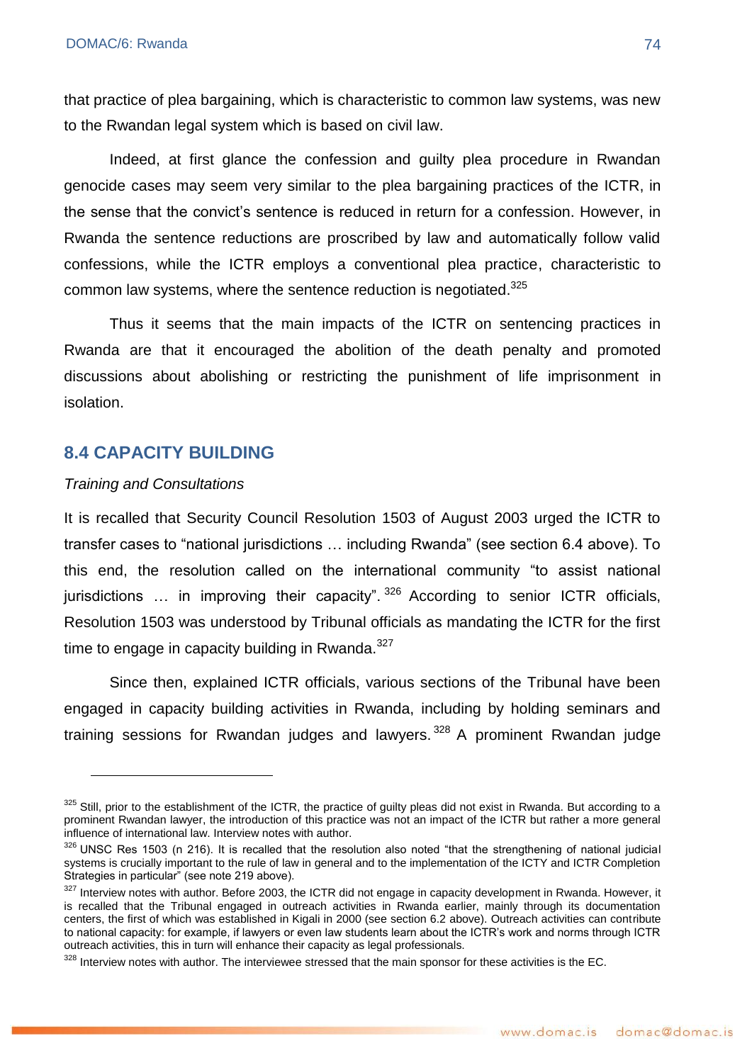that practice of plea bargaining, which is characteristic to common law systems, was new to the Rwandan legal system which is based on civil law.

Indeed, at first glance the confession and guilty plea procedure in Rwandan genocide cases may seem very similar to the plea bargaining practices of the ICTR, in the sense that the convict's sentence is reduced in return for a confession. However, in Rwanda the sentence reductions are proscribed by law and automatically follow valid confessions, while the ICTR employs a conventional plea practice, characteristic to common law systems, where the sentence reduction is negotiated.[325]

Thus it seems that the main impacts of the ICTR on sentencing practices in Rwanda are that it encouraged the abolition of the death penalty and promoted discussions about abolishing or restricting the punishment of life imprisonment in isolation.

## 8.4 CAPACITY BUILDING

*Training and Consultations*

It is recalled that Security Council Resolution 1503 of August 2003 urged the ICTR to transfer cases to "national jurisdictions … including Rwanda" (see section 6.4 above). To this end, the resolution called on the international community "to assist national jurisdictions … in improving their capacity".[326] According to senior ICTR officials, Resolution 1503 was understood by Tribunal officials as mandating the ICTR for the first time to engage in capacity building in Rwanda.[327]

Since then, explained ICTR officials, various sections of the Tribunal have been engaged in capacity building activities in Rwanda, including by holding seminars and training sessions for Rwandan judges and lawyers.[328] A prominent Rwandan judge

---

[325] Still, prior to the establishment of the ICTR, the practice of guilty pleas did not exist in Rwanda. But according to a prominent Rwandan lawyer, the introduction of this practice was not an impact of the ICTR but rather a more general influence of international law. Interview notes with author.

[326] UNSC Res 1503 (n 216). It is recalled that the resolution also noted "that the strengthening of national judicial systems is crucially important to the rule of law in general and to the implementation of the ICTY and ICTR Completion Strategies in particular" (see note 219 above).

[327] Interview notes with author. Before 2003, the ICTR did not engage in capacity development in Rwanda. However, it is recalled that the Tribunal engaged in outreach activities in Rwanda earlier, mainly through its documentation centers, the first of which was established in Kigali in 2000 (see section 6.2 above). Outreach activities can contribute to national capacity: for example, if lawyers or even law students learn about the ICTR's work and norms through ICTR outreach activities, this in turn will enhance their capacity as legal professionals.

[328] Interview notes with author. The interviewee stressed that the main sponsor for these activities is the EC.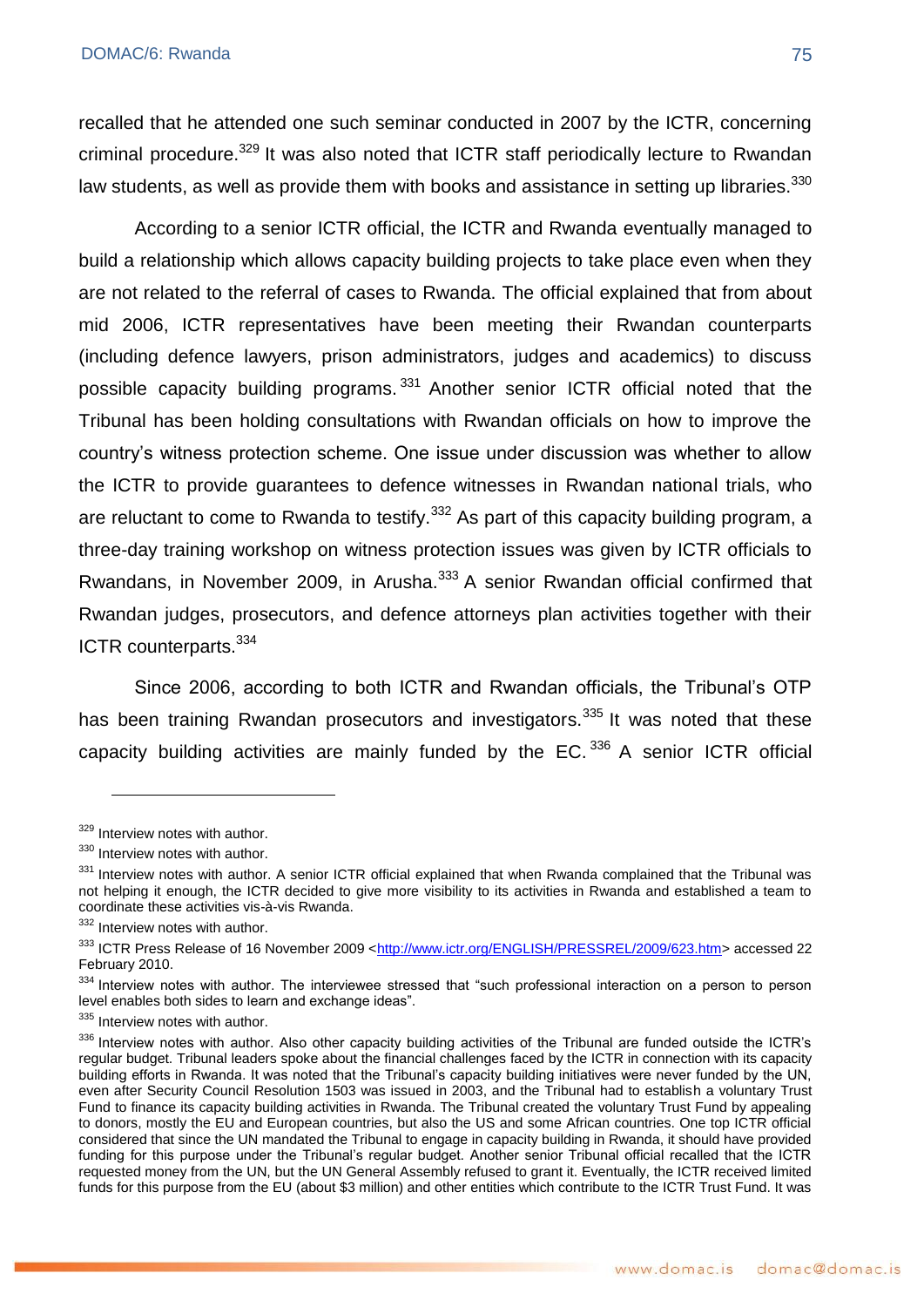recalled that he attended one such seminar conducted in 2007 by the ICTR, concerning criminal procedure.[329] It was also noted that ICTR staff periodically lecture to Rwandan law students, as well as provide them with books and assistance in setting up libraries.[330]

According to a senior ICTR official, the ICTR and Rwanda eventually managed to build a relationship which allows capacity building projects to take place even when they are not related to the referral of cases to Rwanda. The official explained that from about mid 2006, ICTR representatives have been meeting their Rwandan counterparts (including defence lawyers, prison administrators, judges and academics) to discuss possible capacity building programs.[331] Another senior ICTR official noted that the Tribunal has been holding consultations with Rwandan officials on how to improve the country's witness protection scheme. One issue under discussion was whether to allow the ICTR to provide guarantees to defence witnesses in Rwandan national trials, who are reluctant to come to Rwanda to testify.[332] As part of this capacity building program, a three-day training workshop on witness protection issues was given by ICTR officials to Rwandans, in November 2009, in Arusha.[333] A senior Rwandan official confirmed that Rwandan judges, prosecutors, and defence attorneys plan activities together with their ICTR counterparts.[334]

Since 2006, according to both ICTR and Rwandan officials, the Tribunal's OTP has been training Rwandan prosecutors and investigators.[335] It was noted that these capacity building activities are mainly funded by the EC.[336] A senior ICTR official

---

[329] Interview notes with author.

[330] Interview notes with author.

[331] Interview notes with author. A senior ICTR official explained that when Rwanda complained that the Tribunal was not helping it enough, the ICTR decided to give more visibility to its activities in Rwanda and established a team to coordinate these activities vis-à-vis Rwanda.

[332] Interview notes with author.

[333] ICTR Press Release of 16 November 2009 <http://www.ictr.org/ENGLISH/PRESSREL/2009/623.htm> accessed 22 February 2010.

[334] Interview notes with author. The interviewee stressed that "such professional interaction on a person to person level enables both sides to learn and exchange ideas".

[335] Interview notes with author.

[336] Interview notes with author. Also other capacity building activities of the Tribunal are funded outside the ICTR's regular budget. Tribunal leaders spoke about the financial challenges faced by the ICTR in connection with its capacity building efforts in Rwanda. It was noted that the Tribunal's capacity building initiatives were never funded by the UN, even after Security Council Resolution 1503 was issued in 2003, and the Tribunal had to establish a voluntary Trust Fund to finance its capacity building activities in Rwanda. The Tribunal created the voluntary Trust Fund by appealing to donors, mostly the EU and European countries, but also the US and some African countries. One top ICTR official considered that since the UN mandated the Tribunal to engage in capacity building in Rwanda, it should have provided funding for this purpose under the Tribunal's regular budget. Another senior Tribunal official recalled that the ICTR requested money from the UN, but the UN General Assembly refused to grant it. Eventually, the ICTR received limited funds for this purpose from the EU (about $3 million) and other entities which contribute to the ICTR Trust Fund. It was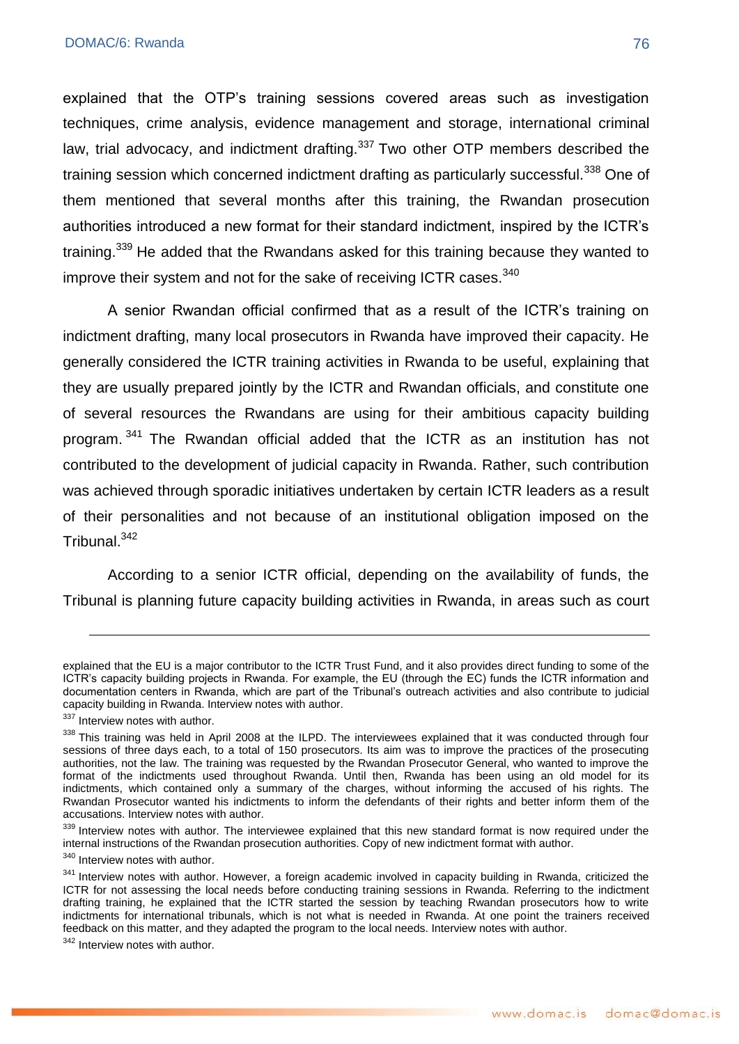explained that the OTP's training sessions covered areas such as investigation techniques, crime analysis, evidence management and storage, international criminal law, trial advocacy, and indictment drafting.[337] Two other OTP members described the training session which concerned indictment drafting as particularly successful.[338] One of them mentioned that several months after this training, the Rwandan prosecution authorities introduced a new format for their standard indictment, inspired by the ICTR's training.[339] He added that the Rwandans asked for this training because they wanted to improve their system and not for the sake of receiving ICTR cases.[340]

A senior Rwandan official confirmed that as a result of the ICTR's training on indictment drafting, many local prosecutors in Rwanda have improved their capacity. He generally considered the ICTR training activities in Rwanda to be useful, explaining that they are usually prepared jointly by the ICTR and Rwandan officials, and constitute one of several resources the Rwandans are using for their ambitious capacity building program.[341] The Rwandan official added that the ICTR as an institution has not contributed to the development of judicial capacity in Rwanda. Rather, such contribution was achieved through sporadic initiatives undertaken by certain ICTR leaders as a result of their personalities and not because of an institutional obligation imposed on the Tribunal.[342]

According to a senior ICTR official, depending on the availability of funds, the Tribunal is planning future capacity building activities in Rwanda, in areas such as court

---

explained that the EU is a major contributor to the ICTR Trust Fund, and it also provides direct funding to some of the ICTR's capacity building projects in Rwanda. For example, the EU (through the EC) funds the ICTR information and documentation centers in Rwanda, which are part of the Tribunal's outreach activities and also contribute to judicial capacity building in Rwanda. Interview notes with author.

[337] Interview notes with author.

[338] This training was held in April 2008 at the ILPD. The interviewees explained that it was conducted through four sessions of three days each, to a total of 150 prosecutors. Its aim was to improve the practices of the prosecuting authorities, not the law. The training was requested by the Rwandan Prosecutor General, who wanted to improve the format of the indictments used throughout Rwanda. Until then, Rwanda has been using an old model for its indictments, which contained only a summary of the charges, without informing the accused of his rights. The Rwandan Prosecutor wanted his indictments to inform the defendants of their rights and better inform them of the accusations. Interview notes with author.

[339] Interview notes with author. The interviewee explained that this new standard format is now required under the internal instructions of the Rwandan prosecution authorities. Copy of new indictment format with author.

[340] Interview notes with author.

[341] Interview notes with author. However, a foreign academic involved in capacity building in Rwanda, criticized the ICTR for not assessing the local needs before conducting training sessions in Rwanda. Referring to the indictment drafting training, he explained that the ICTR started the session by teaching Rwandan prosecutors how to write indictments for international tribunals, which is not what is needed in Rwanda. At one point the trainers received feedback on this matter, and they adapted the program to the local needs. Interview notes with author.

[342] Interview notes with author.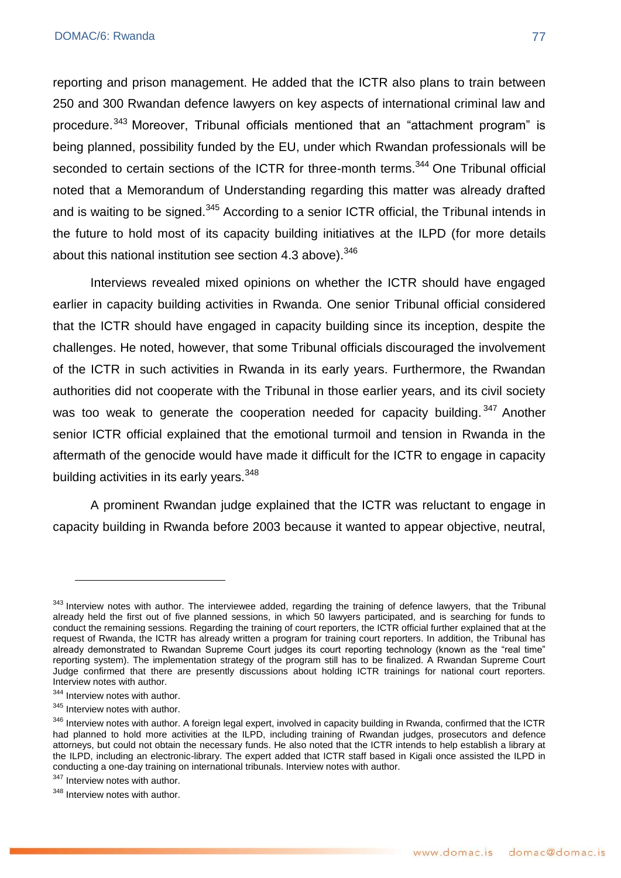reporting and prison management. He added that the ICTR also plans to train between 250 and 300 Rwandan defence lawyers on key aspects of international criminal law and procedure.[343] Moreover, Tribunal officials mentioned that an "attachment program" is being planned, possibility funded by the EU, under which Rwandan professionals will be seconded to certain sections of the ICTR for three-month terms.[344] One Tribunal official noted that a Memorandum of Understanding regarding this matter was already drafted and is waiting to be signed.[345] According to a senior ICTR official, the Tribunal intends in the future to hold most of its capacity building initiatives at the ILPD (for more details about this national institution see section 4.3 above).[346]

Interviews revealed mixed opinions on whether the ICTR should have engaged earlier in capacity building activities in Rwanda. One senior Tribunal official considered that the ICTR should have engaged in capacity building since its inception, despite the challenges. He noted, however, that some Tribunal officials discouraged the involvement of the ICTR in such activities in Rwanda in its early years. Furthermore, the Rwandan authorities did not cooperate with the Tribunal in those earlier years, and its civil society was too weak to generate the cooperation needed for capacity building.[347] Another senior ICTR official explained that the emotional turmoil and tension in Rwanda in the aftermath of the genocide would have made it difficult for the ICTR to engage in capacity building activities in its early years.[348]

A prominent Rwandan judge explained that the ICTR was reluctant to engage in capacity building in Rwanda before 2003 because it wanted to appear objective, neutral,

---

[343] Interview notes with author. The interviewee added, regarding the training of defence lawyers, that the Tribunal already held the first out of five planned sessions, in which 50 lawyers participated, and is searching for funds to conduct the remaining sessions. Regarding the training of court reporters, the ICTR official further explained that at the request of Rwanda, the ICTR has already written a program for training court reporters. In addition, the Tribunal has already demonstrated to Rwandan Supreme Court judges its court reporting technology (known as the "real time" reporting system). The implementation strategy of the program still has to be finalized. A Rwandan Supreme Court Judge confirmed that there are presently discussions about holding ICTR trainings for national court reporters. Interview notes with author.

[344] Interview notes with author.

[345] Interview notes with author.

[346] Interview notes with author. A foreign legal expert, involved in capacity building in Rwanda, confirmed that the ICTR had planned to hold more activities at the ILPD, including training of Rwandan judges, prosecutors and defence attorneys, but could not obtain the necessary funds. He also noted that the ICTR intends to help establish a library at the ILPD, including an electronic-library. The expert added that ICTR staff based in Kigali once assisted the ILPD in conducting a one-day training on international tribunals. Interview notes with author.

[347] Interview notes with author.

[348] Interview notes with author.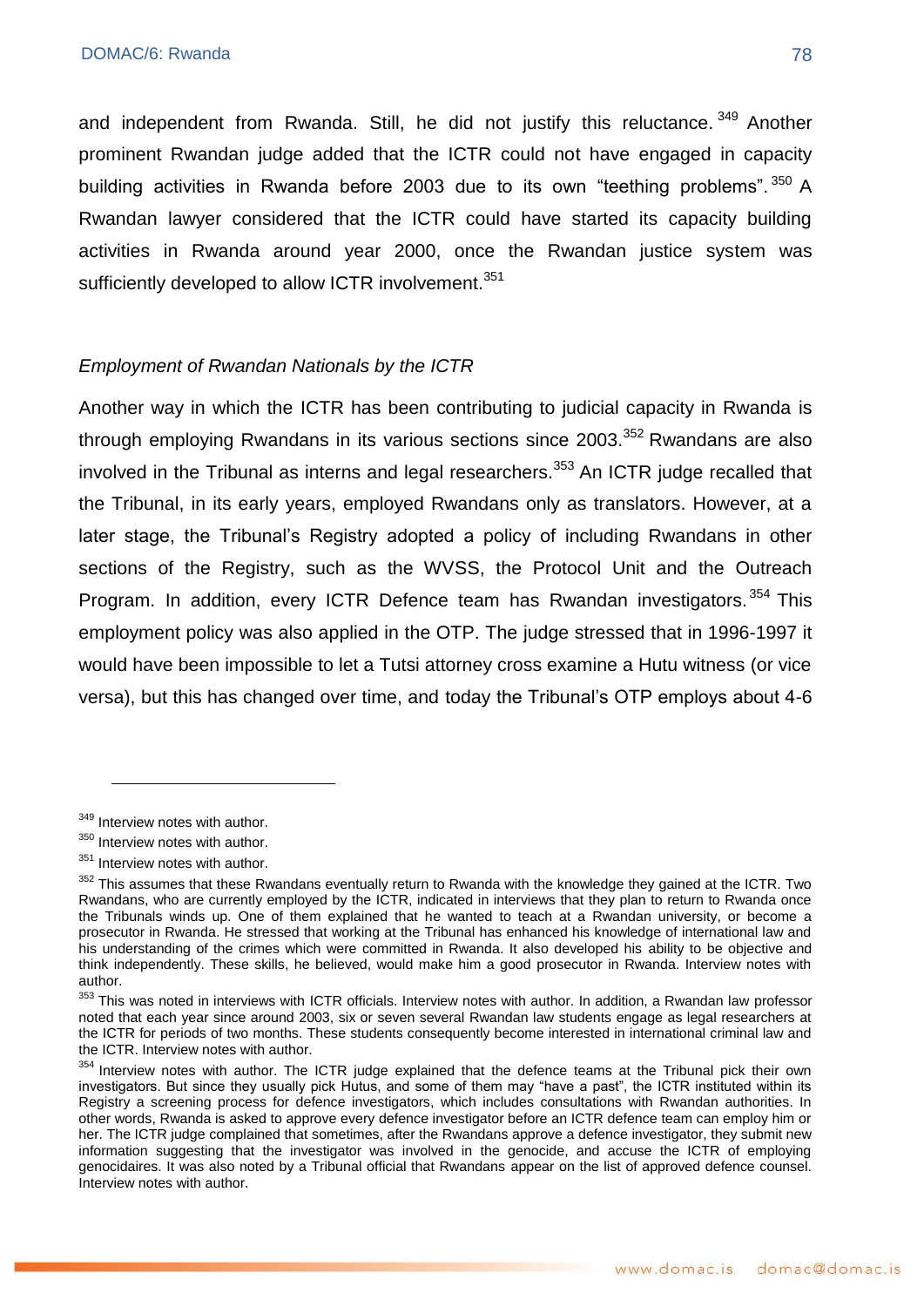and independent from Rwanda. Still, he did not justify this reluctance.[349] Another prominent Rwandan judge added that the ICTR could not have engaged in capacity building activities in Rwanda before 2003 due to its own "teething problems".[350] A Rwandan lawyer considered that the ICTR could have started its capacity building activities in Rwanda around year 2000, once the Rwandan justice system was sufficiently developed to allow ICTR involvement.[351]

*Employment of Rwandan Nationals by the ICTR*

Another way in which the ICTR has been contributing to judicial capacity in Rwanda is through employing Rwandans in its various sections since 2003.[352] Rwandans are also involved in the Tribunal as interns and legal researchers.[353] An ICTR judge recalled that the Tribunal, in its early years, employed Rwandans only as translators. However, at a later stage, the Tribunal's Registry adopted a policy of including Rwandans in other sections of the Registry, such as the WVSS, the Protocol Unit and the Outreach Program. In addition, every ICTR Defence team has Rwandan investigators.[354] This employment policy was also applied in the OTP. The judge stressed that in 1996-1997 it would have been impossible to let a Tutsi attorney cross examine a Hutu witness (or vice versa), but this has changed over time, and today the Tribunal's OTP employs about 4-6

---

[349] Interview notes with author.

[350] Interview notes with author.

[351] Interview notes with author.

[352] This assumes that these Rwandans eventually return to Rwanda with the knowledge they gained at the ICTR. Two Rwandans, who are currently employed by the ICTR, indicated in interviews that they plan to return to Rwanda once the Tribunals winds up. One of them explained that he wanted to teach at a Rwandan university, or become a prosecutor in Rwanda. He stressed that working at the Tribunal has enhanced his knowledge of international law and his understanding of the crimes which were committed in Rwanda. It also developed his ability to be objective and think independently. These skills, he believed, would make him a good prosecutor in Rwanda. Interview notes with author.

[353] This was noted in interviews with ICTR officials. Interview notes with author. In addition, a Rwandan law professor noted that each year since around 2003, six or seven several Rwandan law students engage as legal researchers at the ICTR for periods of two months. These students consequently become interested in international criminal law and the ICTR. Interview notes with author.

[354] Interview notes with author. The ICTR judge explained that the defence teams at the Tribunal pick their own investigators. But since they usually pick Hutus, and some of them may "have a past", the ICTR instituted within its Registry a screening process for defence investigators, which includes consultations with Rwandan authorities. In other words, Rwanda is asked to approve every defence investigator before an ICTR defence team can employ him or her. The ICTR judge complained that sometimes, after the Rwandans approve a defence investigator, they submit new information suggesting that the investigator was involved in the genocide, and accuse the ICTR of employing genocidaires. It was also noted by a Tribunal official that Rwandans appear on the list of approved defence counsel. Interview notes with author.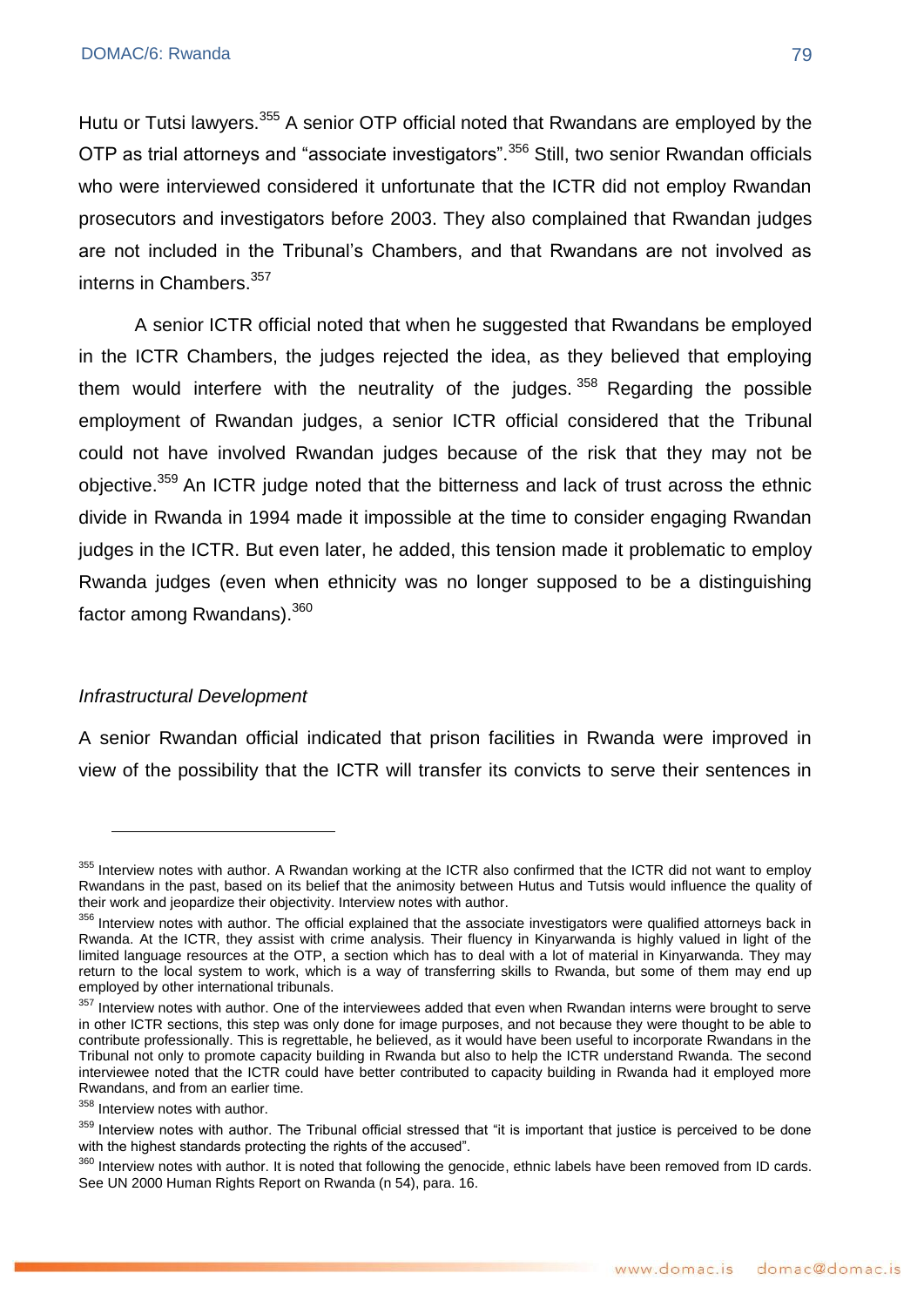Hutu or Tutsi lawyers.[355] A senior OTP official noted that Rwandans are employed by the OTP as trial attorneys and "associate investigators".[356] Still, two senior Rwandan officials who were interviewed considered it unfortunate that the ICTR did not employ Rwandan prosecutors and investigators before 2003. They also complained that Rwandan judges are not included in the Tribunal's Chambers, and that Rwandans are not involved as interns in Chambers.[357]

A senior ICTR official noted that when he suggested that Rwandans be employed in the ICTR Chambers, the judges rejected the idea, as they believed that employing them would interfere with the neutrality of the judges.[358] Regarding the possible employment of Rwandan judges, a senior ICTR official considered that the Tribunal could not have involved Rwandan judges because of the risk that they may not be objective.[359] An ICTR judge noted that the bitterness and lack of trust across the ethnic divide in Rwanda in 1994 made it impossible at the time to consider engaging Rwandan judges in the ICTR. But even later, he added, this tension made it problematic to employ Rwanda judges (even when ethnicity was no longer supposed to be a distinguishing factor among Rwandans).[360]

*Infrastructural Development*

A senior Rwandan official indicated that prison facilities in Rwanda were improved in view of the possibility that the ICTR will transfer its convicts to serve their sentences in

---

[355] Interview notes with author. A Rwandan working at the ICTR also confirmed that the ICTR did not want to employ Rwandans in the past, based on its belief that the animosity between Hutus and Tutsis would influence the quality of their work and jeopardize their objectivity. Interview notes with author.

[356] Interview notes with author. The official explained that the associate investigators were qualified attorneys back in Rwanda. At the ICTR, they assist with crime analysis. Their fluency in Kinyarwanda is highly valued in light of the limited language resources at the OTP, a section which has to deal with a lot of material in Kinyarwanda. They may return to the local system to work, which is a way of transferring skills to Rwanda, but some of them may end up employed by other international tribunals.

[357] Interview notes with author. One of the interviewees added that even when Rwandan interns were brought to serve in other ICTR sections, this step was only done for image purposes, and not because they were thought to be able to contribute professionally. This is regrettable, he believed, as it would have been useful to incorporate Rwandans in the Tribunal not only to promote capacity building in Rwanda but also to help the ICTR understand Rwanda. The second interviewee noted that the ICTR could have better contributed to capacity building in Rwanda had it employed more Rwandans, and from an earlier time.

[358] Interview notes with author.

[359] Interview notes with author. The Tribunal official stressed that "it is important that justice is perceived to be done with the highest standards protecting the rights of the accused".

[360] Interview notes with author. It is noted that following the genocide, ethnic labels have been removed from ID cards. See UN 2000 Human Rights Report on Rwanda (n 54), para. 16.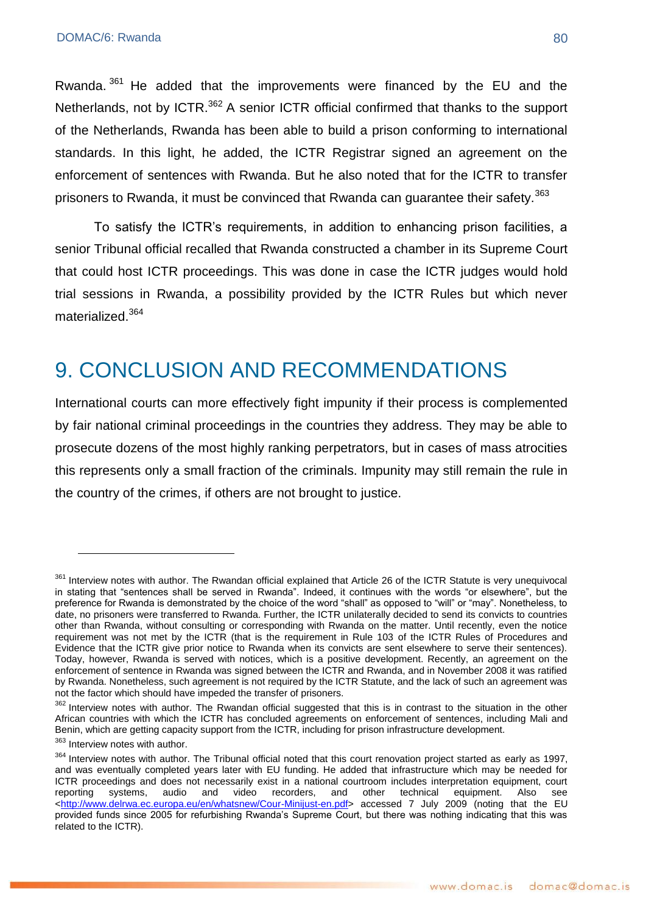Rwanda.[361] He added that the improvements were financed by the EU and the Netherlands, not by ICTR.[362] A senior ICTR official confirmed that thanks to the support of the Netherlands, Rwanda has been able to build a prison conforming to international standards. In this light, he added, the ICTR Registrar signed an agreement on the enforcement of sentences with Rwanda. But he also noted that for the ICTR to transfer prisoners to Rwanda, it must be convinced that Rwanda can guarantee their safety.[363]

To satisfy the ICTR's requirements, in addition to enhancing prison facilities, a senior Tribunal official recalled that Rwanda constructed a chamber in its Supreme Court that could host ICTR proceedings. This was done in case the ICTR judges would hold trial sessions in Rwanda, a possibility provided by the ICTR Rules but which never materialized.[364]

# 9. CONCLUSION AND RECOMMENDATIONS

International courts can more effectively fight impunity if their process is complemented by fair national criminal proceedings in the countries they address. They may be able to prosecute dozens of the most highly ranking perpetrators, but in cases of mass atrocities this represents only a small fraction of the criminals. Impunity may still remain the rule in the country of the crimes, if others are not brought to justice.

---

[361] Interview notes with author. The Rwandan official explained that Article 26 of the ICTR Statute is very unequivocal in stating that "sentences shall be served in Rwanda". Indeed, it continues with the words "or elsewhere", but the preference for Rwanda is demonstrated by the choice of the word "shall" as opposed to "will" or "may". Nonetheless, to date, no prisoners were transferred to Rwanda. Further, the ICTR unilaterally decided to send its convicts to countries other than Rwanda, without consulting or corresponding with Rwanda on the matter. Until recently, even the notice requirement was not met by the ICTR (that is the requirement in Rule 103 of the ICTR Rules of Procedures and Evidence that the ICTR give prior notice to Rwanda when its convicts are sent elsewhere to serve their sentences). Today, however, Rwanda is served with notices, which is a positive development. Recently, an agreement on the enforcement of sentence in Rwanda was signed between the ICTR and Rwanda, and in November 2008 it was ratified by Rwanda. Nonetheless, such agreement is not required by the ICTR Statute, and the lack of such an agreement was not the factor which should have impeded the transfer of prisoners.

[362] Interview notes with author. The Rwandan official suggested that this is in contrast to the situation in the other African countries with which the ICTR has concluded agreements on enforcement of sentences, including Mali and Benin, which are getting capacity support from the ICTR, including for prison infrastructure development.

[363] Interview notes with author.

[364] Interview notes with author. The Tribunal official noted that this court renovation project started as early as 1997, and was eventually completed years later with EU funding. He added that infrastructure which may be needed for ICTR proceedings and does not necessarily exist in a national courtroom includes interpretation equipment, court reporting systems, audio and video recorders, and other technical equipment. Also see <http://www.delrwa.ec.europa.eu/en/whatsnew/Cour-Minijust-en.pdf> accessed 7 July 2009 (noting that the EU provided funds since 2005 for refurbishing Rwanda's Supreme Court, but there was nothing indicating that this was related to the ICTR).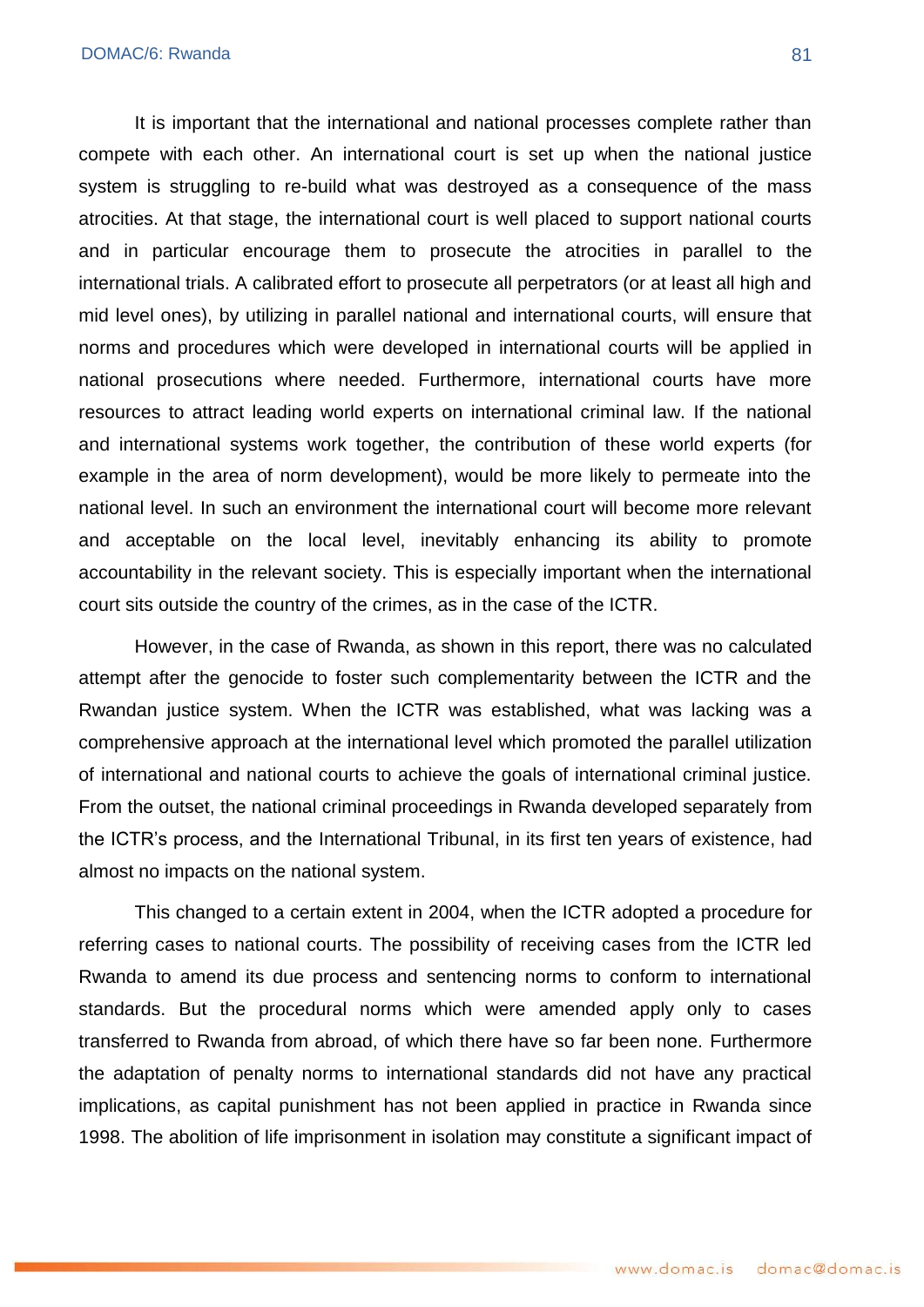It is important that the international and national processes complete rather than compete with each other. An international court is set up when the national justice system is struggling to re-build what was destroyed as a consequence of the mass atrocities. At that stage, the international court is well placed to support national courts and in particular encourage them to prosecute the atrocities in parallel to the international trials. A calibrated effort to prosecute all perpetrators (or at least all high and mid level ones), by utilizing in parallel national and international courts, will ensure that norms and procedures which were developed in international courts will be applied in national prosecutions where needed. Furthermore, international courts have more resources to attract leading world experts on international criminal law. If the national and international systems work together, the contribution of these world experts (for example in the area of norm development), would be more likely to permeate into the national level. In such an environment the international court will become more relevant and acceptable on the local level, inevitably enhancing its ability to promote accountability in the relevant society. This is especially important when the international court sits outside the country of the crimes, as in the case of the ICTR.

However, in the case of Rwanda, as shown in this report, there was no calculated attempt after the genocide to foster such complementarity between the ICTR and the Rwandan justice system. When the ICTR was established, what was lacking was a comprehensive approach at the international level which promoted the parallel utilization of international and national courts to achieve the goals of international criminal justice. From the outset, the national criminal proceedings in Rwanda developed separately from the ICTR's process, and the International Tribunal, in its first ten years of existence, had almost no impacts on the national system.

This changed to a certain extent in 2004, when the ICTR adopted a procedure for referring cases to national courts. The possibility of receiving cases from the ICTR led Rwanda to amend its due process and sentencing norms to conform to international standards. But the procedural norms which were amended apply only to cases transferred to Rwanda from abroad, of which there have so far been none. Furthermore the adaptation of penalty norms to international standards did not have any practical implications, as capital punishment has not been applied in practice in Rwanda since 1998. The abolition of life imprisonment in isolation may constitute a significant impact of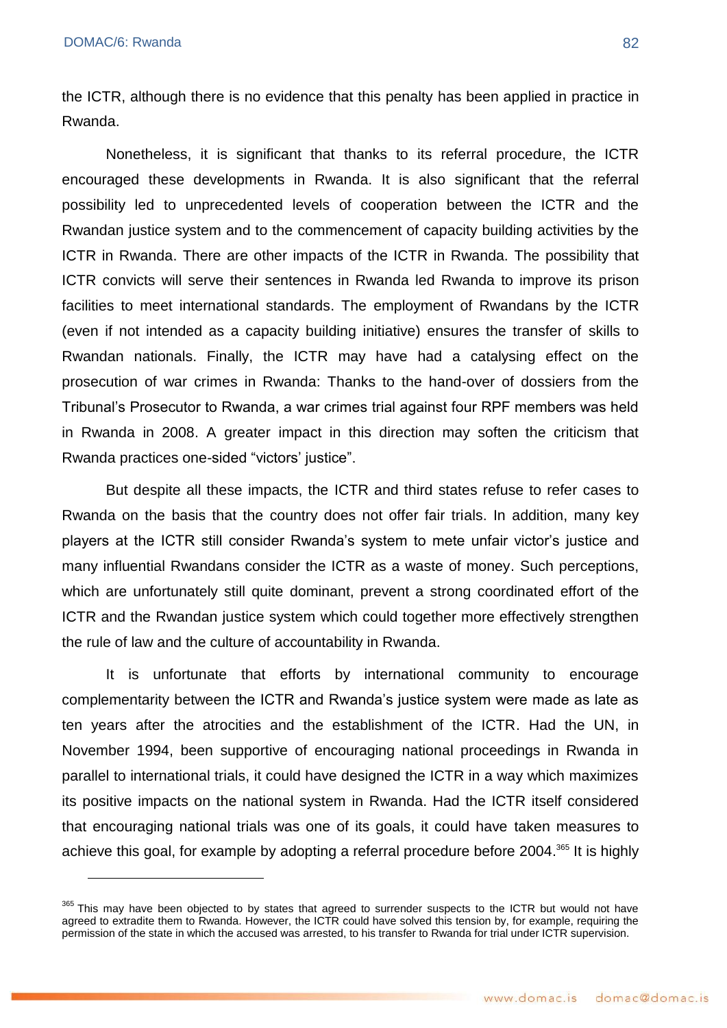the ICTR, although there is no evidence that this penalty has been applied in practice in Rwanda.

Nonetheless, it is significant that thanks to its referral procedure, the ICTR encouraged these developments in Rwanda. It is also significant that the referral possibility led to unprecedented levels of cooperation between the ICTR and the Rwandan justice system and to the commencement of capacity building activities by the ICTR in Rwanda. There are other impacts of the ICTR in Rwanda. The possibility that ICTR convicts will serve their sentences in Rwanda led Rwanda to improve its prison facilities to meet international standards. The employment of Rwandans by the ICTR (even if not intended as a capacity building initiative) ensures the transfer of skills to Rwandan nationals. Finally, the ICTR may have had a catalysing effect on the prosecution of war crimes in Rwanda: Thanks to the hand-over of dossiers from the Tribunal's Prosecutor to Rwanda, a war crimes trial against four RPF members was held in Rwanda in 2008. A greater impact in this direction may soften the criticism that Rwanda practices one-sided "victors' justice".

But despite all these impacts, the ICTR and third states refuse to refer cases to Rwanda on the basis that the country does not offer fair trials. In addition, many key players at the ICTR still consider Rwanda's system to mete unfair victor's justice and many influential Rwandans consider the ICTR as a waste of money. Such perceptions, which are unfortunately still quite dominant, prevent a strong coordinated effort of the ICTR and the Rwandan justice system which could together more effectively strengthen the rule of law and the culture of accountability in Rwanda.

It is unfortunate that efforts by international community to encourage complementarity between the ICTR and Rwanda's justice system were made as late as ten years after the atrocities and the establishment of the ICTR. Had the UN, in November 1994, been supportive of encouraging national proceedings in Rwanda in parallel to international trials, it could have designed the ICTR in a way which maximizes its positive impacts on the national system in Rwanda. Had the ICTR itself considered that encouraging national trials was one of its goals, it could have taken measures to achieve this goal, for example by adopting a referral procedure before 2004.[365] It is highly

[365] This may have been objected to by states that agreed to surrender suspects to the ICTR but would not have agreed to extradite them to Rwanda. However, the ICTR could have solved this tension by, for example, requiring the permission of the state in which the accused was arrested, to his transfer to Rwanda for trial under ICTR supervision.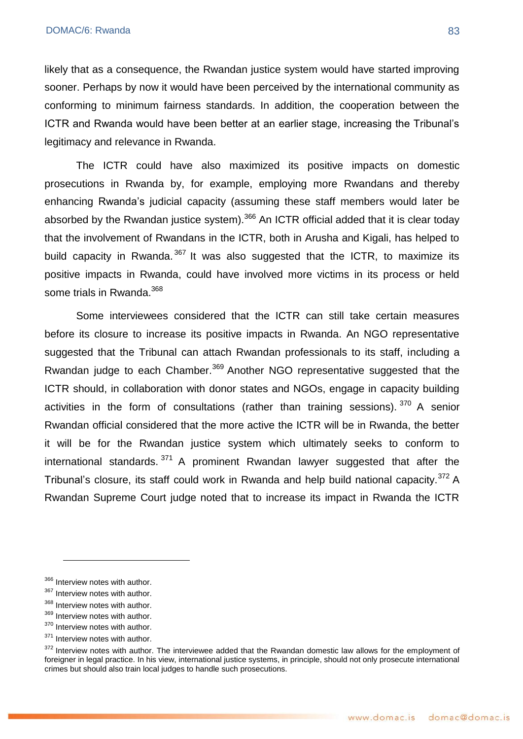likely that as a consequence, the Rwandan justice system would have started improving sooner. Perhaps by now it would have been perceived by the international community as conforming to minimum fairness standards. In addition, the cooperation between the ICTR and Rwanda would have been better at an earlier stage, increasing the Tribunal's legitimacy and relevance in Rwanda.

The ICTR could have also maximized its positive impacts on domestic prosecutions in Rwanda by, for example, employing more Rwandans and thereby enhancing Rwanda's judicial capacity (assuming these staff members would later be absorbed by the Rwandan justice system).[366] An ICTR official added that it is clear today that the involvement of Rwandans in the ICTR, both in Arusha and Kigali, has helped to build capacity in Rwanda.[367] It was also suggested that the ICTR, to maximize its positive impacts in Rwanda, could have involved more victims in its process or held some trials in Rwanda.[368]

Some interviewees considered that the ICTR can still take certain measures before its closure to increase its positive impacts in Rwanda. An NGO representative suggested that the Tribunal can attach Rwandan professionals to its staff, including a Rwandan judge to each Chamber.[369] Another NGO representative suggested that the ICTR should, in collaboration with donor states and NGOs, engage in capacity building activities in the form of consultations (rather than training sessions).[370] A senior Rwandan official considered that the more active the ICTR will be in Rwanda, the better it will be for the Rwandan justice system which ultimately seeks to conform to international standards.[371] A prominent Rwandan lawyer suggested that after the Tribunal's closure, its staff could work in Rwanda and help build national capacity.[372] A Rwandan Supreme Court judge noted that to increase its impact in Rwanda the ICTR

---

[366] Interview notes with author.
[367] Interview notes with author.
[368] Interview notes with author.
[369] Interview notes with author.
[370] Interview notes with author.
[371] Interview notes with author.
[372] Interview notes with author. The interviewee added that the Rwandan domestic law allows for the employment of foreigner in legal practice. In his view, international justice systems, in principle, should not only prosecute international crimes but should also train local judges to handle such prosecutions.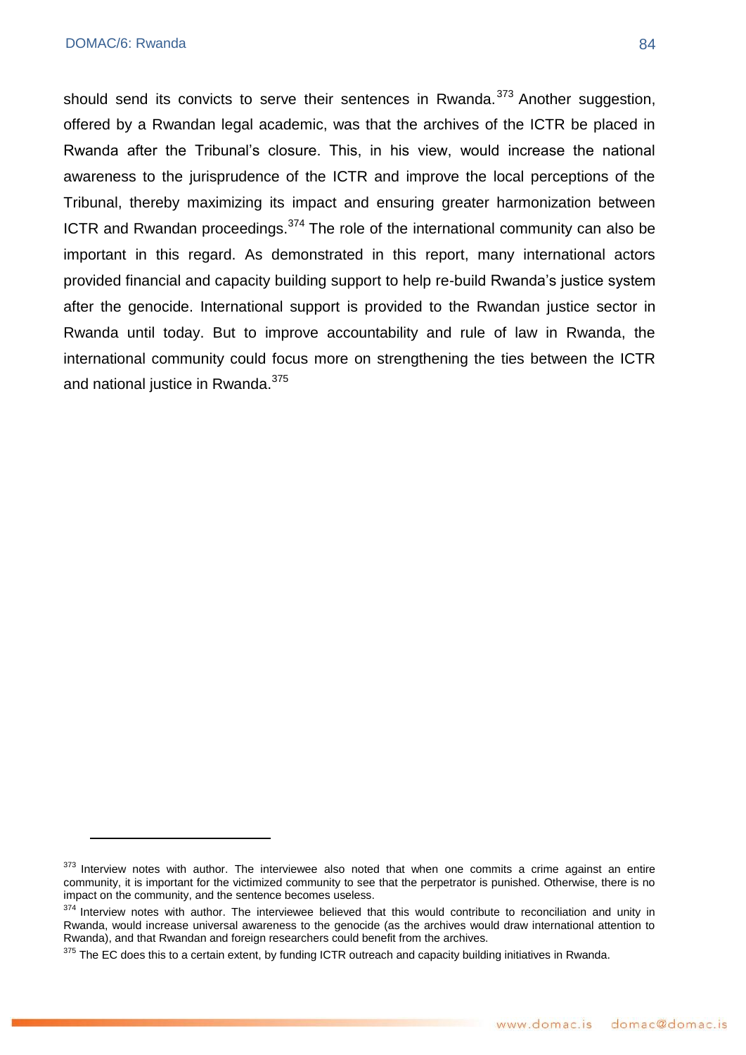should send its convicts to serve their sentences in Rwanda.[373] Another suggestion, offered by a Rwandan legal academic, was that the archives of the ICTR be placed in Rwanda after the Tribunal's closure. This, in his view, would increase the national awareness to the jurisprudence of the ICTR and improve the local perceptions of the Tribunal, thereby maximizing its impact and ensuring greater harmonization between ICTR and Rwandan proceedings.[374] The role of the international community can also be important in this regard. As demonstrated in this report, many international actors provided financial and capacity building support to help re-build Rwanda's justice system after the genocide. International support is provided to the Rwandan justice sector in Rwanda until today. But to improve accountability and rule of law in Rwanda, the international community could focus more on strengthening the ties between the ICTR and national justice in Rwanda.[375]

---

[373] Interview notes with author. The interviewee also noted that when one commits a crime against an entire community, it is important for the victimized community to see that the perpetrator is punished. Otherwise, there is no impact on the community, and the sentence becomes useless.

[374] Interview notes with author. The interviewee believed that this would contribute to reconciliation and unity in Rwanda, would increase universal awareness to the genocide (as the archives would draw international attention to Rwanda), and that Rwandan and foreign researchers could benefit from the archives.

[375] The EC does this to a certain extent, by funding ICTR outreach and capacity building initiatives in Rwanda.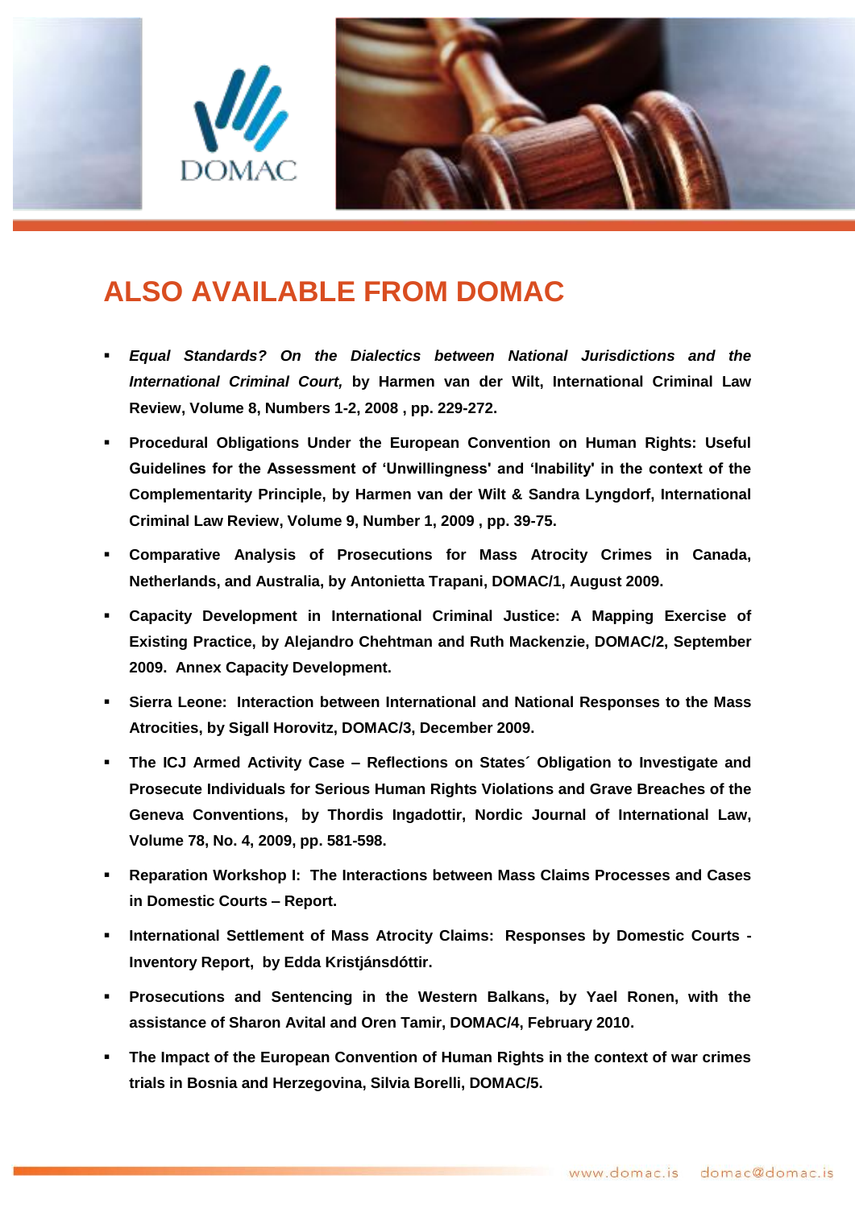# ALSO AVAILABLE FROM DOMAC

- ***Equal Standards? On the Dialectics between National Jurisdictions and the International Criminal Court,*** **by Harmen van der Wilt, International Criminal Law Review, Volume 8, Numbers 1-2, 2008 , pp. 229-272.**
- **Procedural Obligations Under the European Convention on Human Rights: Useful Guidelines for the Assessment of 'Unwillingness' and 'Inability' in the context of the Complementarity Principle, by Harmen van der Wilt & Sandra Lyngdorf, International Criminal Law Review, Volume 9, Number 1, 2009 , pp. 39-75.**
- **Comparative Analysis of Prosecutions for Mass Atrocity Crimes in Canada, Netherlands, and Australia, by Antonietta Trapani, DOMAC/1, August 2009.**
- **Capacity Development in International Criminal Justice: A Mapping Exercise of Existing Practice, by Alejandro Chehtman and Ruth Mackenzie, DOMAC/2, September 2009. Annex Capacity Development.**
- **Sierra Leone: Interaction between International and National Responses to the Mass Atrocities, by Sigall Horovitz, DOMAC/3, December 2009.**
- **The ICJ Armed Activity Case – Reflections on States´ Obligation to Investigate and Prosecute Individuals for Serious Human Rights Violations and Grave Breaches of the Geneva Conventions, by Thordis Ingadottir, Nordic Journal of International Law, Volume 78, No. 4, 2009, pp. 581-598.**
- **Reparation Workshop I: The Interactions between Mass Claims Processes and Cases in Domestic Courts – Report.**
- **International Settlement of Mass Atrocity Claims: Responses by Domestic Courts - Inventory Report, by Edda Kristjánsdóttir.**
- **Prosecutions and Sentencing in the Western Balkans, by Yael Ronen, with the assistance of Sharon Avital and Oren Tamir, DOMAC/4, February 2010.**
- **The Impact of the European Convention of Human Rights in the context of war crimes trials in Bosnia and Herzegovina, Silvia Borelli, DOMAC/5.**

www.domac.is domac@domac.is